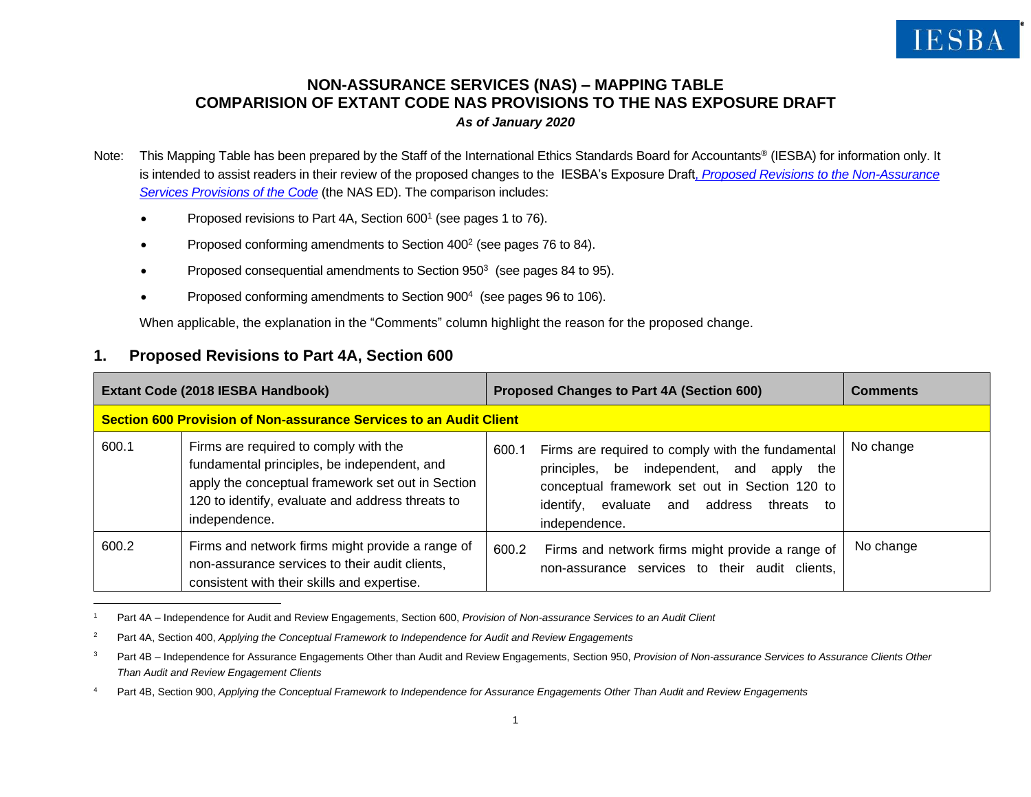# NON-ASSURANCE SERVICES (NAS) – MAPPING TABLE
# COMPARISION OF EXTANT CODE NAS PROVISIONS TO THE NAS EXPOSURE DRAFT

***As of January 2020***

Note: This Mapping Table has been prepared by the Staff of the International Ethics Standards Board for Accountants® (IESBA) for information only. It is intended to assist readers in their review of the proposed changes to the IESBA's Exposure Draft, *Proposed Revisions to the Non-Assurance Services Provisions of the Code* (the NAS ED). The comparison includes:

- Proposed revisions to Part 4A, Section 600[1] (see pages 1 to 76).
- Proposed conforming amendments to Section 400[2] (see pages 76 to 84).
- Proposed consequential amendments to Section 950[3] (see pages 84 to 95).
- Proposed conforming amendments to Section 900[4] (see pages 96 to 106).

When applicable, the explanation in the "Comments" column highlight the reason for the proposed change.

## 1. Proposed Revisions to Part 4A, Section 600

| Extant Code (2018 IESBA Handbook) | | Proposed Changes to Part 4A (Section 600) | | Comments |
|---|---|---|---|---|
| **Section 600 Provision of Non-assurance Services to an Audit Client** | | | | |
| 600.1 | Firms are required to comply with the fundamental principles, be independent, and apply the conceptual framework set out in Section 120 to identify, evaluate and address threats to independence. | 600.1 | Firms are required to comply with the fundamental principles, be independent, and apply the conceptual framework set out in Section 120 to identify, evaluate and address threats to independence. | No change |
| 600.2 | Firms and network firms might provide a range of non-assurance services to their audit clients, consistent with their skills and expertise. | 600.2 | Firms and network firms might provide a range of non-assurance services to their audit clients, | No change |

[1] Part 4A – Independence for Audit and Review Engagements, Section 600, *Provision of Non-assurance Services to an Audit Client*

[2] Part 4A, Section 400, *Applying the Conceptual Framework to Independence for Audit and Review Engagements*

[3] Part 4B – Independence for Assurance Engagements Other than Audit and Review Engagements, Section 950, *Provision of Non-assurance Services to Assurance Clients Other Than Audit and Review Engagement Clients*

[4] Part 4B, Section 900, *Applying the Conceptual Framework to Independence for Assurance Engagements Other Than Audit and Review Engagements*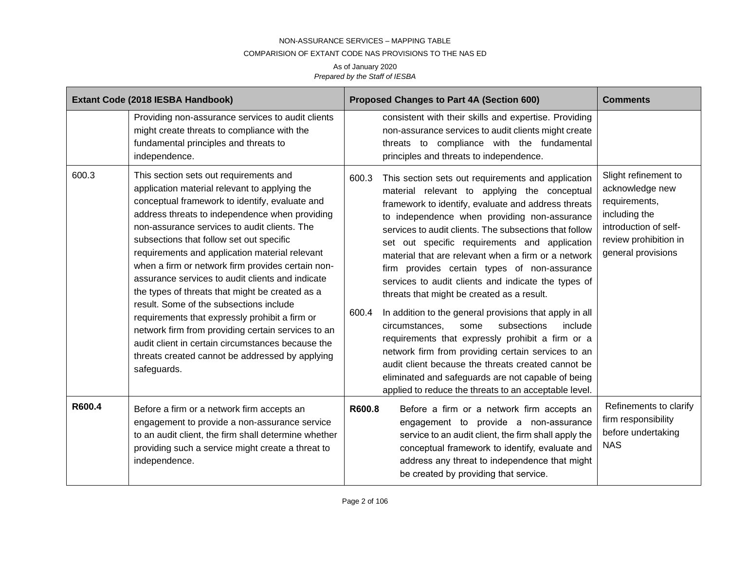NON-ASSURANCE SERVICES – MAPPING TABLE

COMPARISION OF EXTANT CODE NAS PROVISIONS TO THE NAS ED

As of January 2020

*Prepared by the Staff of IESBA*

| Extant Code (2018 IESBA Handbook) | | Proposed Changes to Part 4A (Section 600) | | Comments |
|---|---|---|---|---|
| | Providing non-assurance services to audit clients might create threats to compliance with the fundamental principles and threats to independence. | | consistent with their skills and expertise. Providing non-assurance services to audit clients might create threats to compliance with the fundamental principles and threats to independence. | |
| 600.3 | This section sets out requirements and application material relevant to applying the conceptual framework to identify, evaluate and address threats to independence when providing non-assurance services to audit clients. The subsections that follow set out specific requirements and application material relevant when a firm or network firm provides certain non-assurance services to audit clients and indicate the types of threats that might be created as a result. Some of the subsections include requirements that expressly prohibit a firm or network firm from providing certain services to an audit client in certain circumstances because the threats created cannot be addressed by applying safeguards. | 600.3<br><br>600.4 | This section sets out requirements and application material relevant to applying the conceptual framework to identify, evaluate and address threats to independence when providing non-assurance services to audit clients. The subsections that follow set out specific requirements and application material that are relevant when a firm or a network firm provides certain types of non-assurance services to audit clients and indicate the types of threats that might be created as a result.<br><br>In addition to the general provisions that apply in all circumstances, some subsections include requirements that expressly prohibit a firm or a network firm from providing certain services to an audit client because the threats created cannot be eliminated and safeguards are not capable of being applied to reduce the threats to an acceptable level. | Slight refinement to acknowledge new requirements, including the introduction of self-review prohibition in general provisions |
| **R600.4** | Before a firm or a network firm accepts an engagement to provide a non-assurance service to an audit client, the firm shall determine whether providing such a service might create a threat to independence. | **R600.8** | Before a firm or a network firm accepts an engagement to provide a non-assurance service to an audit client, the firm shall apply the conceptual framework to identify, evaluate and address any threat to independence that might be created by providing that service. | Refinements to clarify firm responsibility before undertaking NAS |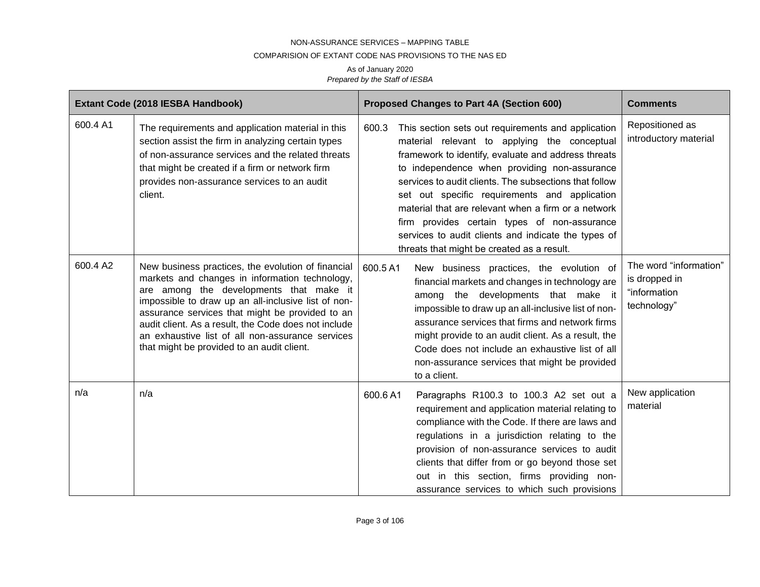NON-ASSURANCE SERVICES – MAPPING TABLE

COMPARISION OF EXTANT CODE NAS PROVISIONS TO THE NAS ED

As of January 2020

*Prepared by the Staff of IESBA*

| Extant Code (2018 IESBA Handbook) | | Proposed Changes to Part 4A (Section 600) | | Comments |
|---|---|---|---|---|
| 600.4 A1 | The requirements and application material in this section assist the firm in analyzing certain types of non-assurance services and the related threats that might be created if a firm or network firm provides non-assurance services to an audit client. | 600.3 | This section sets out requirements and application material relevant to applying the conceptual framework to identify, evaluate and address threats to independence when providing non-assurance services to audit clients. The subsections that follow set out specific requirements and application material that are relevant when a firm or a network firm provides certain types of non-assurance services to audit clients and indicate the types of threats that might be created as a result. | Repositioned as introductory material |
| 600.4 A2 | New business practices, the evolution of financial markets and changes in information technology, are among the developments that make it impossible to draw up an all-inclusive list of non-assurance services that might be provided to an audit client. As a result, the Code does not include an exhaustive list of all non-assurance services that might be provided to an audit client. | 600.5 A1 | New business practices, the evolution of financial markets and changes in technology are among the developments that make it impossible to draw up an all-inclusive list of non-assurance services that firms and network firms might provide to an audit client. As a result, the Code does not include an exhaustive list of all non-assurance services that might be provided to a client. | The word "information" is dropped in "information technology" |
| n/a | n/a | 600.6 A1 | Paragraphs R100.3 to 100.3 A2 set out a requirement and application material relating to compliance with the Code. If there are laws and regulations in a jurisdiction relating to the provision of non-assurance services to audit clients that differ from or go beyond those set out in this section, firms providing non-assurance services to which such provisions | New application material |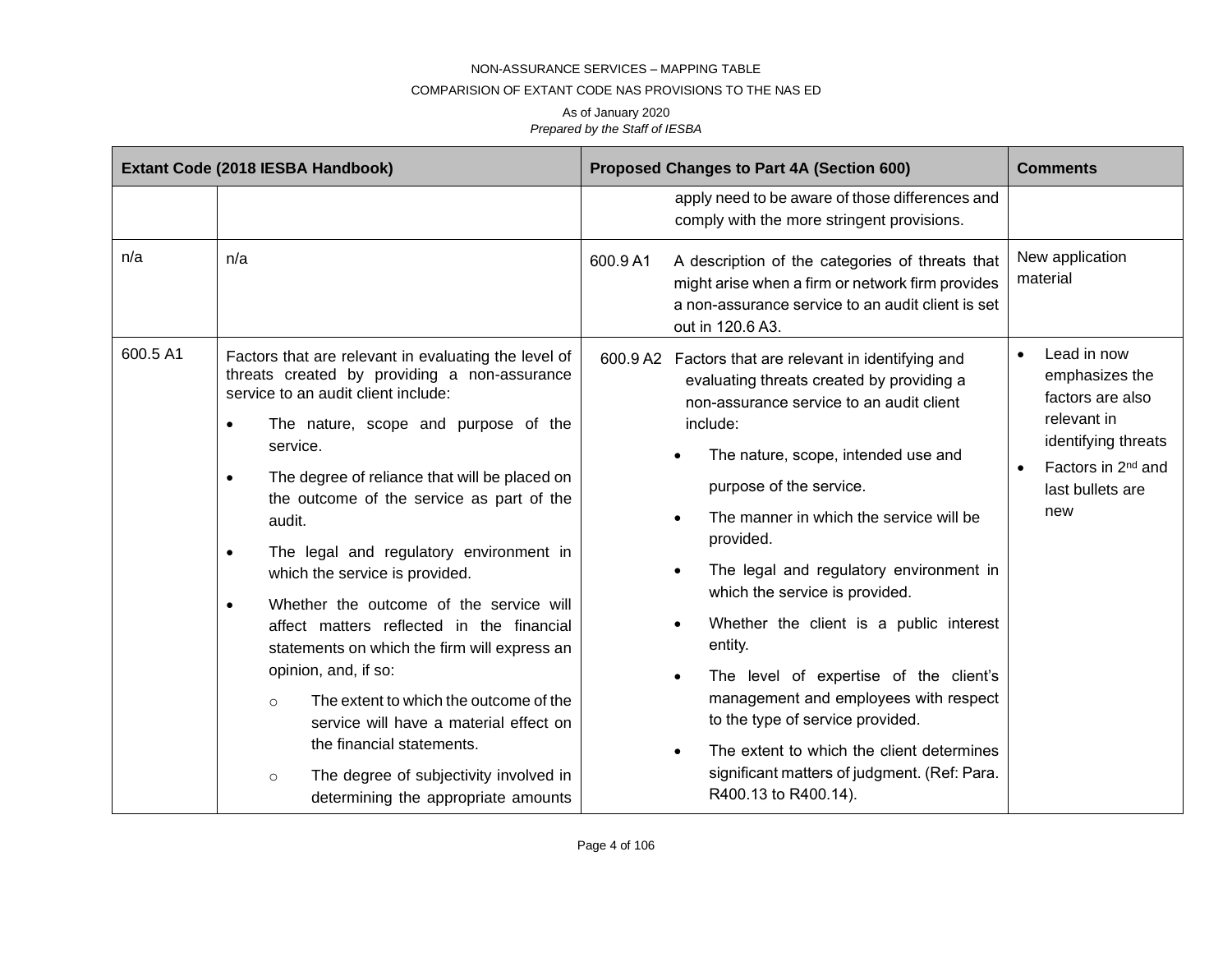NON-ASSURANCE SERVICES – MAPPING TABLE

COMPARISION OF EXTANT CODE NAS PROVISIONS TO THE NAS ED

As of January 2020

*Prepared by the Staff of IESBA*

| Extant Code (2018 IESBA Handbook) | | Proposed Changes to Part 4A (Section 600) | | Comments |
|---|---|---|---|---|
| | | | apply need to be aware of those differences and comply with the more stringent provisions. | |
| n/a | n/a | 600.9 A1 | A description of the categories of threats that might arise when a firm or network firm provides a non-assurance service to an audit client is set out in 120.6 A3. | New application material |
| 600.5 A1 | Factors that are relevant in evaluating the level of threats created by providing a non-assurance service to an audit client include:<br>• The nature, scope and purpose of the service.<br>• The degree of reliance that will be placed on the outcome of the service as part of the audit.<br>• The legal and regulatory environment in which the service is provided.<br>• Whether the outcome of the service will affect matters reflected in the financial statements on which the firm will express an opinion, and, if so:<br>○ The extent to which the outcome of the service will have a material effect on the financial statements.<br>○ The degree of subjectivity involved in determining the appropriate amounts | 600.9 A2 | Factors that are relevant in identifying and evaluating threats created by providing a non-assurance service to an audit client include:<br>• The nature, scope, intended use and purpose of the service.<br>• The manner in which the service will be provided.<br>• The legal and regulatory environment in which the service is provided.<br>• Whether the client is a public interest entity.<br>• The level of expertise of the client's management and employees with respect to the type of service provided.<br>• The extent to which the client determines significant matters of judgment. (Ref: Para. R400.13 to R400.14). | • Lead in now emphasizes the factors are also relevant in identifying threats<br>• Factors in 2nd and last bullets are new |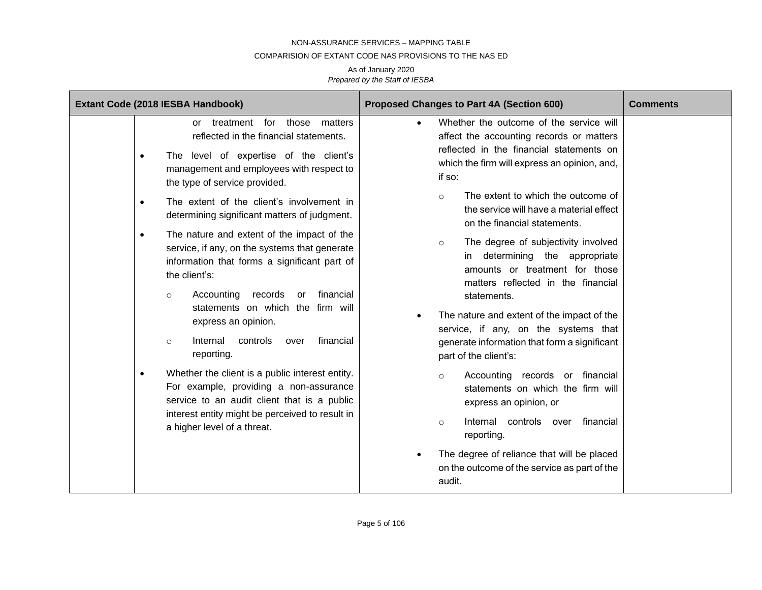| Extant Code (2018 IESBA Handbook) | | Proposed Changes to Part 4A (Section 600) | Comments |
|---|---|---|---|
| | or treatment for those matters reflected in the financial statements.<br>• The level of expertise of the client's management and employees with respect to the type of service provided.<br>• The extent of the client's involvement in determining significant matters of judgment.<br>• The nature and extent of the impact of the service, if any, on the systems that generate information that forms a significant part of the client's:<br>&nbsp;&nbsp;&nbsp;&nbsp;○ Accounting records or financial statements on which the firm will express an opinion.<br>&nbsp;&nbsp;&nbsp;&nbsp;○ Internal controls over financial reporting.<br>• Whether the client is a public interest entity. For example, providing a non-assurance service to an audit client that is a public interest entity might be perceived to result in a higher level of a threat. | • Whether the outcome of the service will affect the accounting records or matters reflected in the financial statements on which the firm will express an opinion, and, if so:<br>&nbsp;&nbsp;&nbsp;&nbsp;○ The extent to which the outcome of the service will have a material effect on the financial statements.<br>&nbsp;&nbsp;&nbsp;&nbsp;○ The degree of subjectivity involved in determining the appropriate amounts or treatment for those matters reflected in the financial statements.<br>• The nature and extent of the impact of the service, if any, on the systems that generate information that form a significant part of the client's:<br>&nbsp;&nbsp;&nbsp;&nbsp;○ Accounting records or financial statements on which the firm will express an opinion, or<br>&nbsp;&nbsp;&nbsp;&nbsp;○ Internal controls over financial reporting.<br>• The degree of reliance that will be placed on the outcome of the service as part of the audit. | |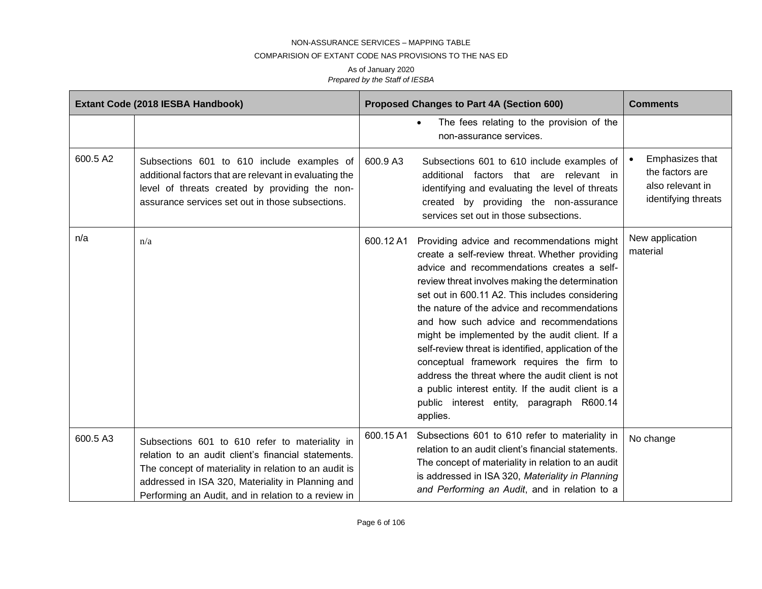| Extant Code (2018 IESBA Handbook) | | Proposed Changes to Part 4A (Section 600) | | Comments |
|---|---|---|---|---|
| | | | • The fees relating to the provision of the non-assurance services. | |
| 600.5 A2 | Subsections 601 to 610 include examples of additional factors that are relevant in evaluating the level of threats created by providing the non-assurance services set out in those subsections. | 600.9 A3 | Subsections 601 to 610 include examples of additional factors that are relevant in identifying and evaluating the level of threats created by providing the non-assurance services set out in those subsections. | • Emphasizes that the factors are also relevant in identifying threats |
| n/a | n/a | 600.12 A1 | Providing advice and recommendations might create a self-review threat. Whether providing advice and recommendations creates a self-review threat involves making the determination set out in 600.11 A2. This includes considering the nature of the advice and recommendations and how such advice and recommendations might be implemented by the audit client. If a self-review threat is identified, application of the conceptual framework requires the firm to address the threat where the audit client is not a public interest entity. If the audit client is a public interest entity, paragraph R600.14 applies. | New application material |
| 600.5 A3 | Subsections 601 to 610 refer to materiality in relation to an audit client's financial statements. The concept of materiality in relation to an audit is addressed in ISA 320, Materiality in Planning and Performing an Audit, and in relation to a review in | 600.15 A1 | Subsections 601 to 610 refer to materiality in relation to an audit client's financial statements. The concept of materiality in relation to an audit is addressed in ISA 320, *Materiality in Planning and Performing an Audit*, and in relation to a | No change |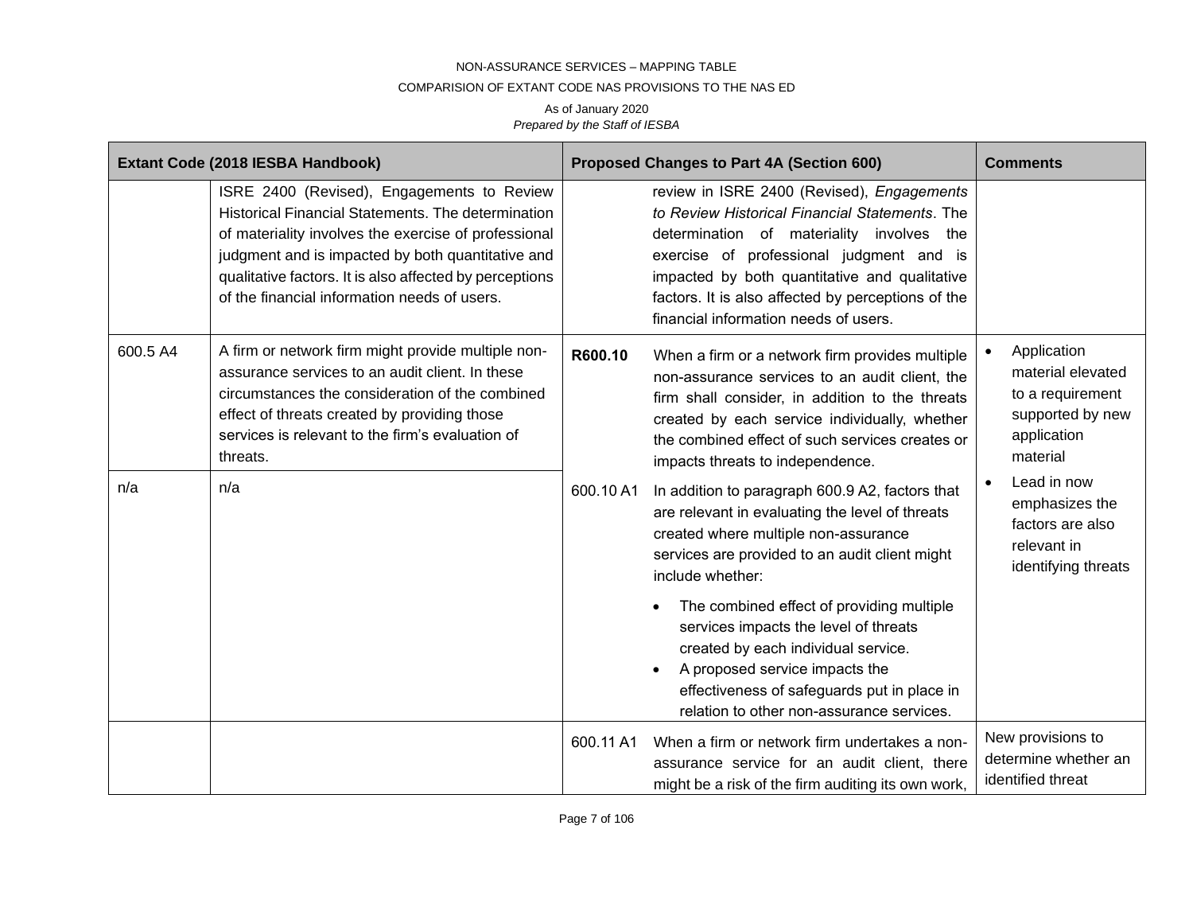NON-ASSURANCE SERVICES – MAPPING TABLE

COMPARISION OF EXTANT CODE NAS PROVISIONS TO THE NAS ED

As of January 2020

*Prepared by the Staff of IESBA*

| Extant Code (2018 IESBA Handbook) | | Proposed Changes to Part 4A (Section 600) | | Comments |
|---|---|---|---|---|
| | ISRE 2400 (Revised), Engagements to Review Historical Financial Statements. The determination of materiality involves the exercise of professional judgment and is impacted by both quantitative and qualitative factors. It is also affected by perceptions of the financial information needs of users. | | review in ISRE 2400 (Revised), *Engagements to Review Historical Financial Statements*. The determination of materiality involves the exercise of professional judgment and is impacted by both quantitative and qualitative factors. It is also affected by perceptions of the financial information needs of users. | |
| 600.5 A4 | A firm or network firm might provide multiple non-assurance services to an audit client. In these circumstances the consideration of the combined effect of threats created by providing those services is relevant to the firm's evaluation of threats. | **R600.10** | When a firm or a network firm provides multiple non-assurance services to an audit client, the firm shall consider, in addition to the threats created by each service individually, whether the combined effect of such services creates or impacts threats to independence. | • Application material elevated to a requirement supported by new application material<br>• Lead in now emphasizes the factors are also relevant in identifying threats |
| n/a | n/a | 600.10 A1 | In addition to paragraph 600.9 A2, factors that are relevant in evaluating the level of threats created where multiple non-assurance services are provided to an audit client might include whether:<br>• The combined effect of providing multiple services impacts the level of threats created by each individual service.<br>• A proposed service impacts the effectiveness of safeguards put in place in relation to other non-assurance services. | |
| | | 600.11 A1 | When a firm or network firm undertakes a non-assurance service for an audit client, there might be a risk of the firm auditing its own work, | New provisions to determine whether an identified threat |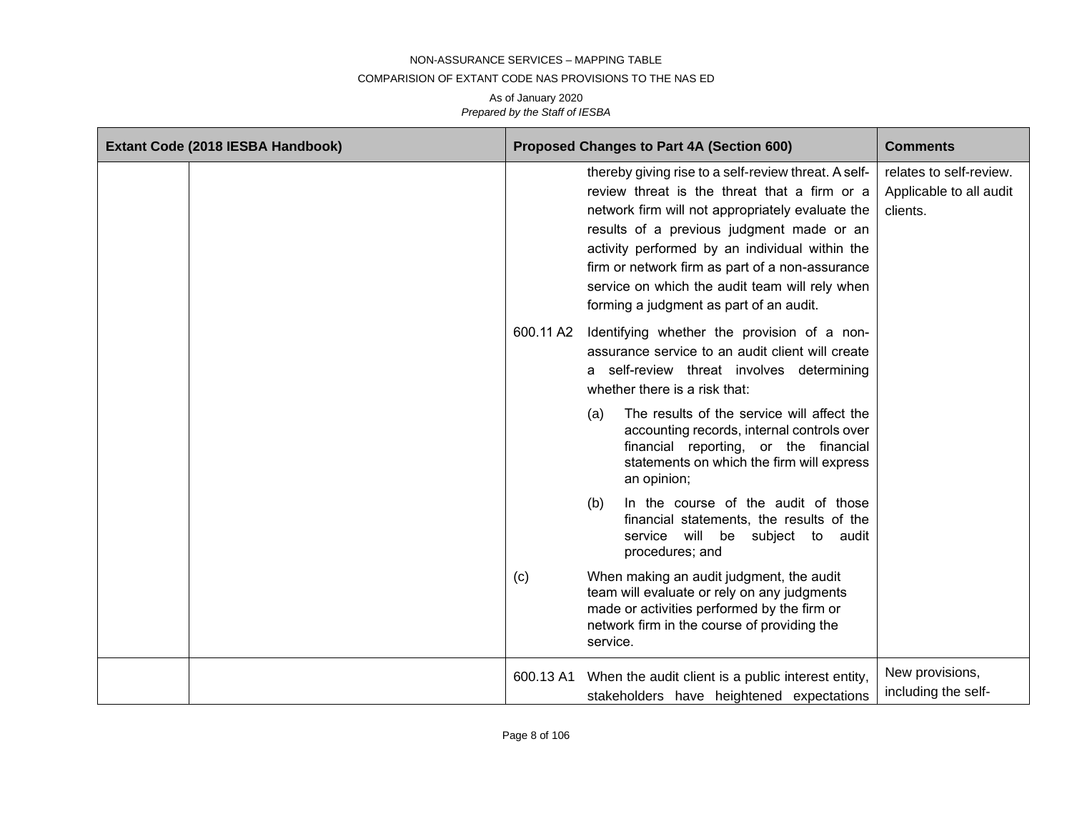NON-ASSURANCE SERVICES – MAPPING TABLE

COMPARISION OF EXTANT CODE NAS PROVISIONS TO THE NAS ED

As of January 2020

*Prepared by the Staff of IESBA*

| Extant Code (2018 IESBA Handbook) | | Proposed Changes to Part 4A (Section 600) | | Comments |
|---|---|---|---|---|
| | | | thereby giving rise to a self-review threat. A self-review threat is the threat that a firm or a network firm will not appropriately evaluate the results of a previous judgment made or an activity performed by an individual within the firm or network firm as part of a non-assurance service on which the audit team will rely when forming a judgment as part of an audit. | relates to self-review. Applicable to all audit clients. |
| | | 600.11 A2 | Identifying whether the provision of a non-assurance service to an audit client will create a self-review threat involves determining whether there is a risk that: (a) The results of the service will affect the accounting records, internal controls over financial reporting, or the financial statements on which the firm will express an opinion; (b) In the course of the audit of those financial statements, the results of the service will be subject to audit procedures; and (c) When making an audit judgment, the audit team will evaluate or rely on any judgments made or activities performed by the firm or network firm in the course of providing the service. | |
| | | 600.13 A1 | When the audit client is a public interest entity, stakeholders have heightened expectations | New provisions, including the self- |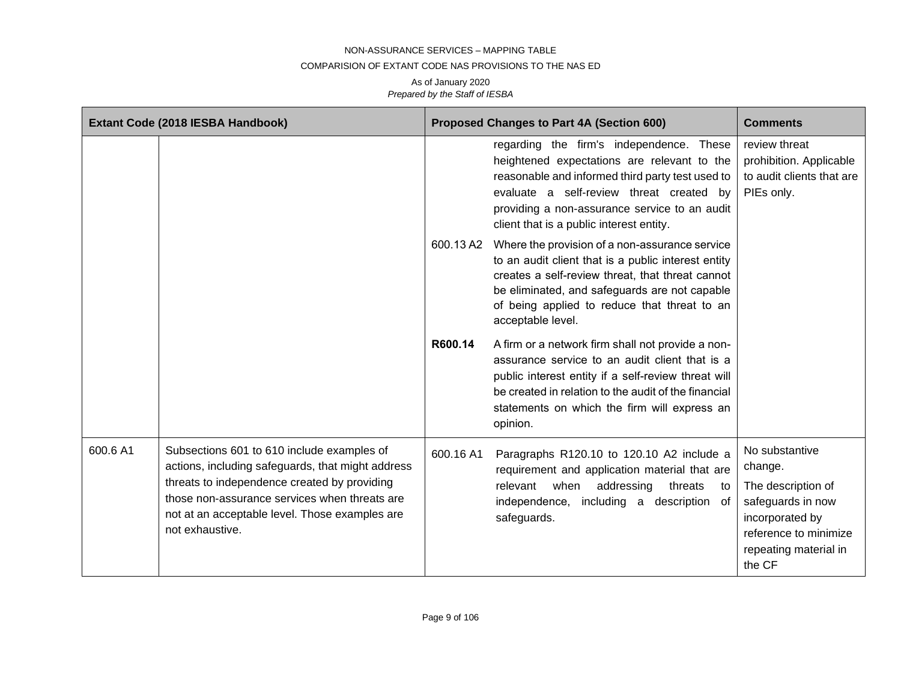| Extant Code (2018 IESBA Handbook) | | Proposed Changes to Part 4A (Section 600) | | Comments |
|---|---|---|---|---|
| | | | regarding the firm's independence. These heightened expectations are relevant to the reasonable and informed third party test used to evaluate a self-review threat created by providing a non-assurance service to an audit client that is a public interest entity. | review threat prohibition. Applicable to audit clients that are PIEs only. |
| | | 600.13 A2 | Where the provision of a non-assurance service to an audit client that is a public interest entity creates a self-review threat, that threat cannot be eliminated, and safeguards are not capable of being applied to reduce that threat to an acceptable level. | |
| | | **R600.14** | A firm or a network firm shall not provide a non-assurance service to an audit client that is a public interest entity if a self-review threat will be created in relation to the audit of the financial statements on which the firm will express an opinion. | |
| 600.6 A1 | Subsections 601 to 610 include examples of actions, including safeguards, that might address threats to independence created by providing those non-assurance services when threats are not at an acceptable level. Those examples are not exhaustive. | 600.16 A1 | Paragraphs R120.10 to 120.10 A2 include a requirement and application material that are relevant when addressing threats to independence, including a description of safeguards. | No substantive change.<br><br>The description of safeguards in now incorporated by reference to minimize repeating material in the CF |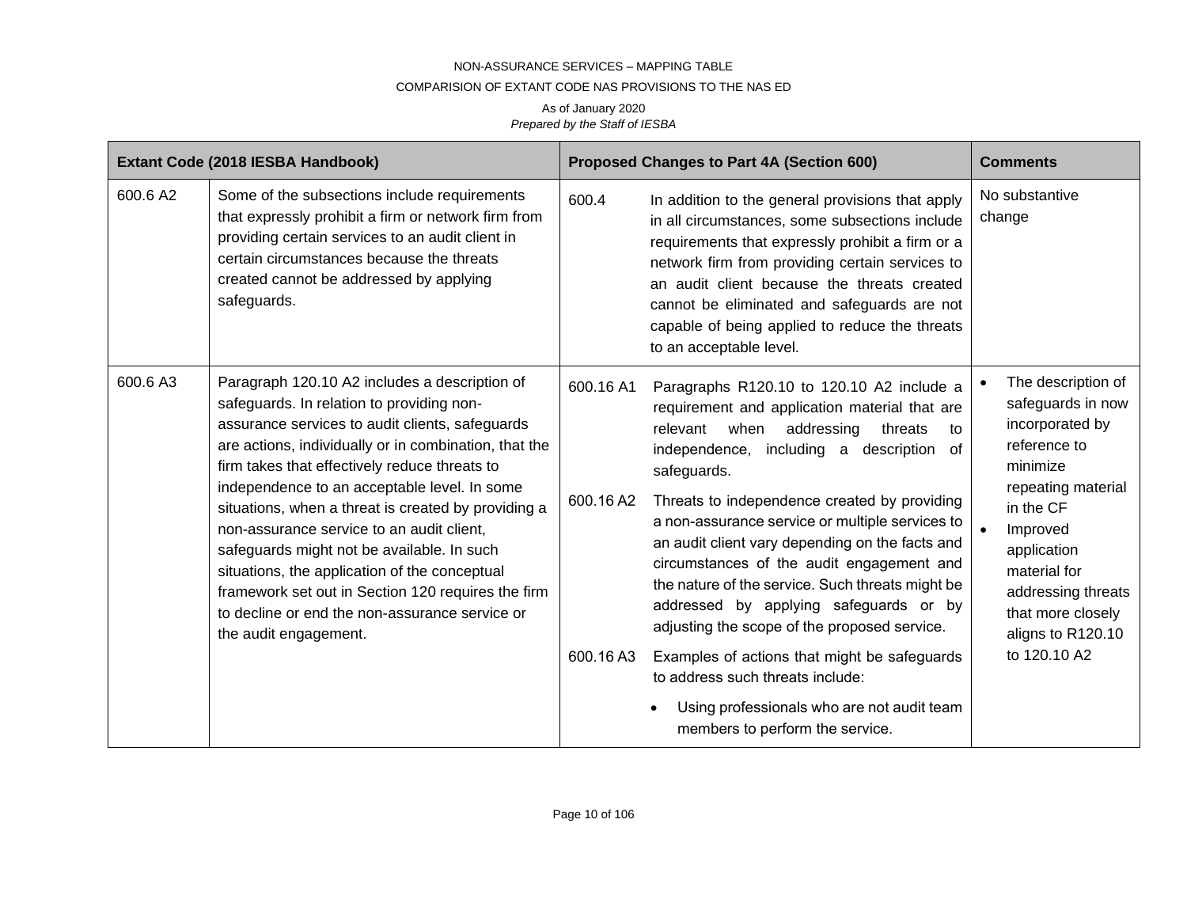NON-ASSURANCE SERVICES – MAPPING TABLE

COMPARISION OF EXTANT CODE NAS PROVISIONS TO THE NAS ED

As of January 2020

*Prepared by the Staff of IESBA*

| Extant Code (2018 IESBA Handbook) | | Proposed Changes to Part 4A (Section 600) | | Comments |
|---|---|---|---|---|
| 600.6 A2 | Some of the subsections include requirements that expressly prohibit a firm or network firm from providing certain services to an audit client in certain circumstances because the threats created cannot be addressed by applying safeguards. | 600.4 | In addition to the general provisions that apply in all circumstances, some subsections include requirements that expressly prohibit a firm or a network firm from providing certain services to an audit client because the threats created cannot be eliminated and safeguards are not capable of being applied to reduce the threats to an acceptable level. | No substantive change |
| 600.6 A3 | Paragraph 120.10 A2 includes a description of safeguards. In relation to providing non-assurance services to audit clients, safeguards are actions, individually or in combination, that the firm takes that effectively reduce threats to independence to an acceptable level. In some situations, when a threat is created by providing a non-assurance service to an audit client, safeguards might not be available. In such situations, the application of the conceptual framework set out in Section 120 requires the firm to decline or end the non-assurance service or the audit engagement. | 600.16 A1<br><br>600.16 A2<br><br>600.16 A3 | Paragraphs R120.10 to 120.10 A2 include a requirement and application material that are relevant when addressing threats to independence, including a description of safeguards.<br><br>Threats to independence created by providing a non-assurance service or multiple services to an audit client vary depending on the facts and circumstances of the audit engagement and the nature of the service. Such threats might be addressed by applying safeguards or by adjusting the scope of the proposed service.<br><br>Examples of actions that might be safeguards to address such threats include:<br>• Using professionals who are not audit team members to perform the service. | • The description of safeguards in now incorporated by reference to minimize repeating material in the CF<br>• Improved application material for addressing threats that more closely aligns to R120.10 to 120.10 A2 |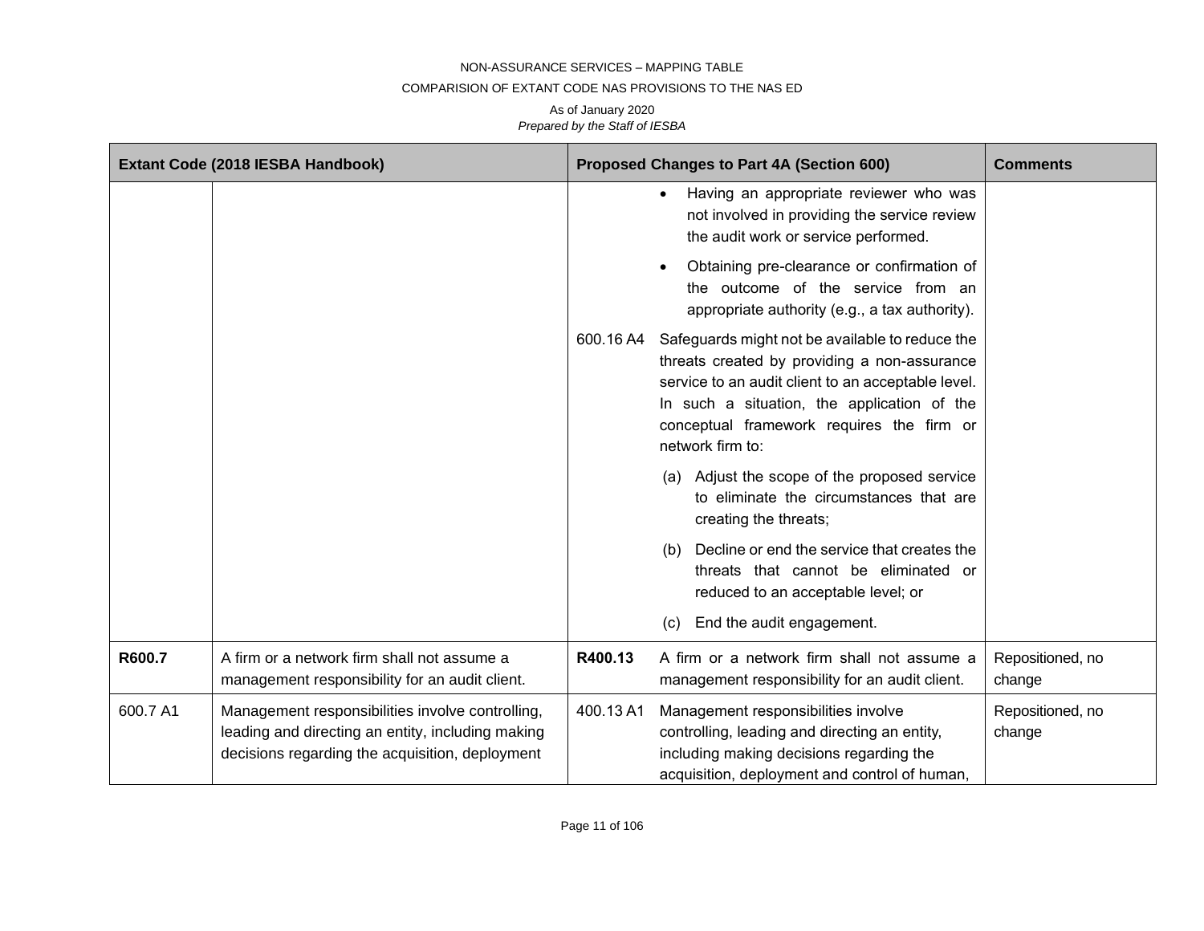| Extant Code (2018 IESBA Handbook) | | Proposed Changes to Part 4A (Section 600) | | Comments |
|---|---|---|---|---|
| | | | • Having an appropriate reviewer who was not involved in providing the service review the audit work or service performed.<br><br>• Obtaining pre-clearance or confirmation of the outcome of the service from an appropriate authority (e.g., a tax authority). | |
| | | 600.16 A4 | Safeguards might not be available to reduce the threats created by providing a non-assurance service to an audit client to an acceptable level. In such a situation, the application of the conceptual framework requires the firm or network firm to:<br><br>(a) Adjust the scope of the proposed service to eliminate the circumstances that are creating the threats;<br><br>(b) Decline or end the service that creates the threats that cannot be eliminated or reduced to an acceptable level; or<br><br>(c) End the audit engagement. | |
| **R600.7** | A firm or a network firm shall not assume a management responsibility for an audit client. | **R400.13** | A firm or a network firm shall not assume a management responsibility for an audit client. | Repositioned, no change |
| 600.7 A1 | Management responsibilities involve controlling, leading and directing an entity, including making decisions regarding the acquisition, deployment | 400.13 A1 | Management responsibilities involve controlling, leading and directing an entity, including making decisions regarding the acquisition, deployment and control of human, | Repositioned, no change |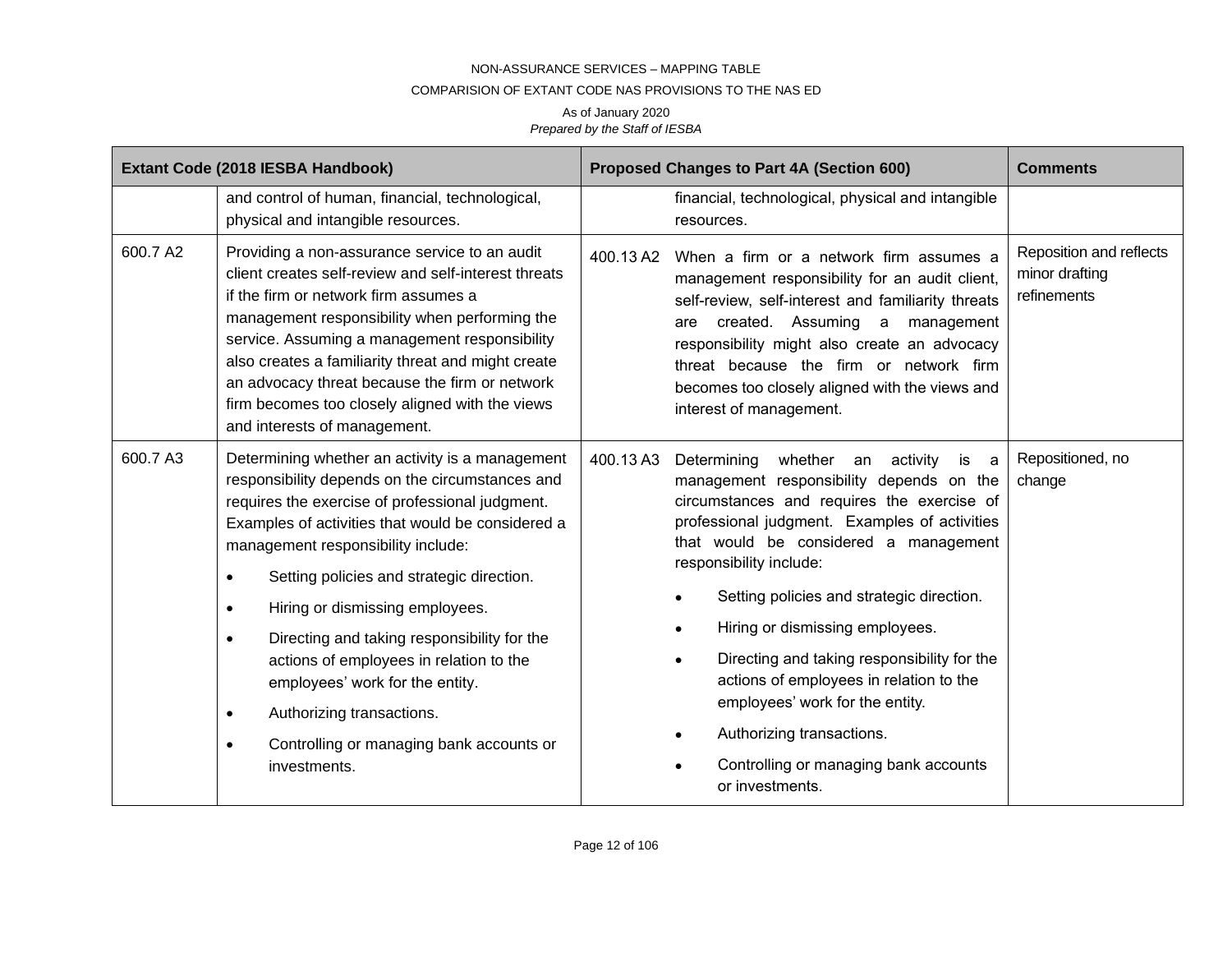NON-ASSURANCE SERVICES – MAPPING TABLE

COMPARISION OF EXTANT CODE NAS PROVISIONS TO THE NAS ED

As of January 2020

*Prepared by the Staff of IESBA*

| Extant Code (2018 IESBA Handbook) | | Proposed Changes to Part 4A (Section 600) | | Comments |
|---|---|---|---|---|
| | and control of human, financial, technological, physical and intangible resources. | | financial, technological, physical and intangible resources. | |
| 600.7 A2 | Providing a non-assurance service to an audit client creates self-review and self-interest threats if the firm or network firm assumes a management responsibility when performing the service. Assuming a management responsibility also creates a familiarity threat and might create an advocacy threat because the firm or network firm becomes too closely aligned with the views and interests of management. | 400.13 A2 | When a firm or a network firm assumes a management responsibility for an audit client, self-review, self-interest and familiarity threats are created. Assuming a management responsibility might also create an advocacy threat because the firm or network firm becomes too closely aligned with the views and interest of management. | Reposition and reflects minor drafting refinements |
| 600.7 A3 | Determining whether an activity is a management responsibility depends on the circumstances and requires the exercise of professional judgment. Examples of activities that would be considered a management responsibility include:<br>• Setting policies and strategic direction.<br>• Hiring or dismissing employees.<br>• Directing and taking responsibility for the actions of employees in relation to the employees' work for the entity.<br>• Authorizing transactions.<br>• Controlling or managing bank accounts or investments. | 400.13 A3 | Determining whether an activity is a management responsibility depends on the circumstances and requires the exercise of professional judgment. Examples of activities that would be considered a management responsibility include:<br>• Setting policies and strategic direction.<br>• Hiring or dismissing employees.<br>• Directing and taking responsibility for the actions of employees in relation to the employees' work for the entity.<br>• Authorizing transactions.<br>• Controlling or managing bank accounts or investments. | Repositioned, no change |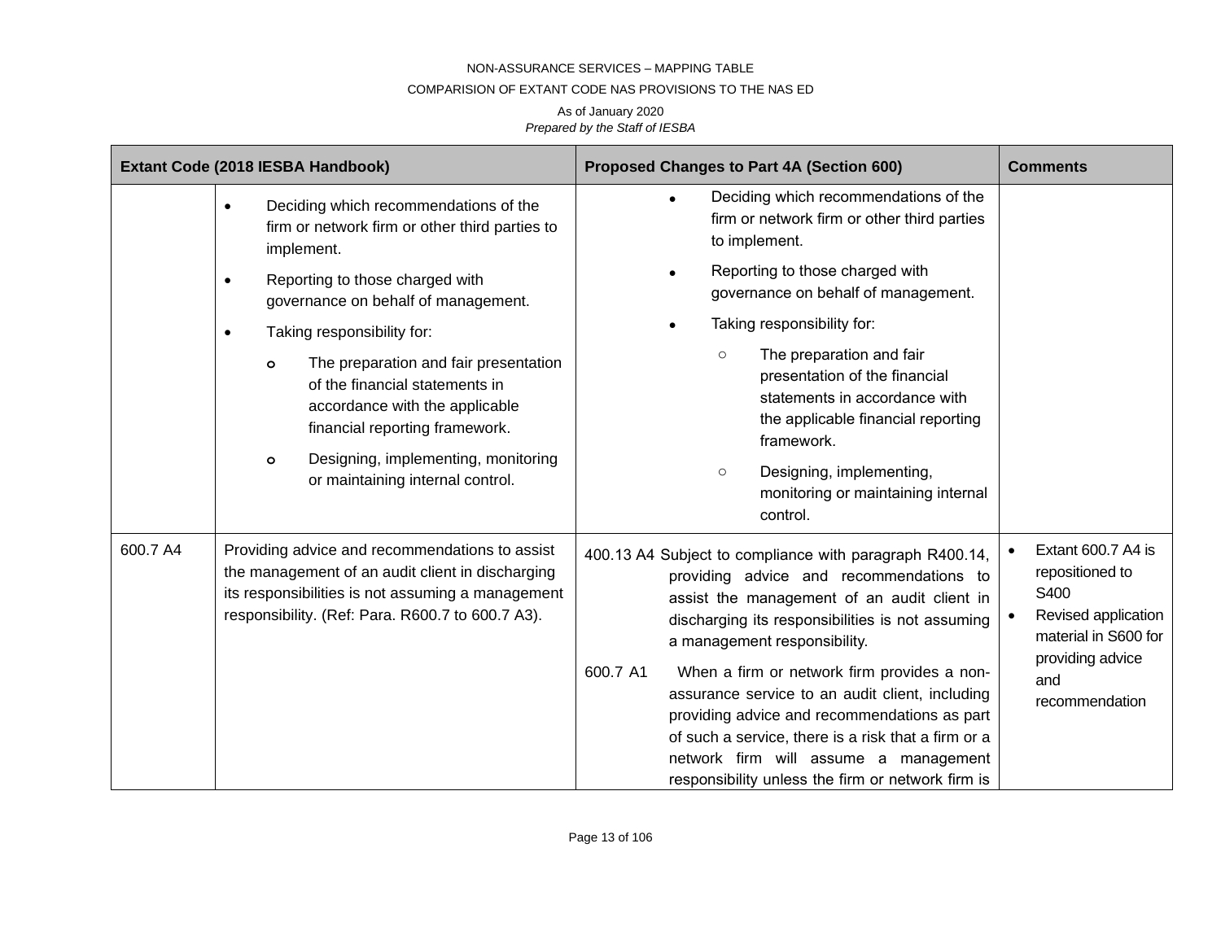NON-ASSURANCE SERVICES – MAPPING TABLE

COMPARISION OF EXTANT CODE NAS PROVISIONS TO THE NAS ED

As of January 2020

*Prepared by the Staff of IESBA*

| Extant Code (2018 IESBA Handbook) | | Proposed Changes to Part 4A (Section 600) | Comments |
|---|---|---|---|
| | • Deciding which recommendations of the firm or network firm or other third parties to implement.<br>• Reporting to those charged with governance on behalf of management.<br>• Taking responsibility for:<br>  o The preparation and fair presentation of the financial statements in accordance with the applicable financial reporting framework.<br>  o Designing, implementing, monitoring or maintaining internal control. | • Deciding which recommendations of the firm or network firm or other third parties to implement.<br>• Reporting to those charged with governance on behalf of management.<br>• Taking responsibility for:<br>  ○ The preparation and fair presentation of the financial statements in accordance with the applicable financial reporting framework.<br>  ○ Designing, implementing, monitoring or maintaining internal control. | |
| 600.7 A4 | Providing advice and recommendations to assist the management of an audit client in discharging its responsibilities is not assuming a management responsibility. (Ref: Para. R600.7 to 600.7 A3). | 400.13 A4 Subject to compliance with paragraph R400.14, providing advice and recommendations to assist the management of an audit client in discharging its responsibilities is not assuming a management responsibility.<br><br>600.7 A1 When a firm or network firm provides a non-assurance service to an audit client, including providing advice and recommendations as part of such a service, there is a risk that a firm or a network firm will assume a management responsibility unless the firm or network firm is | • Extant 600.7 A4 is repositioned to S400<br>• Revised application material in S600 for providing advice and recommendation |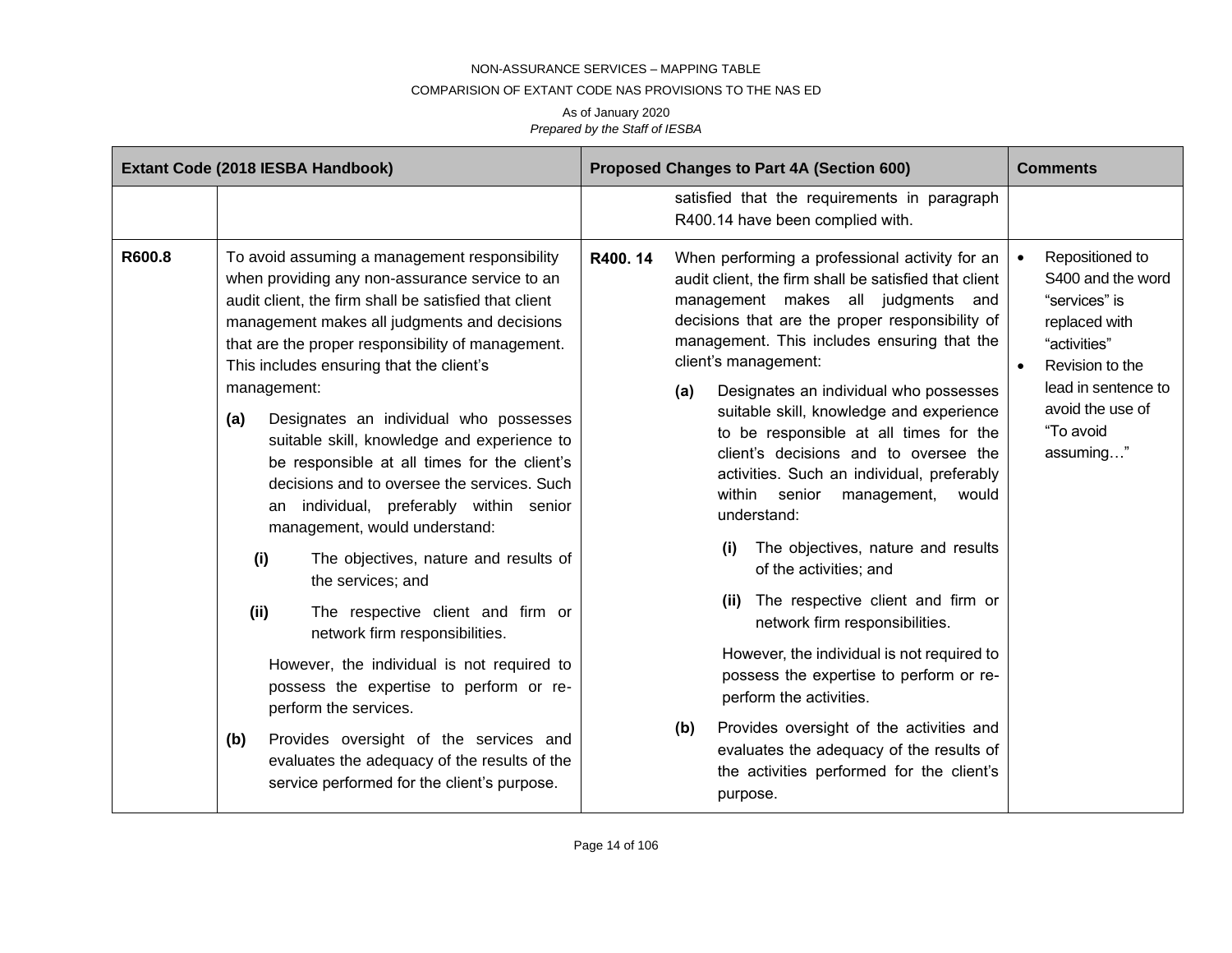| Extant Code (2018 IESBA Handbook) | | Proposed Changes to Part 4A (Section 600) | | Comments |
|---|---|---|---|---|
| | | | satisfied that the requirements in paragraph R400.14 have been complied with. | |
| **R600.8** | To avoid assuming a management responsibility when providing any non-assurance service to an audit client, the firm shall be satisfied that client management makes all judgments and decisions that are the proper responsibility of management. This includes ensuring that the client's management:<br><br>**(a)** Designates an individual who possesses suitable skill, knowledge and experience to be responsible at all times for the client's decisions and to oversee the services. Such an individual, preferably within senior management, would understand:<br><br>**(i)** The objectives, nature and results of the services; and<br><br>**(ii)** The respective client and firm or network firm responsibilities.<br><br>However, the individual is not required to possess the expertise to perform or re-perform the services.<br><br>**(b)** Provides oversight of the services and evaluates the adequacy of the results of the service performed for the client's purpose. | **R400. 14** | When performing a professional activity for an audit client, the firm shall be satisfied that client management makes all judgments and decisions that are the proper responsibility of management. This includes ensuring that the client's management:<br><br>**(a)** Designates an individual who possesses suitable skill, knowledge and experience to be responsible at all times for the client's decisions and to oversee the activities. Such an individual, preferably within senior management, would understand:<br><br>**(i)** The objectives, nature and results of the activities; and<br><br>**(ii)** The respective client and firm or network firm responsibilities.<br><br>However, the individual is not required to possess the expertise to perform or re-perform the activities.<br><br>**(b)** Provides oversight of the activities and evaluates the adequacy of the results of the activities performed for the client's purpose. | • Repositioned to S400 and the word "services" is replaced with "activities"<br>• Revision to the lead in sentence to avoid the use of "To avoid assuming…" |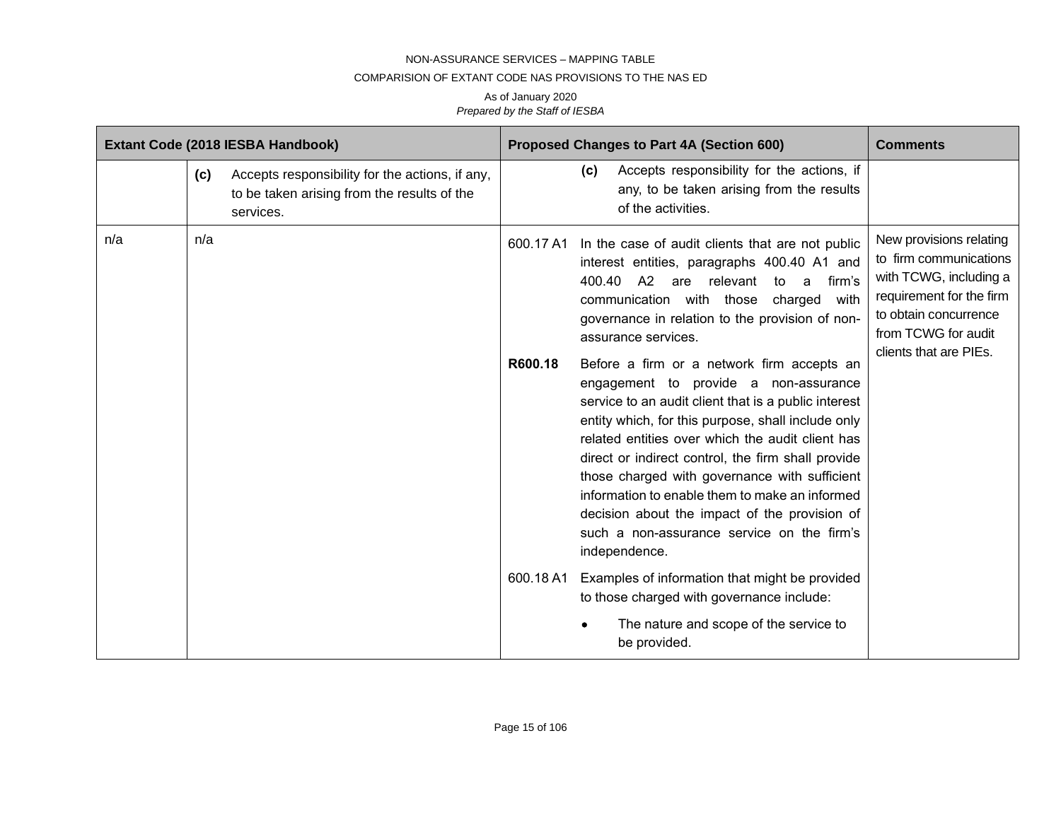NON-ASSURANCE SERVICES – MAPPING TABLE

COMPARISION OF EXTANT CODE NAS PROVISIONS TO THE NAS ED

As of January 2020

*Prepared by the Staff of IESBA*

| Extant Code (2018 IESBA Handbook) | | Proposed Changes to Part 4A (Section 600) | | Comments |
|---|---|---|---|---|
| | **(c)** Accepts responsibility for the actions, if any, to be taken arising from the results of the services. | | **(c)** Accepts responsibility for the actions, if any, to be taken arising from the results of the activities. | |
| n/a | n/a | 600.17 A1 | In the case of audit clients that are not public interest entities, paragraphs 400.40 A1 and 400.40 A2 are relevant to a firm's communication with those charged with governance in relation to the provision of non-assurance services. | New provisions relating to firm communications with TCWG, including a requirement for the firm to obtain concurrence from TCWG for audit clients that are PIEs. |
| | | **R600.18** | Before a firm or a network firm accepts an engagement to provide a non-assurance service to an audit client that is a public interest entity which, for this purpose, shall include only related entities over which the audit client has direct or indirect control, the firm shall provide those charged with governance with sufficient information to enable them to make an informed decision about the impact of the provision of such a non-assurance service on the firm's independence. | |
| | | 600.18 A1 | Examples of information that might be provided to those charged with governance include:<br>• The nature and scope of the service to be provided. | |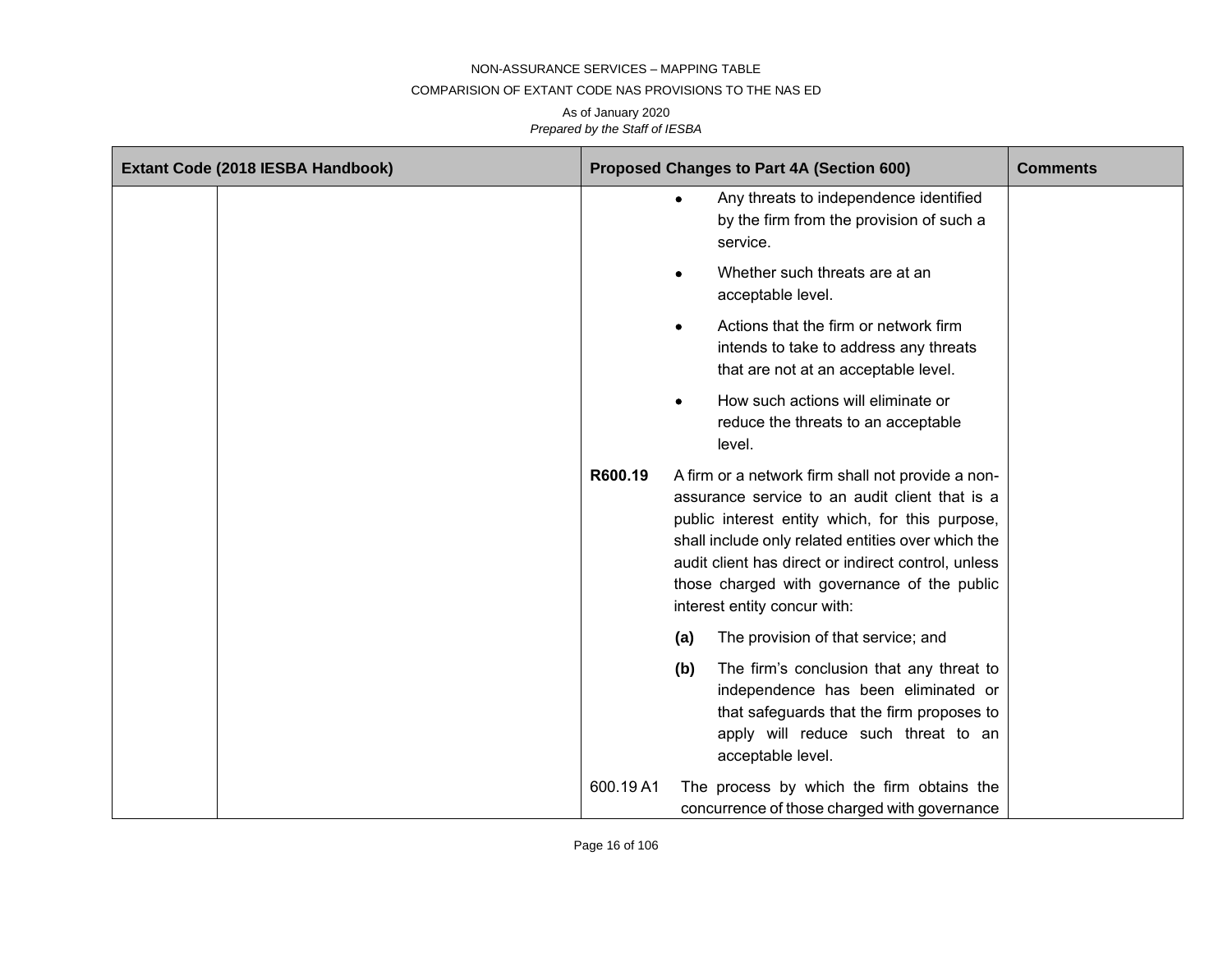| Extant Code (2018 IESBA Handbook) | | Proposed Changes to Part 4A (Section 600) | Comments |
|---|---|---|---|
| | | • Any threats to independence identified by the firm from the provision of such a service.<br>• Whether such threats are at an acceptable level.<br>• Actions that the firm or network firm intends to take to address any threats that are not at an acceptable level.<br>• How such actions will eliminate or reduce the threats to an acceptable level. | |
| | | **R600.19** A firm or a network firm shall not provide a non-assurance service to an audit client that is a public interest entity which, for this purpose, shall include only related entities over which the audit client has direct or indirect control, unless those charged with governance of the public interest entity concur with:<br>**(a)** The provision of that service; and<br>**(b)** The firm's conclusion that any threat to independence has been eliminated or that safeguards that the firm proposes to apply will reduce such threat to an acceptable level. | |
| | | 600.19 A1 The process by which the firm obtains the concurrence of those charged with governance | |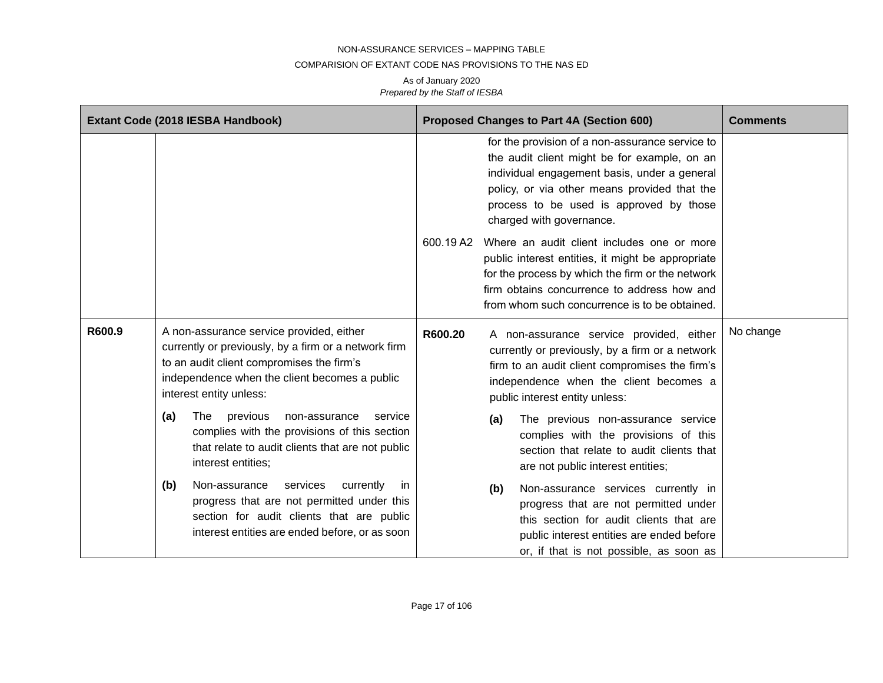| Extant Code (2018 IESBA Handbook) | | Proposed Changes to Part 4A (Section 600) | | Comments |
|---|---|---|---|---|
| | | | for the provision of a non-assurance service to the audit client might be for example, on an individual engagement basis, under a general policy, or via other means provided that the process to be used is approved by those charged with governance. | |
| | | 600.19 A2 | Where an audit client includes one or more public interest entities, it might be appropriate for the process by which the firm or the network firm obtains concurrence to address how and from whom such concurrence is to be obtained. | |
| **R600.9** | A non-assurance service provided, either currently or previously, by a firm or a network firm to an audit client compromises the firm's independence when the client becomes a public interest entity unless:<br><br>**(a)** The previous non-assurance service complies with the provisions of this section that relate to audit clients that are not public interest entities;<br><br>**(b)** Non-assurance services currently in progress that are not permitted under this section for audit clients that are public interest entities are ended before, or as soon | **R600.20** | A non-assurance service provided, either currently or previously, by a firm or a network firm to an audit client compromises the firm's independence when the client becomes a public interest entity unless:<br><br>**(a)** The previous non-assurance service complies with the provisions of this section that relate to audit clients that are not public interest entities;<br><br>**(b)** Non-assurance services currently in progress that are not permitted under this section for audit clients that are public interest entities are ended before or, if that is not possible, as soon as | No change |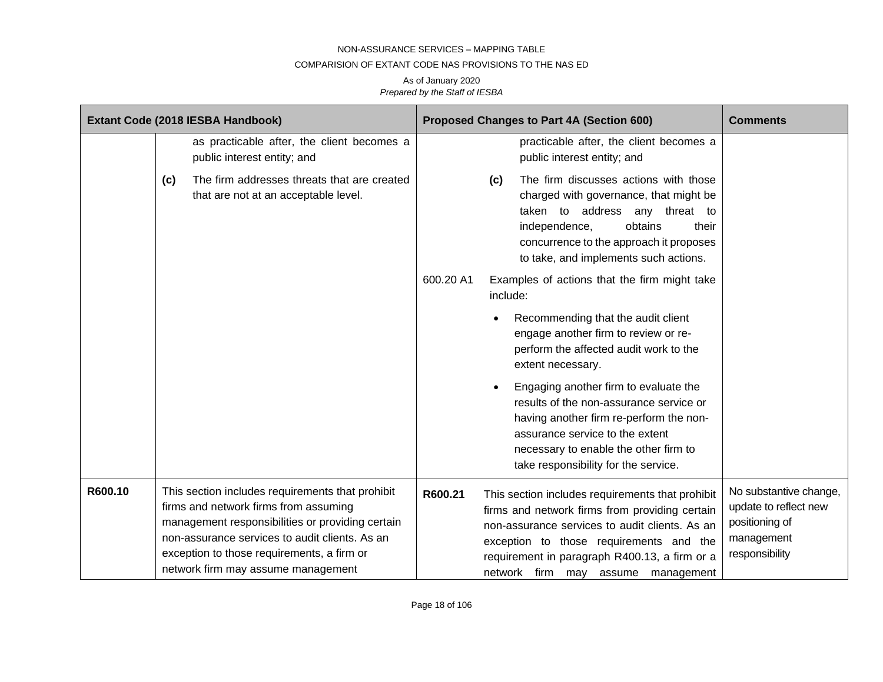NON-ASSURANCE SERVICES – MAPPING TABLE

COMPARISION OF EXTANT CODE NAS PROVISIONS TO THE NAS ED

As of January 2020

*Prepared by the Staff of IESBA*

| Extant Code (2018 IESBA Handbook) | | Proposed Changes to Part 4A (Section 600) | | Comments |
|---|---|---|---|---|
| | as practicable after, the client becomes a public interest entity; and<br><br>**(c)** The firm addresses threats that are created that are not at an acceptable level. | | practicable after, the client becomes a public interest entity; and<br><br>**(c)** The firm discusses actions with those charged with governance, that might be taken to address any threat to independence, obtains their concurrence to the approach it proposes to take, and implements such actions. | |
| | | 600.20 A1 | Examples of actions that the firm might take include:<br><br>• Recommending that the audit client engage another firm to review or re-perform the affected audit work to the extent necessary.<br><br>• Engaging another firm to evaluate the results of the non-assurance service or having another firm re-perform the non-assurance service to the extent necessary to enable the other firm to take responsibility for the service. | |
| **R600.10** | This section includes requirements that prohibit firms and network firms from assuming management responsibilities or providing certain non-assurance services to audit clients. As an exception to those requirements, a firm or network firm may assume management | **R600.21** | This section includes requirements that prohibit firms and network firms from providing certain non-assurance services to audit clients. As an exception to those requirements and the requirement in paragraph R400.13, a firm or a network firm may assume management | No substantive change, update to reflect new positioning of management responsibility |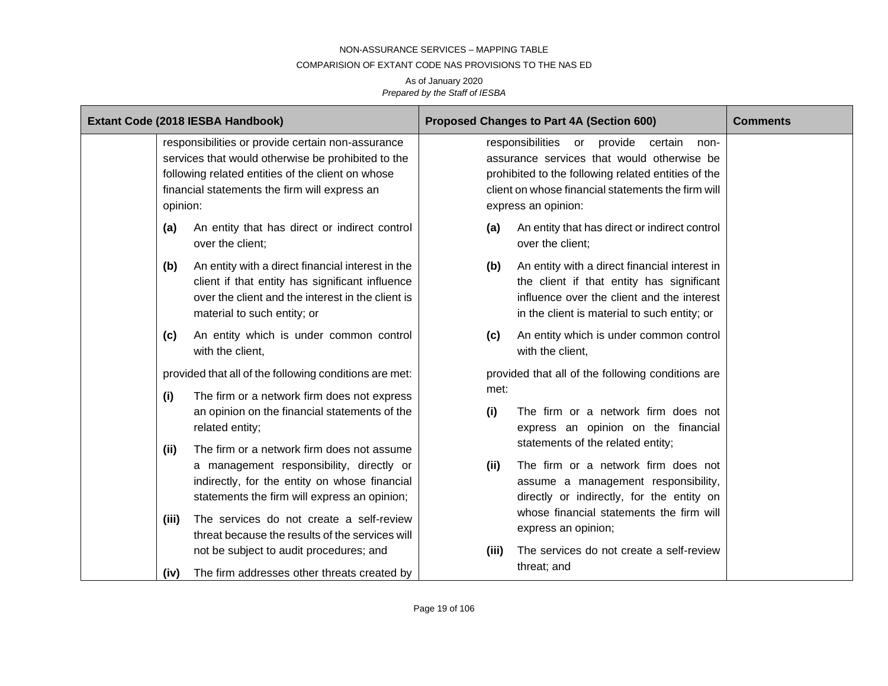| Extant Code (2018 IESBA Handbook) | | Proposed Changes to Part 4A (Section 600) | Comments |
|---|---|---|---|
| | responsibilities or provide certain non-assurance services that would otherwise be prohibited to the following related entities of the client on whose financial statements the firm will express an opinion:<br><br>**(a)** An entity that has direct or indirect control over the client;<br><br>**(b)** An entity with a direct financial interest in the client if that entity has significant influence over the client and the interest in the client is material to such entity; or<br><br>**(c)** An entity which is under common control with the client,<br><br>provided that all of the following conditions are met:<br><br>**(i)** The firm or a network firm does not express an opinion on the financial statements of the related entity;<br><br>**(ii)** The firm or a network firm does not assume a management responsibility, directly or indirectly, for the entity on whose financial statements the firm will express an opinion;<br><br>**(iii)** The services do not create a self-review threat because the results of the services will not be subject to audit procedures; and<br><br>**(iv)** The firm addresses other threats created by | responsibilities or provide certain non-assurance services that would otherwise be prohibited to the following related entities of the client on whose financial statements the firm will express an opinion:<br><br>**(a)** An entity that has direct or indirect control over the client;<br><br>**(b)** An entity with a direct financial interest in the client if that entity has significant influence over the client and the interest in the client is material to such entity; or<br><br>**(c)** An entity which is under common control with the client,<br><br>provided that all of the following conditions are met:<br><br>**(i)** The firm or a network firm does not express an opinion on the financial statements of the related entity;<br><br>**(ii)** The firm or a network firm does not assume a management responsibility, directly or indirectly, for the entity on whose financial statements the firm will express an opinion;<br><br>**(iii)** The services do not create a self-review threat; and | |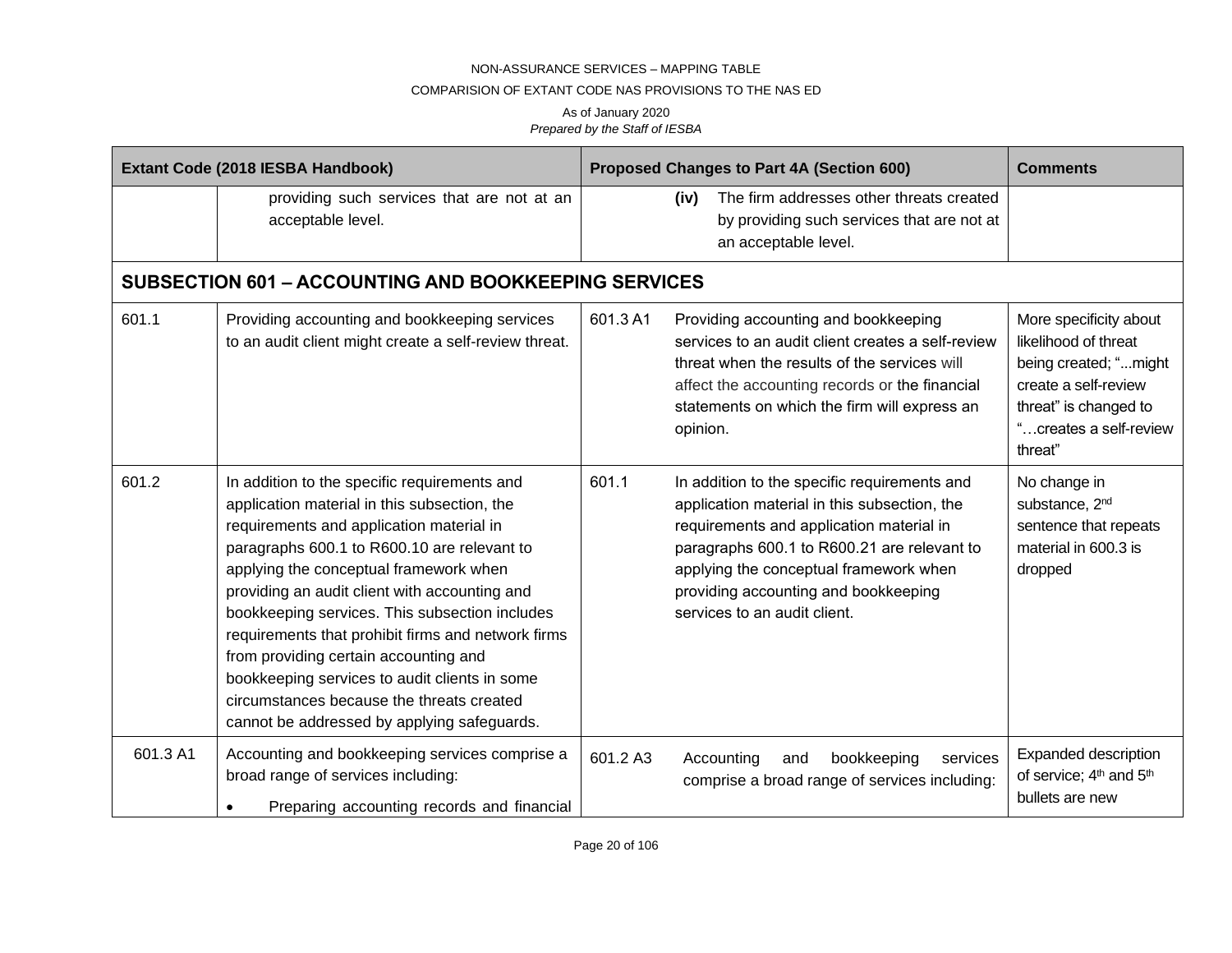| Extant Code (2018 IESBA Handbook) | | Proposed Changes to Part 4A (Section 600) | | Comments |
|---|---|---|---|---|
| | providing such services that are not at an acceptable level. | | **(iv)** The firm addresses other threats created by providing such services that are not at an acceptable level. | |
| **SUBSECTION 601 – ACCOUNTING AND BOOKKEEPING SERVICES** | | | | |
| 601.1 | Providing accounting and bookkeeping services to an audit client might create a self-review threat. | 601.3 A1 | Providing accounting and bookkeeping services to an audit client creates a self-review threat when the results of the services will affect the accounting records or the financial statements on which the firm will express an opinion. | More specificity about likelihood of threat being created; "...might create a self-review threat" is changed to "…creates a self-review threat" |
| 601.2 | In addition to the specific requirements and application material in this subsection, the requirements and application material in paragraphs 600.1 to R600.10 are relevant to applying the conceptual framework when providing an audit client with accounting and bookkeeping services. This subsection includes requirements that prohibit firms and network firms from providing certain accounting and bookkeeping services to audit clients in some circumstances because the threats created cannot be addressed by applying safeguards. | 601.1 | In addition to the specific requirements and application material in this subsection, the requirements and application material in paragraphs 600.1 to R600.21 are relevant to applying the conceptual framework when providing accounting and bookkeeping services to an audit client. | No change in substance, 2nd sentence that repeats material in 600.3 is dropped |
| 601.3 A1 | Accounting and bookkeeping services comprise a broad range of services including:<br>• Preparing accounting records and financial | 601.2 A3 | Accounting and bookkeeping services comprise a broad range of services including: | Expanded description of service; 4th and 5th bullets are new |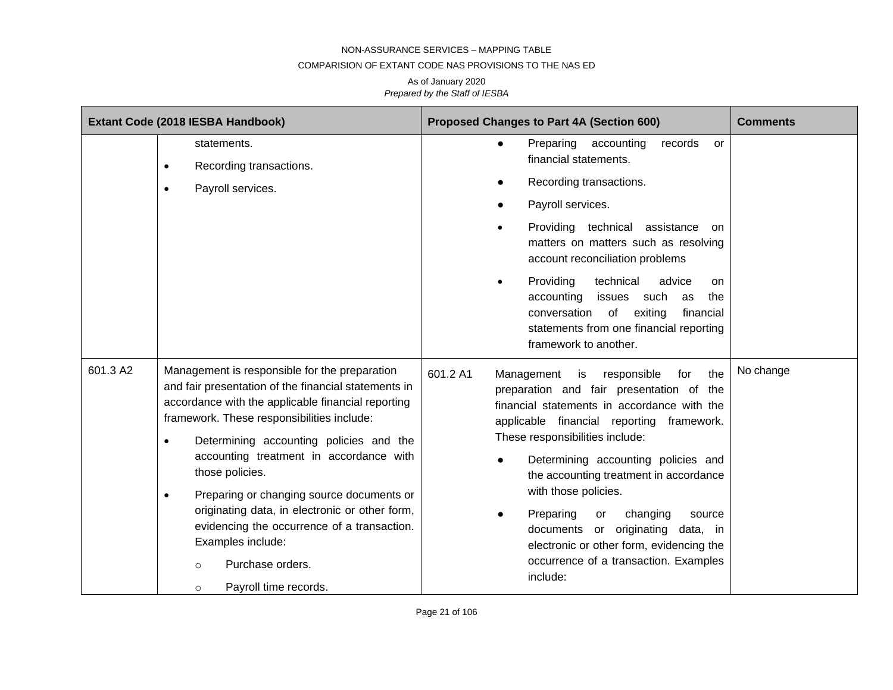| Extant Code (2018 IESBA Handbook) | | Proposed Changes to Part 4A (Section 600) | | Comments |
|---|---|---|---|---|
| | statements.<br>• Recording transactions.<br>• Payroll services. | | • Preparing accounting records or financial statements.<br>• Recording transactions.<br>• Payroll services.<br>• Providing technical assistance on matters on matters such as resolving account reconciliation problems<br>• Providing technical advice on accounting issues such as the conversation of exiting financial statements from one financial reporting framework to another. | |
| 601.3 A2 | Management is responsible for the preparation and fair presentation of the financial statements in accordance with the applicable financial reporting framework. These responsibilities include:<br>• Determining accounting policies and the accounting treatment in accordance with those policies.<br>• Preparing or changing source documents or originating data, in electronic or other form, evidencing the occurrence of a transaction. Examples include:<br>○ Purchase orders.<br>○ Payroll time records. | 601.2 A1 | Management is responsible for the preparation and fair presentation of the financial statements in accordance with the applicable financial reporting framework. These responsibilities include:<br>• Determining accounting policies and the accounting treatment in accordance with those policies.<br>• Preparing or changing source documents or originating data, in electronic or other form, evidencing the occurrence of a transaction. Examples include: | No change |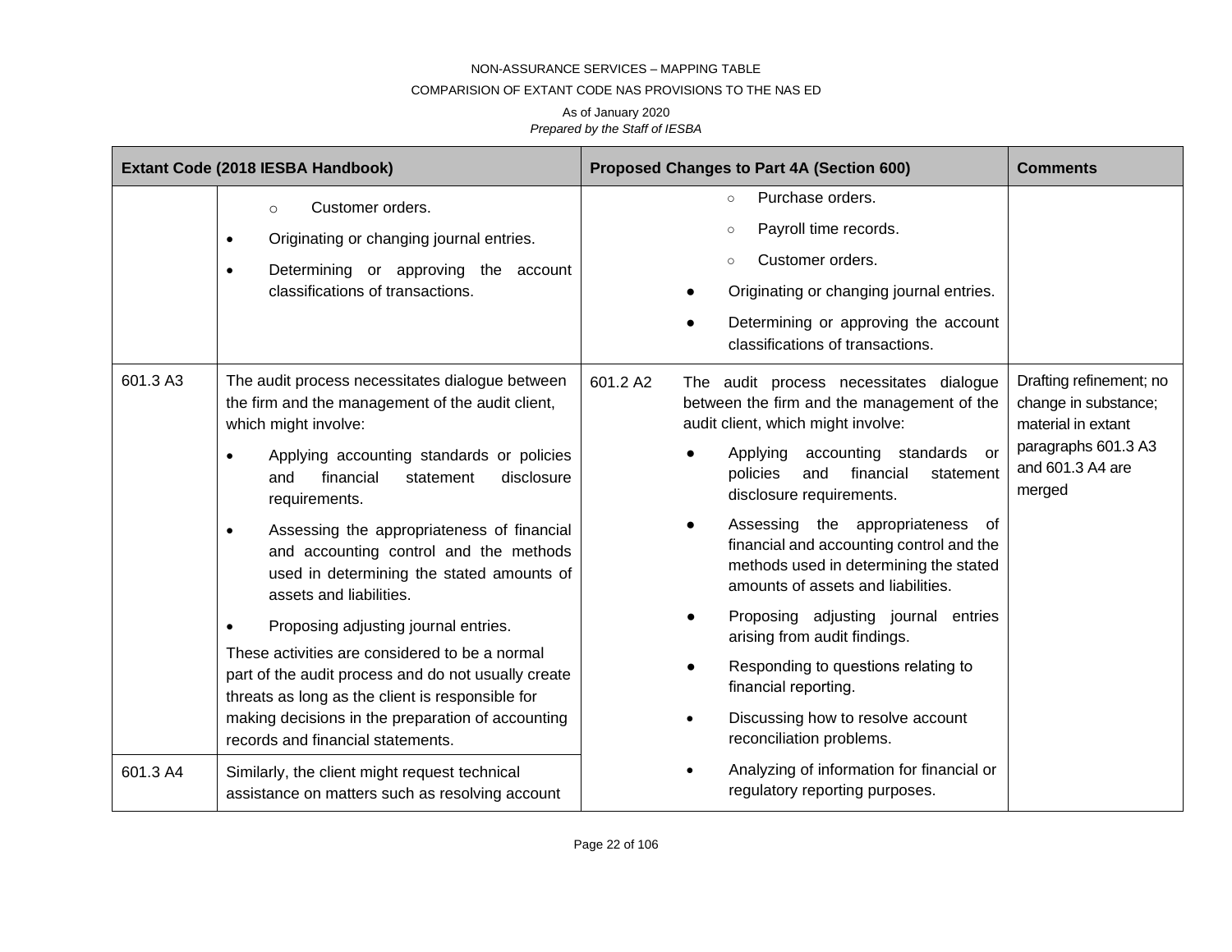NON-ASSURANCE SERVICES – MAPPING TABLE

COMPARISION OF EXTANT CODE NAS PROVISIONS TO THE NAS ED

As of January 2020

*Prepared by the Staff of IESBA*

| Extant Code (2018 IESBA Handbook) | | Proposed Changes to Part 4A (Section 600) | | Comments |
|---|---|---|---|---|
| | ○ Customer orders.<br>• Originating or changing journal entries.<br>• Determining or approving the account classifications of transactions. | | ○ Purchase orders.<br>○ Payroll time records.<br>○ Customer orders.<br>● Originating or changing journal entries.<br>● Determining or approving the account classifications of transactions. | |
| 601.3 A3 | The audit process necessitates dialogue between the firm and the management of the audit client, which might involve:<br>• Applying accounting standards or policies and financial statement disclosure requirements.<br>• Assessing the appropriateness of financial and accounting control and the methods used in determining the stated amounts of assets and liabilities.<br>• Proposing adjusting journal entries.<br>These activities are considered to be a normal part of the audit process and do not usually create threats as long as the client is responsible for making decisions in the preparation of accounting records and financial statements. | 601.2 A2 | The audit process necessitates dialogue between the firm and the management of the audit client, which might involve:<br>● Applying accounting standards or policies and financial statement disclosure requirements.<br>● Assessing the appropriateness of financial and accounting control and the methods used in determining the stated amounts of assets and liabilities.<br>● Proposing adjusting journal entries arising from audit findings.<br>● Responding to questions relating to financial reporting.<br>• Discussing how to resolve account reconciliation problems.<br>• Analyzing of information for financial or regulatory reporting purposes. | Drafting refinement; no change in substance; material in extant paragraphs 601.3 A3 and 601.3 A4 are merged |
| 601.3 A4 | Similarly, the client might request technical assistance on matters such as resolving account | | | |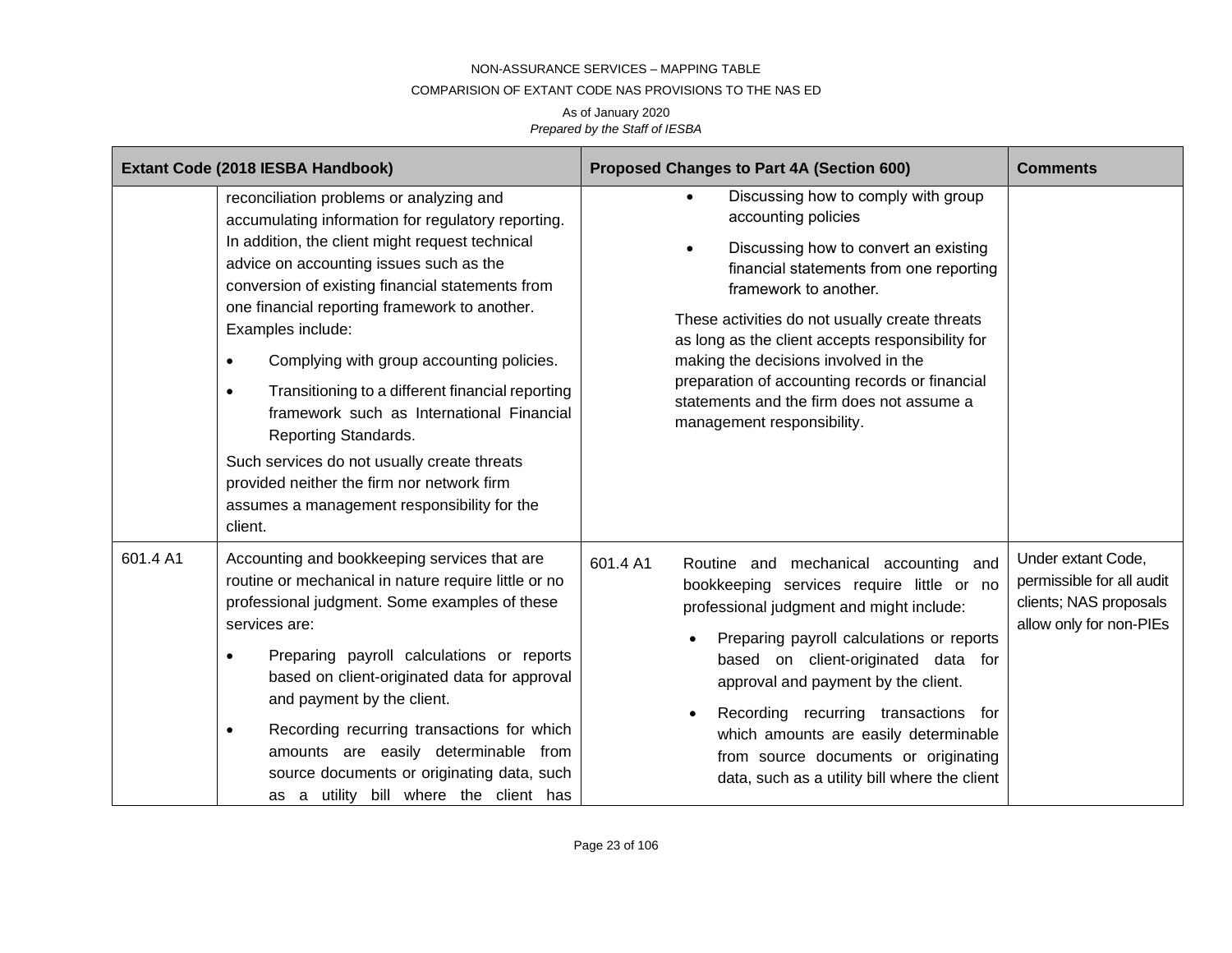NON-ASSURANCE SERVICES – MAPPING TABLE

COMPARISION OF EXTANT CODE NAS PROVISIONS TO THE NAS ED

As of January 2020

*Prepared by the Staff of IESBA*

| Extant Code (2018 IESBA Handbook) | | Proposed Changes to Part 4A (Section 600) | | Comments |
|---|---|---|---|---|
| | reconciliation problems or analyzing and accumulating information for regulatory reporting. In addition, the client might request technical advice on accounting issues such as the conversion of existing financial statements from one financial reporting framework to another. Examples include:<br>• Complying with group accounting policies.<br>• Transitioning to a different financial reporting framework such as International Financial Reporting Standards.<br>Such services do not usually create threats provided neither the firm nor network firm assumes a management responsibility for the client. | | • Discussing how to comply with group accounting policies<br>• Discussing how to convert an existing financial statements from one reporting framework to another.<br>These activities do not usually create threats as long as the client accepts responsibility for making the decisions involved in the preparation of accounting records or financial statements and the firm does not assume a management responsibility. | |
| 601.4 A1 | Accounting and bookkeeping services that are routine or mechanical in nature require little or no professional judgment. Some examples of these services are:<br>• Preparing payroll calculations or reports based on client-originated data for approval and payment by the client.<br>• Recording recurring transactions for which amounts are easily determinable from source documents or originating data, such as a utility bill where the client has | 601.4 A1 | Routine and mechanical accounting and bookkeeping services require little or no professional judgment and might include:<br>• Preparing payroll calculations or reports based on client-originated data for approval and payment by the client.<br>• Recording recurring transactions for which amounts are easily determinable from source documents or originating data, such as a utility bill where the client | Under extant Code, permissible for all audit clients; NAS proposals allow only for non-PIEs |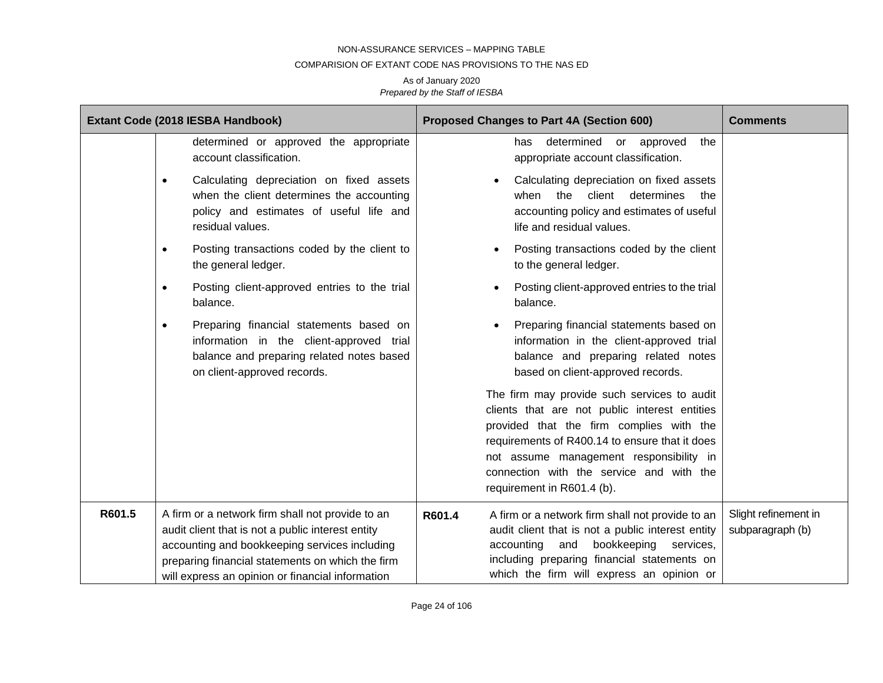| Extant Code (2018 IESBA Handbook) | | Proposed Changes to Part 4A (Section 600) | | Comments |
|---|---|---|---|---|
| | determined or approved the appropriate account classification.<br>• Calculating depreciation on fixed assets when the client determines the accounting policy and estimates of useful life and residual values.<br>• Posting transactions coded by the client to the general ledger.<br>• Posting client-approved entries to the trial balance.<br>• Preparing financial statements based on information in the client-approved trial balance and preparing related notes based on client-approved records. | | has determined or approved the appropriate account classification.<br>• Calculating depreciation on fixed assets when the client determines the accounting policy and estimates of useful life and residual values.<br>• Posting transactions coded by the client to the general ledger.<br>• Posting client-approved entries to the trial balance.<br>• Preparing financial statements based on information in the client-approved trial balance and preparing related notes based on client-approved records.<br>The firm may provide such services to audit clients that are not public interest entities provided that the firm complies with the requirements of R400.14 to ensure that it does not assume management responsibility in connection with the service and with the requirement in R601.4 (b). | |
| **R601.5** | A firm or a network firm shall not provide to an audit client that is not a public interest entity accounting and bookkeeping services including preparing financial statements on which the firm will express an opinion or financial information | **R601.4** | A firm or a network firm shall not provide to an audit client that is not a public interest entity accounting and bookkeeping services, including preparing financial statements on which the firm will express an opinion or | Slight refinement in subparagraph (b) |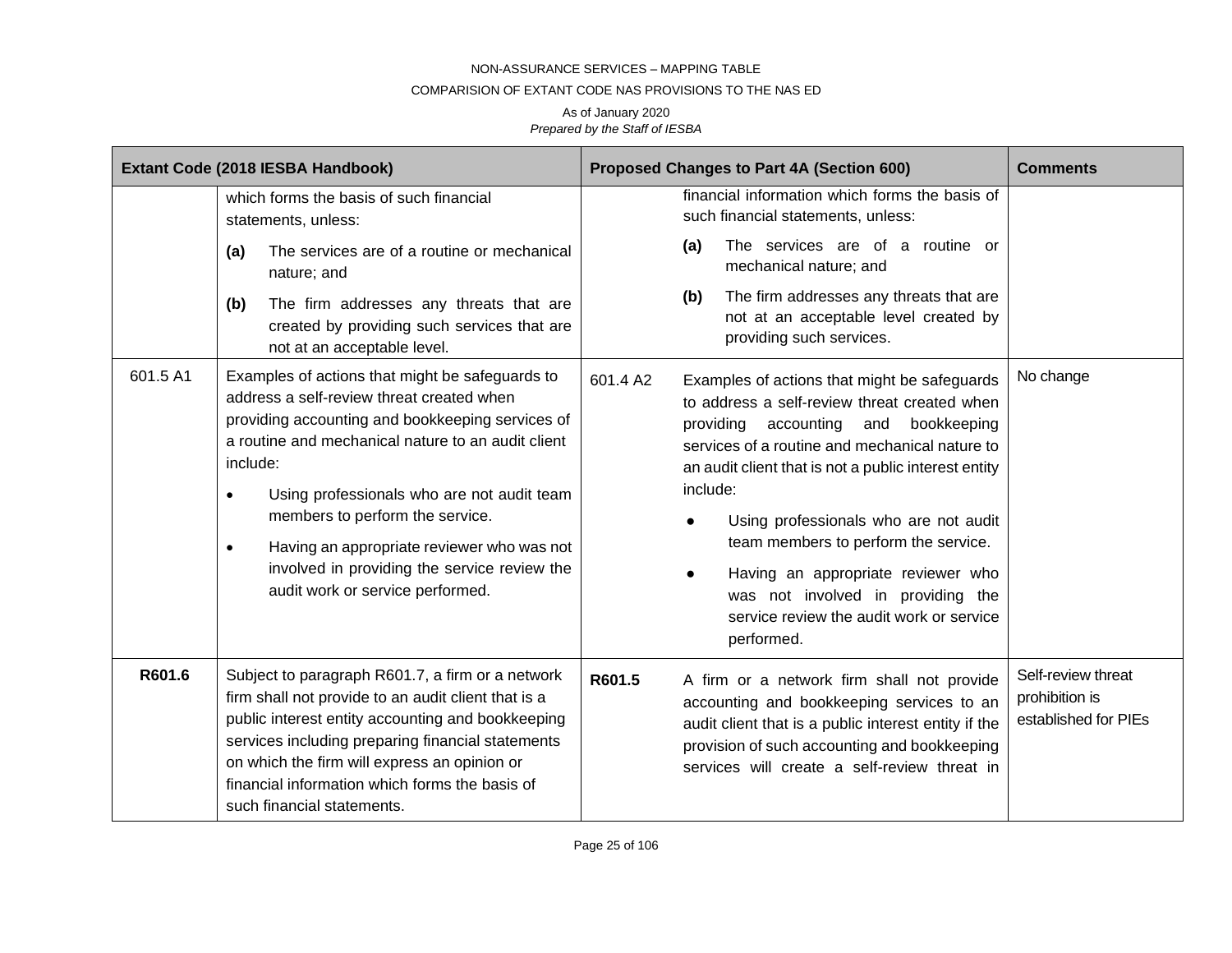| Extant Code (2018 IESBA Handbook) | | Proposed Changes to Part 4A (Section 600) | | Comments |
|---|---|---|---|---|
| | which forms the basis of such financial statements, unless:<br>**(a)** The services are of a routine or mechanical nature; and<br>**(b)** The firm addresses any threats that are created by providing such services that are not at an acceptable level. | | financial information which forms the basis of such financial statements, unless:<br>**(a)** The services are of a routine or mechanical nature; and<br>**(b)** The firm addresses any threats that are not at an acceptable level created by providing such services. | |
| 601.5 A1 | Examples of actions that might be safeguards to address a self-review threat created when providing accounting and bookkeeping services of a routine and mechanical nature to an audit client include:<br>• Using professionals who are not audit team members to perform the service.<br>• Having an appropriate reviewer who was not involved in providing the service review the audit work or service performed. | 601.4 A2 | Examples of actions that might be safeguards to address a self-review threat created when providing accounting and bookkeeping services of a routine and mechanical nature to an audit client that is not a public interest entity include:<br>• Using professionals who are not audit team members to perform the service.<br>• Having an appropriate reviewer who was not involved in providing the service review the audit work or service performed. | No change |
| **R601.6** | Subject to paragraph R601.7, a firm or a network firm shall not provide to an audit client that is a public interest entity accounting and bookkeeping services including preparing financial statements on which the firm will express an opinion or financial information which forms the basis of such financial statements. | **R601.5** | A firm or a network firm shall not provide accounting and bookkeeping services to an audit client that is a public interest entity if the provision of such accounting and bookkeeping services will create a self-review threat in | Self-review threat prohibition is established for PIEs |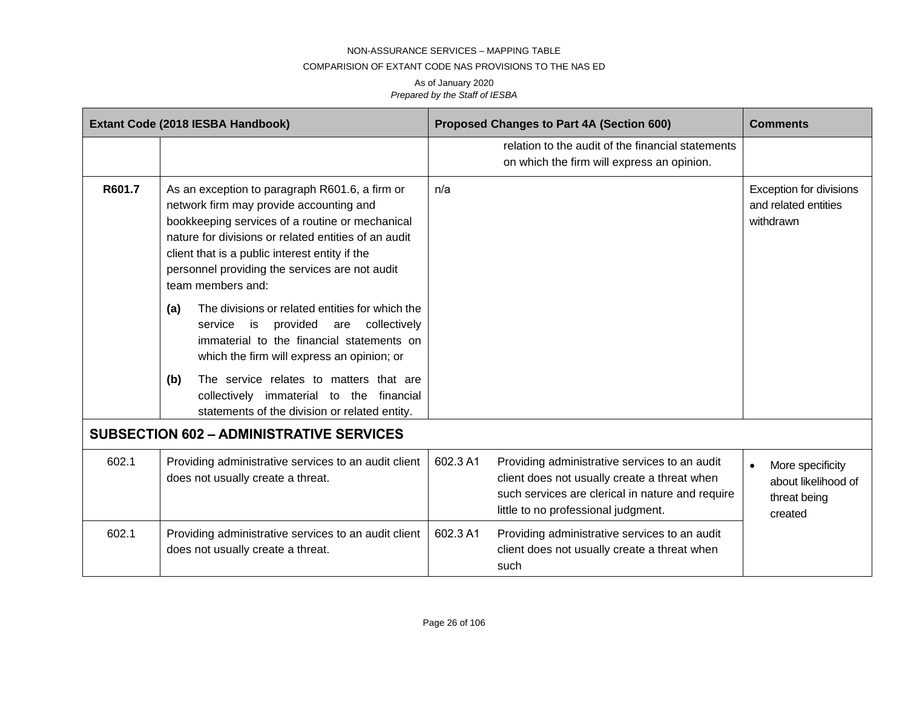NON-ASSURANCE SERVICES – MAPPING TABLE

COMPARISION OF EXTANT CODE NAS PROVISIONS TO THE NAS ED

As of January 2020

*Prepared by the Staff of IESBA*

| Extant Code (2018 IESBA Handbook) | | Proposed Changes to Part 4A (Section 600) | | Comments |
|---|---|---|---|---|
| | | | relation to the audit of the financial statements on which the firm will express an opinion. | |
| **R601.7** | As an exception to paragraph R601.6, a firm or network firm may provide accounting and bookkeeping services of a routine or mechanical nature for divisions or related entities of an audit client that is a public interest entity if the personnel providing the services are not audit team members and: **(a)** The divisions or related entities for which the service is provided are collectively immaterial to the financial statements on which the firm will express an opinion; or **(b)** The service relates to matters that are collectively immaterial to the financial statements of the division or related entity. | n/a | | Exception for divisions and related entities withdrawn |
| **SUBSECTION 602 – ADMINISTRATIVE SERVICES** | | | | |
| 602.1 | Providing administrative services to an audit client does not usually create a threat. | 602.3 A1 | Providing administrative services to an audit client does not usually create a threat when such services are clerical in nature and require little to no professional judgment. | • More specificity about likelihood of threat being created |
| 602.1 | Providing administrative services to an audit client does not usually create a threat. | 602.3 A1 | Providing administrative services to an audit client does not usually create a threat when such | |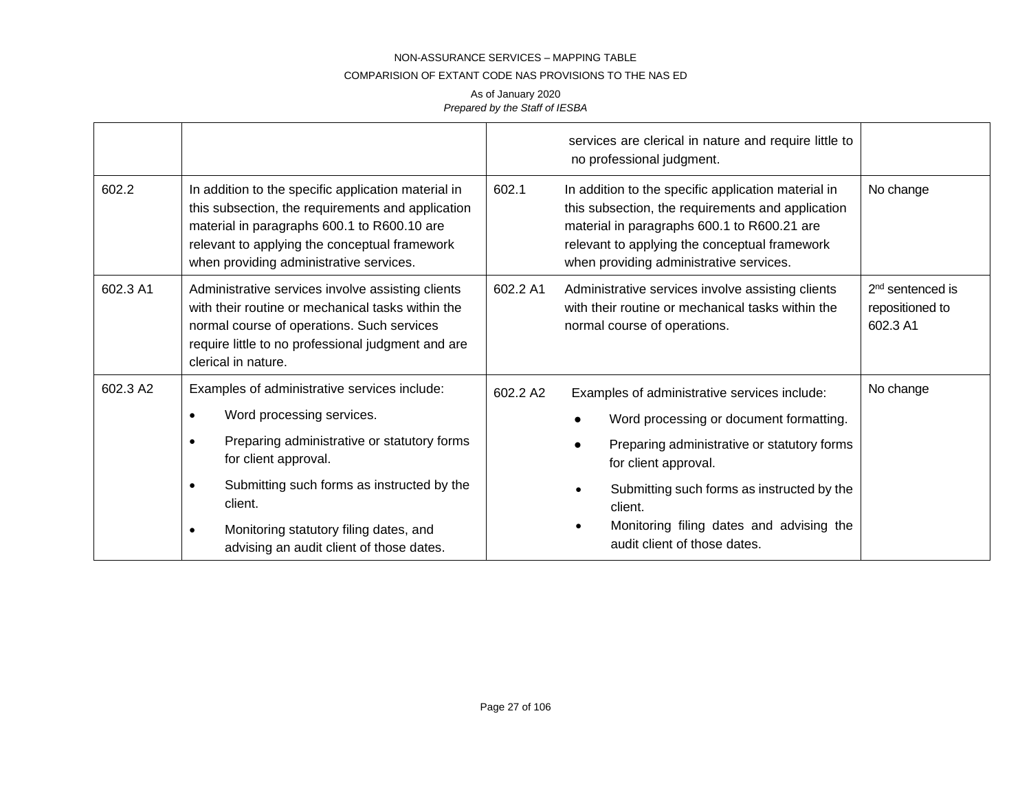| | | | | |
|---|---|---|---|---|
| | | | services are clerical in nature and require little to no professional judgment. | |
| 602.2 | In addition to the specific application material in this subsection, the requirements and application material in paragraphs 600.1 to R600.10 are relevant to applying the conceptual framework when providing administrative services. | 602.1 | In addition to the specific application material in this subsection, the requirements and application material in paragraphs 600.1 to R600.21 are relevant to applying the conceptual framework when providing administrative services. | No change |
| 602.3 A1 | Administrative services involve assisting clients with their routine or mechanical tasks within the normal course of operations. Such services require little to no professional judgment and are clerical in nature. | 602.2 A1 | Administrative services involve assisting clients with their routine or mechanical tasks within the normal course of operations. | 2nd sentenced is repositioned to 602.3 A1 |
| 602.3 A2 | Examples of administrative services include:<br>• Word processing services.<br>• Preparing administrative or statutory forms for client approval.<br>• Submitting such forms as instructed by the client.<br>• Monitoring statutory filing dates, and advising an audit client of those dates. | 602.2 A2 | Examples of administrative services include:<br>• Word processing or document formatting.<br>• Preparing administrative or statutory forms for client approval.<br>• Submitting such forms as instructed by the client.<br>• Monitoring filing dates and advising the audit client of those dates. | No change |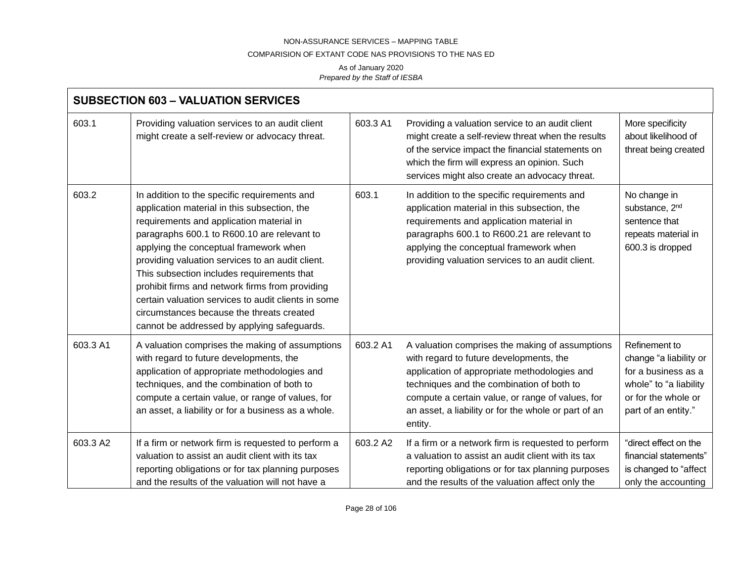## SUBSECTION 603 – VALUATION SERVICES

| | | | | |
|---|---|---|---|---|
| 603.1 | Providing valuation services to an audit client might create a self-review or advocacy threat. | 603.3 A1 | Providing a valuation service to an audit client might create a self-review threat when the results of the service impact the financial statements on which the firm will express an opinion. Such services might also create an advocacy threat. | More specificity about likelihood of threat being created |
| 603.2 | In addition to the specific requirements and application material in this subsection, the requirements and application material in paragraphs 600.1 to R600.10 are relevant to applying the conceptual framework when providing valuation services to an audit client. This subsection includes requirements that prohibit firms and network firms from providing certain valuation services to audit clients in some circumstances because the threats created cannot be addressed by applying safeguards. | 603.1 | In addition to the specific requirements and application material in this subsection, the requirements and application material in paragraphs 600.1 to R600.21 are relevant to applying the conceptual framework when providing valuation services to an audit client. | No change in substance, 2nd sentence that repeats material in 600.3 is dropped |
| 603.3 A1 | A valuation comprises the making of assumptions with regard to future developments, the application of appropriate methodologies and techniques, and the combination of both to compute a certain value, or range of values, for an asset, a liability or for a business as a whole. | 603.2 A1 | A valuation comprises the making of assumptions with regard to future developments, the application of appropriate methodologies and techniques and the combination of both to compute a certain value, or range of values, for an asset, a liability or for the whole or part of an entity. | Refinement to change "a liability or for a business as a whole" to "a liability or for the whole or part of an entity." |
| 603.3 A2 | If a firm or network firm is requested to perform a valuation to assist an audit client with its tax reporting obligations or for tax planning purposes and the results of the valuation will not have a | 603.2 A2 | If a firm or a network firm is requested to perform a valuation to assist an audit client with its tax reporting obligations or for tax planning purposes and the results of the valuation affect only the | "direct effect on the financial statements" is changed to "affect only the accounting |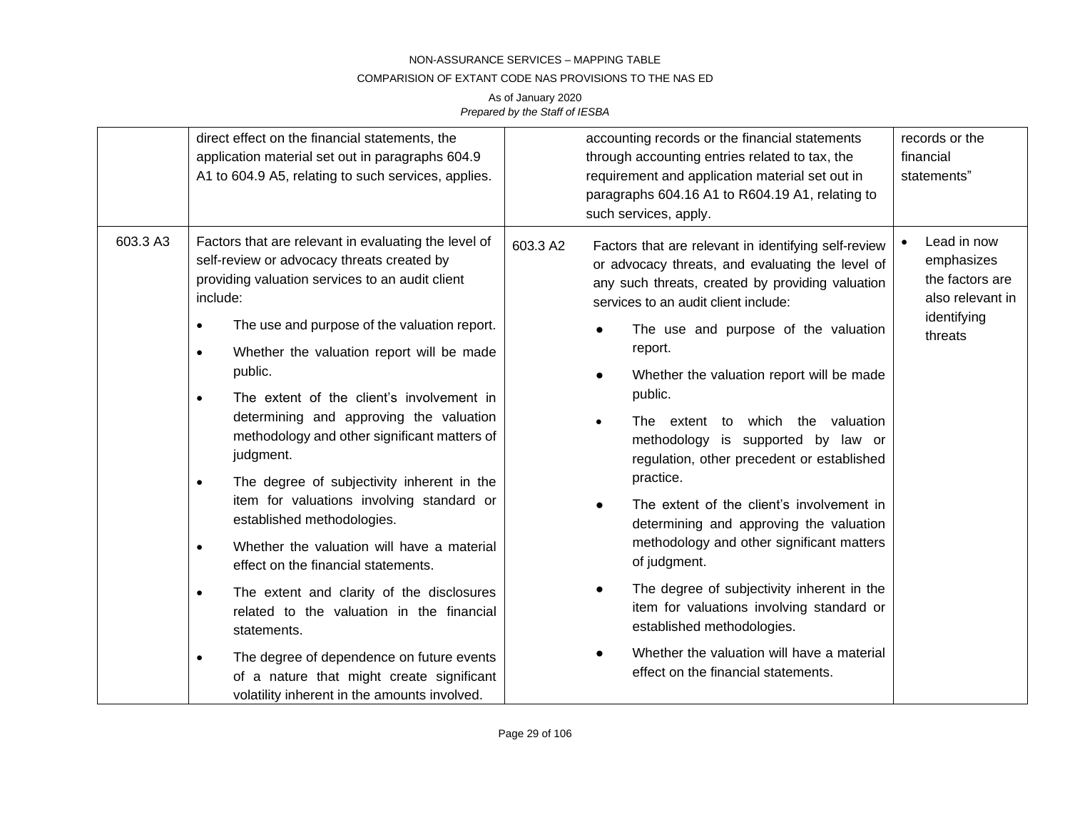| | | | | |
|---|---|---|---|---|
| | direct effect on the financial statements, the application material set out in paragraphs 604.9 A1 to 604.9 A5, relating to such services, applies. | | accounting records or the financial statements through accounting entries related to tax, the requirement and application material set out in paragraphs 604.16 A1 to R604.19 A1, relating to such services, apply. | records or the financial statements" |
| 603.3 A3 | Factors that are relevant in evaluating the level of self-review or advocacy threats created by providing valuation services to an audit client include:<br>• The use and purpose of the valuation report.<br>• Whether the valuation report will be made public.<br>• The extent of the client's involvement in determining and approving the valuation methodology and other significant matters of judgment.<br>• The degree of subjectivity inherent in the item for valuations involving standard or established methodologies.<br>• Whether the valuation will have a material effect on the financial statements.<br>• The extent and clarity of the disclosures related to the valuation in the financial statements.<br>• The degree of dependence on future events of a nature that might create significant volatility inherent in the amounts involved. | 603.3 A2 | Factors that are relevant in identifying self-review or advocacy threats, and evaluating the level of any such threats, created by providing valuation services to an audit client include:<br>● The use and purpose of the valuation report.<br>● Whether the valuation report will be made public.<br>• The extent to which the valuation methodology is supported by law or regulation, other precedent or established practice.<br>● The extent of the client's involvement in determining and approving the valuation methodology and other significant matters of judgment.<br>● The degree of subjectivity inherent in the item for valuations involving standard or established methodologies.<br>● Whether the valuation will have a material effect on the financial statements. | • Lead in now emphasizes the factors are also relevant in identifying threats |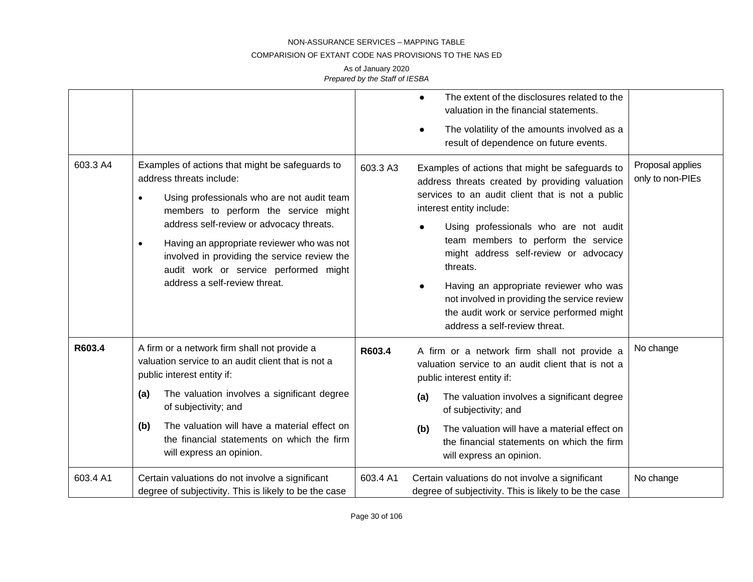| | | | |
|---|---|---|---|
| | | | ● The extent of the disclosures related to the valuation in the financial statements.<br>● The volatility of the amounts involved as a result of dependence on future events. | |
| 603.3 A4 | Examples of actions that might be safeguards to address threats include:<br>• Using professionals who are not audit team members to perform the service might address self-review or advocacy threats.<br>• Having an appropriate reviewer who was not involved in providing the service review the audit work or service performed might address a self-review threat. | 603.3 A3 | Examples of actions that might be safeguards to address threats created by providing valuation services to an audit client that is not a public interest entity include:<br>● Using professionals who are not audit team members to perform the service might address self-review or advocacy threats.<br>● Having an appropriate reviewer who was not involved in providing the service review the audit work or service performed might address a self-review threat. | Proposal applies only to non-PIEs |
| **R603.4** | A firm or a network firm shall not provide a valuation service to an audit client that is not a public interest entity if:<br>**(a)** The valuation involves a significant degree of subjectivity; and<br>**(b)** The valuation will have a material effect on the financial statements on which the firm will express an opinion. | **R603.4** | A firm or a network firm shall not provide a valuation service to an audit client that is not a public interest entity if:<br>**(a)** The valuation involves a significant degree of subjectivity; and<br>**(b)** The valuation will have a material effect on the financial statements on which the firm will express an opinion. | No change |
| 603.4 A1 | Certain valuations do not involve a significant degree of subjectivity. This is likely to be the case | 603.4 A1 | Certain valuations do not involve a significant degree of subjectivity. This is likely to be the case | No change |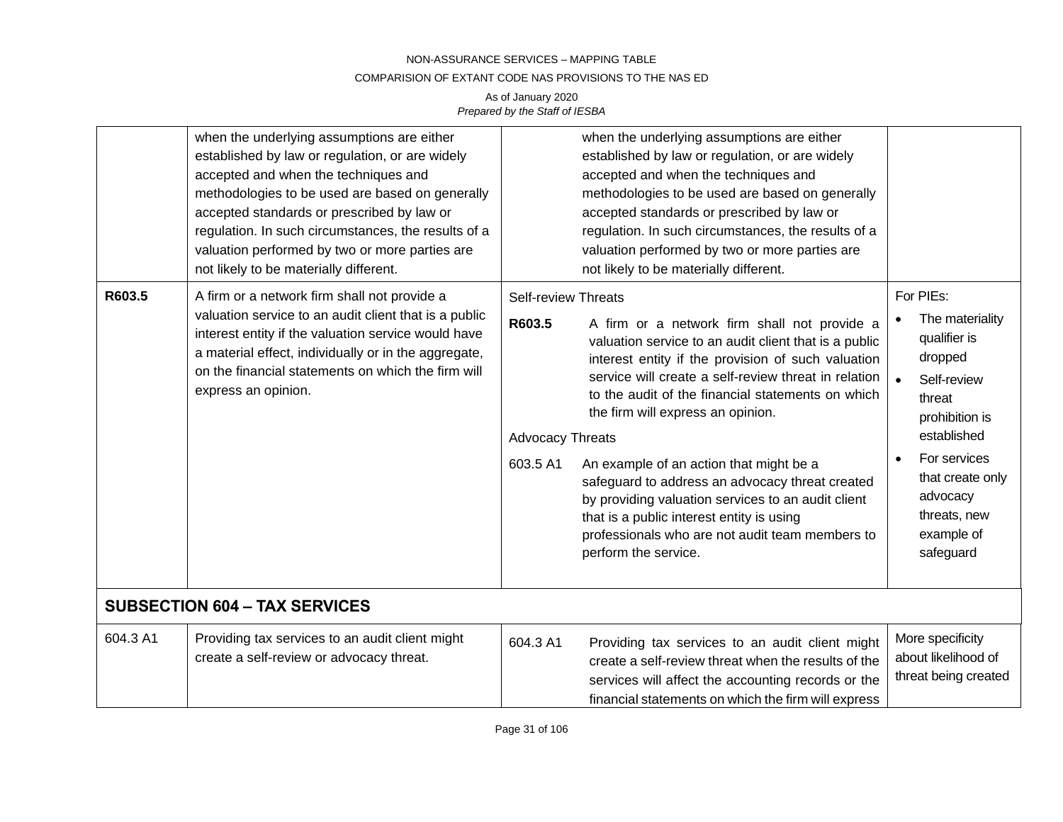| | | | |
|---|---|---|---|
| | when the underlying assumptions are either established by law or regulation, or are widely accepted and when the techniques and methodologies to be used are based on generally accepted standards or prescribed by law or regulation. In such circumstances, the results of a valuation performed by two or more parties are not likely to be materially different. | when the underlying assumptions are either established by law or regulation, or are widely accepted and when the techniques and methodologies to be used are based on generally accepted standards or prescribed by law or regulation. In such circumstances, the results of a valuation performed by two or more parties are not likely to be materially different. | |
| **R603.5** | A firm or a network firm shall not provide a valuation service to an audit client that is a public interest entity if the valuation service would have a material effect, individually or in the aggregate, on the financial statements on which the firm will express an opinion. | Self-review Threats<br>**R603.5** A firm or a network firm shall not provide a valuation service to an audit client that is a public interest entity if the provision of such valuation service will create a self-review threat in relation to the audit of the financial statements on which the firm will express an opinion.<br>Advocacy Threats<br>603.5 A1 An example of an action that might be a safeguard to address an advocacy threat created by providing valuation services to an audit client that is a public interest entity is using professionals who are not audit team members to perform the service. | For PIEs:<br>• The materiality qualifier is dropped<br>• Self-review threat prohibition is established<br>• For services that create only advocacy threats, new example of safeguard |
| **SUBSECTION 604 – TAX SERVICES** | | | |
| 604.3 A1 | Providing tax services to an audit client might create a self-review or advocacy threat. | 604.3 A1 Providing tax services to an audit client might create a self-review threat when the results of the services will affect the accounting records or the financial statements on which the firm will express | More specificity about likelihood of threat being created |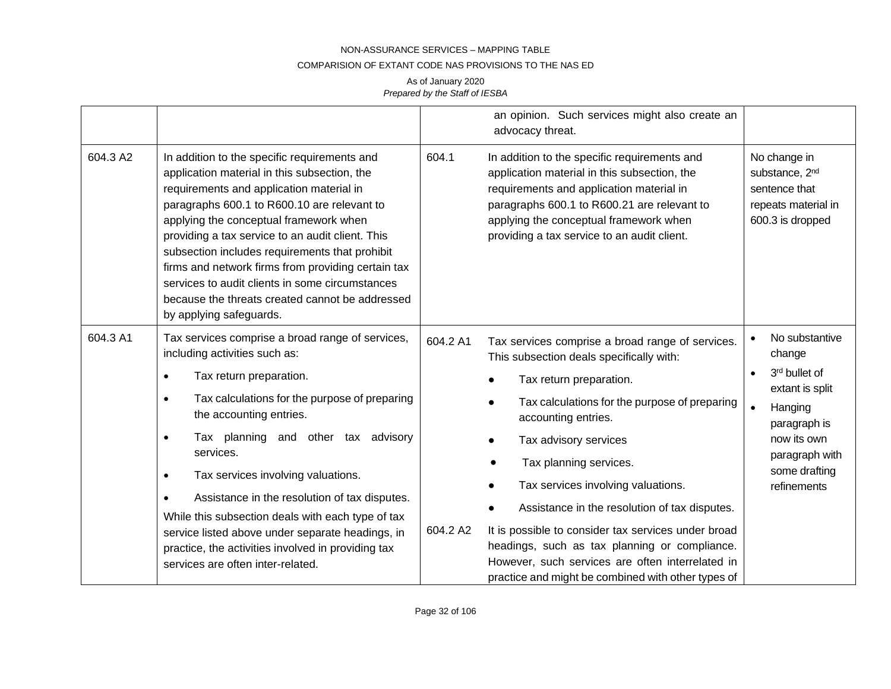| | | | | |
|---|---|---|---|---|
| | | | an opinion. Such services might also create an advocacy threat. | |
| 604.3 A2 | In addition to the specific requirements and application material in this subsection, the requirements and application material in paragraphs 600.1 to R600.10 are relevant to applying the conceptual framework when providing a tax service to an audit client. This subsection includes requirements that prohibit firms and network firms from providing certain tax services to audit clients in some circumstances because the threats created cannot be addressed by applying safeguards. | 604.1 | In addition to the specific requirements and application material in this subsection, the requirements and application material in paragraphs 600.1 to R600.21 are relevant to applying the conceptual framework when providing a tax service to an audit client. | No change in substance, 2nd sentence that repeats material in 600.3 is dropped |
| 604.3 A1 | Tax services comprise a broad range of services, including activities such as:<br>• Tax return preparation.<br>• Tax calculations for the purpose of preparing the accounting entries.<br>• Tax planning and other tax advisory services.<br>• Tax services involving valuations.<br>• Assistance in the resolution of tax disputes.<br>While this subsection deals with each type of tax service listed above under separate headings, in practice, the activities involved in providing tax services are often inter-related. | 604.2 A1<br><br><br><br><br><br><br><br>604.2 A2 | Tax services comprise a broad range of services. This subsection deals specifically with:<br>• Tax return preparation.<br>• Tax calculations for the purpose of preparing accounting entries.<br>• Tax advisory services<br>• Tax planning services.<br>• Tax services involving valuations.<br>• Assistance in the resolution of tax disputes.<br><br>It is possible to consider tax services under broad headings, such as tax planning or compliance. However, such services are often interrelated in practice and might be combined with other types of | • No substantive change<br>• 3rd bullet of extant is split<br>• Hanging paragraph is now its own paragraph with some drafting refinements |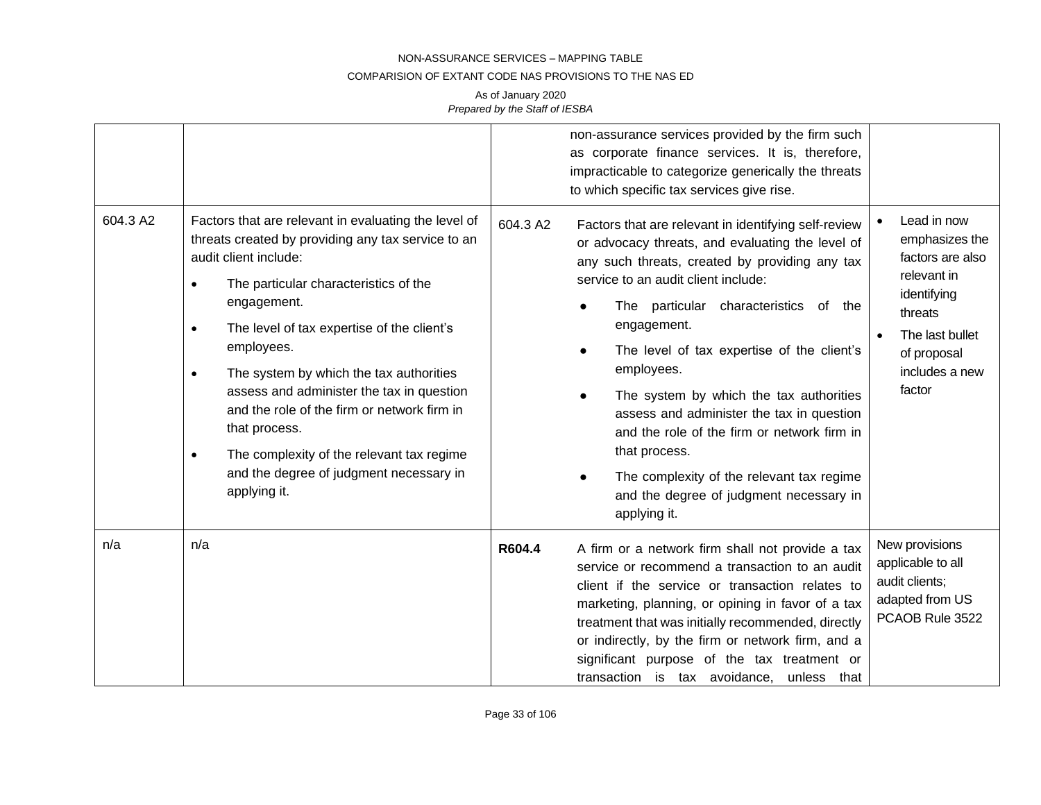| | | | | |
|---|---|---|---|---|
| | | | non-assurance services provided by the firm such as corporate finance services. It is, therefore, impracticable to categorize generically the threats to which specific tax services give rise. | |
| 604.3 A2 | Factors that are relevant in evaluating the level of threats created by providing any tax service to an audit client include:<br>• The particular characteristics of the engagement.<br>• The level of tax expertise of the client's employees.<br>• The system by which the tax authorities assess and administer the tax in question and the role of the firm or network firm in that process.<br>• The complexity of the relevant tax regime and the degree of judgment necessary in applying it. | 604.3 A2 | Factors that are relevant in identifying self-review or advocacy threats, and evaluating the level of any such threats, created by providing any tax service to an audit client include:<br>● The particular characteristics of the engagement.<br>● The level of tax expertise of the client's employees.<br>● The system by which the tax authorities assess and administer the tax in question and the role of the firm or network firm in that process.<br>● The complexity of the relevant tax regime and the degree of judgment necessary in applying it. | • Lead in now emphasizes the factors are also relevant in identifying threats<br>• The last bullet of proposal includes a new factor |
| n/a | n/a | **R604.4** | A firm or a network firm shall not provide a tax service or recommend a transaction to an audit client if the service or transaction relates to marketing, planning, or opining in favor of a tax treatment that was initially recommended, directly or indirectly, by the firm or network firm, and a significant purpose of the tax treatment or transaction is tax avoidance, unless that | New provisions applicable to all audit clients; adapted from US PCAOB Rule 3522 |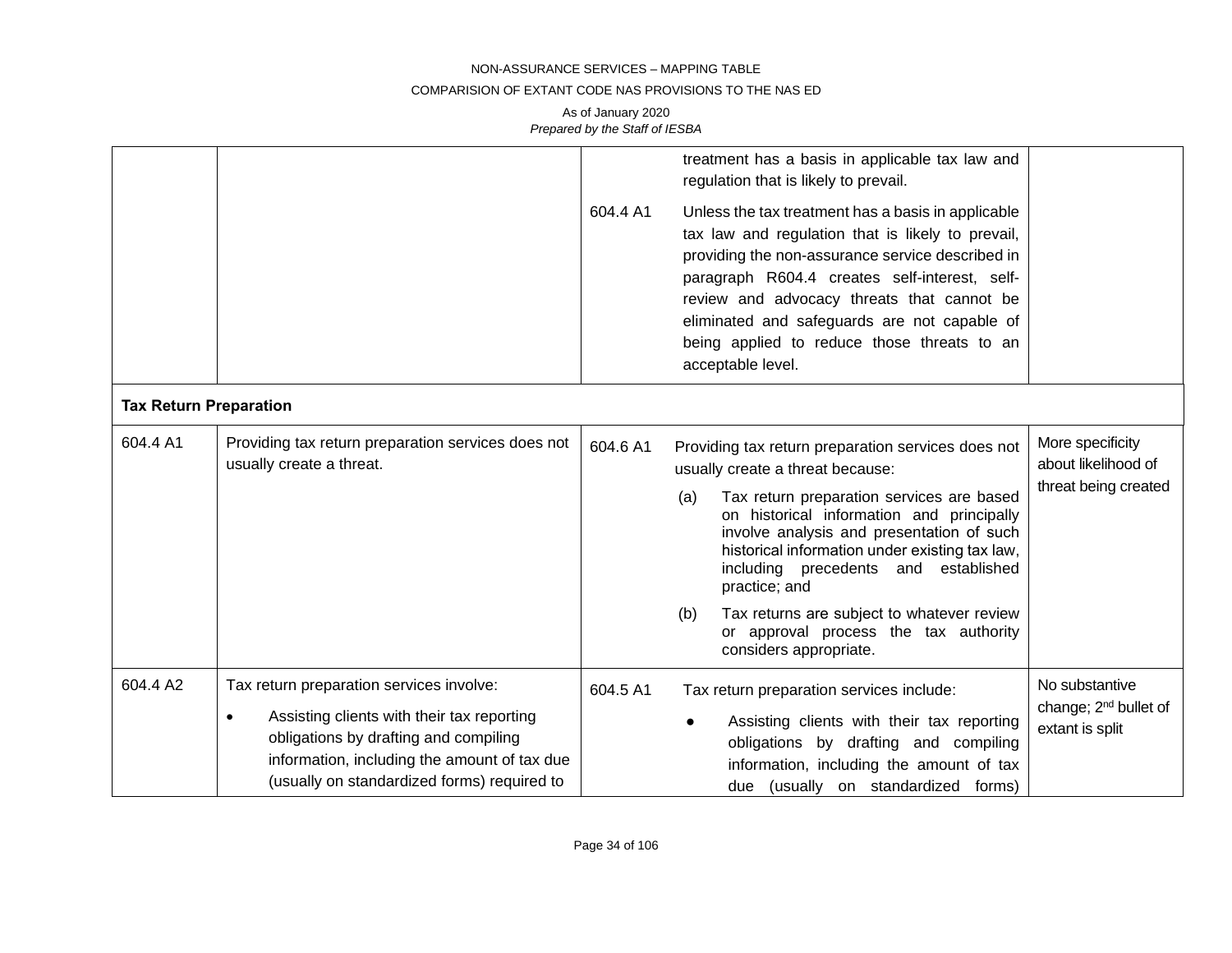| | | | | |
|---|---|---|---|---|
| | | | treatment has a basis in applicable tax law and regulation that is likely to prevail. | |
| | | 604.4 A1 | Unless the tax treatment has a basis in applicable tax law and regulation that is likely to prevail, providing the non-assurance service described in paragraph R604.4 creates self-interest, self-review and advocacy threats that cannot be eliminated and safeguards are not capable of being applied to reduce those threats to an acceptable level. | |
| **Tax Return Preparation** | | | | |
| 604.4 A1 | Providing tax return preparation services does not usually create a threat. | 604.6 A1 | Providing tax return preparation services does not usually create a threat because:<br>(a) Tax return preparation services are based on historical information and principally involve analysis and presentation of such historical information under existing tax law, including precedents and established practice; and<br>(b) Tax returns are subject to whatever review or approval process the tax authority considers appropriate. | More specificity about likelihood of threat being created |
| 604.4 A2 | Tax return preparation services involve:<br>• Assisting clients with their tax reporting obligations by drafting and compiling information, including the amount of tax due (usually on standardized forms) required to | 604.5 A1 | Tax return preparation services include:<br>● Assisting clients with their tax reporting obligations by drafting and compiling information, including the amount of tax due (usually on standardized forms) | No substantive change; 2nd bullet of extant is split |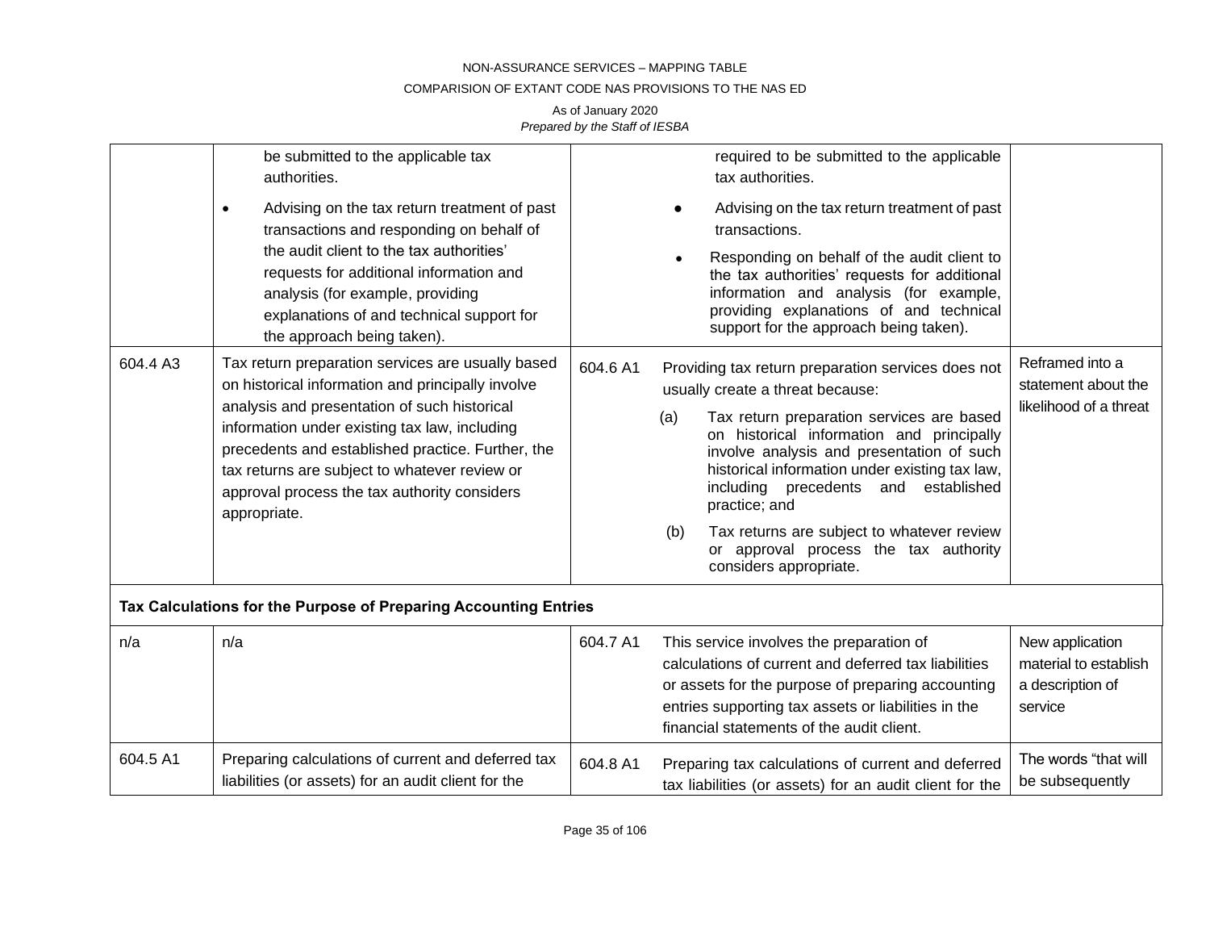| | | | |
|---|---|---|---|
| | be submitted to the applicable tax authorities.<br>• Advising on the tax return treatment of past transactions and responding on behalf of the audit client to the tax authorities' requests for additional information and analysis (for example, providing explanations of and technical support for the approach being taken). | required to be submitted to the applicable tax authorities.<br>• Advising on the tax return treatment of past transactions.<br>• Responding on behalf of the audit client to the tax authorities' requests for additional information and analysis (for example, providing explanations of and technical support for the approach being taken). | |
| 604.4 A3 | Tax return preparation services are usually based on historical information and principally involve analysis and presentation of such historical information under existing tax law, including precedents and established practice. Further, the tax returns are subject to whatever review or approval process the tax authority considers appropriate. | 604.6 A1 Providing tax return preparation services does not usually create a threat because:<br>(a) Tax return preparation services are based on historical information and principally involve analysis and presentation of such historical information under existing tax law, including precedents and established practice; and<br>(b) Tax returns are subject to whatever review or approval process the tax authority considers appropriate. | Reframed into a statement about the likelihood of a threat |
| **Tax Calculations for the Purpose of Preparing Accounting Entries** | | | |
| n/a | n/a | 604.7 A1 This service involves the preparation of calculations of current and deferred tax liabilities or assets for the purpose of preparing accounting entries supporting tax assets or liabilities in the financial statements of the audit client. | New application material to establish a description of service |
| 604.5 A1 | Preparing calculations of current and deferred tax liabilities (or assets) for an audit client for the | 604.8 A1 Preparing tax calculations of current and deferred tax liabilities (or assets) for an audit client for the | The words "that will be subsequently |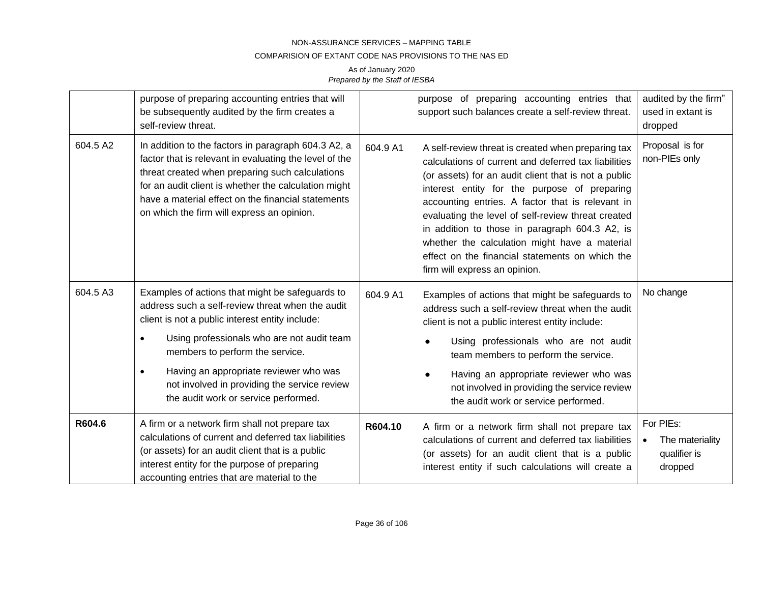| | | | | |
|---|---|---|---|---|
| | purpose of preparing accounting entries that will be subsequently audited by the firm creates a self-review threat. | | purpose of preparing accounting entries that support such balances create a self-review threat. | audited by the firm" used in extant is dropped |
| 604.5 A2 | In addition to the factors in paragraph 604.3 A2, a factor that is relevant in evaluating the level of the threat created when preparing such calculations for an audit client is whether the calculation might have a material effect on the financial statements on which the firm will express an opinion. | 604.9 A1 | A self-review threat is created when preparing tax calculations of current and deferred tax liabilities (or assets) for an audit client that is not a public interest entity for the purpose of preparing accounting entries. A factor that is relevant in evaluating the level of self-review threat created in addition to those in paragraph 604.3 A2, is whether the calculation might have a material effect on the financial statements on which the firm will express an opinion. | Proposal is for non-PIEs only |
| 604.5 A3 | Examples of actions that might be safeguards to address such a self-review threat when the audit client is not a public interest entity include:<br>• Using professionals who are not audit team members to perform the service.<br>• Having an appropriate reviewer who was not involved in providing the service review the audit work or service performed. | 604.9 A1 | Examples of actions that might be safeguards to address such a self-review threat when the audit client is not a public interest entity include:<br>• Using professionals who are not audit team members to perform the service.<br>• Having an appropriate reviewer who was not involved in providing the service review the audit work or service performed. | No change |
| **R604.6** | A firm or a network firm shall not prepare tax calculations of current and deferred tax liabilities (or assets) for an audit client that is a public interest entity for the purpose of preparing accounting entries that are material to the | **R604.10** | A firm or a network firm shall not prepare tax calculations of current and deferred tax liabilities (or assets) for an audit client that is a public interest entity if such calculations will create a | For PIEs:<br>• The materiality qualifier is dropped |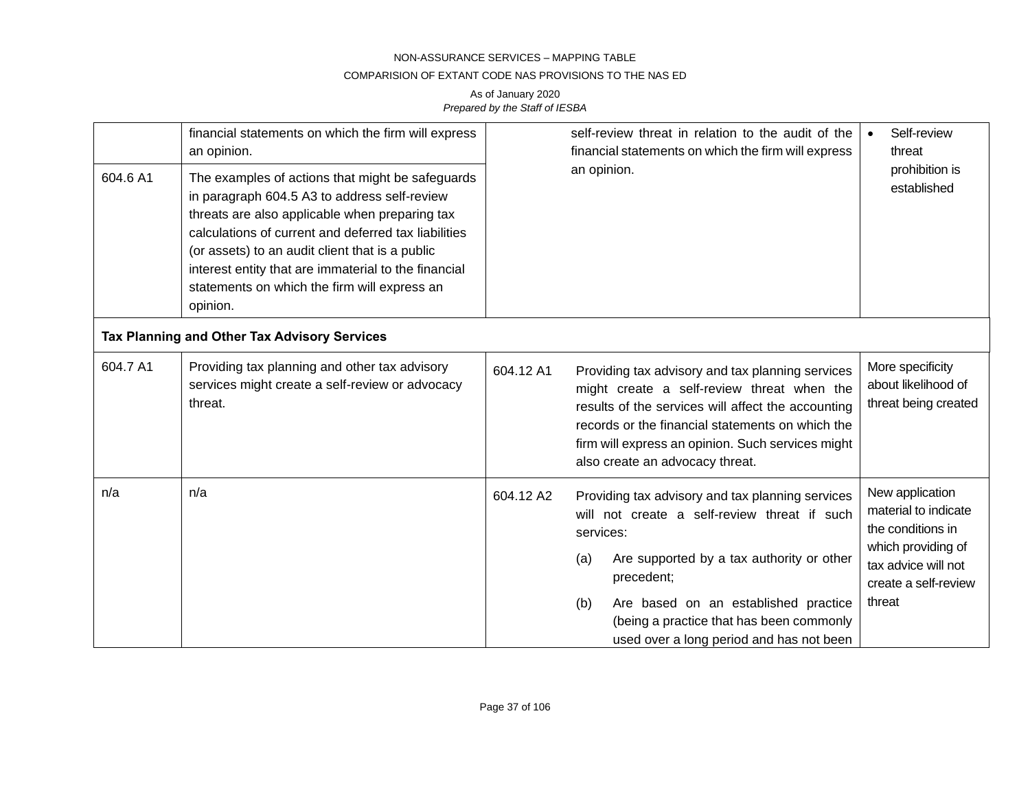| | | | | |
|---|---|---|---|---|
| | financial statements on which the firm will express an opinion. | | self-review threat in relation to the audit of the financial statements on which the firm will express an opinion. | • Self-review threat prohibition is established |
| 604.6 A1 | The examples of actions that might be safeguards in paragraph 604.5 A3 to address self-review threats are also applicable when preparing tax calculations of current and deferred tax liabilities (or assets) to an audit client that is a public interest entity that are immaterial to the financial statements on which the firm will express an opinion. | | | |
| **Tax Planning and Other Tax Advisory Services** | | | | |
| 604.7 A1 | Providing tax planning and other tax advisory services might create a self-review or advocacy threat. | 604.12 A1 | Providing tax advisory and tax planning services might create a self-review threat when the results of the services will affect the accounting records or the financial statements on which the firm will express an opinion. Such services might also create an advocacy threat. | More specificity about likelihood of threat being created |
| n/a | n/a | 604.12 A2 | Providing tax advisory and tax planning services will not create a self-review threat if such services:<br>(a) Are supported by a tax authority or other precedent;<br>(b) Are based on an established practice (being a practice that has been commonly used over a long period and has not been | New application material to indicate the conditions in which providing of tax advice will not create a self-review threat |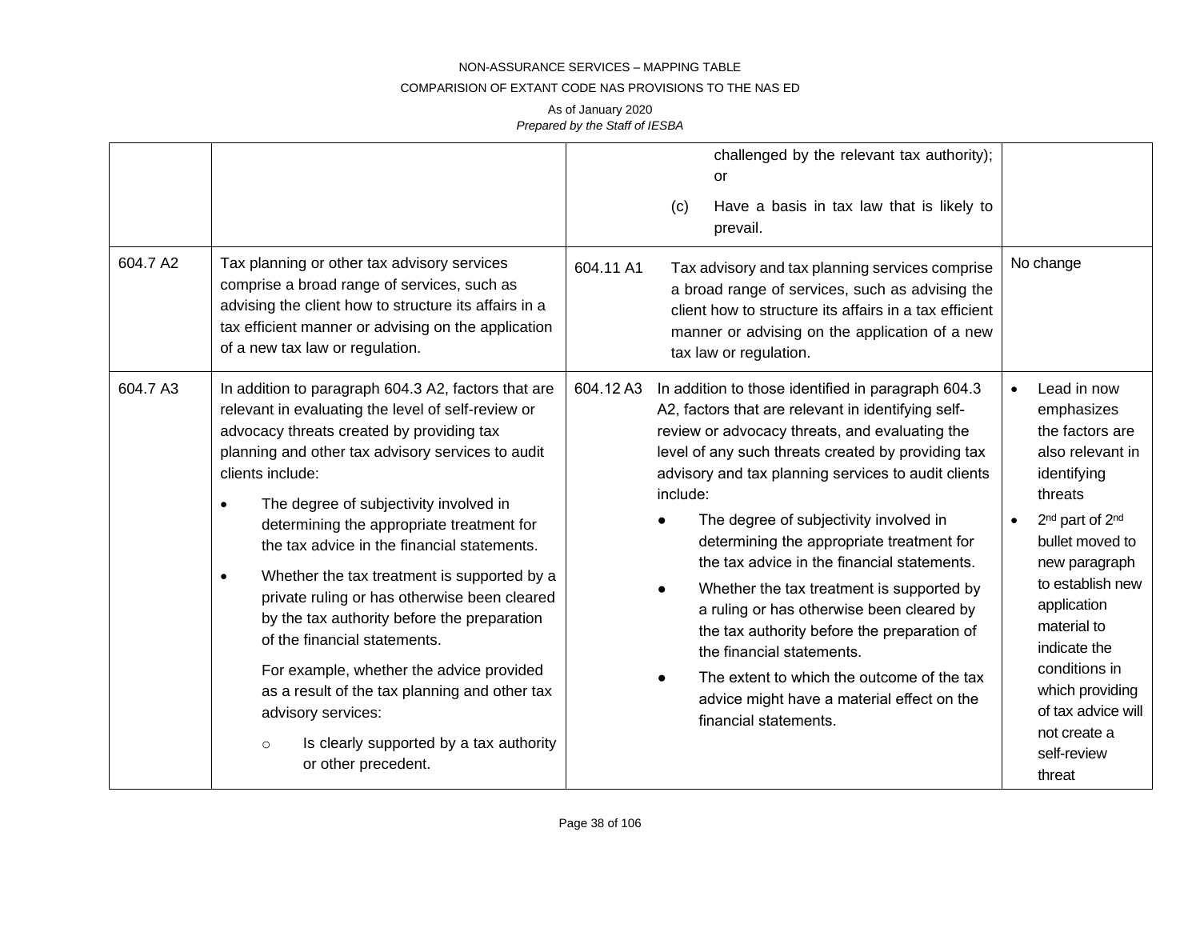| | | | |
|---|---|---|---|
| | | challenged by the relevant tax authority); or<br>(c) Have a basis in tax law that is likely to prevail. | |
| 604.7 A2 | Tax planning or other tax advisory services comprise a broad range of services, such as advising the client how to structure its affairs in a tax efficient manner or advising on the application of a new tax law or regulation. | 604.11 A1 Tax advisory and tax planning services comprise a broad range of services, such as advising the client how to structure its affairs in a tax efficient manner or advising on the application of a new tax law or regulation. | No change |
| 604.7 A3 | In addition to paragraph 604.3 A2, factors that are relevant in evaluating the level of self-review or advocacy threats created by providing tax planning and other tax advisory services to audit clients include:<br>• The degree of subjectivity involved in determining the appropriate treatment for the tax advice in the financial statements.<br>• Whether the tax treatment is supported by a private ruling or has otherwise been cleared by the tax authority before the preparation of the financial statements.<br>For example, whether the advice provided as a result of the tax planning and other tax advisory services:<br>○ Is clearly supported by a tax authority or other precedent. | 604.12 A3 In addition to those identified in paragraph 604.3 A2, factors that are relevant in identifying self-review or advocacy threats, and evaluating the level of any such threats created by providing tax advisory and tax planning services to audit clients include:<br>• The degree of subjectivity involved in determining the appropriate treatment for the tax advice in the financial statements.<br>• Whether the tax treatment is supported by a ruling or has otherwise been cleared by the tax authority before the preparation of the financial statements.<br>• The extent to which the outcome of the tax advice might have a material effect on the financial statements. | • Lead in now emphasizes the factors are also relevant in identifying threats<br>• 2nd part of 2nd bullet moved to new paragraph to establish new application material to indicate the conditions in which providing of tax advice will not create a self-review threat |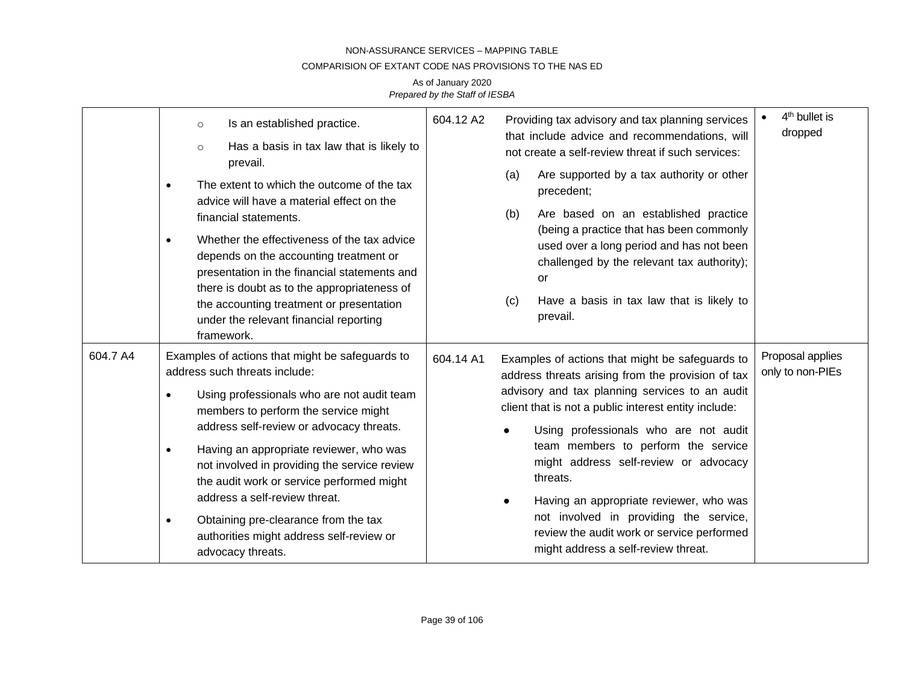| | | | | |
|---|---|---|---|---|
| | ○ Is an established practice.<br>○ Has a basis in tax law that is likely to prevail.<br>• The extent to which the outcome of the tax advice will have a material effect on the financial statements.<br>• Whether the effectiveness of the tax advice depends on the accounting treatment or presentation in the financial statements and there is doubt as to the appropriateness of the accounting treatment or presentation under the relevant financial reporting framework. | 604.12 A2 | Providing tax advisory and tax planning services that include advice and recommendations, will not create a self-review threat if such services:<br>(a) Are supported by a tax authority or other precedent;<br>(b) Are based on an established practice (being a practice that has been commonly used over a long period and has not been challenged by the relevant tax authority); or<br>(c) Have a basis in tax law that is likely to prevail. | • 4th bullet is dropped |
| 604.7 A4 | Examples of actions that might be safeguards to address such threats include:<br>• Using professionals who are not audit team members to perform the service might address self-review or advocacy threats.<br>• Having an appropriate reviewer, who was not involved in providing the service review the audit work or service performed might address a self-review threat.<br>• Obtaining pre-clearance from the tax authorities might address self-review or advocacy threats. | 604.14 A1 | Examples of actions that might be safeguards to address threats arising from the provision of tax advisory and tax planning services to an audit client that is not a public interest entity include:<br>● Using professionals who are not audit team members to perform the service might address self-review or advocacy threats.<br>● Having an appropriate reviewer, who was not involved in providing the service, review the audit work or service performed might address a self-review threat. | Proposal applies only to non-PIEs |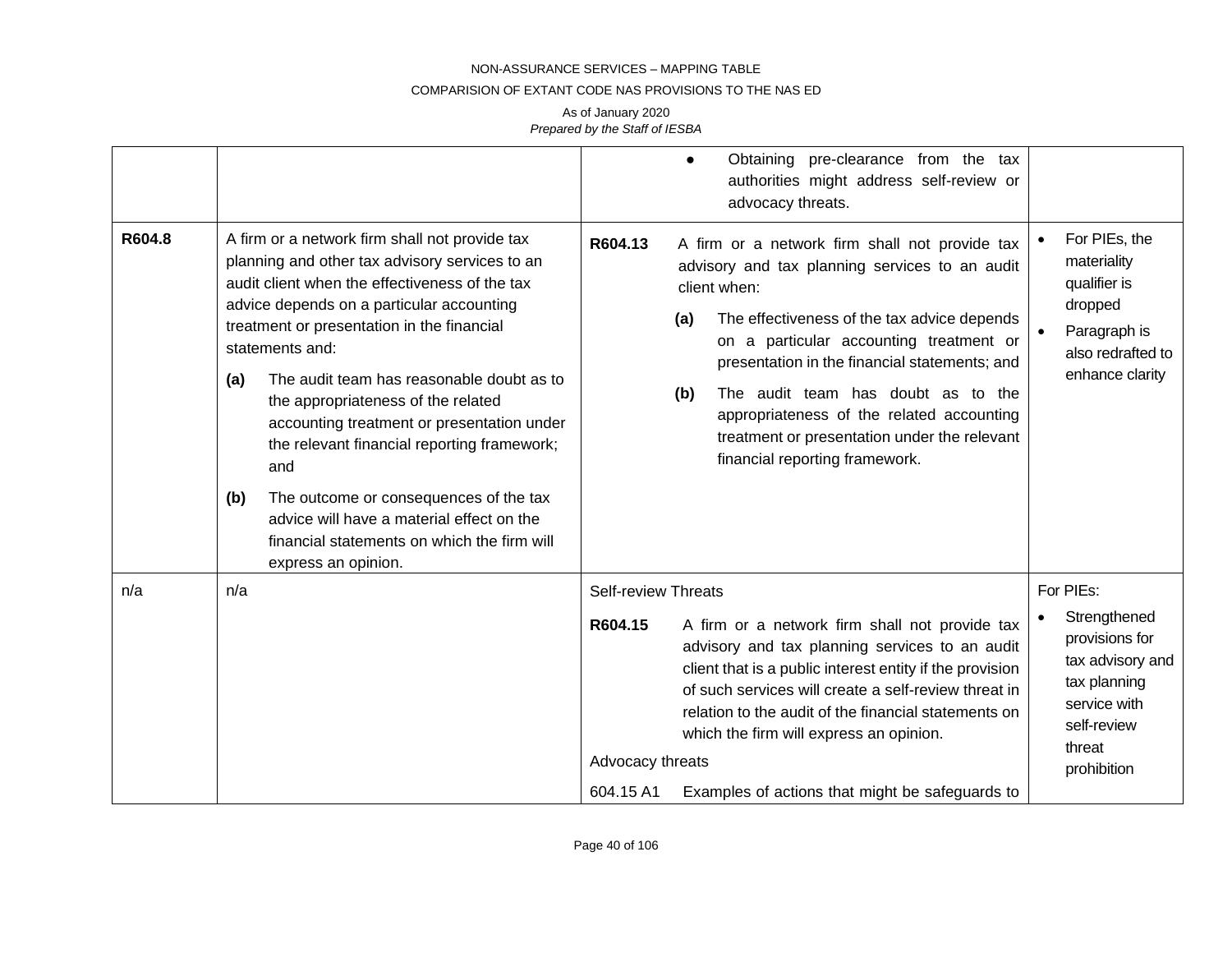| | | | |
|---|---|---|---|
| | | • Obtaining pre-clearance from the tax authorities might address self-review or advocacy threats. | |
| **R604.8** | A firm or a network firm shall not provide tax planning and other tax advisory services to an audit client when the effectiveness of the tax advice depends on a particular accounting treatment or presentation in the financial statements and:<br><br>**(a)** The audit team has reasonable doubt as to the appropriateness of the related accounting treatment or presentation under the relevant financial reporting framework; and<br><br>**(b)** The outcome or consequences of the tax advice will have a material effect on the financial statements on which the firm will express an opinion. | **R604.13** A firm or a network firm shall not provide tax advisory and tax planning services to an audit client when:<br><br>**(a)** The effectiveness of the tax advice depends on a particular accounting treatment or presentation in the financial statements; and<br><br>**(b)** The audit team has doubt as to the appropriateness of the related accounting treatment or presentation under the relevant financial reporting framework. | • For PIEs, the materiality qualifier is dropped<br>• Paragraph is also redrafted to enhance clarity |
| n/a | n/a | Self-review Threats<br><br>**R604.15** A firm or a network firm shall not provide tax advisory and tax planning services to an audit client that is a public interest entity if the provision of such services will create a self-review threat in relation to the audit of the financial statements on which the firm will express an opinion.<br><br>Advocacy threats<br><br>604.15 A1 Examples of actions that might be safeguards to | For PIEs:<br>• Strengthened provisions for tax advisory and tax planning service with self-review threat prohibition |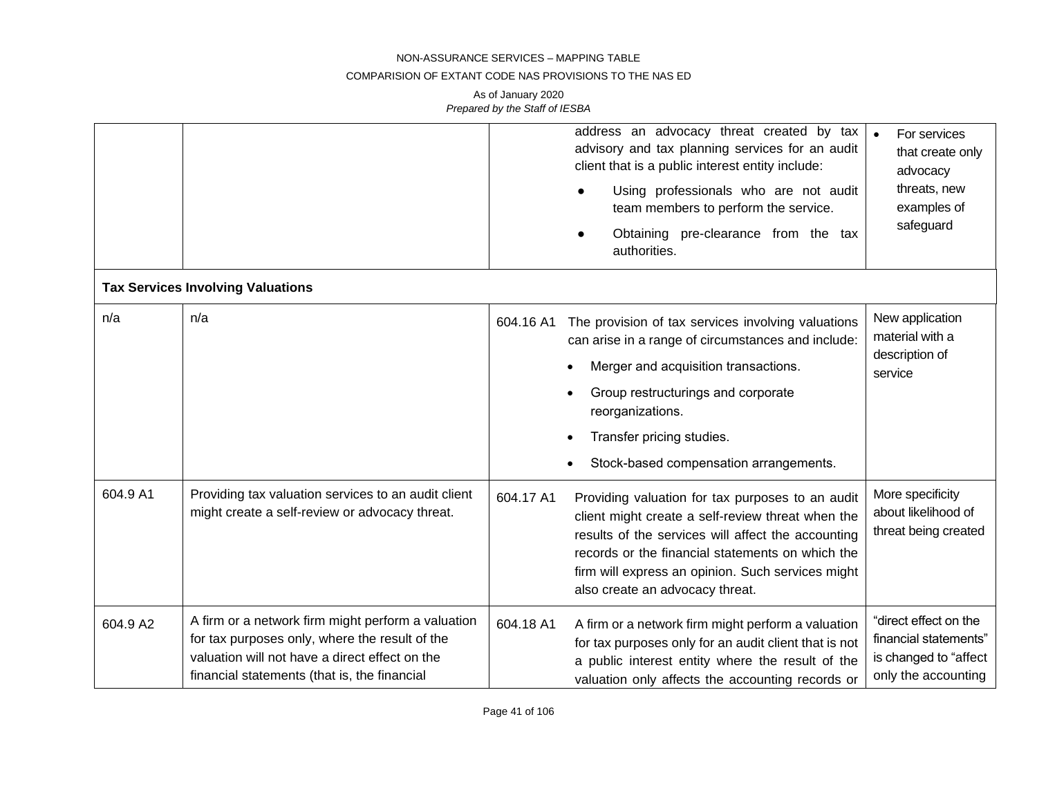| | | | | |
|---|---|---|---|---|
| | | | address an advocacy threat created by tax advisory and tax planning services for an audit client that is a public interest entity include:<br>● Using professionals who are not audit team members to perform the service.<br>● Obtaining pre-clearance from the tax authorities. | • For services that create only advocacy threats, new examples of safeguard |
| **Tax Services Involving Valuations** | | | | |
| n/a | n/a | 604.16 A1 | The provision of tax services involving valuations can arise in a range of circumstances and include:<br>• Merger and acquisition transactions.<br>• Group restructurings and corporate reorganizations.<br>• Transfer pricing studies.<br>• Stock-based compensation arrangements. | New application material with a description of service |
| 604.9 A1 | Providing tax valuation services to an audit client might create a self-review or advocacy threat. | 604.17 A1 | Providing valuation for tax purposes to an audit client might create a self-review threat when the results of the services will affect the accounting records or the financial statements on which the firm will express an opinion. Such services might also create an advocacy threat. | More specificity about likelihood of threat being created |
| 604.9 A2 | A firm or a network firm might perform a valuation for tax purposes only, where the result of the valuation will not have a direct effect on the financial statements (that is, the financial | 604.18 A1 | A firm or a network firm might perform a valuation for tax purposes only for an audit client that is not a public interest entity where the result of the valuation only affects the accounting records or | "direct effect on the financial statements" is changed to "affect only the accounting |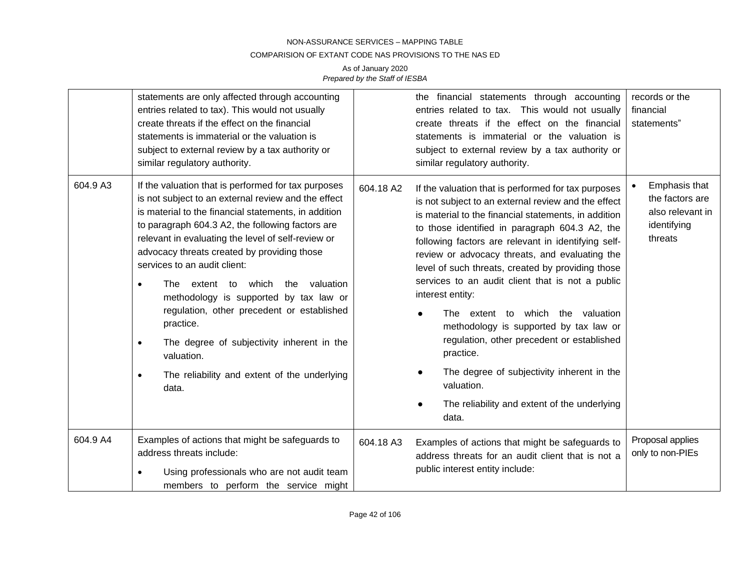| | | | | |
|---|---|---|---|---|
| | statements are only affected through accounting entries related to tax). This would not usually create threats if the effect on the financial statements is immaterial or the valuation is subject to external review by a tax authority or similar regulatory authority. | | the financial statements through accounting entries related to tax. This would not usually create threats if the effect on the financial statements is immaterial or the valuation is subject to external review by a tax authority or similar regulatory authority. | records or the financial statements" |
| 604.9 A3 | If the valuation that is performed for tax purposes is not subject to an external review and the effect is material to the financial statements, in addition to paragraph 604.3 A2, the following factors are relevant in evaluating the level of self-review or advocacy threats created by providing those services to an audit client:<br>• The extent to which the valuation methodology is supported by tax law or regulation, other precedent or established practice.<br>• The degree of subjectivity inherent in the valuation.<br>• The reliability and extent of the underlying data. | 604.18 A2 | If the valuation that is performed for tax purposes is not subject to an external review and the effect is material to the financial statements, in addition to those identified in paragraph 604.3 A2, the following factors are relevant in identifying self-review or advocacy threats, and evaluating the level of such threats, created by providing those services to an audit client that is not a public interest entity:<br>● The extent to which the valuation methodology is supported by tax law or regulation, other precedent or established practice.<br>● The degree of subjectivity inherent in the valuation.<br>● The reliability and extent of the underlying data. | • Emphasis that the factors are also relevant in identifying threats |
| 604.9 A4 | Examples of actions that might be safeguards to address threats include:<br>• Using professionals who are not audit team members to perform the service might | 604.18 A3 | Examples of actions that might be safeguards to address threats for an audit client that is not a public interest entity include: | Proposal applies only to non-PIEs |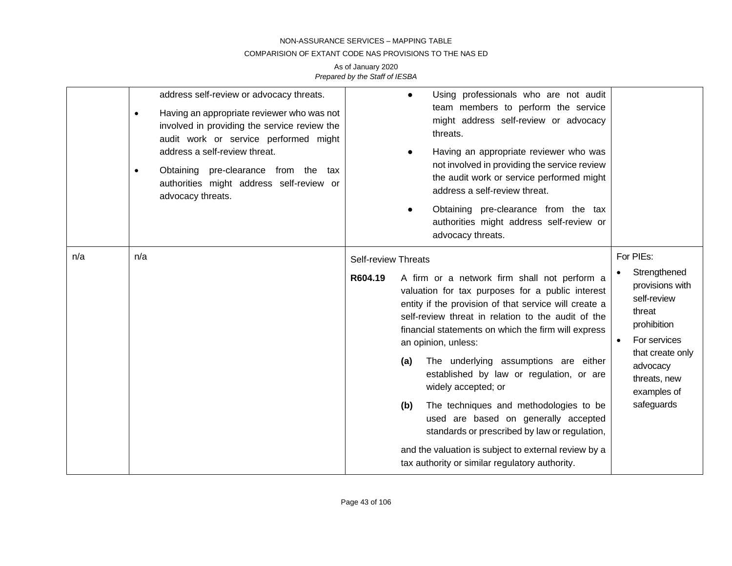| | | | |
|---|---|---|---|
| | address self-review or advocacy threats.<br>• Having an appropriate reviewer who was not involved in providing the service review the audit work or service performed might address a self-review threat.<br>• Obtaining pre-clearance from the tax authorities might address self-review or advocacy threats. | • Using professionals who are not audit team members to perform the service might address self-review or advocacy threats.<br>• Having an appropriate reviewer who was not involved in providing the service review the audit work or service performed might address a self-review threat.<br>• Obtaining pre-clearance from the tax authorities might address self-review or advocacy threats. | |
| n/a | n/a | Self-review Threats<br>**R604.19** A firm or a network firm shall not perform a valuation for tax purposes for a public interest entity if the provision of that service will create a self-review threat in relation to the audit of the financial statements on which the firm will express an opinion, unless:<br>**(a)** The underlying assumptions are either established by law or regulation, or are widely accepted; or<br>**(b)** The techniques and methodologies to be used are based on generally accepted standards or prescribed by law or regulation,<br>and the valuation is subject to external review by a tax authority or similar regulatory authority. | For PIEs:<br>• Strengthened provisions with self-review threat prohibition<br>• For services that create only advocacy threats, new examples of safeguards |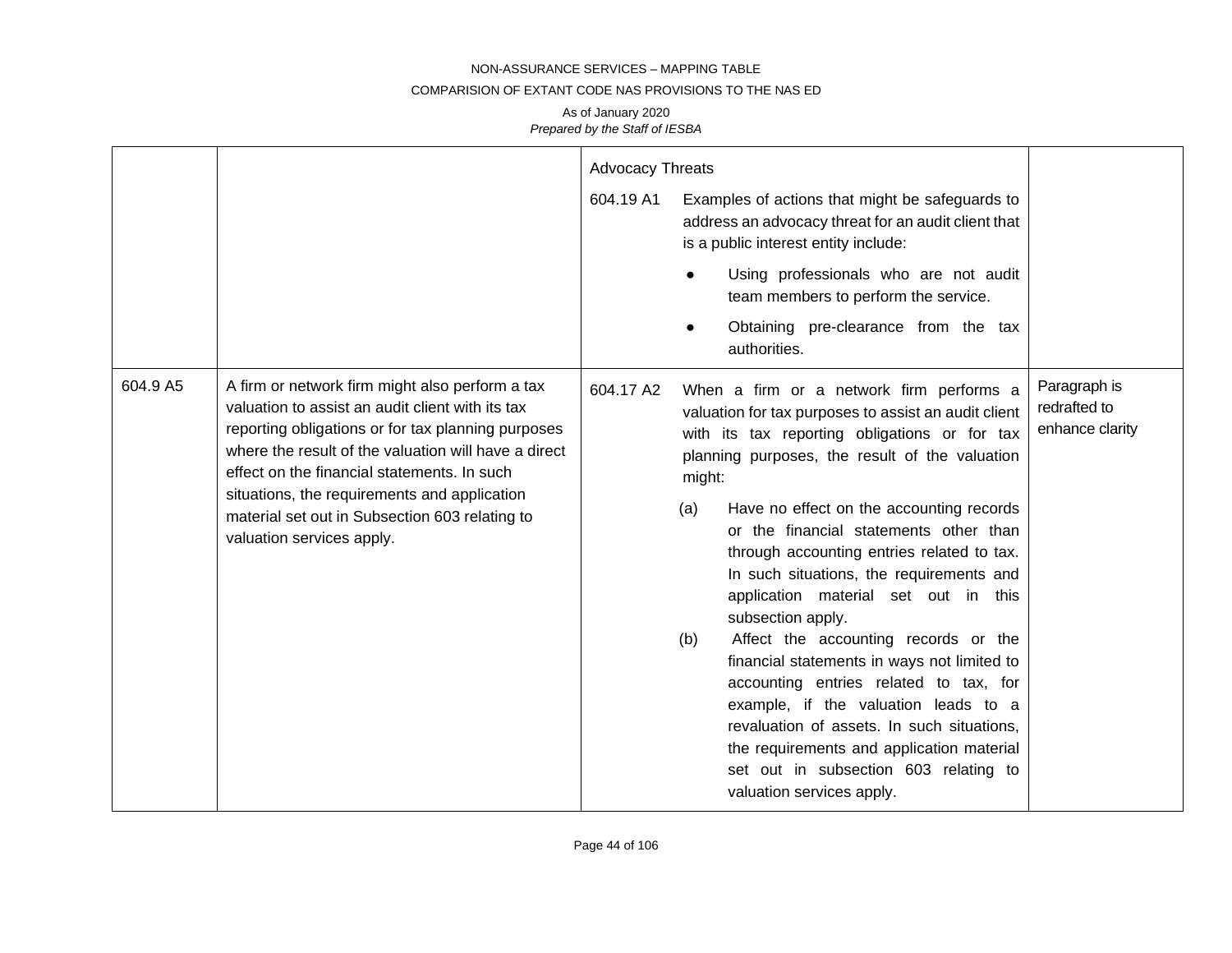| | | | |
|---|---|---|---|
| | | Advocacy Threats<br><br>604.19 A1 Examples of actions that might be safeguards to address an advocacy threat for an audit client that is a public interest entity include:<br>● Using professionals who are not audit team members to perform the service.<br>● Obtaining pre-clearance from the tax authorities. | |
| 604.9 A5 | A firm or network firm might also perform a tax valuation to assist an audit client with its tax reporting obligations or for tax planning purposes where the result of the valuation will have a direct effect on the financial statements. In such situations, the requirements and application material set out in Subsection 603 relating to valuation services apply. | 604.17 A2 When a firm or a network firm performs a valuation for tax purposes to assist an audit client with its tax reporting obligations or for tax planning purposes, the result of the valuation might:<br>(a) Have no effect on the accounting records or the financial statements other than through accounting entries related to tax. In such situations, the requirements and application material set out in this subsection apply.<br>(b) Affect the accounting records or the financial statements in ways not limited to accounting entries related to tax, for example, if the valuation leads to a revaluation of assets. In such situations, the requirements and application material set out in subsection 603 relating to valuation services apply. | Paragraph is redrafted to enhance clarity |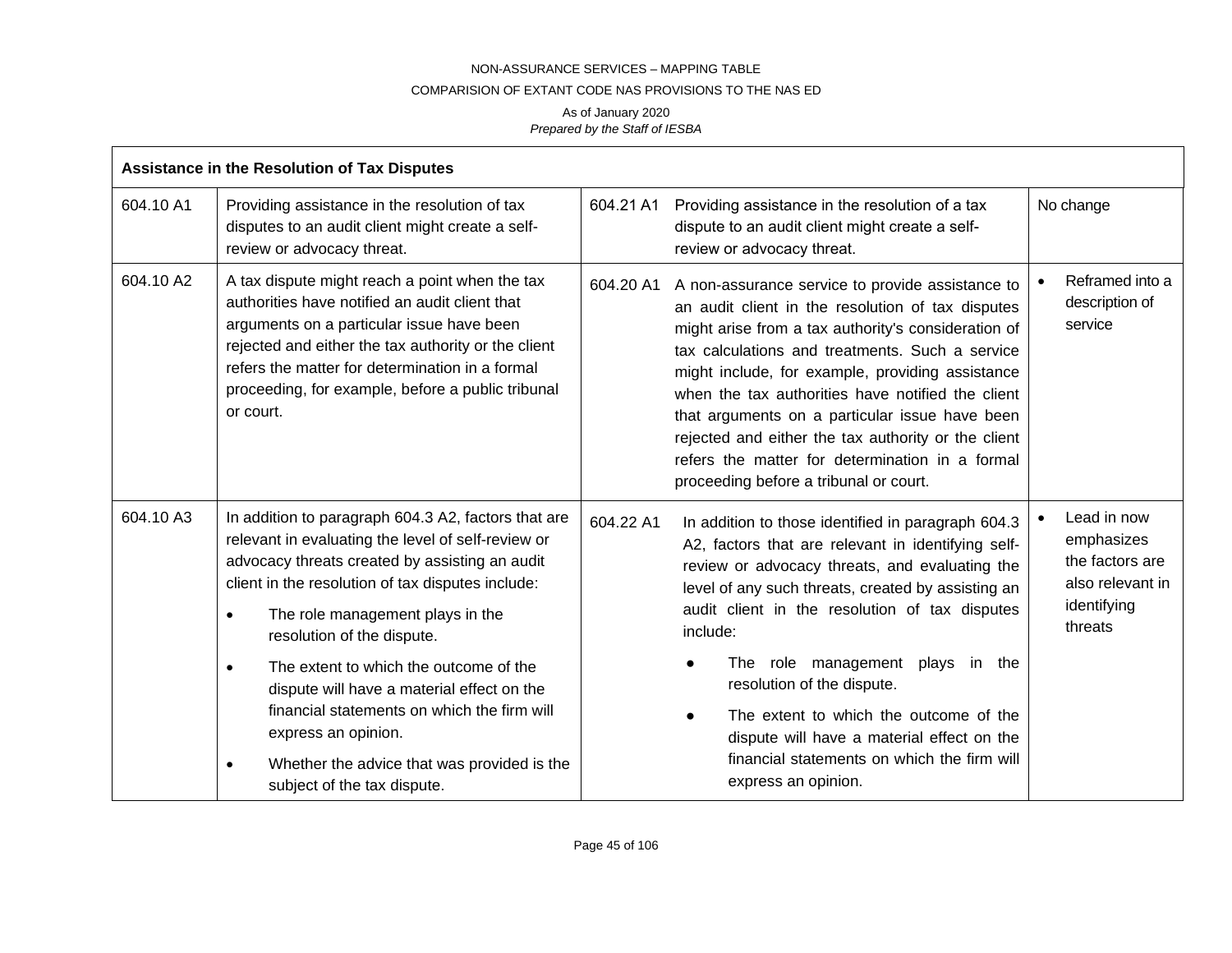NON-ASSURANCE SERVICES – MAPPING TABLE

COMPARISION OF EXTANT CODE NAS PROVISIONS TO THE NAS ED

As of January 2020

*Prepared by the Staff of IESBA*

| **Assistance in the Resolution of Tax Disputes** | | | | |
|---|---|---|---|---|
| 604.10 A1 | Providing assistance in the resolution of tax disputes to an audit client might create a self-review or advocacy threat. | 604.21 A1 | Providing assistance in the resolution of a tax dispute to an audit client might create a self-review or advocacy threat. | No change |
| 604.10 A2 | A tax dispute might reach a point when the tax authorities have notified an audit client that arguments on a particular issue have been rejected and either the tax authority or the client refers the matter for determination in a formal proceeding, for example, before a public tribunal or court. | 604.20 A1 | A non-assurance service to provide assistance to an audit client in the resolution of tax disputes might arise from a tax authority's consideration of tax calculations and treatments. Such a service might include, for example, providing assistance when the tax authorities have notified the client that arguments on a particular issue have been rejected and either the tax authority or the client refers the matter for determination in a formal proceeding before a tribunal or court. | • Reframed into a description of service |
| 604.10 A3 | In addition to paragraph 604.3 A2, factors that are relevant in evaluating the level of self-review or advocacy threats created by assisting an audit client in the resolution of tax disputes include:<br>• The role management plays in the resolution of the dispute.<br>• The extent to which the outcome of the dispute will have a material effect on the financial statements on which the firm will express an opinion.<br>• Whether the advice that was provided is the subject of the tax dispute. | 604.22 A1 | In addition to those identified in paragraph 604.3 A2, factors that are relevant in identifying self-review or advocacy threats, and evaluating the level of any such threats, created by assisting an audit client in the resolution of tax disputes include:<br>• The role management plays in the resolution of the dispute.<br>• The extent to which the outcome of the dispute will have a material effect on the financial statements on which the firm will express an opinion. | • Lead in now emphasizes the factors are also relevant in identifying threats |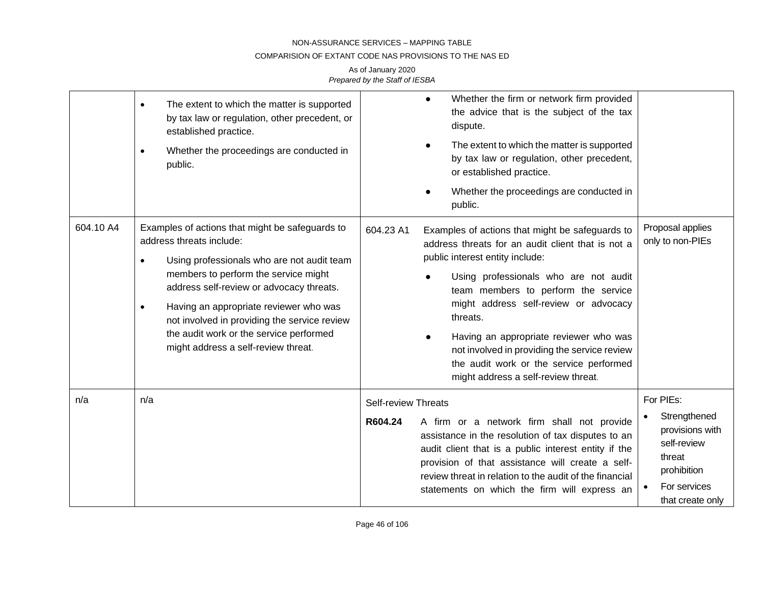| | | | |
|---|---|---|---|
| | • The extent to which the matter is supported by tax law or regulation, other precedent, or established practice.<br>• Whether the proceedings are conducted in public. | ● Whether the firm or network firm provided the advice that is the subject of the tax dispute.<br>● The extent to which the matter is supported by tax law or regulation, other precedent, or established practice.<br>● Whether the proceedings are conducted in public. | |
| 604.10 A4 | Examples of actions that might be safeguards to address threats include:<br>• Using professionals who are not audit team members to perform the service might address self-review or advocacy threats.<br>• Having an appropriate reviewer who was not involved in providing the service review the audit work or the service performed might address a self-review threat. | 604.23 A1 Examples of actions that might be safeguards to address threats for an audit client that is not a public interest entity include:<br>● Using professionals who are not audit team members to perform the service might address self-review or advocacy threats.<br>● Having an appropriate reviewer who was not involved in providing the service review the audit work or the service performed might address a self-review threat. | Proposal applies only to non-PIEs |
| n/a | n/a | Self-review Threats<br>**R604.24** A firm or a network firm shall not provide assistance in the resolution of tax disputes to an audit client that is a public interest entity if the provision of that assistance will create a self-review threat in relation to the audit of the financial statements on which the firm will express an | For PIEs:<br>• Strengthened provisions with self-review threat prohibition<br>• For services that create only |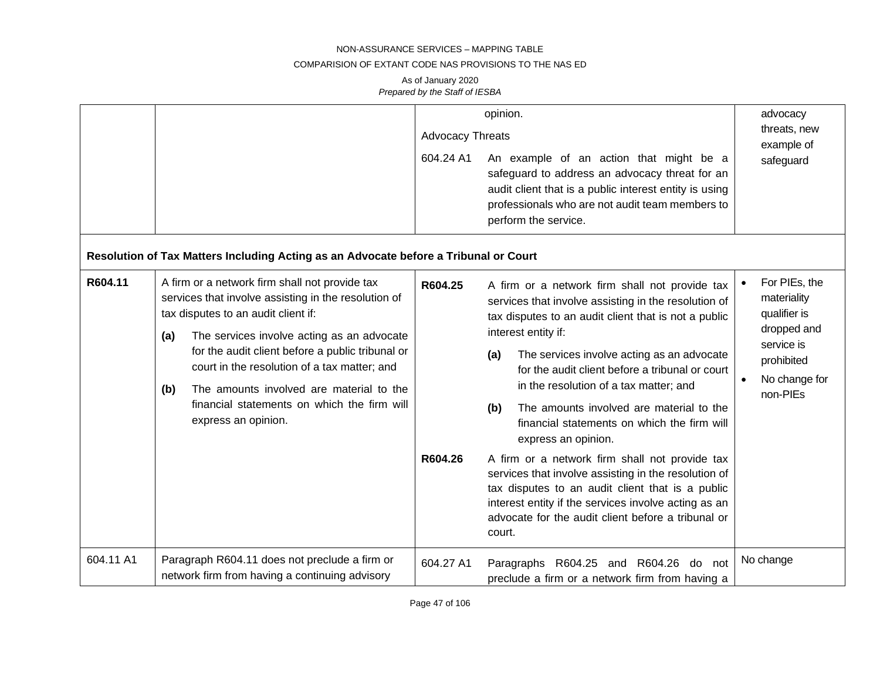| | | | |
|---|---|---|---|
| | | opinion.<br><br>Advocacy Threats<br><br>604.24 A1 An example of an action that might be a safeguard to address an advocacy threat for an audit client that is a public interest entity is using professionals who are not audit team members to perform the service. | advocacy threats, new example of safeguard |
| **Resolution of Tax Matters Including Acting as an Advocate before a Tribunal or Court** | | | |
| **R604.11** | A firm or a network firm shall not provide tax services that involve assisting in the resolution of tax disputes to an audit client if:<br><br>**(a)** The services involve acting as an advocate for the audit client before a public tribunal or court in the resolution of a tax matter; and<br><br>**(b)** The amounts involved are material to the financial statements on which the firm will express an opinion. | **R604.25** A firm or a network firm shall not provide tax services that involve assisting in the resolution of tax disputes to an audit client that is not a public interest entity if:<br><br>**(a)** The services involve acting as an advocate for the audit client before a tribunal or court in the resolution of a tax matter; and<br><br>**(b)** The amounts involved are material to the financial statements on which the firm will express an opinion.<br><br>**R604.26** A firm or a network firm shall not provide tax services that involve assisting in the resolution of tax disputes to an audit client that is a public interest entity if the services involve acting as an advocate for the audit client before a tribunal or court. | • For PIEs, the materiality qualifier is dropped and service is prohibited<br>• No change for non-PIEs |
| 604.11 A1 | Paragraph R604.11 does not preclude a firm or network firm from having a continuing advisory | 604.27 A1 Paragraphs R604.25 and R604.26 do not preclude a firm or a network firm from having a | No change |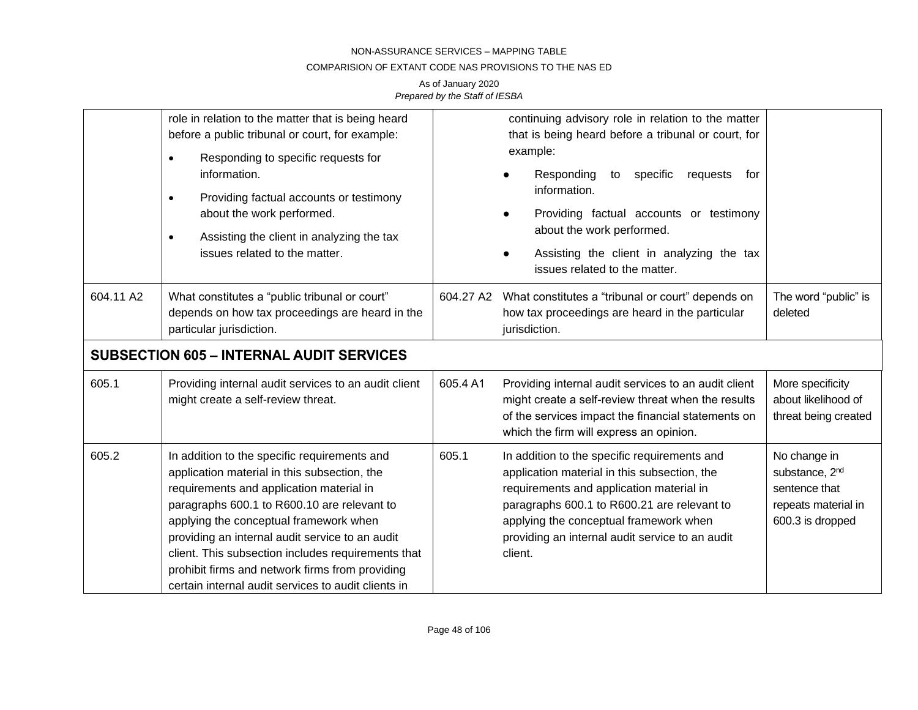| | | | | |
|---|---|---|---|---|
| | role in relation to the matter that is being heard before a public tribunal or court, for example:<br>• Responding to specific requests for information.<br>• Providing factual accounts or testimony about the work performed.<br>• Assisting the client in analyzing the tax issues related to the matter. | | continuing advisory role in relation to the matter that is being heard before a tribunal or court, for example:<br>● Responding to specific requests for information.<br>● Providing factual accounts or testimony about the work performed.<br>● Assisting the client in analyzing the tax issues related to the matter. | |
| 604.11 A2 | What constitutes a "public tribunal or court" depends on how tax proceedings are heard in the particular jurisdiction. | 604.27 A2 | What constitutes a "tribunal or court" depends on how tax proceedings are heard in the particular jurisdiction. | The word "public" is deleted |
| **SUBSECTION 605 – INTERNAL AUDIT SERVICES** | | | | |
| 605.1 | Providing internal audit services to an audit client might create a self-review threat. | 605.4 A1 | Providing internal audit services to an audit client might create a self-review threat when the results of the services impact the financial statements on which the firm will express an opinion. | More specificity about likelihood of threat being created |
| 605.2 | In addition to the specific requirements and application material in this subsection, the requirements and application material in paragraphs 600.1 to R600.10 are relevant to applying the conceptual framework when providing an internal audit service to an audit client. This subsection includes requirements that prohibit firms and network firms from providing certain internal audit services to audit clients in | 605.1 | In addition to the specific requirements and application material in this subsection, the requirements and application material in paragraphs 600.1 to R600.21 are relevant to applying the conceptual framework when providing an internal audit service to an audit client. | No change in substance, 2nd sentence that repeats material in 600.3 is dropped |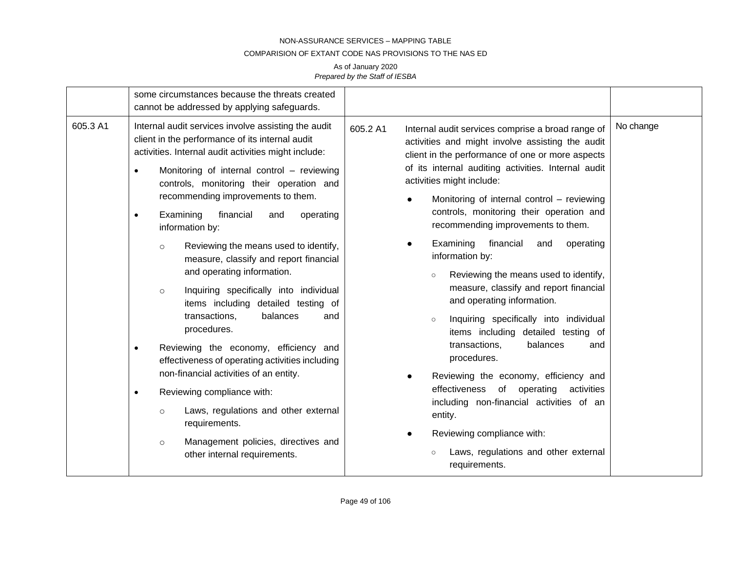| | | | | |
|---|---|---|---|---|
| | some circumstances because the threats created cannot be addressed by applying safeguards. | | | |
| 605.3 A1 | Internal audit services involve assisting the audit client in the performance of its internal audit activities. Internal audit activities might include:<br>• Monitoring of internal control – reviewing controls, monitoring their operation and recommending improvements to them.<br>• Examining financial and operating information by:<br>  ○ Reviewing the means used to identify, measure, classify and report financial and operating information.<br>  ○ Inquiring specifically into individual items including detailed testing of transactions, balances and procedures.<br>• Reviewing the economy, efficiency and effectiveness of operating activities including non-financial activities of an entity.<br>• Reviewing compliance with:<br>  ○ Laws, regulations and other external requirements.<br>  ○ Management policies, directives and other internal requirements. | 605.2 A1 | Internal audit services comprise a broad range of activities and might involve assisting the audit client in the performance of one or more aspects of its internal auditing activities. Internal audit activities might include:<br>● Monitoring of internal control – reviewing controls, monitoring their operation and recommending improvements to them.<br>● Examining financial and operating information by:<br>  ○ Reviewing the means used to identify, measure, classify and report financial and operating information.<br>  ○ Inquiring specifically into individual items including detailed testing of transactions, balances and procedures.<br>● Reviewing the economy, efficiency and effectiveness of operating activities including non-financial activities of an entity.<br>● Reviewing compliance with:<br>  ○ Laws, regulations and other external requirements. | No change |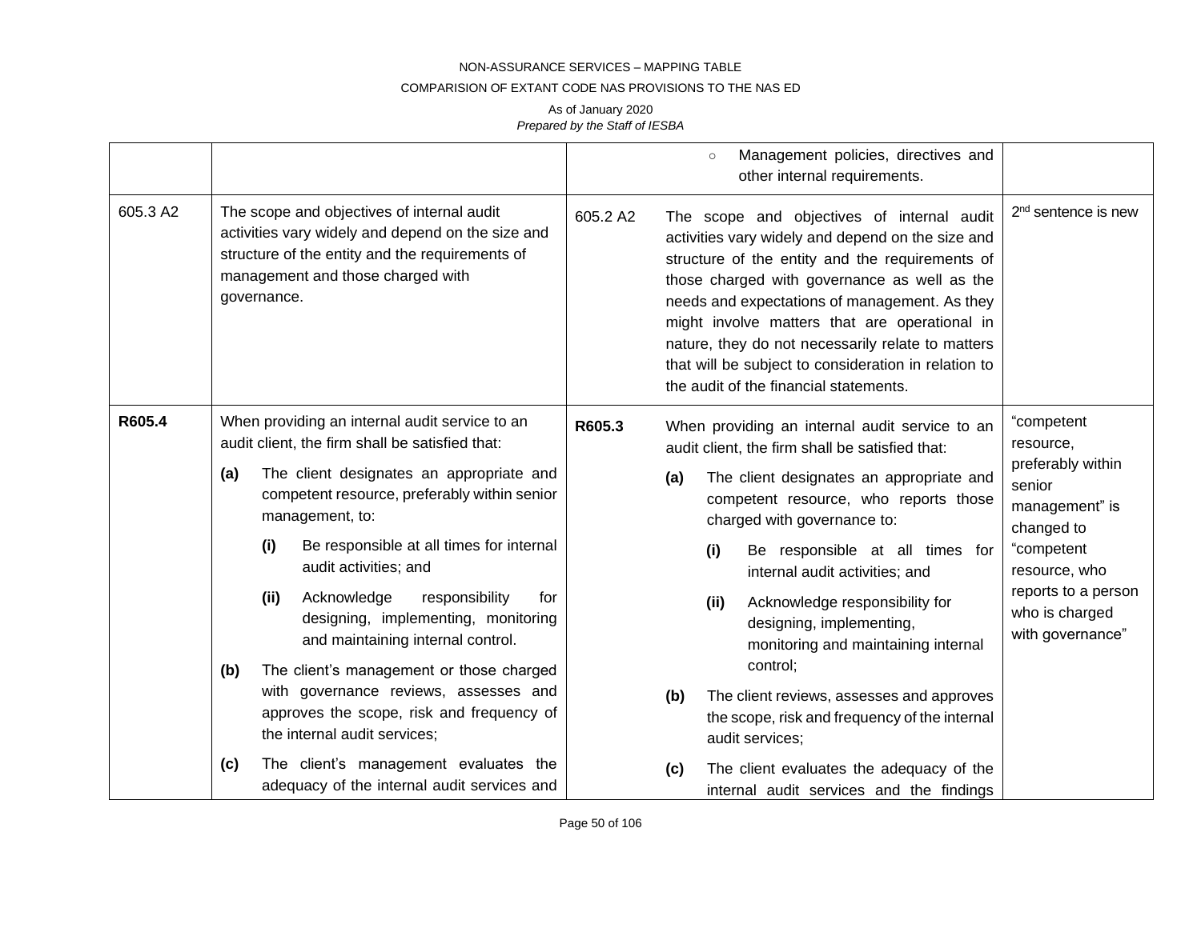| | | | | |
|---|---|---|---|---|
| | | | ○ Management policies, directives and other internal requirements. | |
| 605.3 A2 | The scope and objectives of internal audit activities vary widely and depend on the size and structure of the entity and the requirements of management and those charged with governance. | 605.2 A2 | The scope and objectives of internal audit activities vary widely and depend on the size and structure of the entity and the requirements of those charged with governance as well as the needs and expectations of management. As they might involve matters that are operational in nature, they do not necessarily relate to matters that will be subject to consideration in relation to the audit of the financial statements. | 2nd sentence is new |
| **R605.4** | When providing an internal audit service to an audit client, the firm shall be satisfied that:<br>**(a)** The client designates an appropriate and competent resource, preferably within senior management, to:<br>**(i)** Be responsible at all times for internal audit activities; and<br>**(ii)** Acknowledge responsibility for designing, implementing, monitoring and maintaining internal control.<br>**(b)** The client's management or those charged with governance reviews, assesses and approves the scope, risk and frequency of the internal audit services;<br>**(c)** The client's management evaluates the adequacy of the internal audit services and | **R605.3** | When providing an internal audit service to an audit client, the firm shall be satisfied that:<br>**(a)** The client designates an appropriate and competent resource, who reports those charged with governance to:<br>**(i)** Be responsible at all times for internal audit activities; and<br>**(ii)** Acknowledge responsibility for designing, implementing, monitoring and maintaining internal control;<br>**(b)** The client reviews, assesses and approves the scope, risk and frequency of the internal audit services;<br>**(c)** The client evaluates the adequacy of the internal audit services and the findings | "competent resource, preferably within senior management" is changed to "competent resource, who reports to a person who is charged with governance" |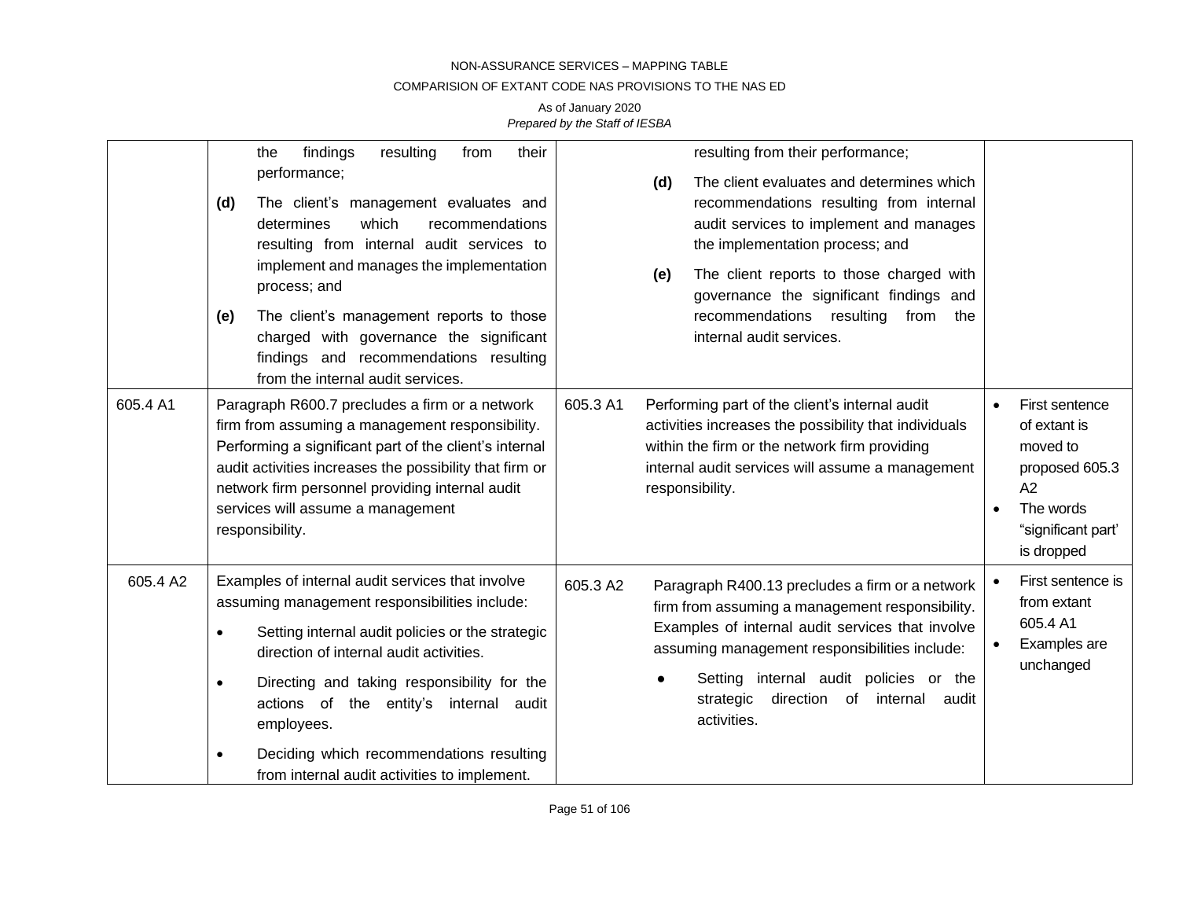| | | | | |
|---|---|---|---|---|
| | the findings resulting from their performance;<br><br>**(d)** The client's management evaluates and determines which recommendations resulting from internal audit services to implement and manages the implementation process; and<br><br>**(e)** The client's management reports to those charged with governance the significant findings and recommendations resulting from the internal audit services. | | resulting from their performance;<br><br>**(d)** The client evaluates and determines which recommendations resulting from internal audit services to implement and manages the implementation process; and<br><br>**(e)** The client reports to those charged with governance the significant findings and recommendations resulting from the internal audit services. | |
| 605.4 A1 | Paragraph R600.7 precludes a firm or a network firm from assuming a management responsibility. Performing a significant part of the client's internal audit activities increases the possibility that firm or network firm personnel providing internal audit services will assume a management responsibility. | 605.3 A1 | Performing part of the client's internal audit activities increases the possibility that individuals within the firm or the network firm providing internal audit services will assume a management responsibility. | • First sentence of extant is moved to proposed 605.3 A2<br>• The words "significant part' is dropped |
| 605.4 A2 | Examples of internal audit services that involve assuming management responsibilities include:<br><br>• Setting internal audit policies or the strategic direction of internal audit activities.<br><br>• Directing and taking responsibility for the actions of the entity's internal audit employees.<br><br>• Deciding which recommendations resulting from internal audit activities to implement. | 605.3 A2 | Paragraph R400.13 precludes a firm or a network firm from assuming a management responsibility. Examples of internal audit services that involve assuming management responsibilities include:<br><br>● Setting internal audit policies or the strategic direction of internal audit activities. | • First sentence is from extant 605.4 A1<br>• Examples are unchanged |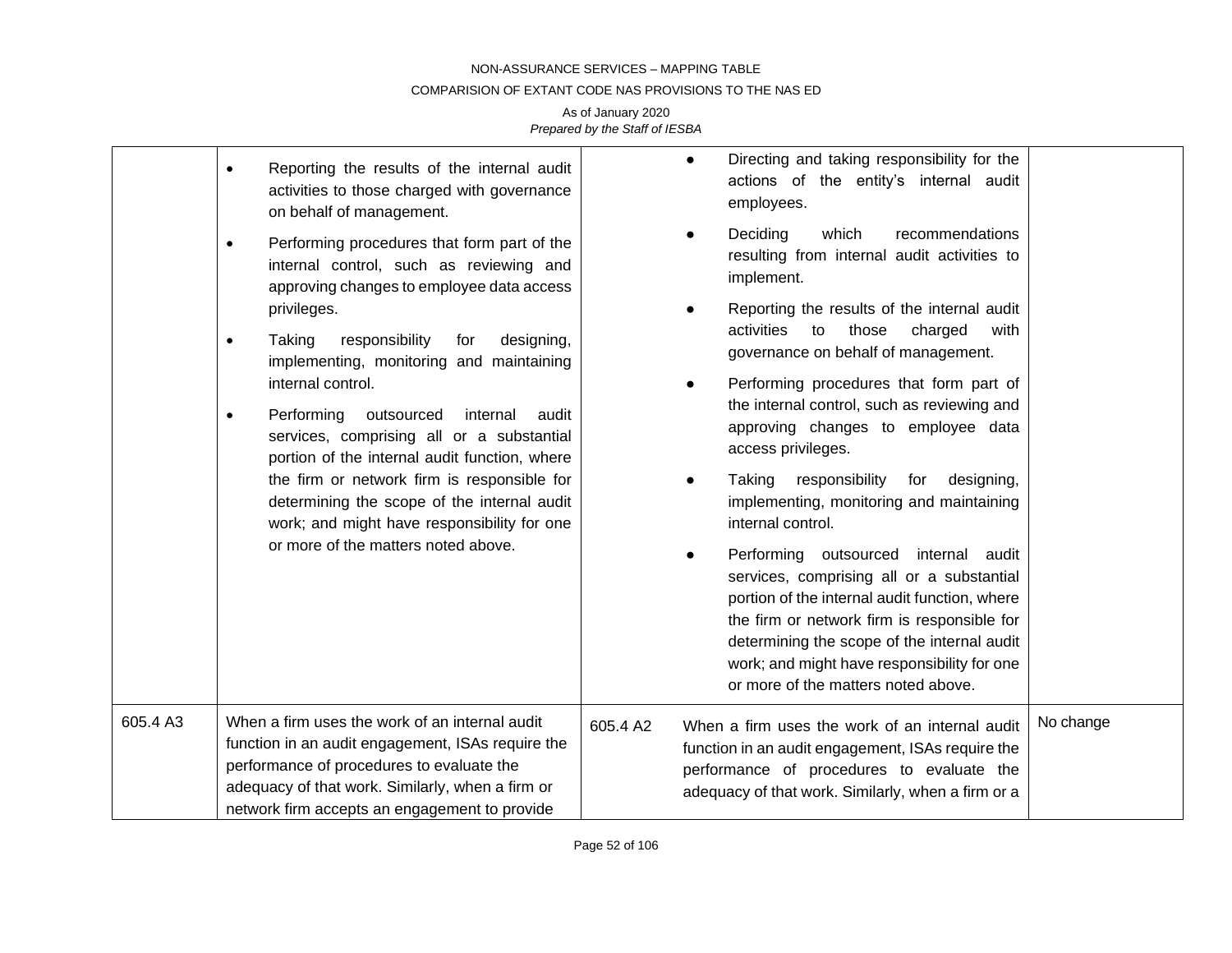| | | | | |
|---|---|---|---|---|
| | • Reporting the results of the internal audit activities to those charged with governance on behalf of management.<br>• Performing procedures that form part of the internal control, such as reviewing and approving changes to employee data access privileges.<br>• Taking responsibility for designing, implementing, monitoring and maintaining internal control.<br>• Performing outsourced internal audit services, comprising all or a substantial portion of the internal audit function, where the firm or network firm is responsible for determining the scope of the internal audit work; and might have responsibility for one or more of the matters noted above. | | ● Directing and taking responsibility for the actions of the entity's internal audit employees.<br>● Deciding which recommendations resulting from internal audit activities to implement.<br>● Reporting the results of the internal audit activities to those charged with governance on behalf of management.<br>● Performing procedures that form part of the internal control, such as reviewing and approving changes to employee data access privileges.<br>● Taking responsibility for designing, implementing, monitoring and maintaining internal control.<br>● Performing outsourced internal audit services, comprising all or a substantial portion of the internal audit function, where the firm or network firm is responsible for determining the scope of the internal audit work; and might have responsibility for one or more of the matters noted above. | |
| 605.4 A3 | When a firm uses the work of an internal audit function in an audit engagement, ISAs require the performance of procedures to evaluate the adequacy of that work. Similarly, when a firm or network firm accepts an engagement to provide | 605.4 A2 | When a firm uses the work of an internal audit function in an audit engagement, ISAs require the performance of procedures to evaluate the adequacy of that work. Similarly, when a firm or a | No change |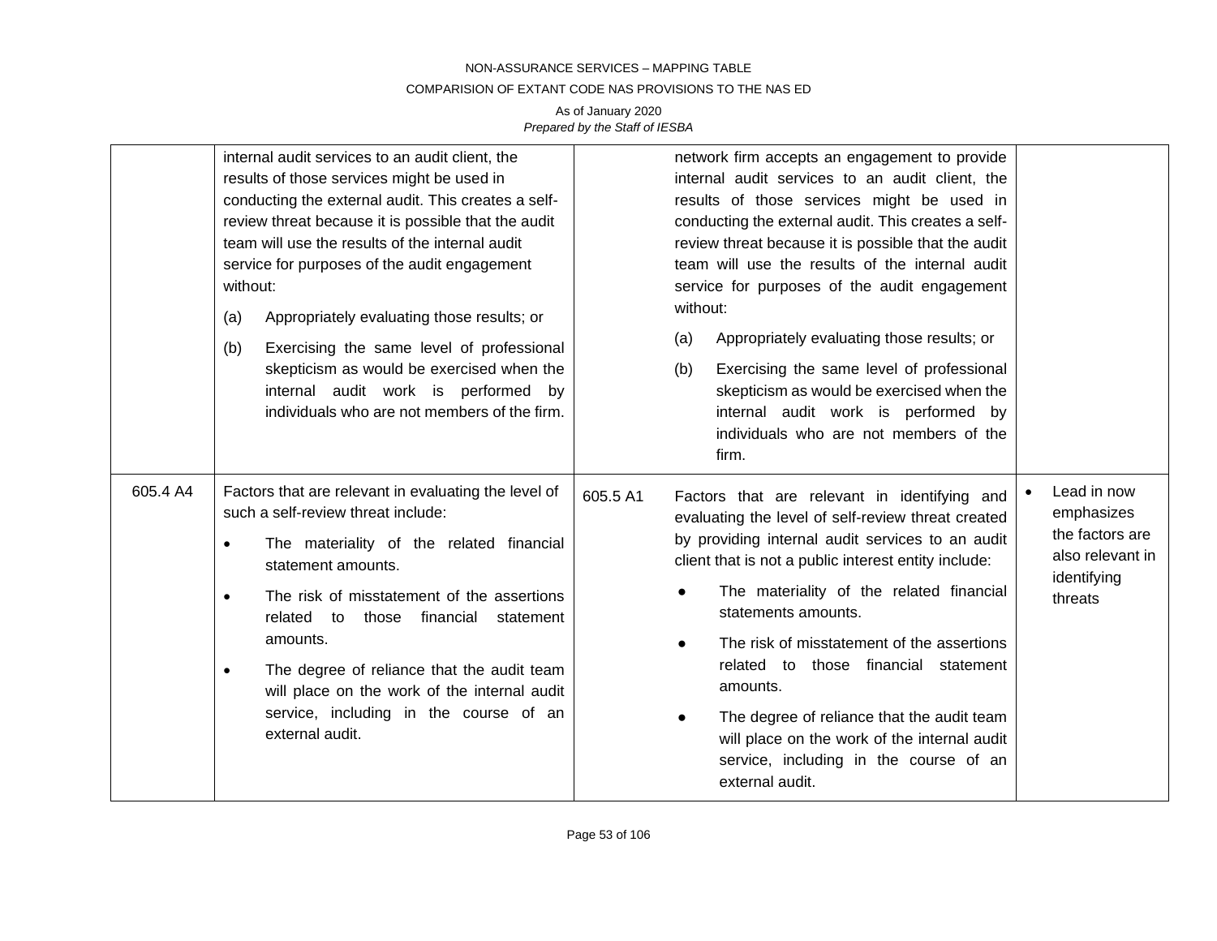| | | | | |
|---|---|---|---|---|
| | internal audit services to an audit client, the results of those services might be used in conducting the external audit. This creates a self-review threat because it is possible that the audit team will use the results of the internal audit service for purposes of the audit engagement without:<br>(a) Appropriately evaluating those results; or<br>(b) Exercising the same level of professional skepticism as would be exercised when the internal audit work is performed by individuals who are not members of the firm. | | network firm accepts an engagement to provide internal audit services to an audit client, the results of those services might be used in conducting the external audit. This creates a self-review threat because it is possible that the audit team will use the results of the internal audit service for purposes of the audit engagement without:<br>(a) Appropriately evaluating those results; or<br>(b) Exercising the same level of professional skepticism as would be exercised when the internal audit work is performed by individuals who are not members of the firm. | |
| 605.4 A4 | Factors that are relevant in evaluating the level of such a self-review threat include:<br>• The materiality of the related financial statement amounts.<br>• The risk of misstatement of the assertions related to those financial statement amounts.<br>• The degree of reliance that the audit team will place on the work of the internal audit service, including in the course of an external audit. | 605.5 A1 | Factors that are relevant in identifying and evaluating the level of self-review threat created by providing internal audit services to an audit client that is not a public interest entity include:<br>• The materiality of the related financial statements amounts.<br>• The risk of misstatement of the assertions related to those financial statement amounts.<br>• The degree of reliance that the audit team will place on the work of the internal audit service, including in the course of an external audit. | • Lead in now emphasizes the factors are also relevant in identifying threats |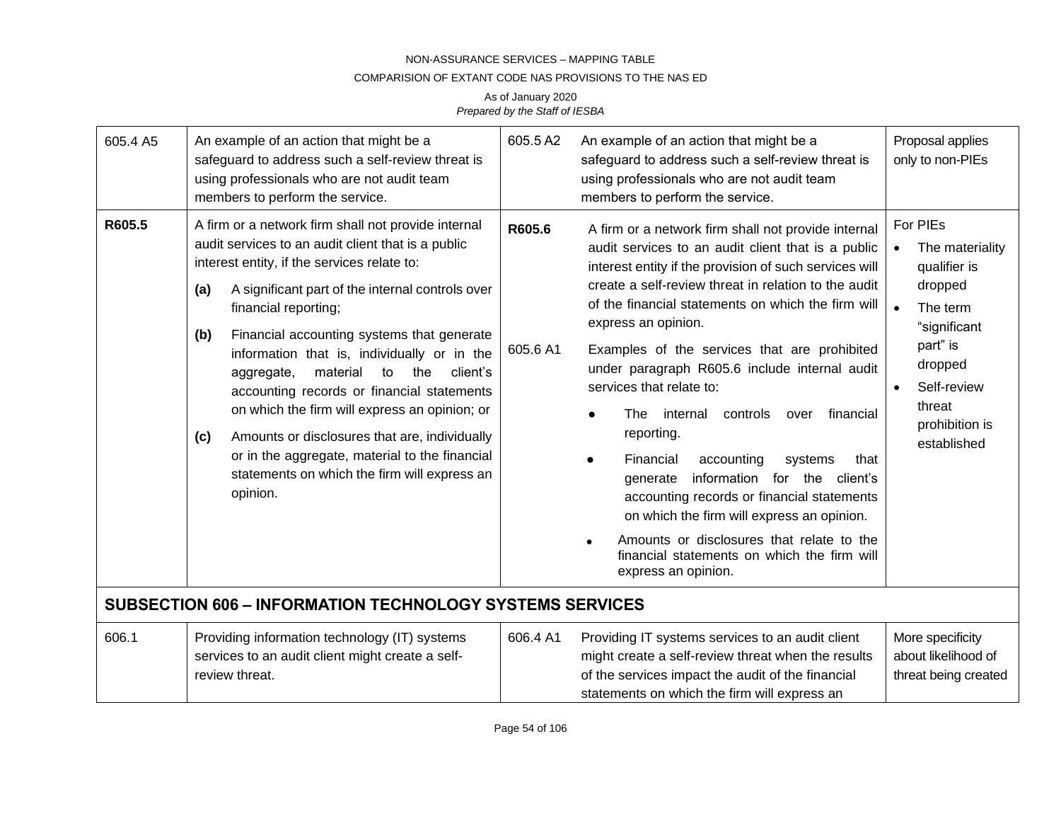| | | | | |
|---|---|---|---|---|
| 605.4 A5 | An example of an action that might be a safeguard to address such a self-review threat is using professionals who are not audit team members to perform the service. | 605.5 A2 | An example of an action that might be a safeguard to address such a self-review threat is using professionals who are not audit team members to perform the service. | Proposal applies only to non-PIEs |
| **R605.5** | A firm or a network firm shall not provide internal audit services to an audit client that is a public interest entity, if the services relate to:<br>**(a)** A significant part of the internal controls over financial reporting;<br>**(b)** Financial accounting systems that generate information that is, individually or in the aggregate, material to the client's accounting records or financial statements on which the firm will express an opinion; or<br>**(c)** Amounts or disclosures that are, individually or in the aggregate, material to the financial statements on which the firm will express an opinion. | **R605.6**<br><br>605.6 A1 | A firm or a network firm shall not provide internal audit services to an audit client that is a public interest entity if the provision of such services will create a self-review threat in relation to the audit of the financial statements on which the firm will express an opinion.<br><br>Examples of the services that are prohibited under paragraph R605.6 include internal audit services that relate to:<br>• The internal controls over financial reporting.<br>• Financial accounting systems that generate information for the client's accounting records or financial statements on which the firm will express an opinion.<br>• Amounts or disclosures that relate to the financial statements on which the firm will express an opinion. | For PIEs<br>• The materiality qualifier is dropped<br>• The term "significant part" is dropped<br>• Self-review threat prohibition is established |
| **SUBSECTION 606 – INFORMATION TECHNOLOGY SYSTEMS SERVICES** | | | | |
| 606.1 | Providing information technology (IT) systems services to an audit client might create a self-review threat. | 606.4 A1 | Providing IT systems services to an audit client might create a self-review threat when the results of the services impact the audit of the financial statements on which the firm will express an | More specificity about likelihood of threat being created |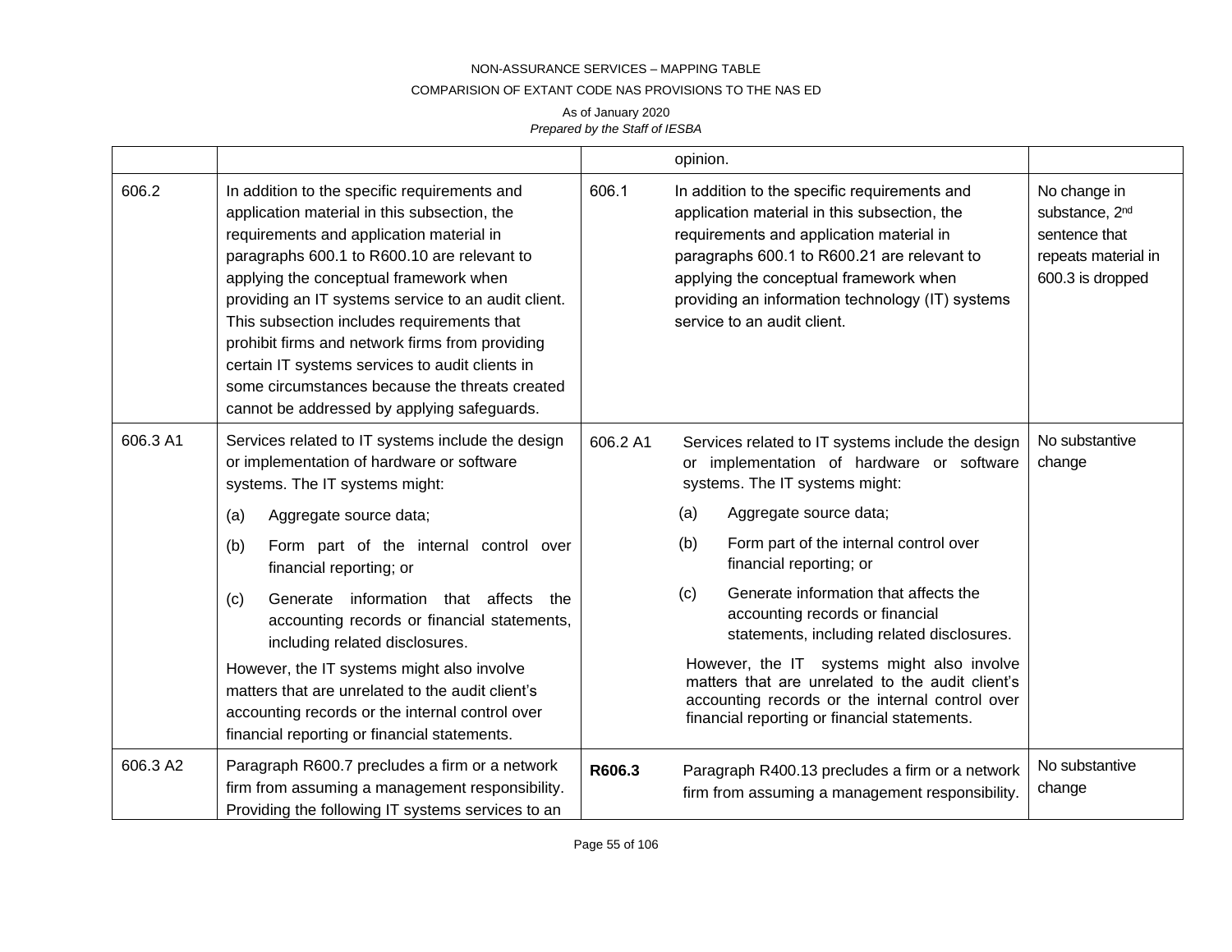| | | | | |
|---|---|---|---|---|
| | | | opinion. | |
| 606.2 | In addition to the specific requirements and application material in this subsection, the requirements and application material in paragraphs 600.1 to R600.10 are relevant to applying the conceptual framework when providing an IT systems service to an audit client. This subsection includes requirements that prohibit firms and network firms from providing certain IT systems services to audit clients in some circumstances because the threats created cannot be addressed by applying safeguards. | 606.1 | In addition to the specific requirements and application material in this subsection, the requirements and application material in paragraphs 600.1 to R600.21 are relevant to applying the conceptual framework when providing an information technology (IT) systems service to an audit client. | No change in substance, 2nd sentence that repeats material in 600.3 is dropped |
| 606.3 A1 | Services related to IT systems include the design or implementation of hardware or software systems. The IT systems might:<br>(a) Aggregate source data;<br>(b) Form part of the internal control over financial reporting; or<br>(c) Generate information that affects the accounting records or financial statements, including related disclosures.<br>However, the IT systems might also involve matters that are unrelated to the audit client's accounting records or the internal control over financial reporting or financial statements. | 606.2 A1 | Services related to IT systems include the design or implementation of hardware or software systems. The IT systems might:<br>(a) Aggregate source data;<br>(b) Form part of the internal control over financial reporting; or<br>(c) Generate information that affects the accounting records or financial statements, including related disclosures.<br>However, the IT systems might also involve matters that are unrelated to the audit client's accounting records or the internal control over financial reporting or financial statements. | No substantive change |
| 606.3 A2 | Paragraph R600.7 precludes a firm or a network firm from assuming a management responsibility. Providing the following IT systems services to an | **R606.3** | Paragraph R400.13 precludes a firm or a network firm from assuming a management responsibility. | No substantive change |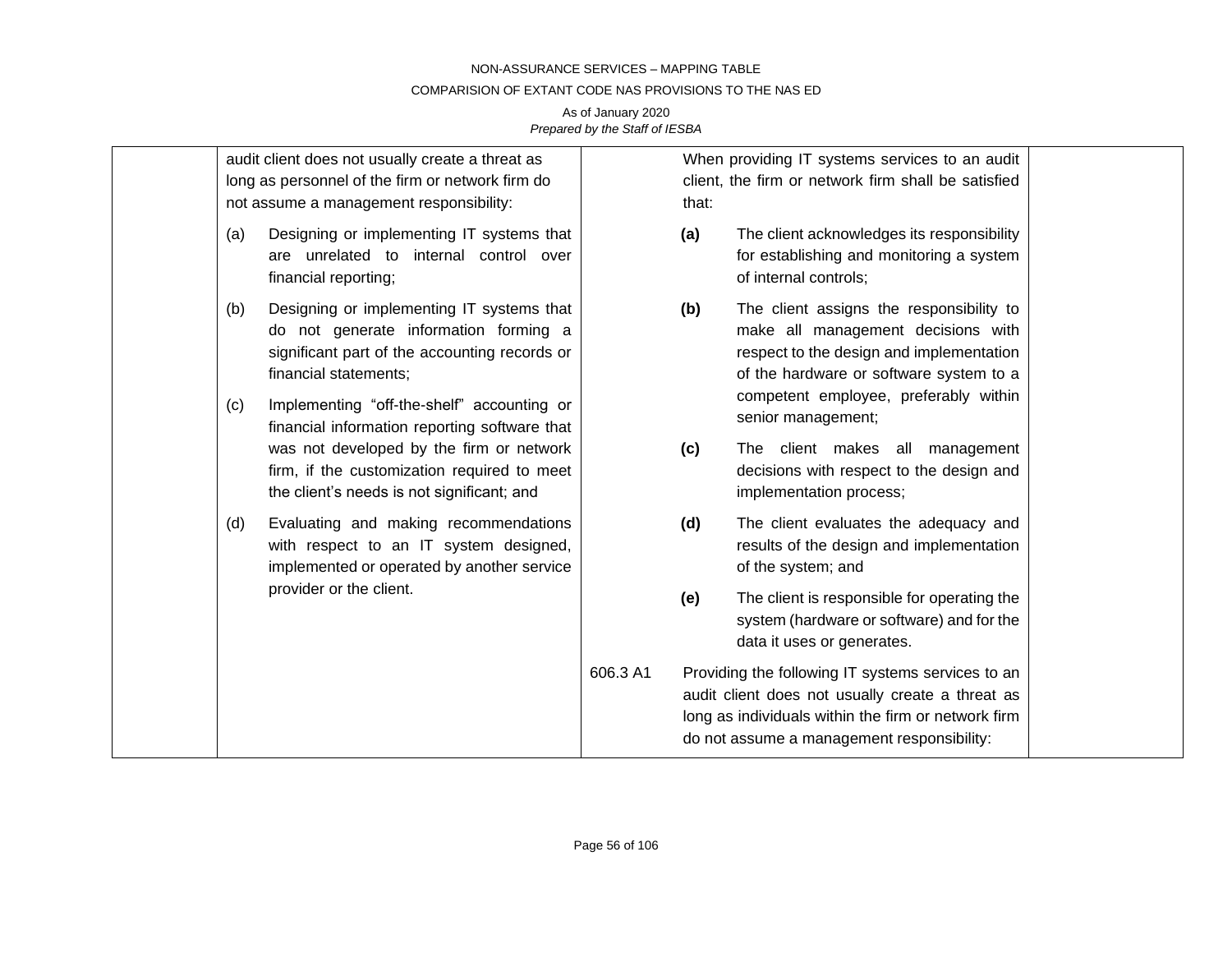| | | | | |
|---|---|---|---|---|
| | audit client does not usually create a threat as long as personnel of the firm or network firm do not assume a management responsibility:<br><br>(a) Designing or implementing IT systems that are unrelated to internal control over financial reporting;<br><br>(b) Designing or implementing IT systems that do not generate information forming a significant part of the accounting records or financial statements;<br><br>(c) Implementing "off-the-shelf" accounting or financial information reporting software that was not developed by the firm or network firm, if the customization required to meet the client's needs is not significant; and<br><br>(d) Evaluating and making recommendations with respect to an IT system designed, implemented or operated by another service provider or the client. | | When providing IT systems services to an audit client, the firm or network firm shall be satisfied that:<br><br>**(a)** The client acknowledges its responsibility for establishing and monitoring a system of internal controls;<br><br>**(b)** The client assigns the responsibility to make all management decisions with respect to the design and implementation of the hardware or software system to a competent employee, preferably within senior management;<br><br>**(c)** The client makes all management decisions with respect to the design and implementation process;<br><br>**(d)** The client evaluates the adequacy and results of the design and implementation of the system; and<br><br>**(e)** The client is responsible for operating the system (hardware or software) and for the data it uses or generates. | |
| | | 606.3 A1 | Providing the following IT systems services to an audit client does not usually create a threat as long as individuals within the firm or network firm do not assume a management responsibility: | |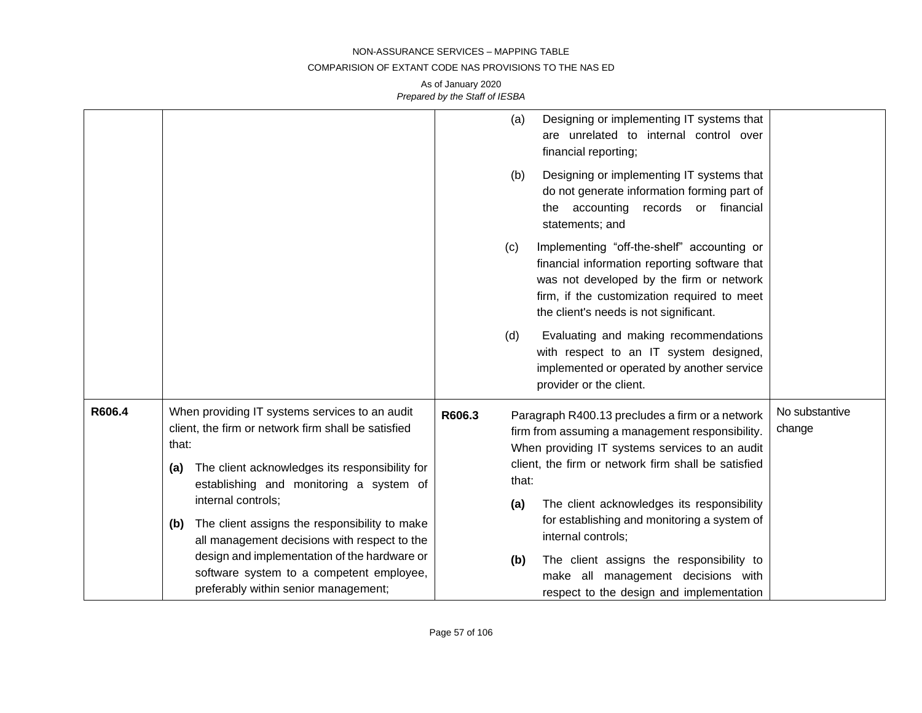| | | | | |
|---|---|---|---|---|
| | | | (a) Designing or implementing IT systems that are unrelated to internal control over financial reporting;<br><br>(b) Designing or implementing IT systems that do not generate information forming part of the accounting records or financial statements; and<br><br>(c) Implementing "off-the-shelf" accounting or financial information reporting software that was not developed by the firm or network firm, if the customization required to meet the client's needs is not significant.<br><br>(d) Evaluating and making recommendations with respect to an IT system designed, implemented or operated by another service provider or the client. | |
| **R606.4** | When providing IT systems services to an audit client, the firm or network firm shall be satisfied that:<br><br>**(a)** The client acknowledges its responsibility for establishing and monitoring a system of internal controls;<br><br>**(b)** The client assigns the responsibility to make all management decisions with respect to the design and implementation of the hardware or software system to a competent employee, preferably within senior management; | **R606.3** | Paragraph R400.13 precludes a firm or a network firm from assuming a management responsibility. When providing IT systems services to an audit client, the firm or network firm shall be satisfied that:<br><br>**(a)** The client acknowledges its responsibility for establishing and monitoring a system of internal controls;<br><br>**(b)** The client assigns the responsibility to make all management decisions with respect to the design and implementation | No substantive change |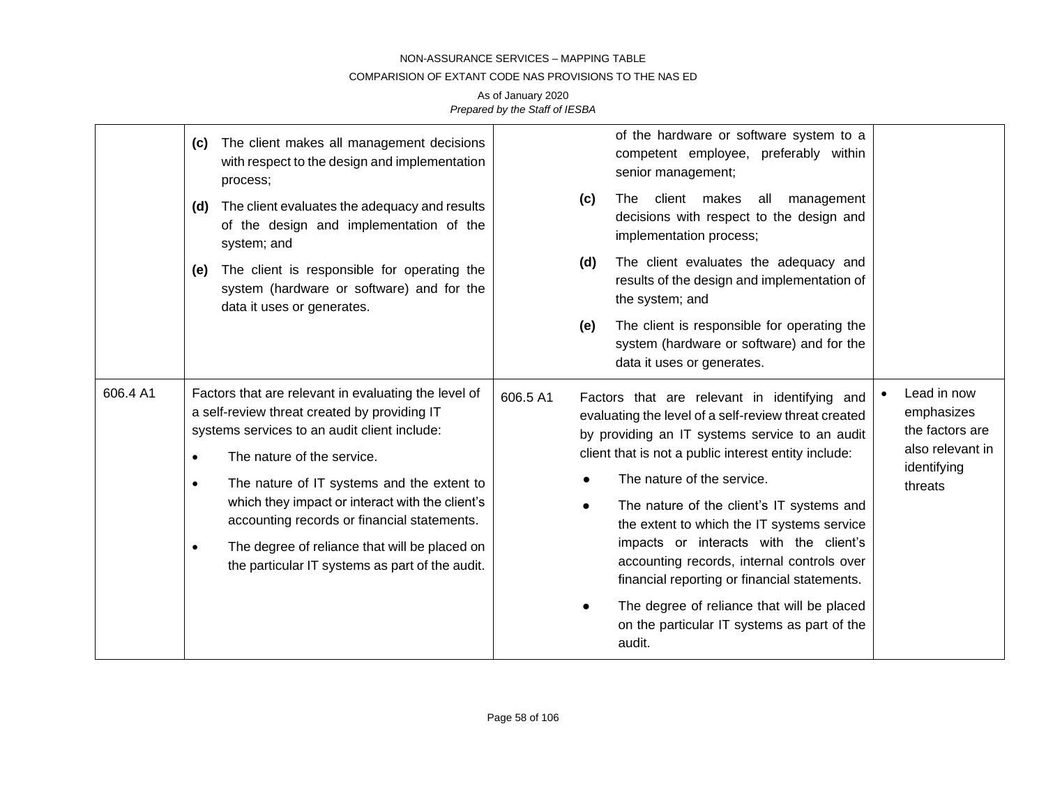| | | | | |
|---|---|---|---|---|
| | **(c)** The client makes all management decisions with respect to the design and implementation process;<br><br>**(d)** The client evaluates the adequacy and results of the design and implementation of the system; and<br><br>**(e)** The client is responsible for operating the system (hardware or software) and for the data it uses or generates. | | of the hardware or software system to a competent employee, preferably within senior management;<br><br>**(c)** The client makes all management decisions with respect to the design and implementation process;<br><br>**(d)** The client evaluates the adequacy and results of the design and implementation of the system; and<br><br>**(e)** The client is responsible for operating the system (hardware or software) and for the data it uses or generates. | |
| 606.4 A1 | Factors that are relevant in evaluating the level of a self-review threat created by providing IT systems services to an audit client include:<br><br>• The nature of the service.<br><br>• The nature of IT systems and the extent to which they impact or interact with the client's accounting records or financial statements.<br><br>• The degree of reliance that will be placed on the particular IT systems as part of the audit. | 606.5 A1 | Factors that are relevant in identifying and evaluating the level of a self-review threat created by providing an IT systems service to an audit client that is not a public interest entity include:<br><br>● The nature of the service.<br><br>● The nature of the client's IT systems and the extent to which the IT systems service impacts or interacts with the client's accounting records, internal controls over financial reporting or financial statements.<br><br>● The degree of reliance that will be placed on the particular IT systems as part of the audit. | • Lead in now emphasizes the factors are also relevant in identifying threats |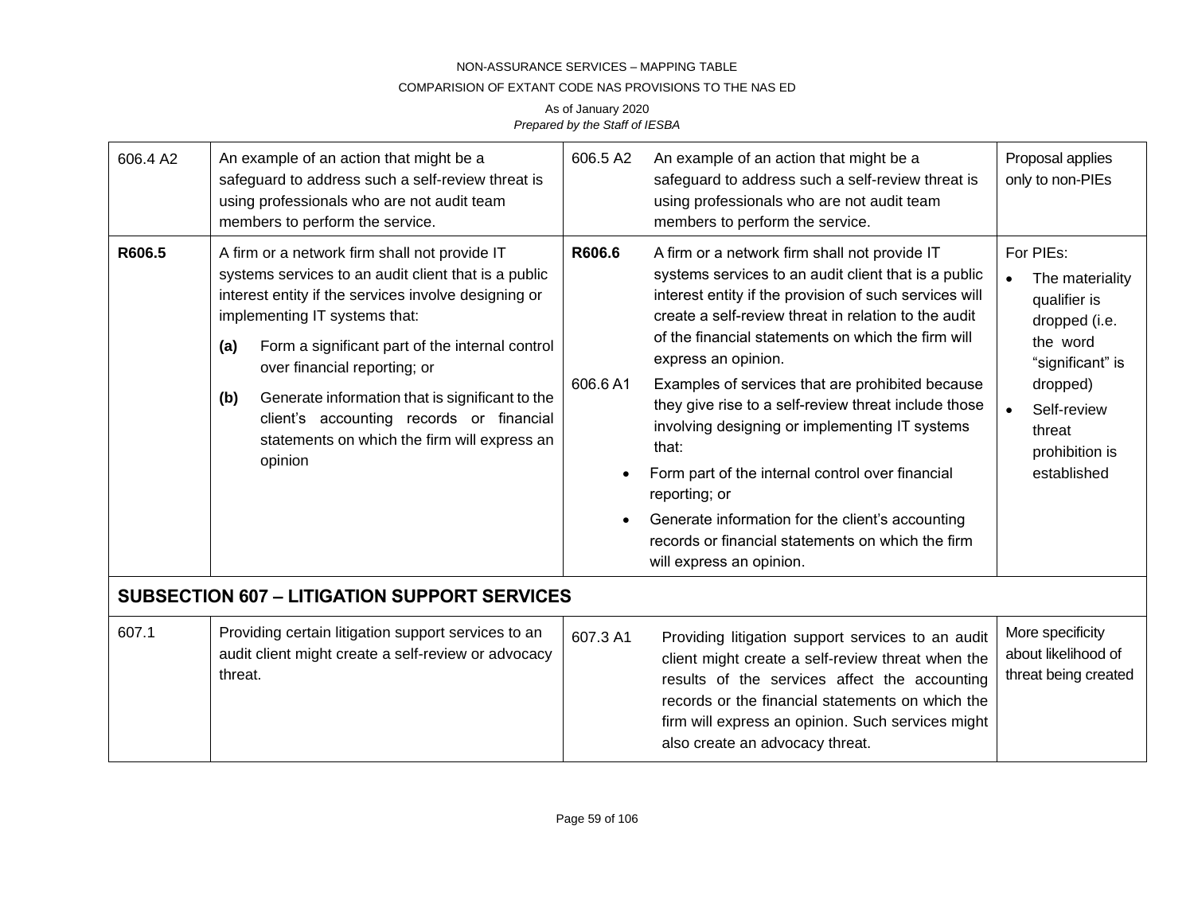| | | | | |
|---|---|---|---|---|
| 606.4 A2 | An example of an action that might be a safeguard to address such a self-review threat is using professionals who are not audit team members to perform the service. | 606.5 A2 | An example of an action that might be a safeguard to address such a self-review threat is using professionals who are not audit team members to perform the service. | Proposal applies only to non-PIEs |
| **R606.5** | A firm or a network firm shall not provide IT systems services to an audit client that is a public interest entity if the services involve designing or implementing IT systems that:<br>**(a)** Form a significant part of the internal control over financial reporting; or<br>**(b)** Generate information that is significant to the client's accounting records or financial statements on which the firm will express an opinion | **R606.6**<br><br><br><br><br>606.6 A1 | A firm or a network firm shall not provide IT systems services to an audit client that is a public interest entity if the provision of such services will create a self-review threat in relation to the audit of the financial statements on which the firm will express an opinion.<br>Examples of services that are prohibited because they give rise to a self-review threat include those involving designing or implementing IT systems that:<br>• Form part of the internal control over financial reporting; or<br>• Generate information for the client's accounting records or financial statements on which the firm will express an opinion. | For PIEs:<br>• The materiality qualifier is dropped (i.e. the word "significant" is dropped)<br>• Self-review threat prohibition is established |
| **SUBSECTION 607 – LITIGATION SUPPORT SERVICES** | | | | |
| 607.1 | Providing certain litigation support services to an audit client might create a self-review or advocacy threat. | 607.3 A1 | Providing litigation support services to an audit client might create a self-review threat when the results of the services affect the accounting records or the financial statements on which the firm will express an opinion. Such services might also create an advocacy threat. | More specificity about likelihood of threat being created |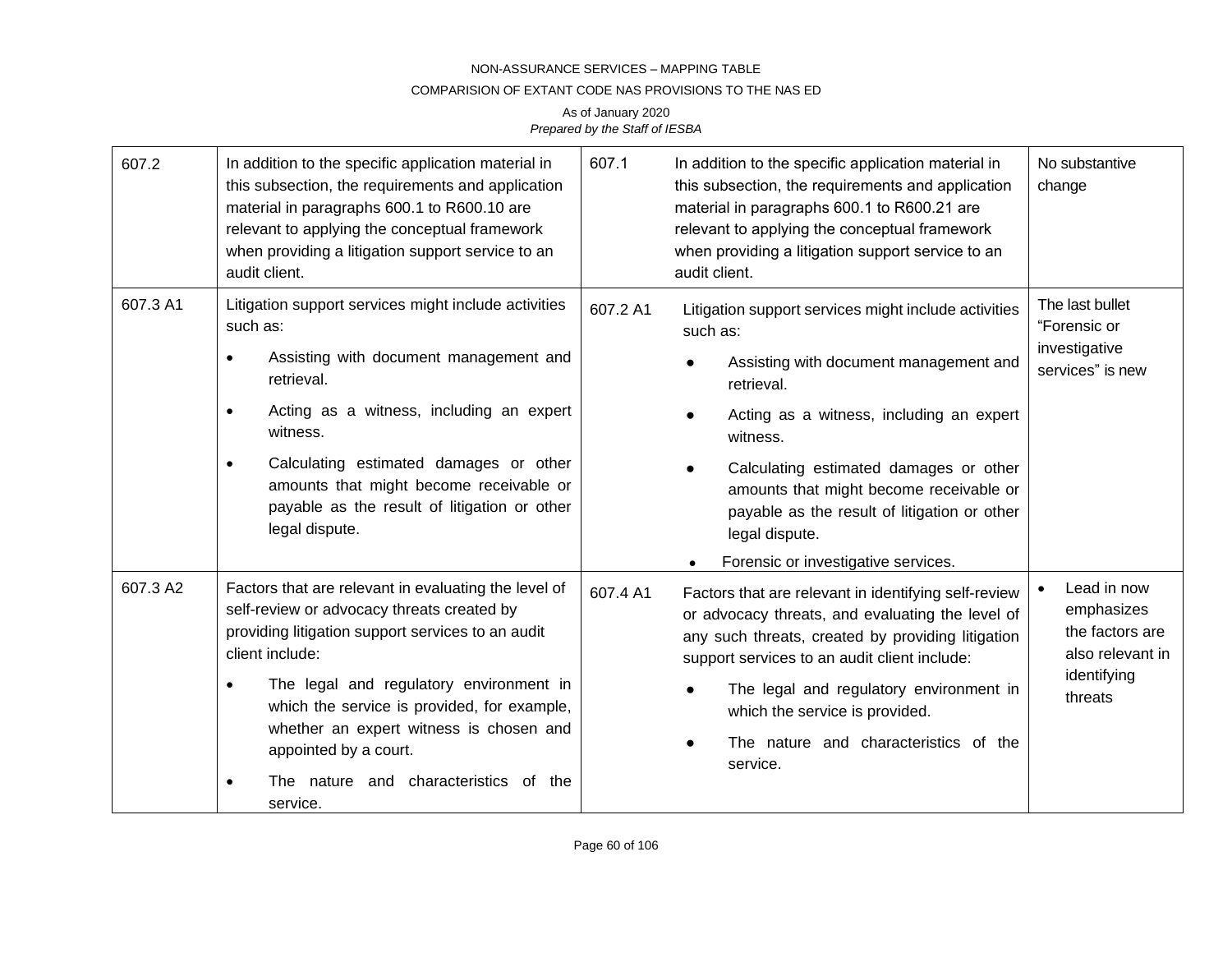| 607.2 | In addition to the specific application material in this subsection, the requirements and application material in paragraphs 600.1 to R600.10 are relevant to applying the conceptual framework when providing a litigation support service to an audit client. | 607.1 | In addition to the specific application material in this subsection, the requirements and application material in paragraphs 600.1 to R600.21 are relevant to applying the conceptual framework when providing a litigation support service to an audit client. | No substantive change |
|---|---|---|---|---|
| 607.3 A1 | Litigation support services might include activities such as:<br>• Assisting with document management and retrieval.<br>• Acting as a witness, including an expert witness.<br>• Calculating estimated damages or other amounts that might become receivable or payable as the result of litigation or other legal dispute. | 607.2 A1 | Litigation support services might include activities such as:<br>• Assisting with document management and retrieval.<br>• Acting as a witness, including an expert witness.<br>• Calculating estimated damages or other amounts that might become receivable or payable as the result of litigation or other legal dispute.<br>• Forensic or investigative services. | The last bullet "Forensic or investigative services" is new |
| 607.3 A2 | Factors that are relevant in evaluating the level of self-review or advocacy threats created by providing litigation support services to an audit client include:<br>• The legal and regulatory environment in which the service is provided, for example, whether an expert witness is chosen and appointed by a court.<br>• The nature and characteristics of the service. | 607.4 A1 | Factors that are relevant in identifying self-review or advocacy threats, and evaluating the level of any such threats, created by providing litigation support services to an audit client include:<br>• The legal and regulatory environment in which the service is provided.<br>• The nature and characteristics of the service. | • Lead in now emphasizes the factors are also relevant in identifying threats |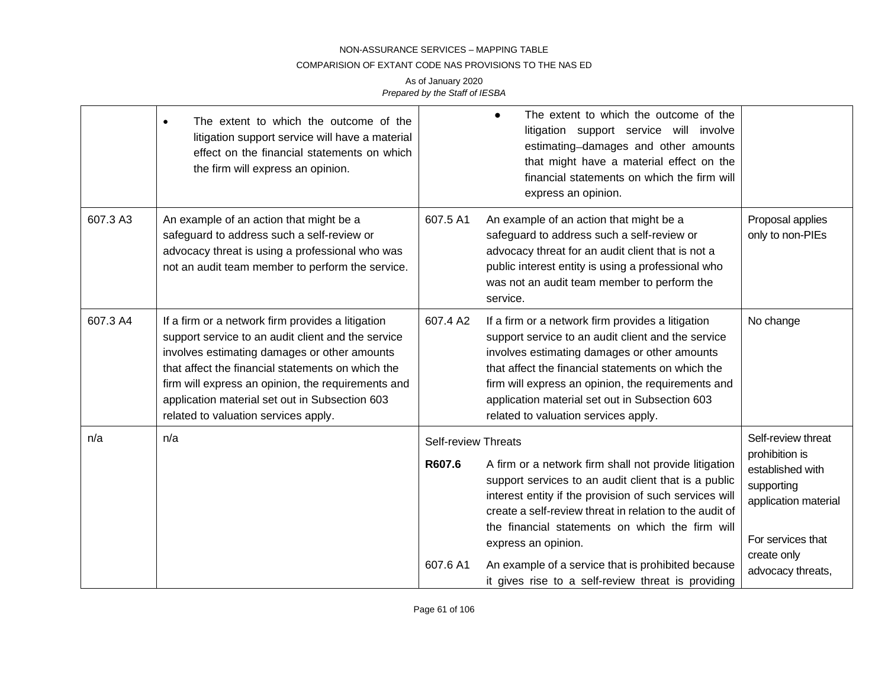| | | | |
|---|---|---|---|
| | • The extent to which the outcome of the litigation support service will have a material effect on the financial statements on which the firm will express an opinion. | • The extent to which the outcome of the litigation support service will involve estimating damages and other amounts that might have a material effect on the financial statements on which the firm will express an opinion. | |
| 607.3 A3 | An example of an action that might be a safeguard to address such a self-review or advocacy threat is using a professional who was not an audit team member to perform the service. | 607.5 A1 An example of an action that might be a safeguard to address such a self-review or advocacy threat for an audit client that is not a public interest entity is using a professional who was not an audit team member to perform the service. | Proposal applies only to non-PIEs |
| 607.3 A4 | If a firm or a network firm provides a litigation support service to an audit client and the service involves estimating damages or other amounts that affect the financial statements on which the firm will express an opinion, the requirements and application material set out in Subsection 603 related to valuation services apply. | 607.4 A2 If a firm or a network firm provides a litigation support service to an audit client and the service involves estimating damages or other amounts that affect the financial statements on which the firm will express an opinion, the requirements and application material set out in Subsection 603 related to valuation services apply. | No change |
| n/a | n/a | Self-review Threats<br><br>**R607.6** A firm or a network firm shall not provide litigation support services to an audit client that is a public interest entity if the provision of such services will create a self-review threat in relation to the audit of the financial statements on which the firm will express an opinion.<br><br>607.6 A1 An example of a service that is prohibited because it gives rise to a self-review threat is providing | Self-review threat prohibition is established with supporting application material<br><br>For services that create only advocacy threats, |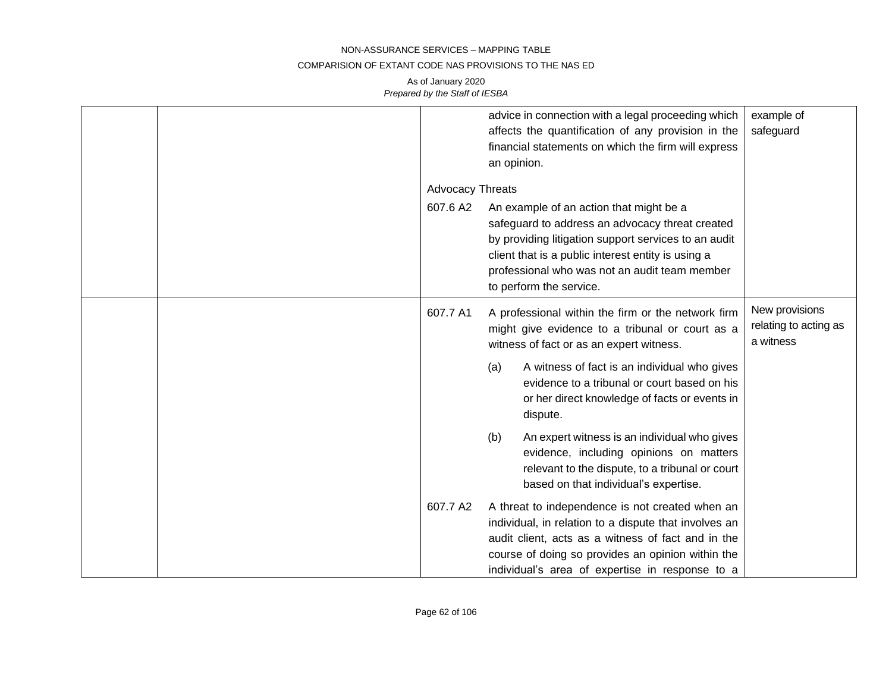| | | | |
|---|---|---|---|
| | | advice in connection with a legal proceeding which affects the quantification of any provision in the financial statements on which the firm will express an opinion.<br><br>Advocacy Threats<br><br>607.6 A2 An example of an action that might be a safeguard to address an advocacy threat created by providing litigation support services to an audit client that is a public interest entity is using a professional who was not an audit team member to perform the service. | example of safeguard |
| | | 607.7 A1 A professional within the firm or the network firm might give evidence to a tribunal or court as a witness of fact or as an expert witness.<br><br>(a) A witness of fact is an individual who gives evidence to a tribunal or court based on his or her direct knowledge of facts or events in dispute.<br><br>(b) An expert witness is an individual who gives evidence, including opinions on matters relevant to the dispute, to a tribunal or court based on that individual's expertise.<br><br>607.7 A2 A threat to independence is not created when an individual, in relation to a dispute that involves an audit client, acts as a witness of fact and in the course of doing so provides an opinion within the individual's area of expertise in response to a | New provisions relating to acting as a witness |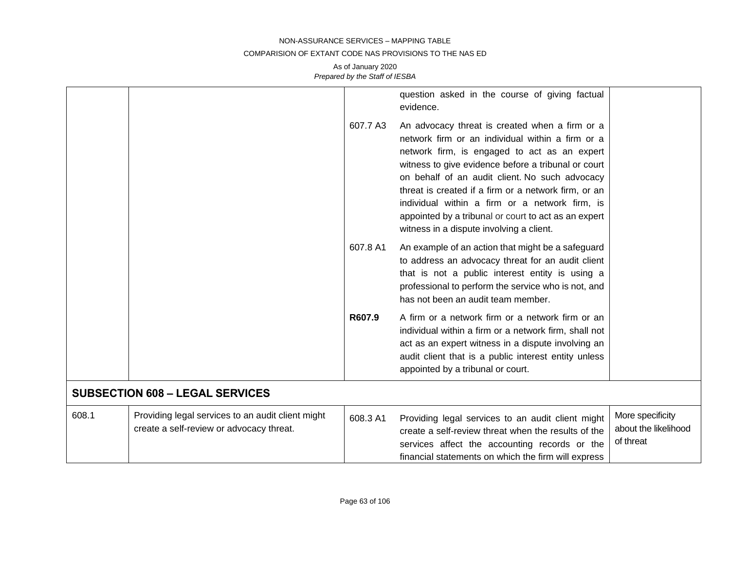| | | | | |
|---|---|---|---|---|
| | | | question asked in the course of giving factual evidence. | |
| | | 607.7 A3 | An advocacy threat is created when a firm or a network firm or an individual within a firm or a network firm, is engaged to act as an expert witness to give evidence before a tribunal or court on behalf of an audit client. No such advocacy threat is created if a firm or a network firm, or an individual within a firm or a network firm, is appointed by a tribunal or court to act as an expert witness in a dispute involving a client. | |
| | | 607.8 A1 | An example of an action that might be a safeguard to address an advocacy threat for an audit client that is not a public interest entity is using a professional to perform the service who is not, and has not been an audit team member. | |
| | | **R607.9** | A firm or a network firm or a network firm or an individual within a firm or a network firm, shall not act as an expert witness in a dispute involving an audit client that is a public interest entity unless appointed by a tribunal or court. | |
| **SUBSECTION 608 – LEGAL SERVICES** | | | | |
| 608.1 | Providing legal services to an audit client might create a self-review or advocacy threat. | 608.3 A1 | Providing legal services to an audit client might create a self-review threat when the results of the services affect the accounting records or the financial statements on which the firm will express | More specificity about the likelihood of threat |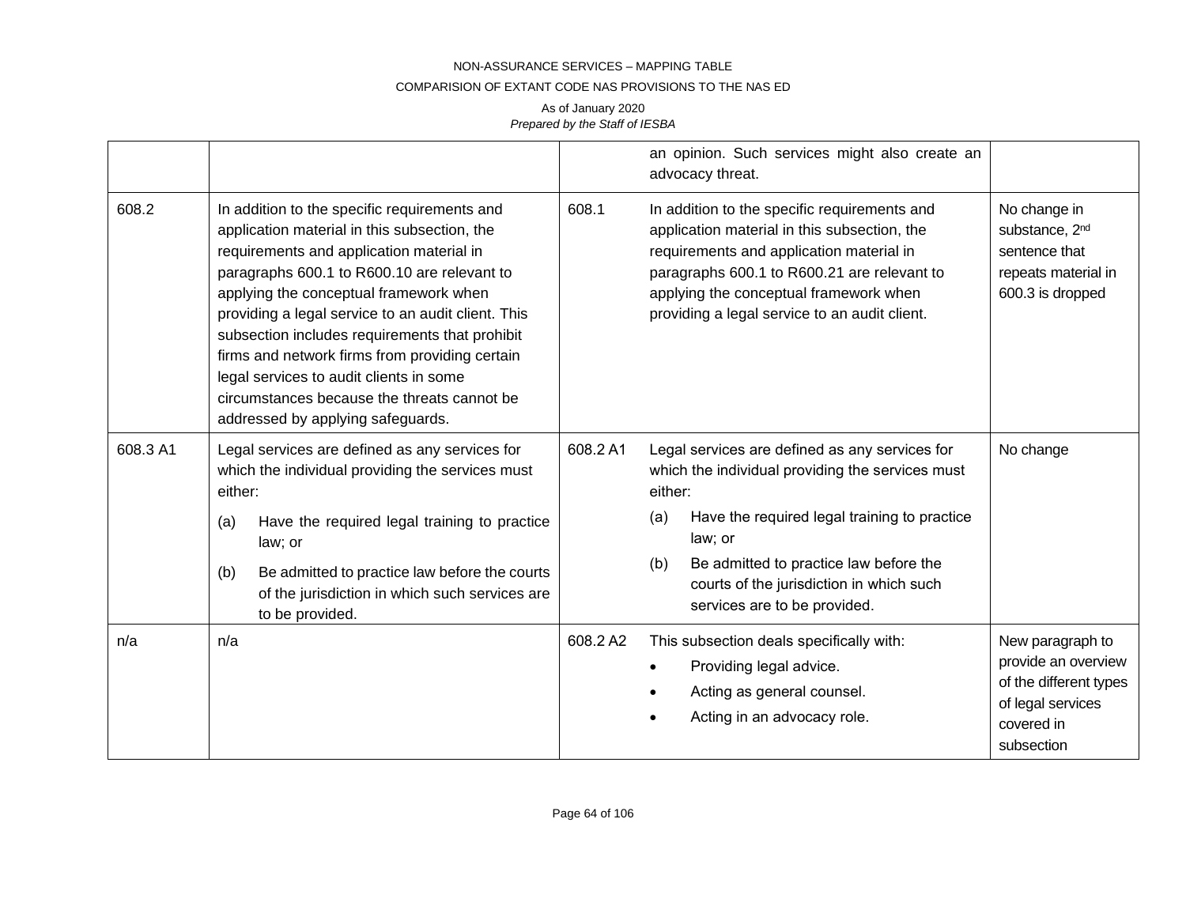| | | | | |
|---|---|---|---|---|
| | | | an opinion. Such services might also create an advocacy threat. | |
| 608.2 | In addition to the specific requirements and application material in this subsection, the requirements and application material in paragraphs 600.1 to R600.10 are relevant to applying the conceptual framework when providing a legal service to an audit client. This subsection includes requirements that prohibit firms and network firms from providing certain legal services to audit clients in some circumstances because the threats cannot be addressed by applying safeguards. | 608.1 | In addition to the specific requirements and application material in this subsection, the requirements and application material in paragraphs 600.1 to R600.21 are relevant to applying the conceptual framework when providing a legal service to an audit client. | No change in substance, 2nd sentence that repeats material in 600.3 is dropped |
| 608.3 A1 | Legal services are defined as any services for which the individual providing the services must either:<br>(a) Have the required legal training to practice law; or<br>(b) Be admitted to practice law before the courts of the jurisdiction in which such services are to be provided. | 608.2 A1 | Legal services are defined as any services for which the individual providing the services must either:<br>(a) Have the required legal training to practice law; or<br>(b) Be admitted to practice law before the courts of the jurisdiction in which such services are to be provided. | No change |
| n/a | n/a | 608.2 A2 | This subsection deals specifically with:<br>• Providing legal advice.<br>• Acting as general counsel.<br>• Acting in an advocacy role. | New paragraph to provide an overview of the different types of legal services covered in subsection |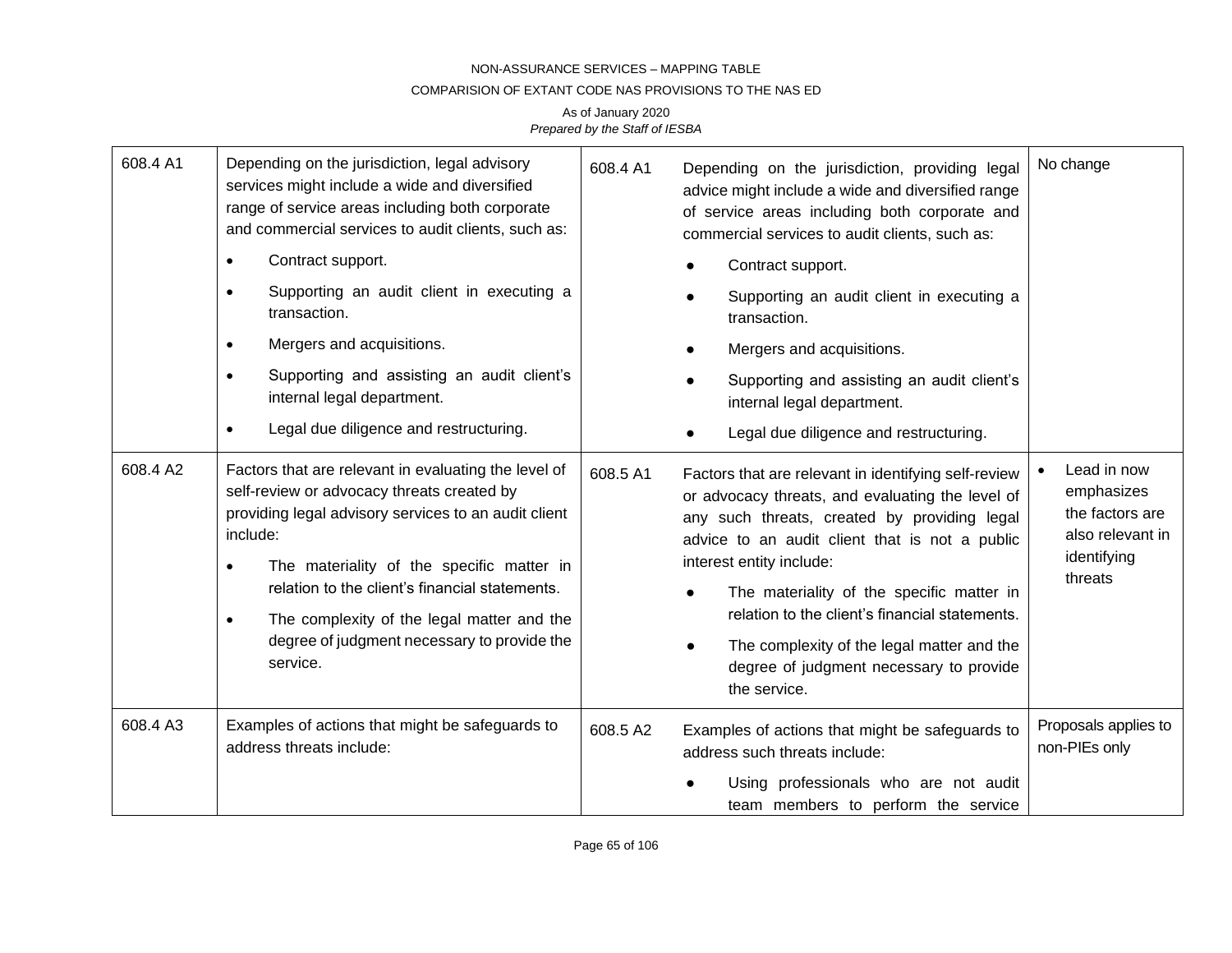| | | | | |
|---|---|---|---|---|
| 608.4 A1 | Depending on the jurisdiction, legal advisory services might include a wide and diversified range of service areas including both corporate and commercial services to audit clients, such as:<br>• Contract support.<br>• Supporting an audit client in executing a transaction.<br>• Mergers and acquisitions.<br>• Supporting and assisting an audit client's internal legal department.<br>• Legal due diligence and restructuring. | 608.4 A1 | Depending on the jurisdiction, providing legal advice might include a wide and diversified range of service areas including both corporate and commercial services to audit clients, such as:<br>● Contract support.<br>● Supporting an audit client in executing a transaction.<br>● Mergers and acquisitions.<br>● Supporting and assisting an audit client's internal legal department.<br>● Legal due diligence and restructuring. | No change |
| 608.4 A2 | Factors that are relevant in evaluating the level of self-review or advocacy threats created by providing legal advisory services to an audit client include:<br>• The materiality of the specific matter in relation to the client's financial statements.<br>• The complexity of the legal matter and the degree of judgment necessary to provide the service. | 608.5 A1 | Factors that are relevant in identifying self-review or advocacy threats, and evaluating the level of any such threats, created by providing legal advice to an audit client that is not a public interest entity include:<br>● The materiality of the specific matter in relation to the client's financial statements.<br>● The complexity of the legal matter and the degree of judgment necessary to provide the service. | • Lead in now emphasizes the factors are also relevant in identifying threats |
| 608.4 A3 | Examples of actions that might be safeguards to address threats include: | 608.5 A2 | Examples of actions that might be safeguards to address such threats include:<br>● Using professionals who are not audit team members to perform the service | Proposals applies to non-PIEs only |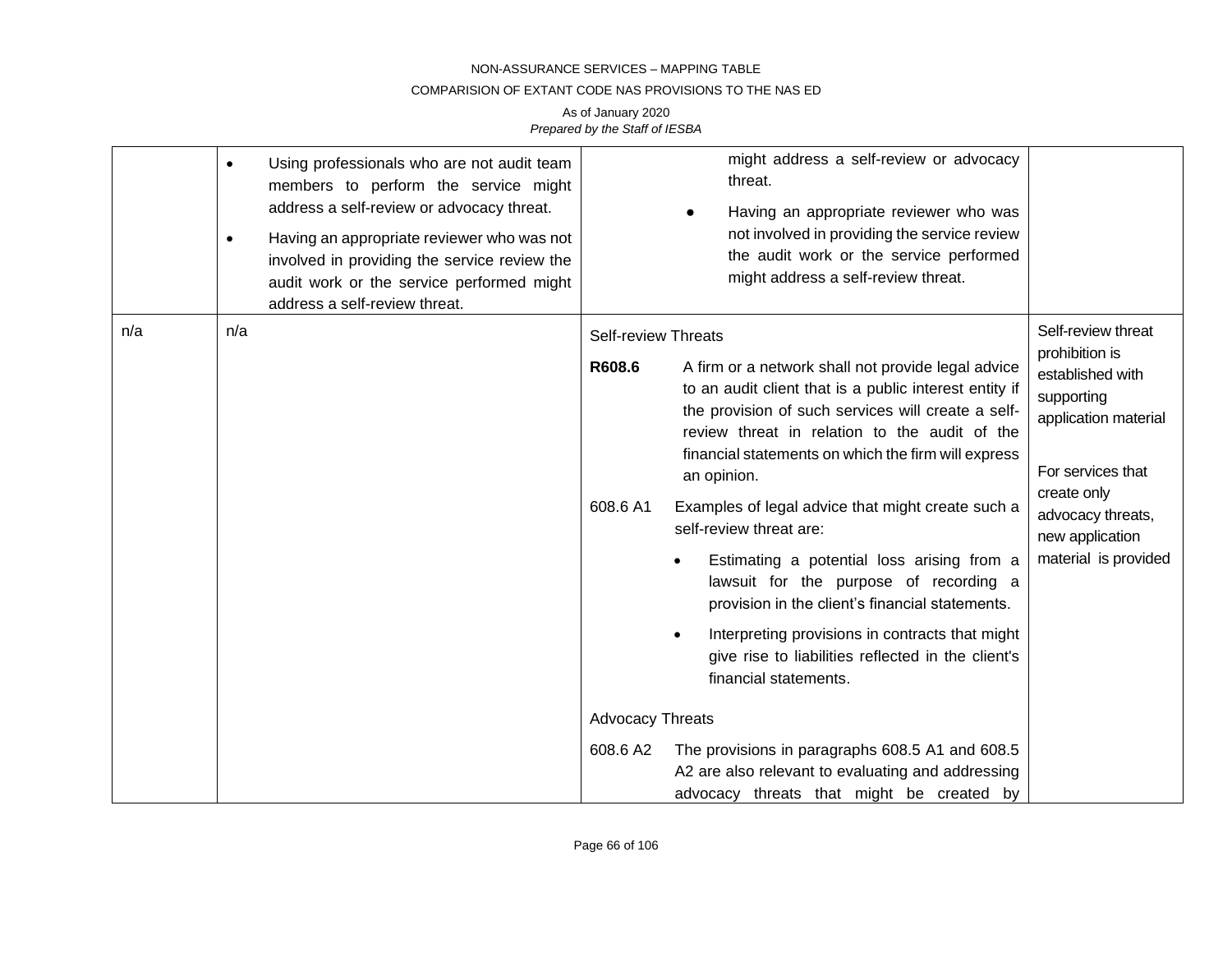| | | | |
|---|---|---|---|
| | • Using professionals who are not audit team members to perform the service might address a self-review or advocacy threat.<br>• Having an appropriate reviewer who was not involved in providing the service review the audit work or the service performed might address a self-review threat. | might address a self-review or advocacy threat.<br>• Having an appropriate reviewer who was not involved in providing the service review the audit work or the service performed might address a self-review threat. | |
| n/a | n/a | Self-review Threats<br>**R608.6** A firm or a network shall not provide legal advice to an audit client that is a public interest entity if the provision of such services will create a self-review threat in relation to the audit of the financial statements on which the firm will express an opinion.<br>608.6 A1 Examples of legal advice that might create such a self-review threat are:<br>• Estimating a potential loss arising from a lawsuit for the purpose of recording a provision in the client's financial statements.<br>• Interpreting provisions in contracts that might give rise to liabilities reflected in the client's financial statements.<br>Advocacy Threats<br>608.6 A2 The provisions in paragraphs 608.5 A1 and 608.5 A2 are also relevant to evaluating and addressing advocacy threats that might be created by | Self-review threat prohibition is established with supporting application material<br><br>For services that create only advocacy threats, new application material is provided |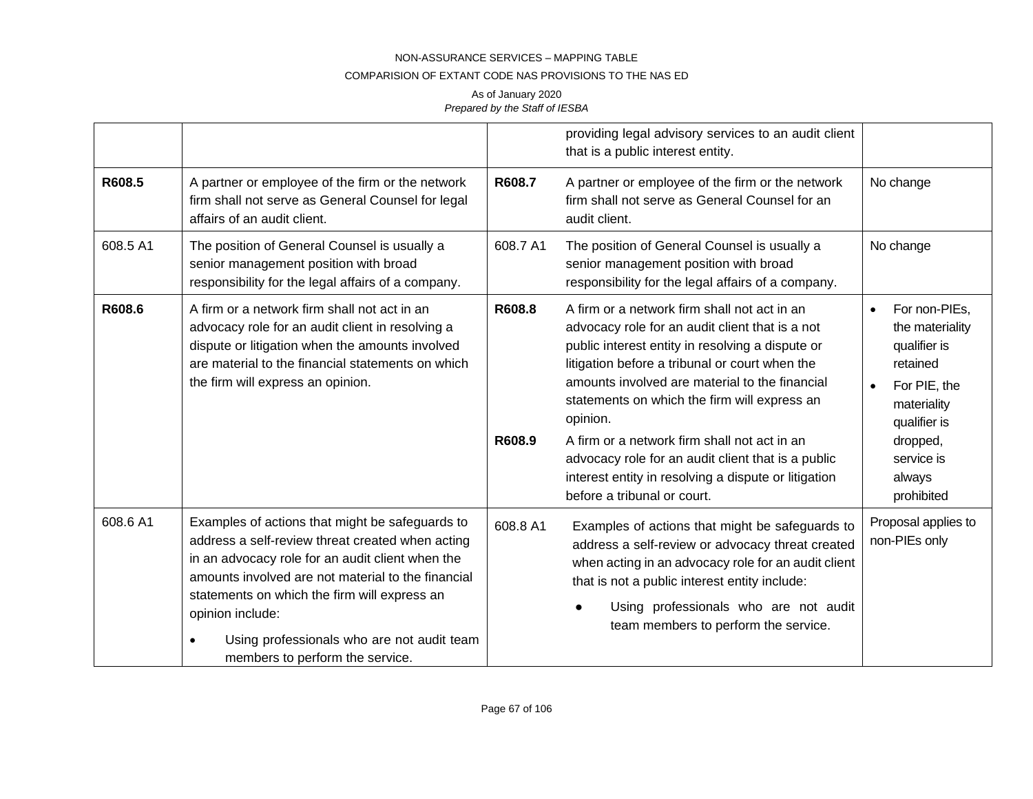| | | | | |
|---|---|---|---|---|
| | | | providing legal advisory services to an audit client that is a public interest entity. | |
| **R608.5** | A partner or employee of the firm or the network firm shall not serve as General Counsel for legal affairs of an audit client. | **R608.7** | A partner or employee of the firm or the network firm shall not serve as General Counsel for an audit client. | No change |
| 608.5 A1 | The position of General Counsel is usually a senior management position with broad responsibility for the legal affairs of a company. | 608.7 A1 | The position of General Counsel is usually a senior management position with broad responsibility for the legal affairs of a company. | No change |
| **R608.6** | A firm or a network firm shall not act in an advocacy role for an audit client in resolving a dispute or litigation when the amounts involved are material to the financial statements on which the firm will express an opinion. | **R608.8**<br><br>**R608.9** | A firm or a network firm shall not act in an advocacy role for an audit client that is a not public interest entity in resolving a dispute or litigation before a tribunal or court when the amounts involved are material to the financial statements on which the firm will express an opinion.<br><br>A firm or a network firm shall not act in an advocacy role for an audit client that is a public interest entity in resolving a dispute or litigation before a tribunal or court. | • For non-PIEs, the materiality qualifier is retained<br>• For PIE, the materiality qualifier is dropped, service is always prohibited |
| 608.6 A1 | Examples of actions that might be safeguards to address a self-review threat created when acting in an advocacy role for an audit client when the amounts involved are not material to the financial statements on which the firm will express an opinion include:<br>• Using professionals who are not audit team members to perform the service. | 608.8 A1 | Examples of actions that might be safeguards to address a self-review or advocacy threat created when acting in an advocacy role for an audit client that is not a public interest entity include:<br>• Using professionals who are not audit team members to perform the service. | Proposal applies to non-PIEs only |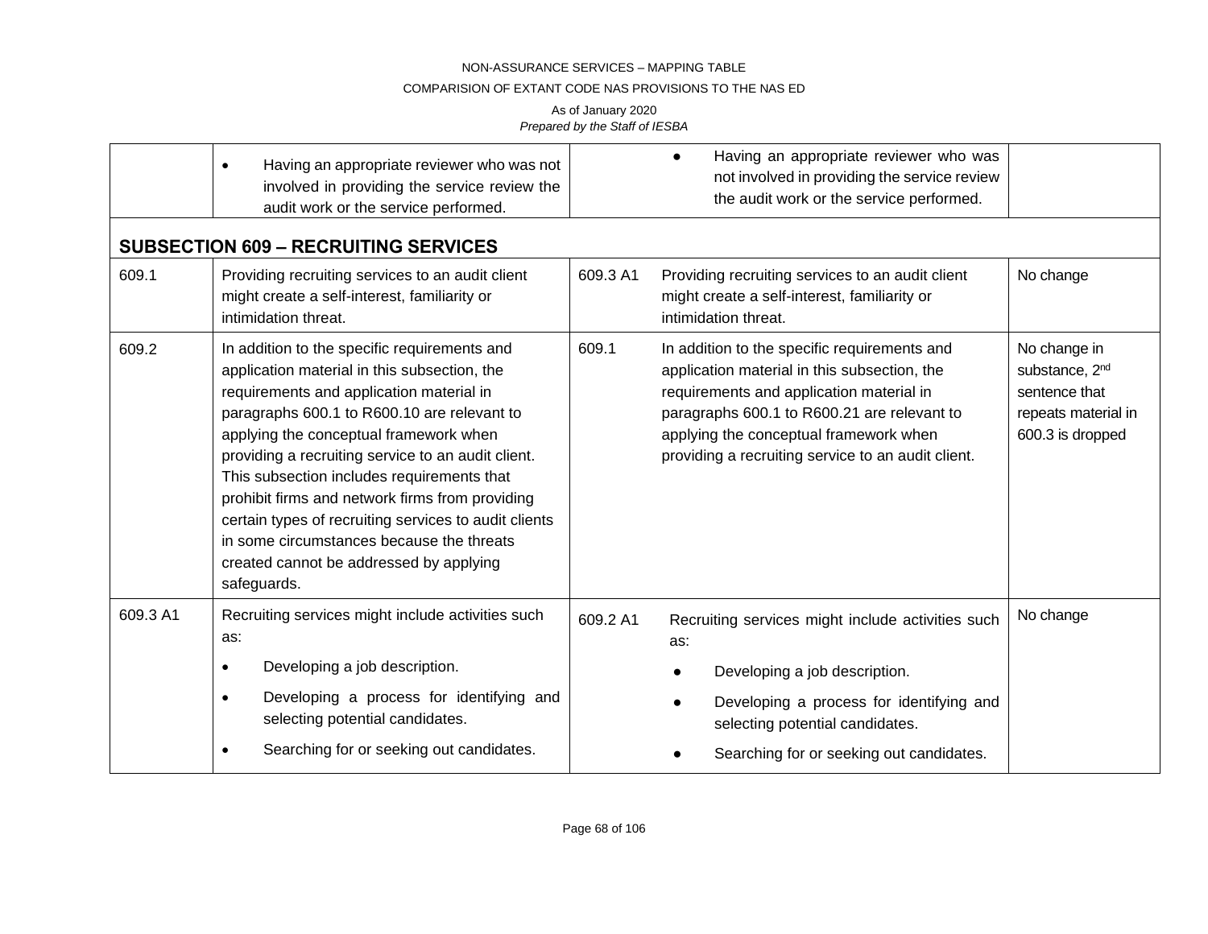| | | | | |
|---|---|---|---|---|
| | • Having an appropriate reviewer who was not involved in providing the service review the audit work or the service performed. | | • Having an appropriate reviewer who was not involved in providing the service review the audit work or the service performed. | |

## SUBSECTION 609 – RECRUITING SERVICES

| | | | | |
|---|---|---|---|---|
| 609.1 | Providing recruiting services to an audit client might create a self-interest, familiarity or intimidation threat. | 609.3 A1 | Providing recruiting services to an audit client might create a self-interest, familiarity or intimidation threat. | No change |
| 609.2 | In addition to the specific requirements and application material in this subsection, the requirements and application material in paragraphs 600.1 to R600.10 are relevant to applying the conceptual framework when providing a recruiting service to an audit client. This subsection includes requirements that prohibit firms and network firms from providing certain types of recruiting services to audit clients in some circumstances because the threats created cannot be addressed by applying safeguards. | 609.1 | In addition to the specific requirements and application material in this subsection, the requirements and application material in paragraphs 600.1 to R600.21 are relevant to applying the conceptual framework when providing a recruiting service to an audit client. | No change in substance, 2nd sentence that repeats material in 600.3 is dropped |
| 609.3 A1 | Recruiting services might include activities such as:<br>• Developing a job description.<br>• Developing a process for identifying and selecting potential candidates.<br>• Searching for or seeking out candidates. | 609.2 A1 | Recruiting services might include activities such as:<br>• Developing a job description.<br>• Developing a process for identifying and selecting potential candidates.<br>• Searching for or seeking out candidates. | No change |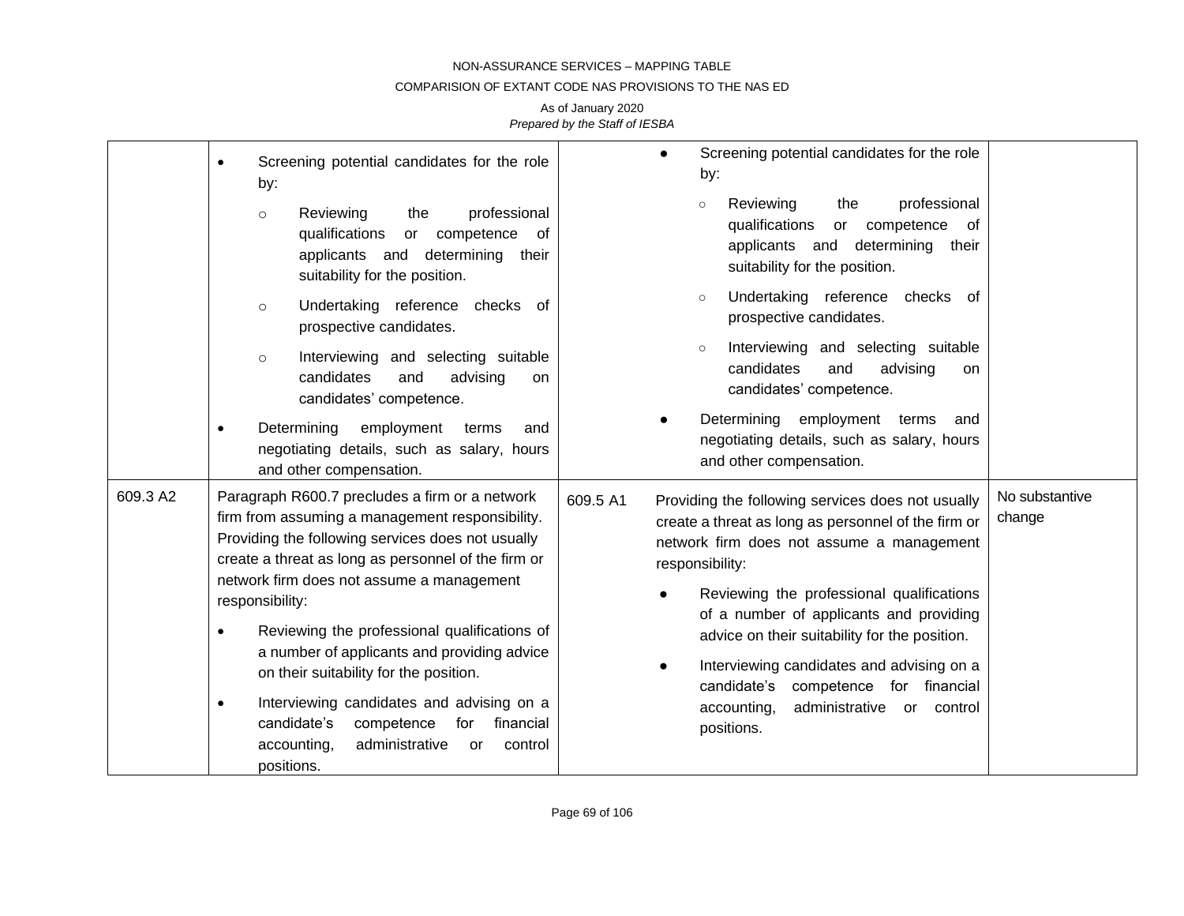| | | | | |
|---|---|---|---|---|
| | • Screening potential candidates for the role by:<br>○ Reviewing the professional qualifications or competence of applicants and determining their suitability for the position.<br>○ Undertaking reference checks of prospective candidates.<br>○ Interviewing and selecting suitable candidates and advising on candidates' competence.<br>• Determining employment terms and negotiating details, such as salary, hours and other compensation. | | • Screening potential candidates for the role by:<br>○ Reviewing the professional qualifications or competence of applicants and determining their suitability for the position.<br>○ Undertaking reference checks of prospective candidates.<br>○ Interviewing and selecting suitable candidates and advising on candidates' competence.<br>• Determining employment terms and negotiating details, such as salary, hours and other compensation. | |
| 609.3 A2 | Paragraph R600.7 precludes a firm or a network firm from assuming a management responsibility. Providing the following services does not usually create a threat as long as personnel of the firm or network firm does not assume a management responsibility:<br>• Reviewing the professional qualifications of a number of applicants and providing advice on their suitability for the position.<br>• Interviewing candidates and advising on a candidate's competence for financial accounting, administrative or control positions. | 609.5 A1 | Providing the following services does not usually create a threat as long as personnel of the firm or network firm does not assume a management responsibility:<br>• Reviewing the professional qualifications of a number of applicants and providing advice on their suitability for the position.<br>• Interviewing candidates and advising on a candidate's competence for financial accounting, administrative or control positions. | No substantive change |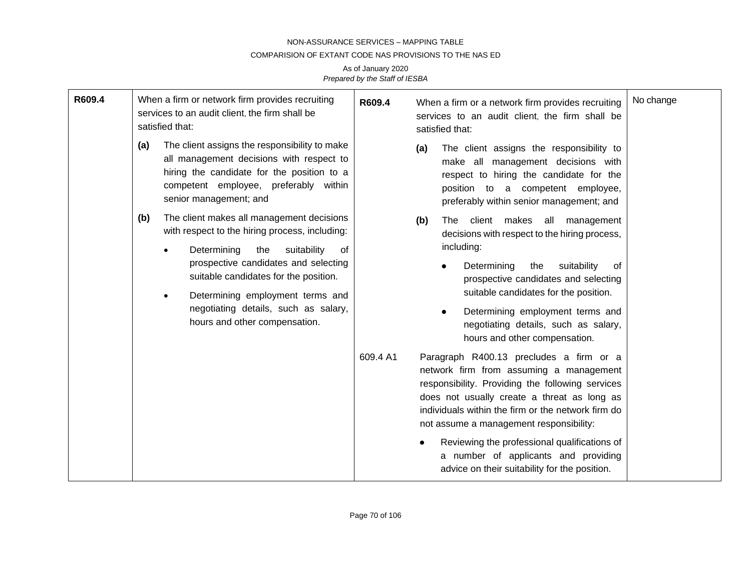| | | | | |
|---|---|---|---|---|
| **R609.4** | When a firm or network firm provides recruiting services to an audit client, the firm shall be satisfied that:<br><br>**(a)** The client assigns the responsibility to make all management decisions with respect to hiring the candidate for the position to a competent employee, preferably within senior management; and<br><br>**(b)** The client makes all management decisions with respect to the hiring process, including:<br><br>• Determining the suitability of prospective candidates and selecting suitable candidates for the position.<br><br>• Determining employment terms and negotiating details, such as salary, hours and other compensation. | **R609.4** | When a firm or a network firm provides recruiting services to an audit client, the firm shall be satisfied that:<br><br>**(a)** The client assigns the responsibility to make all management decisions with respect to hiring the candidate for the position to a competent employee, preferably within senior management; and<br><br>**(b)** The client makes all management decisions with respect to the hiring process, including:<br><br>● Determining the suitability of prospective candidates and selecting suitable candidates for the position.<br><br>● Determining employment terms and negotiating details, such as salary, hours and other compensation. | No change |
| | | 609.4 A1 | Paragraph R400.13 precludes a firm or a network firm from assuming a management responsibility. Providing the following services does not usually create a threat as long as individuals within the firm or the network firm do not assume a management responsibility:<br><br>● Reviewing the professional qualifications of a number of applicants and providing advice on their suitability for the position. | |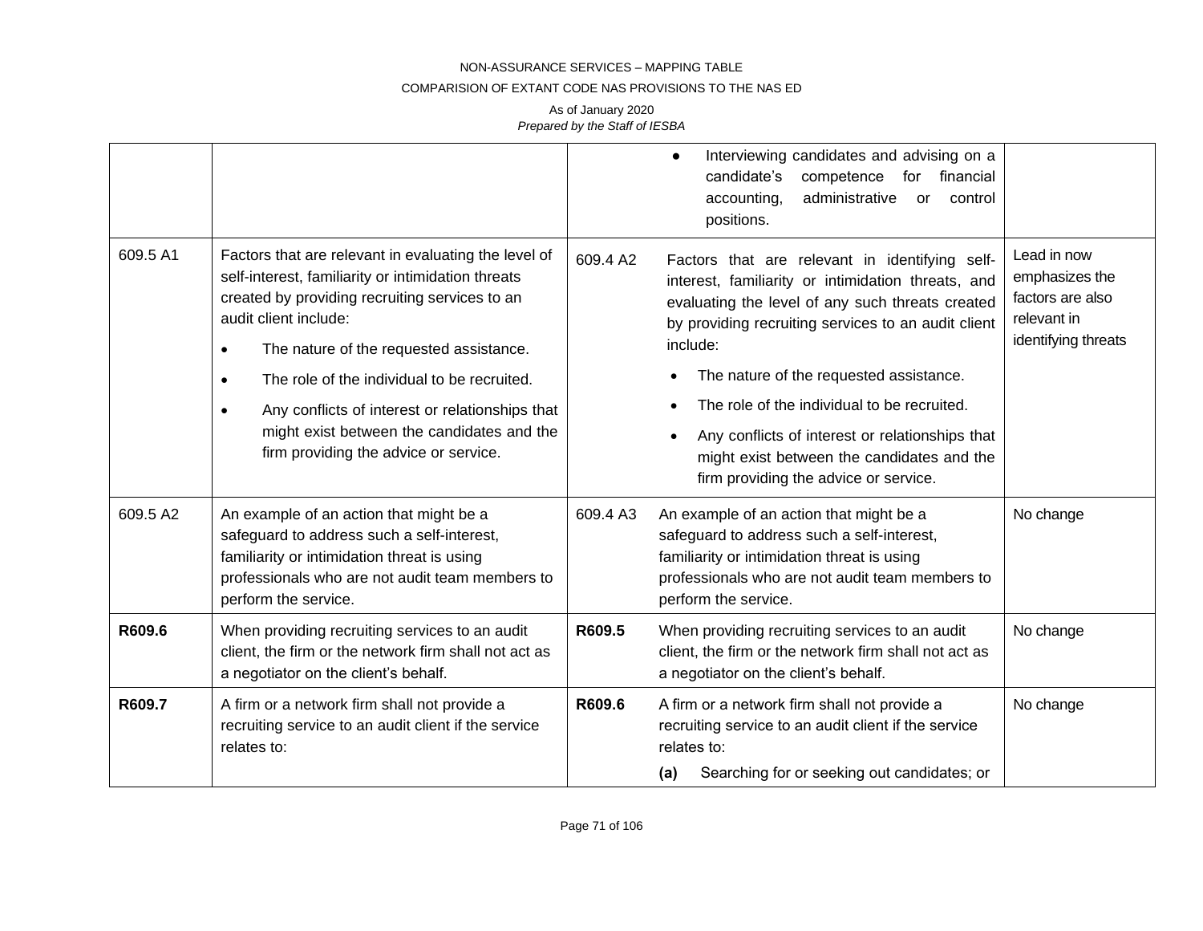| | | | | |
|---|---|---|---|---|
| | | | • Interviewing candidates and advising on a candidate's competence for financial accounting, administrative or control positions. | |
| 609.5 A1 | Factors that are relevant in evaluating the level of self-interest, familiarity or intimidation threats created by providing recruiting services to an audit client include:<br>• The nature of the requested assistance.<br>• The role of the individual to be recruited.<br>• Any conflicts of interest or relationships that might exist between the candidates and the firm providing the advice or service. | 609.4 A2 | Factors that are relevant in identifying self-interest, familiarity or intimidation threats, and evaluating the level of any such threats created by providing recruiting services to an audit client include:<br>• The nature of the requested assistance.<br>• The role of the individual to be recruited.<br>• Any conflicts of interest or relationships that might exist between the candidates and the firm providing the advice or service. | Lead in now emphasizes the factors are also relevant in identifying threats |
| 609.5 A2 | An example of an action that might be a safeguard to address such a self-interest, familiarity or intimidation threat is using professionals who are not audit team members to perform the service. | 609.4 A3 | An example of an action that might be a safeguard to address such a self-interest, familiarity or intimidation threat is using professionals who are not audit team members to perform the service. | No change |
| **R609.6** | When providing recruiting services to an audit client, the firm or the network firm shall not act as a negotiator on the client's behalf. | **R609.5** | When providing recruiting services to an audit client, the firm or the network firm shall not act as a negotiator on the client's behalf. | No change |
| **R609.7** | A firm or a network firm shall not provide a recruiting service to an audit client if the service relates to: | **R609.6** | A firm or a network firm shall not provide a recruiting service to an audit client if the service relates to:<br>**(a)** Searching for or seeking out candidates; or | No change |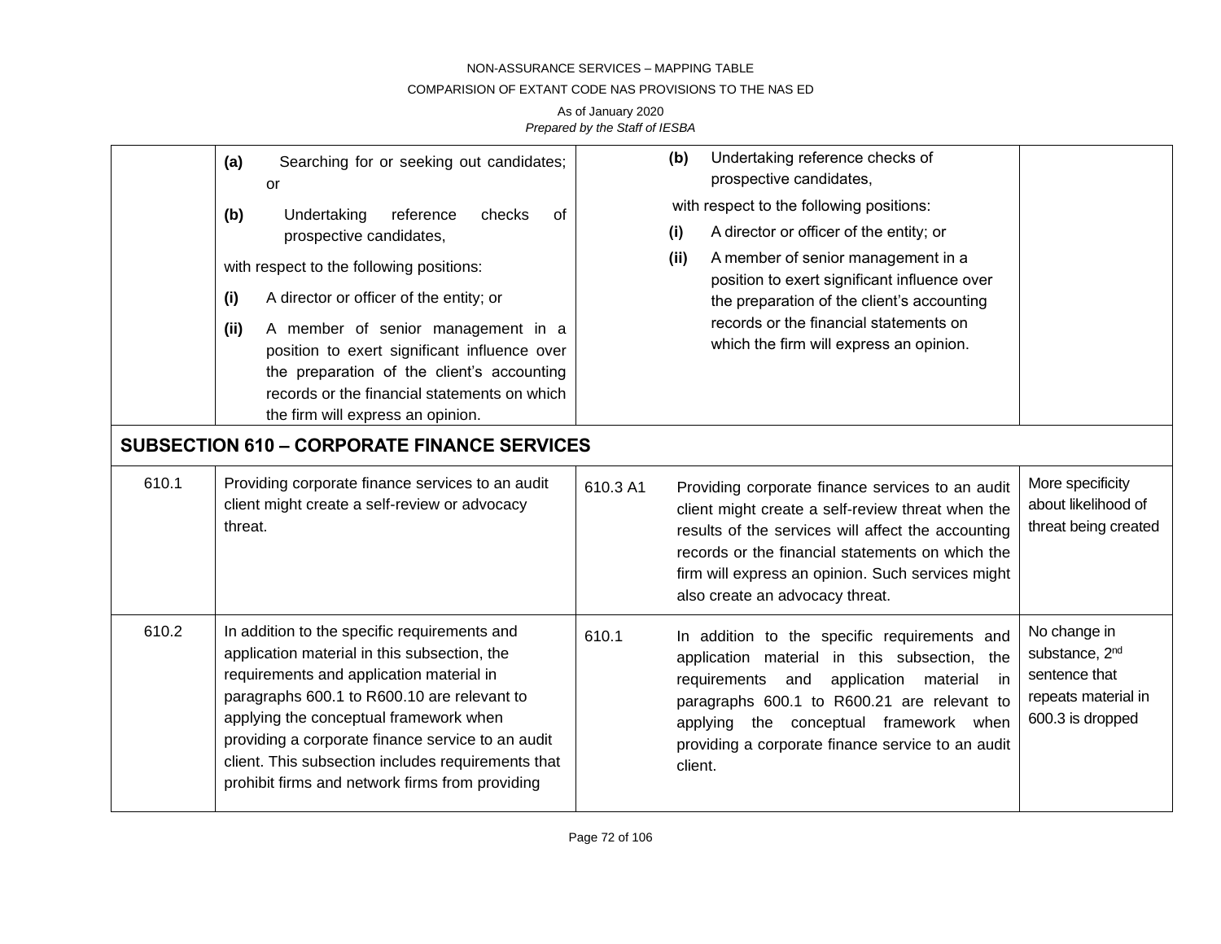| | | | | |
|---|---|---|---|---|
| | **(a)** Searching for or seeking out candidates; or<br><br>**(b)** Undertaking reference checks of prospective candidates,<br><br>with respect to the following positions:<br><br>**(i)** A director or officer of the entity; or<br><br>**(ii)** A member of senior management in a position to exert significant influence over the preparation of the client's accounting records or the financial statements on which the firm will express an opinion. | | **(b)** Undertaking reference checks of prospective candidates,<br><br>with respect to the following positions:<br><br>**(i)** A director or officer of the entity; or<br><br>**(ii)** A member of senior management in a position to exert significant influence over the preparation of the client's accounting records or the financial statements on which the firm will express an opinion. | |
| **SUBSECTION 610 – CORPORATE FINANCE SERVICES** | | | | |
| 610.1 | Providing corporate finance services to an audit client might create a self-review or advocacy threat. | 610.3 A1 | Providing corporate finance services to an audit client might create a self-review threat when the results of the services will affect the accounting records or the financial statements on which the firm will express an opinion. Such services might also create an advocacy threat. | More specificity about likelihood of threat being created |
| 610.2 | In addition to the specific requirements and application material in this subsection, the requirements and application material in paragraphs 600.1 to R600.10 are relevant to applying the conceptual framework when providing a corporate finance service to an audit client. This subsection includes requirements that prohibit firms and network firms from providing | 610.1 | In addition to the specific requirements and application material in this subsection, the requirements and application material in paragraphs 600.1 to R600.21 are relevant to applying the conceptual framework when providing a corporate finance service to an audit client. | No change in substance, 2nd sentence that repeats material in 600.3 is dropped |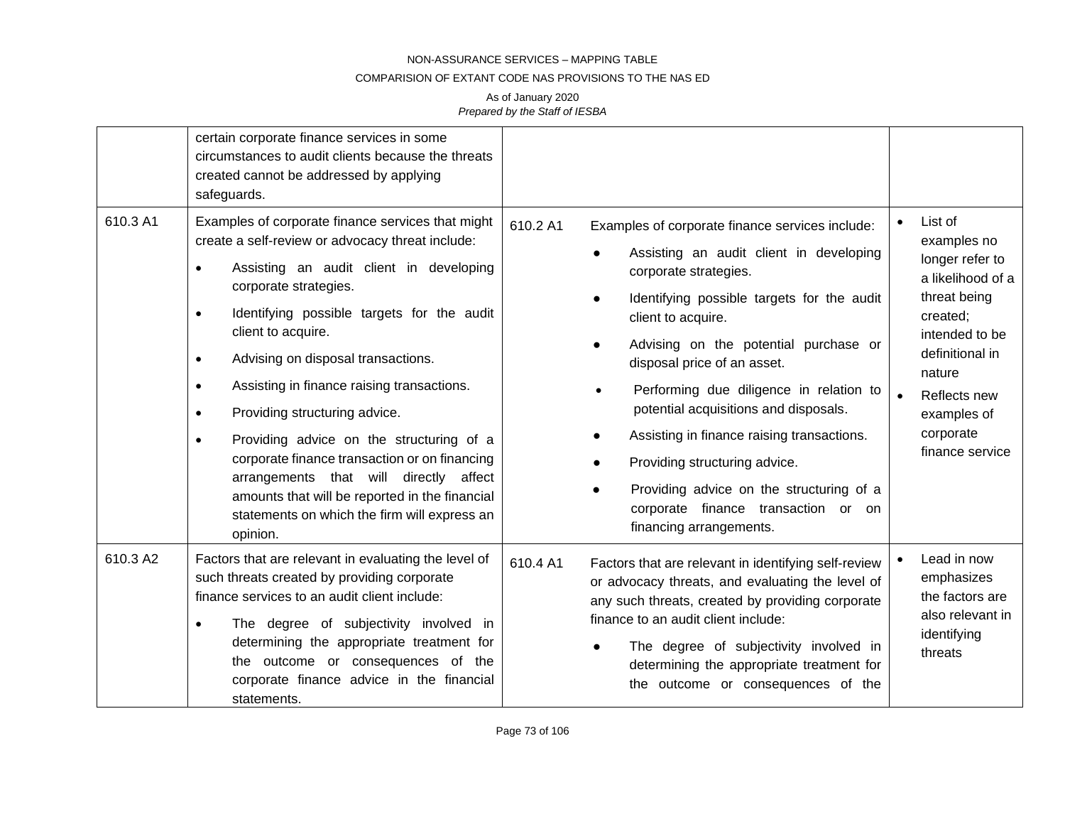| | | | | |
|---|---|---|---|---|
| | certain corporate finance services in some circumstances to audit clients because the threats created cannot be addressed by applying safeguards. | | | |
| 610.3 A1 | Examples of corporate finance services that might create a self-review or advocacy threat include:<br>• Assisting an audit client in developing corporate strategies.<br>• Identifying possible targets for the audit client to acquire.<br>• Advising on disposal transactions.<br>• Assisting in finance raising transactions.<br>• Providing structuring advice.<br>• Providing advice on the structuring of a corporate finance transaction or on financing arrangements that will directly affect amounts that will be reported in the financial statements on which the firm will express an opinion. | 610.2 A1 | Examples of corporate finance services include:<br>● Assisting an audit client in developing corporate strategies.<br>● Identifying possible targets for the audit client to acquire.<br>● Advising on the potential purchase or disposal price of an asset.<br>• Performing due diligence in relation to potential acquisitions and disposals.<br>● Assisting in finance raising transactions.<br>● Providing structuring advice.<br>● Providing advice on the structuring of a corporate finance transaction or on financing arrangements. | • List of examples no longer refer to a likelihood of a threat being created; intended to be definitional in nature<br>• Reflects new examples of corporate finance service |
| 610.3 A2 | Factors that are relevant in evaluating the level of such threats created by providing corporate finance services to an audit client include:<br>• The degree of subjectivity involved in determining the appropriate treatment for the outcome or consequences of the corporate finance advice in the financial statements. | 610.4 A1 | Factors that are relevant in identifying self-review or advocacy threats, and evaluating the level of any such threats, created by providing corporate finance to an audit client include:<br>● The degree of subjectivity involved in determining the appropriate treatment for the outcome or consequences of the | • Lead in now emphasizes the factors are also relevant in identifying threats |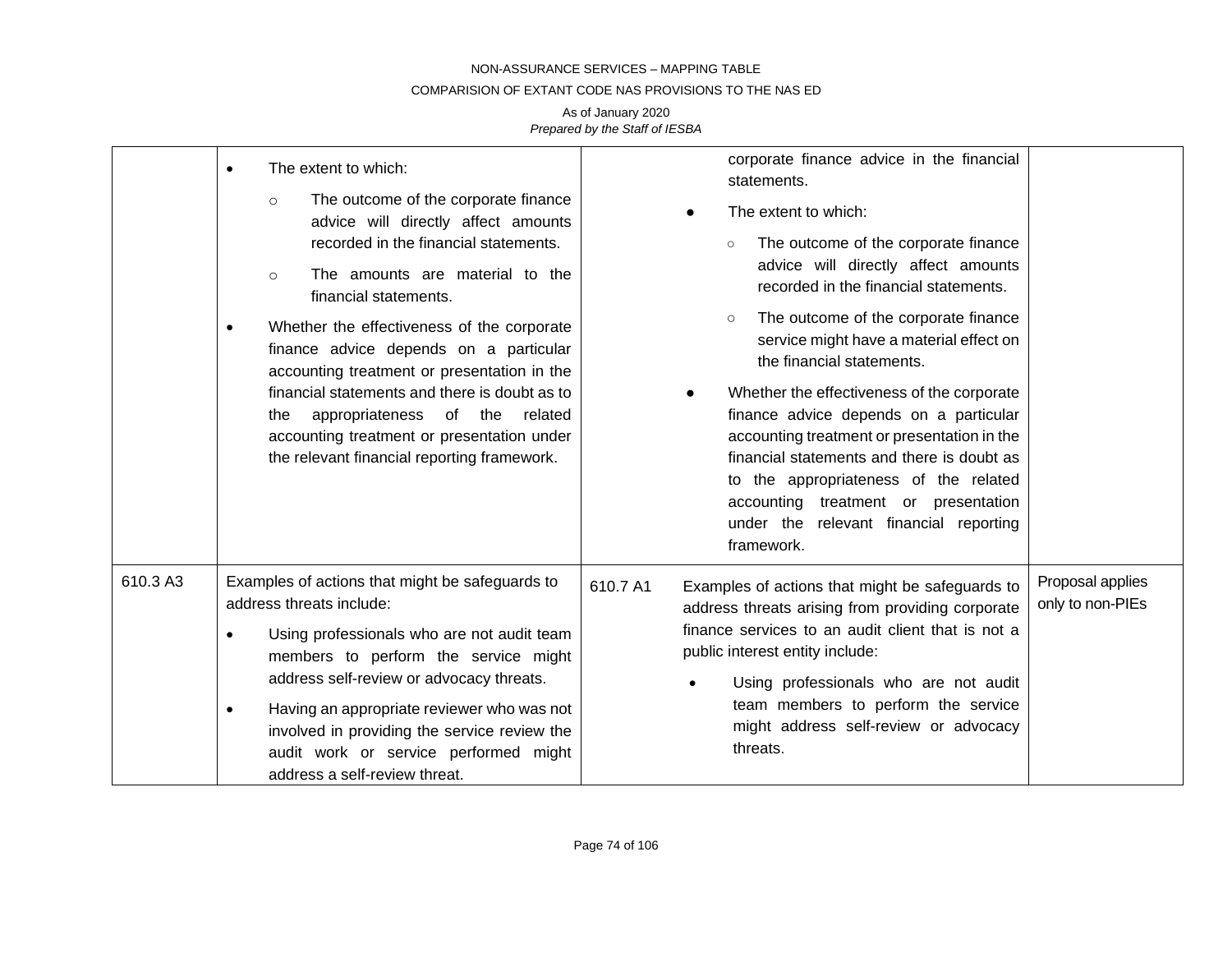| | | | | |
|---|---|---|---|---|
| | • The extent to which:<br>○ The outcome of the corporate finance advice will directly affect amounts recorded in the financial statements.<br>○ The amounts are material to the financial statements.<br>• Whether the effectiveness of the corporate finance advice depends on a particular accounting treatment or presentation in the financial statements and there is doubt as to the appropriateness of the related accounting treatment or presentation under the relevant financial reporting framework. | | corporate finance advice in the financial statements.<br>● The extent to which:<br>○ The outcome of the corporate finance advice will directly affect amounts recorded in the financial statements.<br>○ The outcome of the corporate finance service might have a material effect on the financial statements.<br>● Whether the effectiveness of the corporate finance advice depends on a particular accounting treatment or presentation in the financial statements and there is doubt as to the appropriateness of the related accounting treatment or presentation under the relevant financial reporting framework. | |
| 610.3 A3 | Examples of actions that might be safeguards to address threats include:<br>• Using professionals who are not audit team members to perform the service might address self-review or advocacy threats.<br>• Having an appropriate reviewer who was not involved in providing the service review the audit work or service performed might address a self-review threat. | 610.7 A1 | Examples of actions that might be safeguards to address threats arising from providing corporate finance services to an audit client that is not a public interest entity include:<br>• Using professionals who are not audit team members to perform the service might address self-review or advocacy threats. | Proposal applies only to non-PIEs |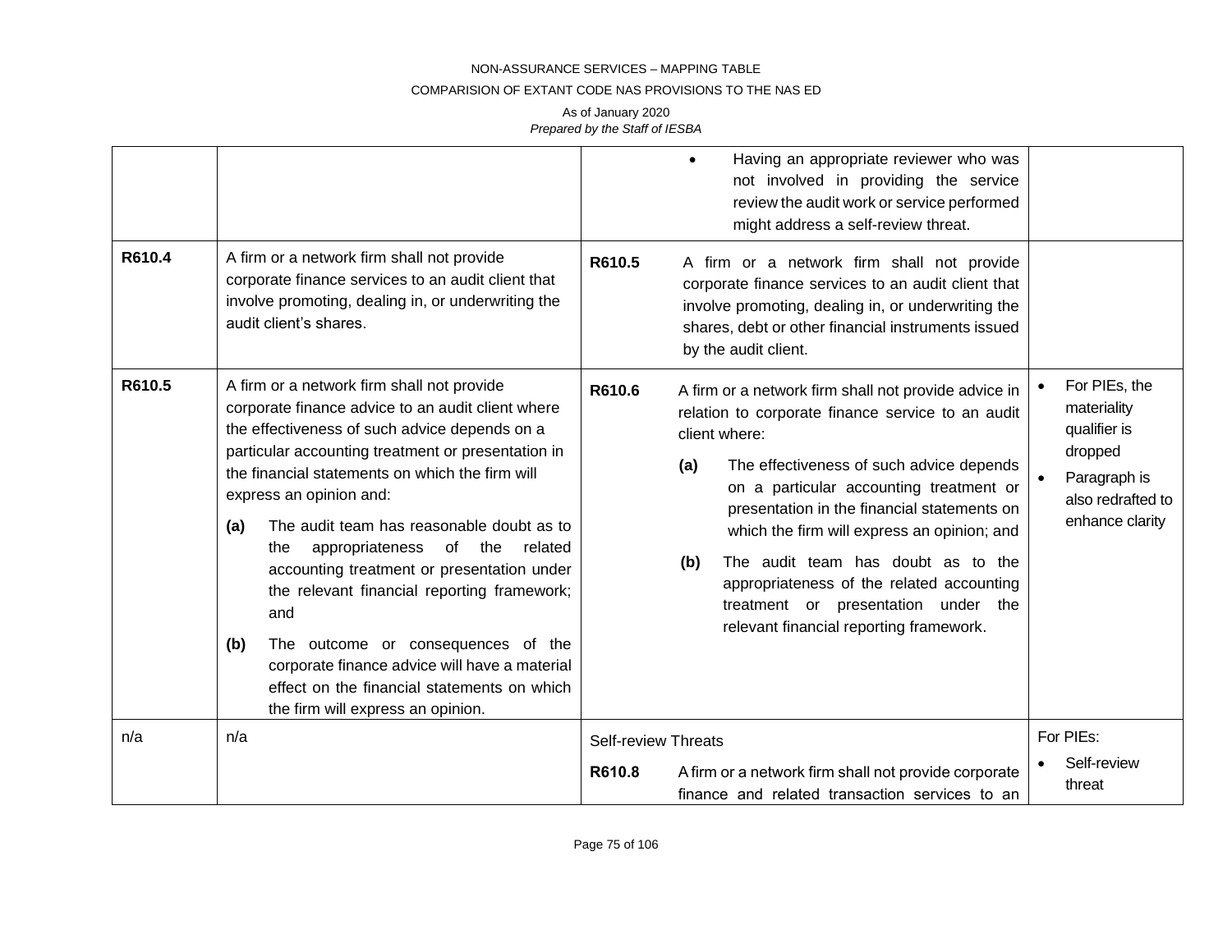| | | | |
|---|---|---|---|
| | | • Having an appropriate reviewer who was not involved in providing the service review the audit work or service performed might address a self-review threat. | |
| **R610.4** | A firm or a network firm shall not provide corporate finance services to an audit client that involve promoting, dealing in, or underwriting the audit client's shares. | **R610.5** A firm or a network firm shall not provide corporate finance services to an audit client that involve promoting, dealing in, or underwriting the shares, debt or other financial instruments issued by the audit client. | |
| **R610.5** | A firm or a network firm shall not provide corporate finance advice to an audit client where the effectiveness of such advice depends on a particular accounting treatment or presentation in the financial statements on which the firm will express an opinion and:<br>**(a)** The audit team has reasonable doubt as to the appropriateness of the related accounting treatment or presentation under the relevant financial reporting framework; and<br>**(b)** The outcome or consequences of the corporate finance advice will have a material effect on the financial statements on which the firm will express an opinion. | **R610.6** A firm or a network firm shall not provide advice in relation to corporate finance service to an audit client where:<br>**(a)** The effectiveness of such advice depends on a particular accounting treatment or presentation in the financial statements on which the firm will express an opinion; and<br>**(b)** The audit team has doubt as to the appropriateness of the related accounting treatment or presentation under the relevant financial reporting framework. | • For PIEs, the materiality qualifier is dropped<br>• Paragraph is also redrafted to enhance clarity |
| n/a | n/a | Self-review Threats<br>**R610.8** A firm or a network firm shall not provide corporate finance and related transaction services to an | For PIEs:<br>• Self-review threat |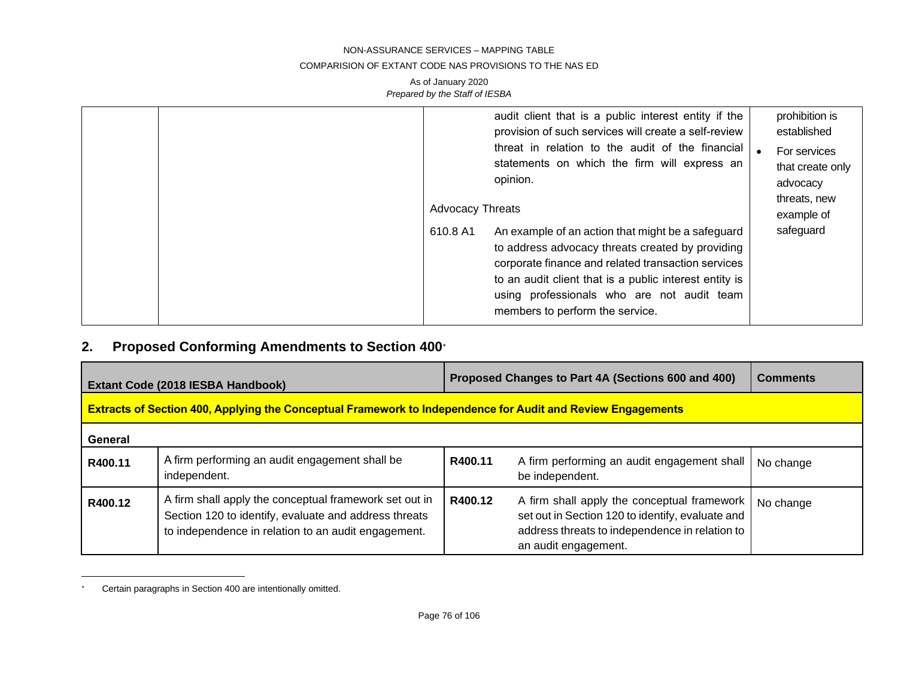| | | | | |
|---|---|---|---|---|
| | | | audit client that is a public interest entity if the provision of such services will create a self-review threat in relation to the audit of the financial statements on which the firm will express an opinion.<br><br>Advocacy Threats | prohibition is established<br>• For services that create only advocacy threats, new example of safeguard |
| | | 610.8 A1 | An example of an action that might be a safeguard to address advocacy threats created by providing corporate finance and related transaction services to an audit client that is a public interest entity is using professionals who are not audit team members to perform the service. | |

## 2. Proposed Conforming Amendments to Section 400*

| Extant Code (2018 IESBA Handbook) | | Proposed Changes to Part 4A (Sections 600 and 400) | | Comments |
|---|---|---|---|---|
| **Extracts of Section 400, Applying the Conceptual Framework to Independence for Audit and Review Engagements** | | | | |
| **General** | | | | |
| **R400.11** | A firm performing an audit engagement shall be independent. | **R400.11** | A firm performing an audit engagement shall be independent. | No change |
| **R400.12** | A firm shall apply the conceptual framework set out in Section 120 to identify, evaluate and address threats to independence in relation to an audit engagement. | **R400.12** | A firm shall apply the conceptual framework set out in Section 120 to identify, evaluate and address threats to independence in relation to an audit engagement. | No change |

\* Certain paragraphs in Section 400 are intentionally omitted.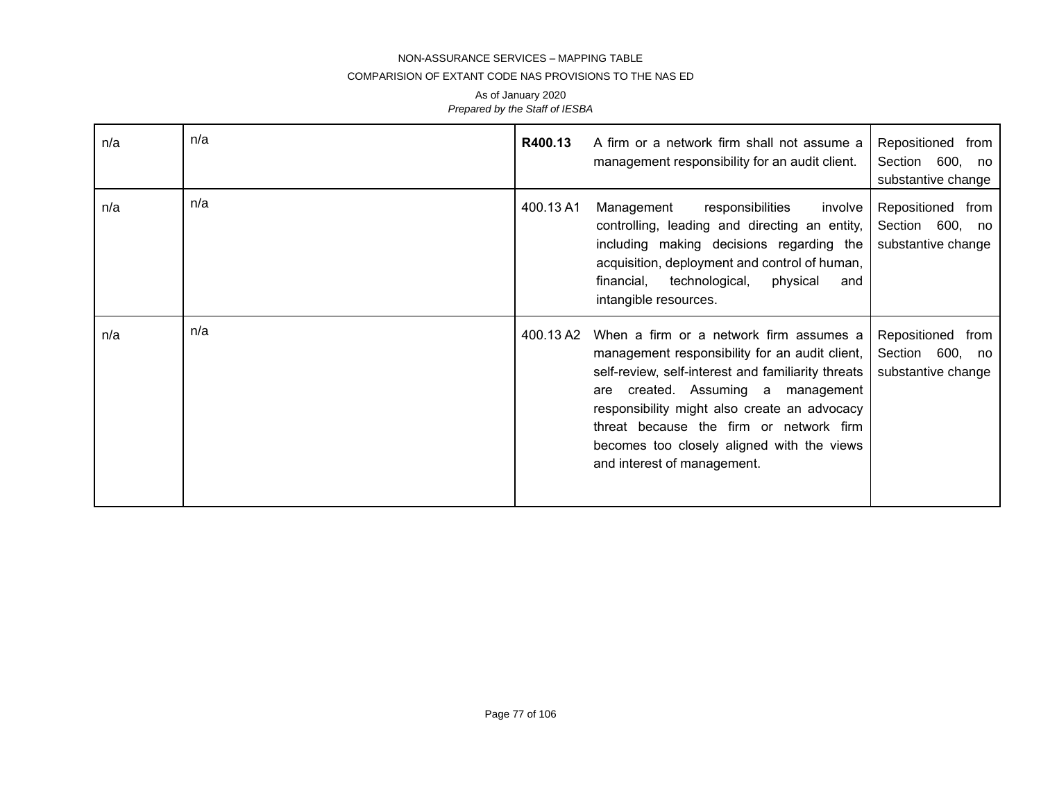| n/a | n/a | **R400.13** | A firm or a network firm shall not assume a management responsibility for an audit client. | Repositioned from Section 600, no substantive change |
|---|---|---|---|---|
| n/a | n/a | 400.13 A1 | Management responsibilities involve controlling, leading and directing an entity, including making decisions regarding the acquisition, deployment and control of human, financial, technological, physical and intangible resources. | Repositioned from Section 600, no substantive change |
| n/a | n/a | 400.13 A2 | When a firm or a network firm assumes a management responsibility for an audit client, self-review, self-interest and familiarity threats are created. Assuming a management responsibility might also create an advocacy threat because the firm or network firm becomes too closely aligned with the views and interest of management. | Repositioned from Section 600, no substantive change |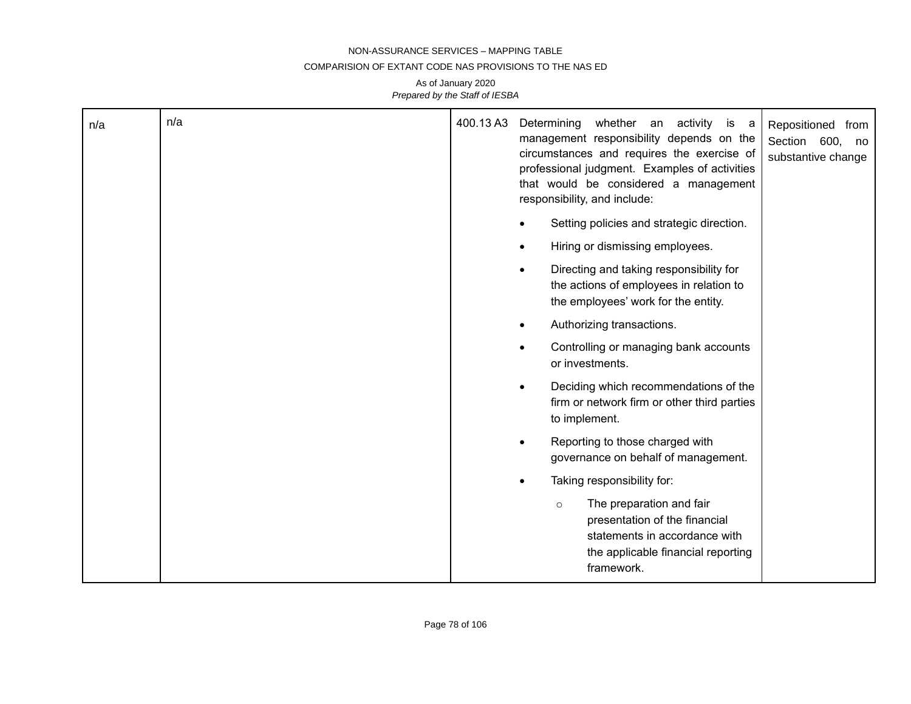NON-ASSURANCE SERVICES – MAPPING TABLE

COMPARISION OF EXTANT CODE NAS PROVISIONS TO THE NAS ED

As of January 2020

*Prepared by the Staff of IESBA*

| | | | | |
|---|---|---|---|---|
| n/a | n/a | 400.13 A3 | Determining whether an activity is a management responsibility depends on the circumstances and requires the exercise of professional judgment. Examples of activities that would be considered a management responsibility, and include:<br>• Setting policies and strategic direction.<br>• Hiring or dismissing employees.<br>• Directing and taking responsibility for the actions of employees in relation to the employees' work for the entity.<br>• Authorizing transactions.<br>• Controlling or managing bank accounts or investments.<br>• Deciding which recommendations of the firm or network firm or other third parties to implement.<br>• Reporting to those charged with governance on behalf of management.<br>• Taking responsibility for:<br>  ○ The preparation and fair presentation of the financial statements in accordance with the applicable financial reporting framework. | Repositioned from Section 600, no substantive change |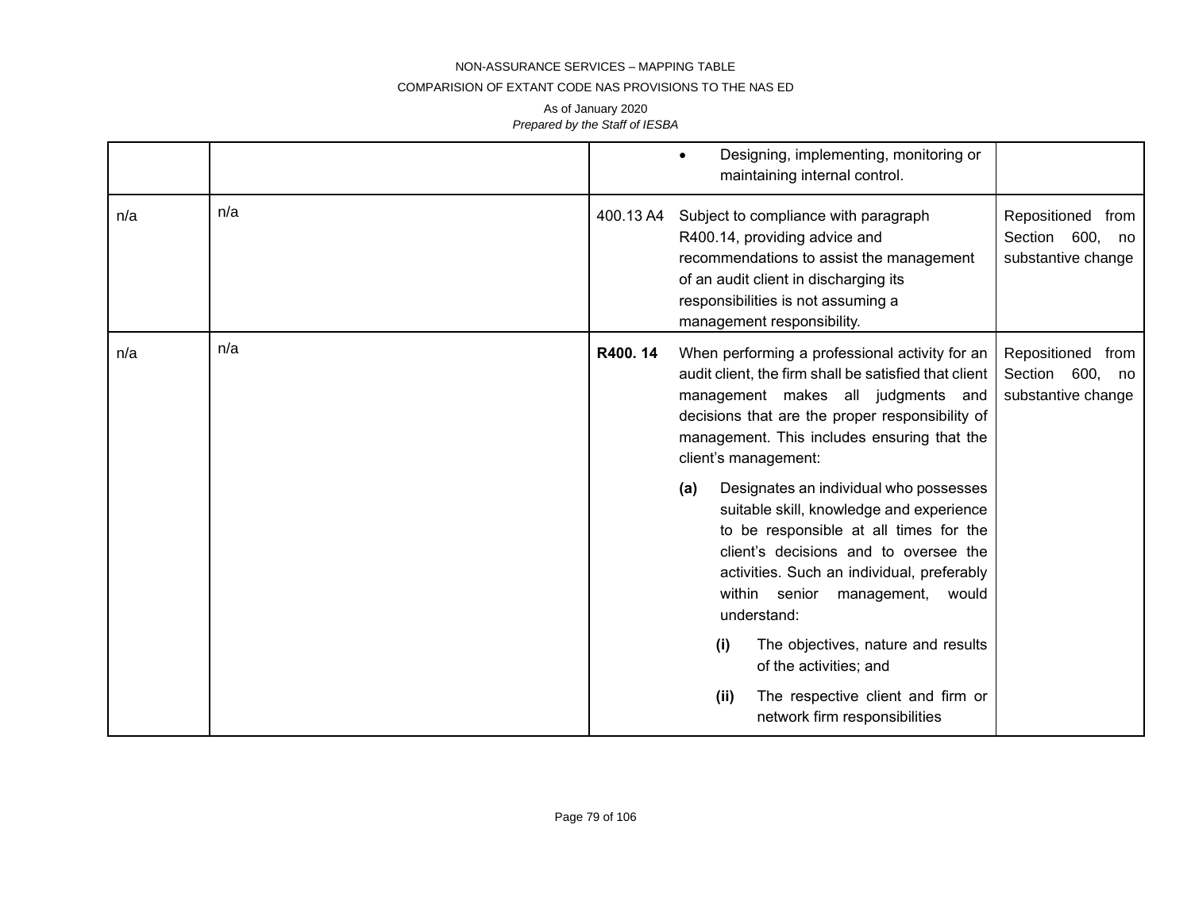NON-ASSURANCE SERVICES – MAPPING TABLE

COMPARISION OF EXTANT CODE NAS PROVISIONS TO THE NAS ED

As of January 2020

*Prepared by the Staff of IESBA*

| | | | | |
|---|---|---|---|---|
| | | | • Designing, implementing, monitoring or maintaining internal control. | |
| n/a | n/a | 400.13 A4 | Subject to compliance with paragraph R400.14, providing advice and recommendations to assist the management of an audit client in discharging its responsibilities is not assuming a management responsibility. | Repositioned from Section 600, no substantive change |
| n/a | n/a | **R400. 14** | When performing a professional activity for an audit client, the firm shall be satisfied that client management makes all judgments and decisions that are the proper responsibility of management. This includes ensuring that the client's management:<br><br>**(a)** Designates an individual who possesses suitable skill, knowledge and experience to be responsible at all times for the client's decisions and to oversee the activities. Such an individual, preferably within senior management, would understand:<br><br>**(i)** The objectives, nature and results of the activities; and<br><br>**(ii)** The respective client and firm or network firm responsibilities | Repositioned from Section 600, no substantive change |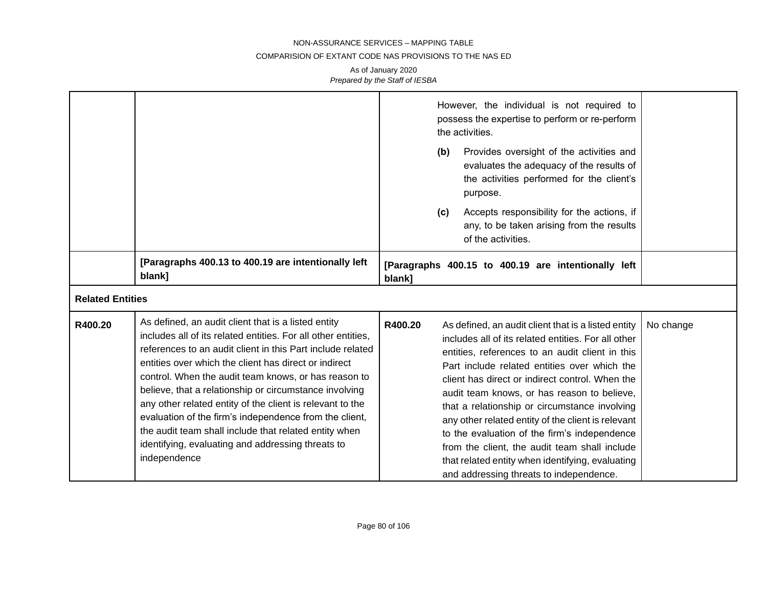| | | | |
|---|---|---|---|
| | | However, the individual is not required to possess the expertise to perform or re-perform the activities.<br><br>**(b)** Provides oversight of the activities and evaluates the adequacy of the results of the activities performed for the client's purpose.<br><br>**(c)** Accepts responsibility for the actions, if any, to be taken arising from the results of the activities. | |
| | **[Paragraphs 400.13 to 400.19 are intentionally left blank]** | **[Paragraphs 400.15 to 400.19 are intentionally left blank]** | |
| **Related Entities** | | | |
| **R400.20** | As defined, an audit client that is a listed entity includes all of its related entities. For all other entities, references to an audit client in this Part include related entities over which the client has direct or indirect control. When the audit team knows, or has reason to believe, that a relationship or circumstance involving any other related entity of the client is relevant to the evaluation of the firm's independence from the client, the audit team shall include that related entity when identifying, evaluating and addressing threats to independence | **R400.20** As defined, an audit client that is a listed entity includes all of its related entities. For all other entities, references to an audit client in this Part include related entities over which the client has direct or indirect control. When the audit team knows, or has reason to believe, that a relationship or circumstance involving any other related entity of the client is relevant to the evaluation of the firm's independence from the client, the audit team shall include that related entity when identifying, evaluating and addressing threats to independence. | No change |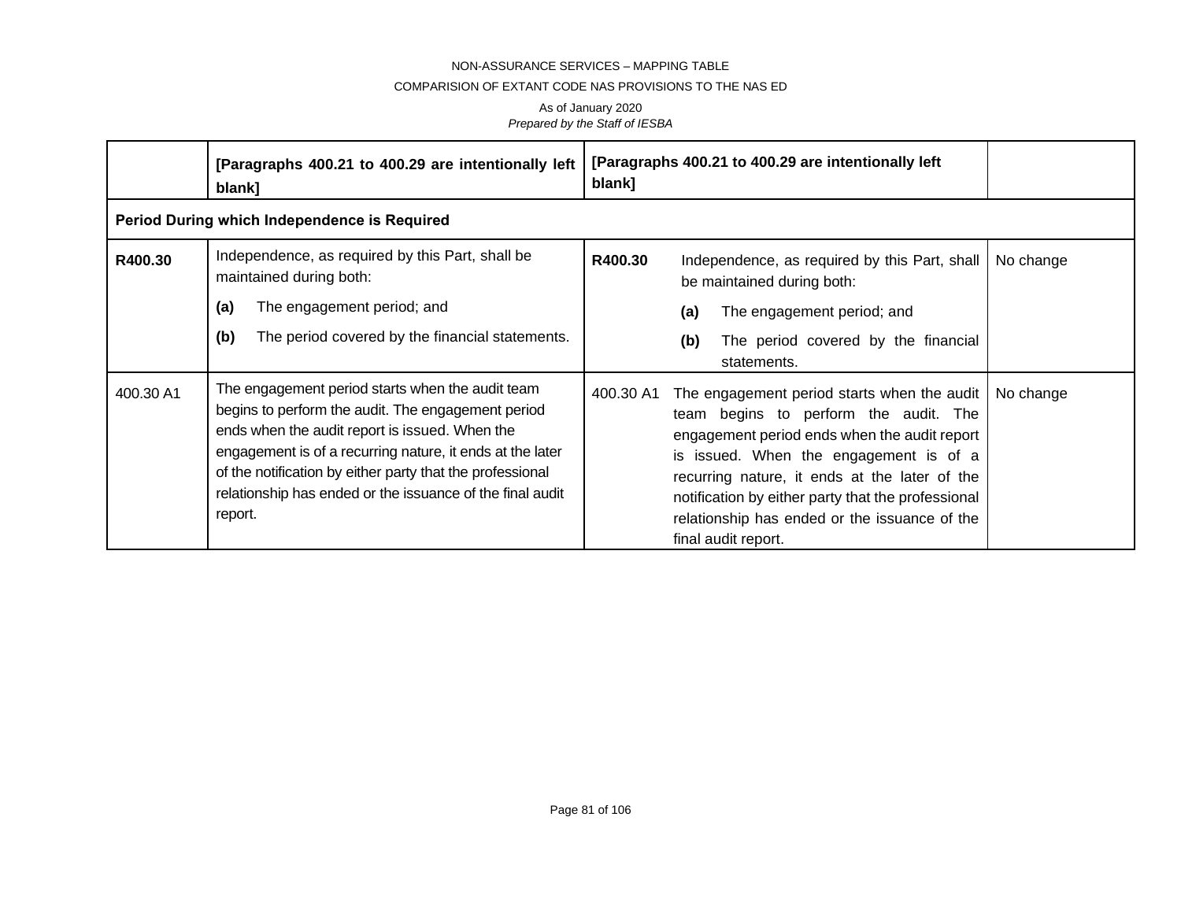| | | | |
|---|---|---|---|
| | **[Paragraphs 400.21 to 400.29 are intentionally left blank]** | **[Paragraphs 400.21 to 400.29 are intentionally left blank]** | |
| **Period During which Independence is Required** | | | |
| **R400.30** | Independence, as required by this Part, shall be maintained during both:<br>**(a)** The engagement period; and<br>**(b)** The period covered by the financial statements. | **R400.30** Independence, as required by this Part, shall be maintained during both:<br>**(a)** The engagement period; and<br>**(b)** The period covered by the financial statements. | No change |
| 400.30 A1 | The engagement period starts when the audit team begins to perform the audit. The engagement period ends when the audit report is issued. When the engagement is of a recurring nature, it ends at the later of the notification by either party that the professional relationship has ended or the issuance of the final audit report. | 400.30 A1 The engagement period starts when the audit team begins to perform the audit. The engagement period ends when the audit report is issued. When the engagement is of a recurring nature, it ends at the later of the notification by either party that the professional relationship has ended or the issuance of the final audit report. | No change |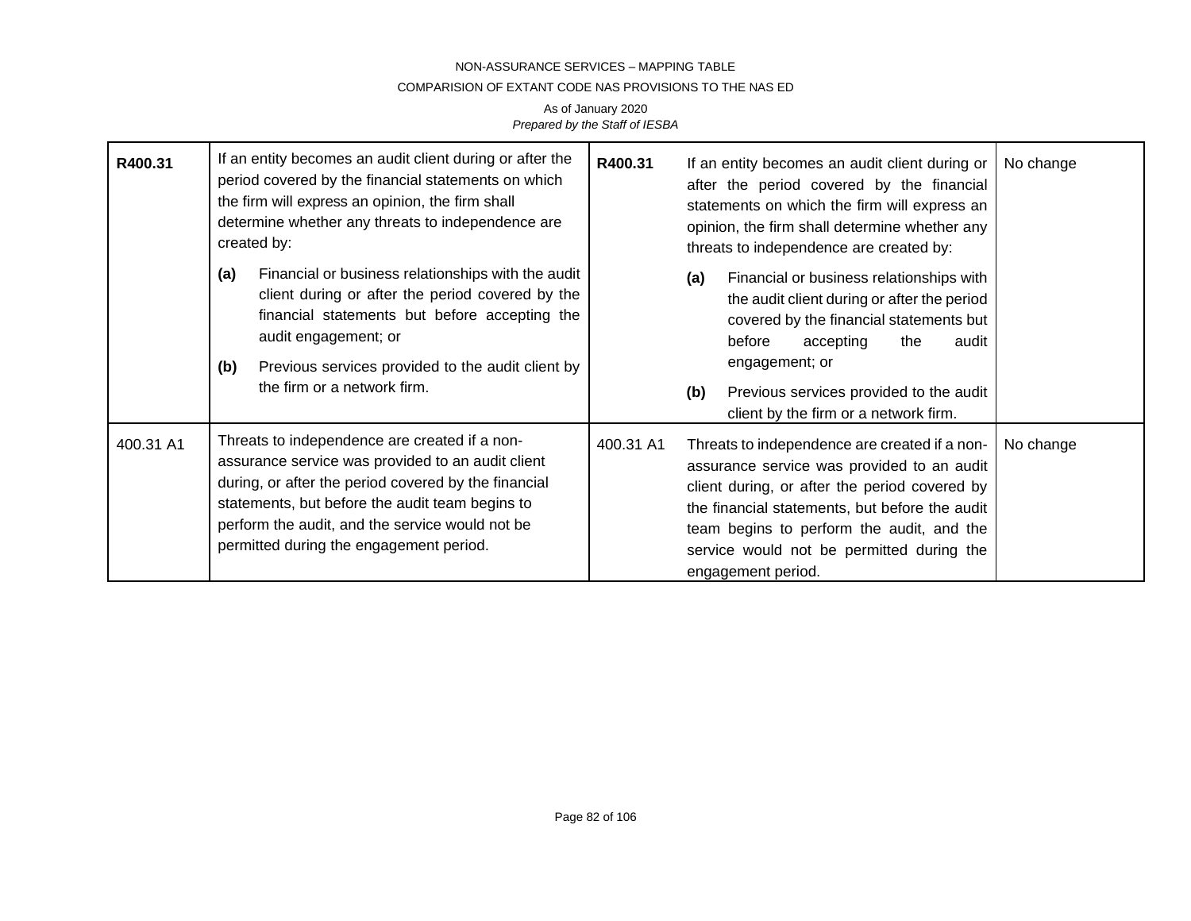| | | | | |
|---|---|---|---|---|
| **R400.31** | If an entity becomes an audit client during or after the period covered by the financial statements on which the firm will express an opinion, the firm shall determine whether any threats to independence are created by:<br>**(a)** Financial or business relationships with the audit client during or after the period covered by the financial statements but before accepting the audit engagement; or<br>**(b)** Previous services provided to the audit client by the firm or a network firm. | **R400.31** | If an entity becomes an audit client during or after the period covered by the financial statements on which the firm will express an opinion, the firm shall determine whether any threats to independence are created by:<br>**(a)** Financial or business relationships with the audit client during or after the period covered by the financial statements but before accepting the audit engagement; or<br>**(b)** Previous services provided to the audit client by the firm or a network firm. | No change |
| 400.31 A1 | Threats to independence are created if a non-assurance service was provided to an audit client during, or after the period covered by the financial statements, but before the audit team begins to perform the audit, and the service would not be permitted during the engagement period. | 400.31 A1 | Threats to independence are created if a non-assurance service was provided to an audit client during, or after the period covered by the financial statements, but before the audit team begins to perform the audit, and the service would not be permitted during the engagement period. | No change |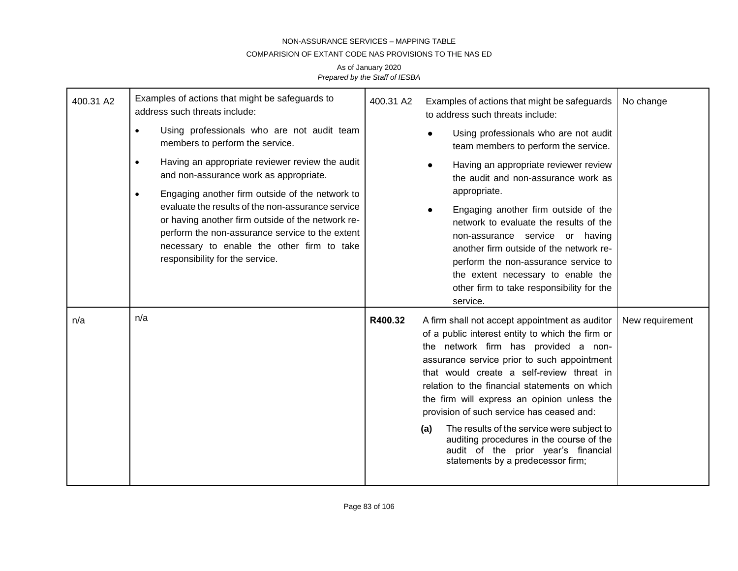| 400.31 A2 | Examples of actions that might be safeguards to address such threats include:<br>• Using professionals who are not audit team members to perform the service.<br>• Having an appropriate reviewer review the audit and non-assurance work as appropriate.<br>• Engaging another firm outside of the network to evaluate the results of the non-assurance service or having another firm outside of the network re-perform the non-assurance service to the extent necessary to enable the other firm to take responsibility for the service. | 400.31 A2 | Examples of actions that might be safeguards to address such threats include:<br>● Using professionals who are not audit team members to perform the service.<br>● Having an appropriate reviewer review the audit and non-assurance work as appropriate.<br>● Engaging another firm outside of the network to evaluate the results of the non-assurance service or having another firm outside of the network re-perform the non-assurance service to the extent necessary to enable the other firm to take responsibility for the service. | No change |
|---|---|---|---|---|
| n/a | n/a | **R400.32** | A firm shall not accept appointment as auditor of a public interest entity to which the firm or the network firm has provided a non-assurance service prior to such appointment that would create a self-review threat in relation to the financial statements on which the firm will express an opinion unless the provision of such service has ceased and:<br>**(a)** The results of the service were subject to auditing procedures in the course of the audit of the prior year's financial statements by a predecessor firm; | New requirement |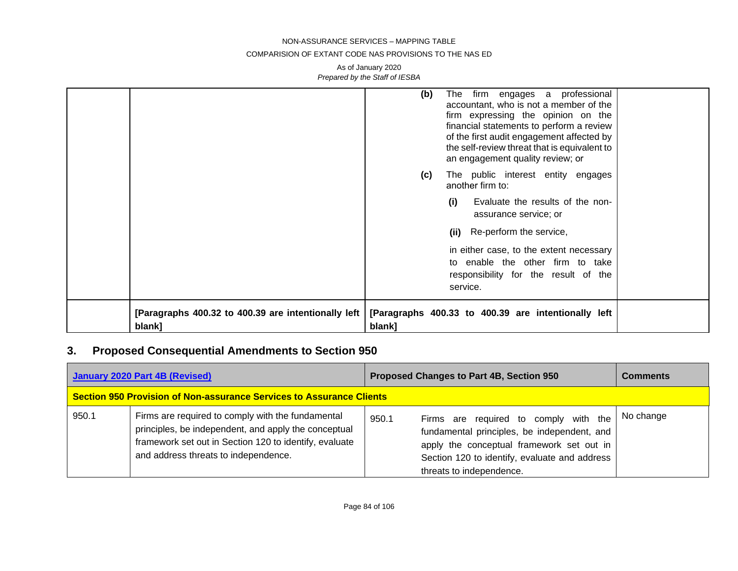| | | | |
|---|---|---|---|
| | | **(b)** The firm engages a professional accountant, who is not a member of the firm expressing the opinion on the financial statements to perform a review of the first audit engagement affected by the self-review threat that is equivalent to an engagement quality review; or<br><br>**(c)** The public interest entity engages another firm to:<br><br>**(i)** Evaluate the results of the non-assurance service; or<br><br>**(ii)** Re-perform the service,<br><br>in either case, to the extent necessary to enable the other firm to take responsibility for the result of the service. | |
| | **[Paragraphs 400.32 to 400.39 are intentionally left blank]** | **[Paragraphs 400.33 to 400.39 are intentionally left blank]** | |

## 3. Proposed Consequential Amendments to Section 950

| January 2020 Part 4B (Revised) | | Proposed Changes to Part 4B, Section 950 | Comments |
|---|---|---|---|
| **Section 950 Provision of Non-assurance Services to Assurance Clients** | | | |
| 950.1 | Firms are required to comply with the fundamental principles, be independent, and apply the conceptual framework set out in Section 120 to identify, evaluate and address threats to independence. | 950.1 Firms are required to comply with the fundamental principles, be independent, and apply the conceptual framework set out in Section 120 to identify, evaluate and address threats to independence. | No change |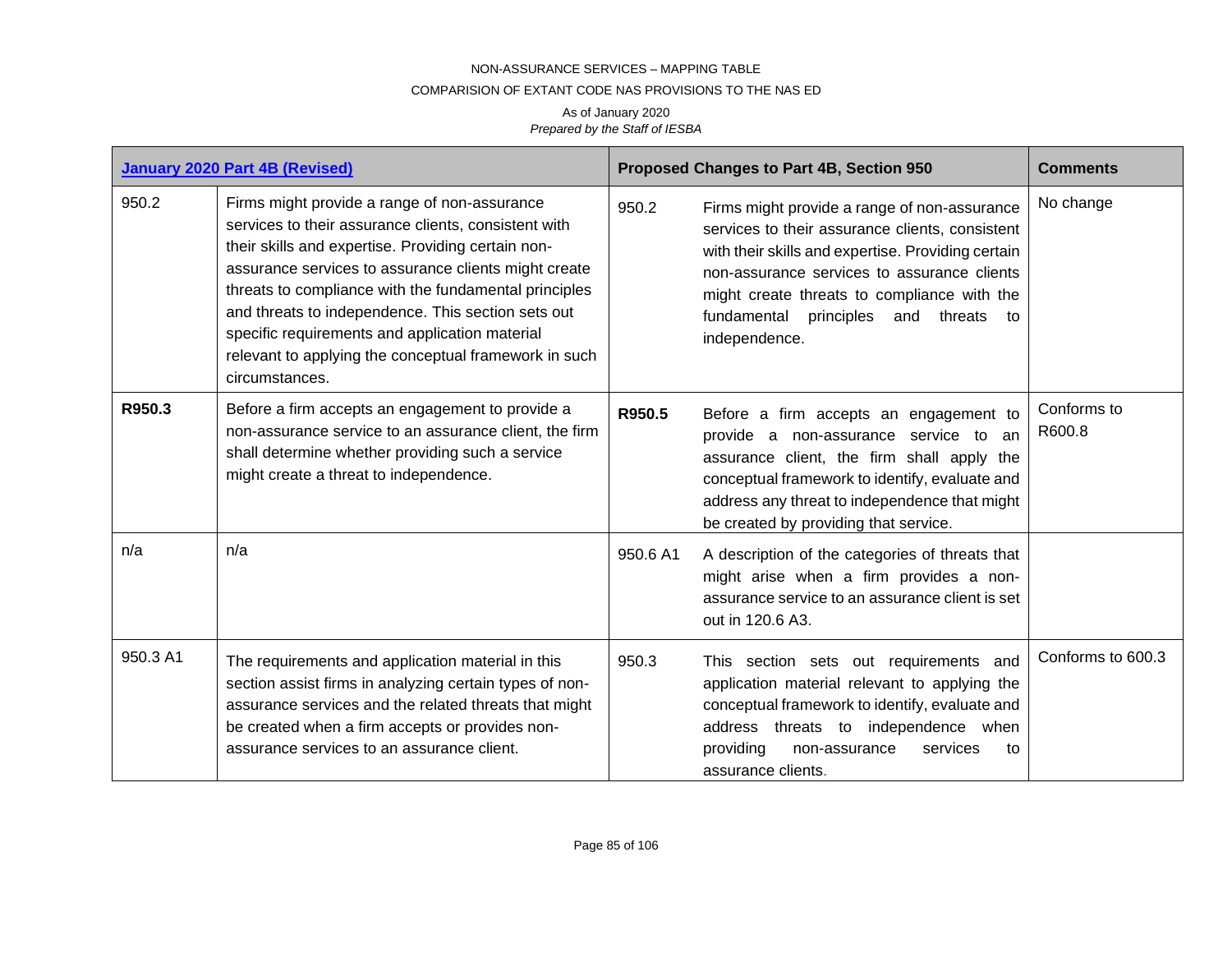NON-ASSURANCE SERVICES – MAPPING TABLE

COMPARISION OF EXTANT CODE NAS PROVISIONS TO THE NAS ED

As of January 2020

*Prepared by the Staff of IESBA*

| **January 2020 Part 4B (Revised)** | | **Proposed Changes to Part 4B, Section 950** | | **Comments** |
|---|---|---|---|---|
| 950.2 | Firms might provide a range of non-assurance services to their assurance clients, consistent with their skills and expertise. Providing certain non-assurance services to assurance clients might create threats to compliance with the fundamental principles and threats to independence. This section sets out specific requirements and application material relevant to applying the conceptual framework in such circumstances. | 950.2 | Firms might provide a range of non-assurance services to their assurance clients, consistent with their skills and expertise. Providing certain non-assurance services to assurance clients might create threats to compliance with the fundamental principles and threats to independence. | No change |
| **R950.3** | Before a firm accepts an engagement to provide a non-assurance service to an assurance client, the firm shall determine whether providing such a service might create a threat to independence. | **R950.5** | Before a firm accepts an engagement to provide a non-assurance service to an assurance client, the firm shall apply the conceptual framework to identify, evaluate and address any threat to independence that might be created by providing that service. | Conforms to R600.8 |
| n/a | n/a | 950.6 A1 | A description of the categories of threats that might arise when a firm provides a non-assurance service to an assurance client is set out in 120.6 A3. | |
| 950.3 A1 | The requirements and application material in this section assist firms in analyzing certain types of non-assurance services and the related threats that might be created when a firm accepts or provides non-assurance services to an assurance client. | 950.3 | This section sets out requirements and application material relevant to applying the conceptual framework to identify, evaluate and address threats to independence when providing non-assurance services to assurance clients. | Conforms to 600.3 |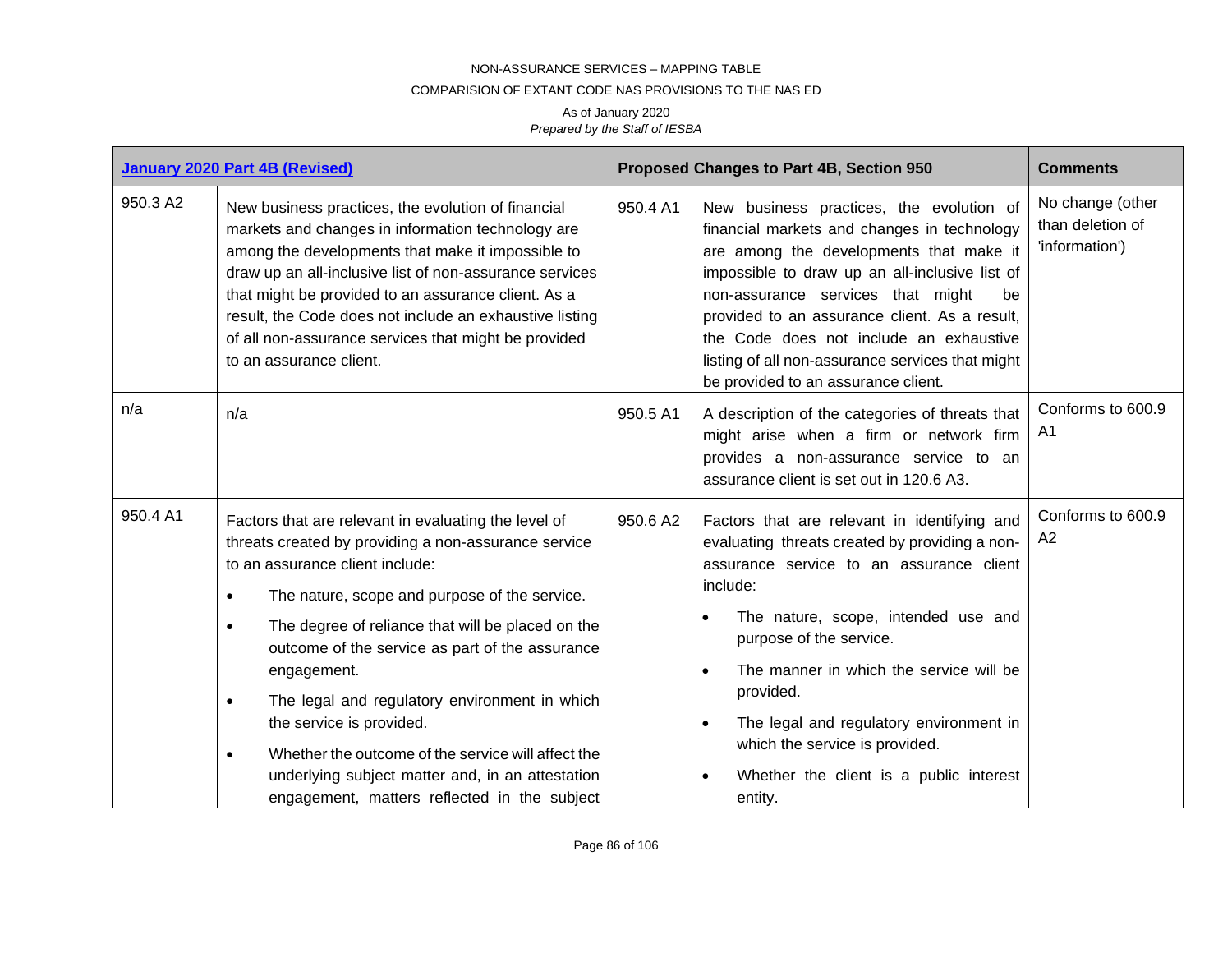NON-ASSURANCE SERVICES – MAPPING TABLE

COMPARISION OF EXTANT CODE NAS PROVISIONS TO THE NAS ED

As of January 2020

*Prepared by the Staff of IESBA*

| January 2020 Part 4B (Revised) | | Proposed Changes to Part 4B, Section 950 | | Comments |
|---|---|---|---|---|
| 950.3 A2 | New business practices, the evolution of financial markets and changes in information technology are among the developments that make it impossible to draw up an all-inclusive list of non-assurance services that might be provided to an assurance client. As a result, the Code does not include an exhaustive listing of all non-assurance services that might be provided to an assurance client. | 950.4 A1 | New business practices, the evolution of financial markets and changes in technology are among the developments that make it impossible to draw up an all-inclusive list of non-assurance services that might be provided to an assurance client. As a result, the Code does not include an exhaustive listing of all non-assurance services that might be provided to an assurance client. | No change (other than deletion of 'information') |
| n/a | n/a | 950.5 A1 | A description of the categories of threats that might arise when a firm or network firm provides a non-assurance service to an assurance client is set out in 120.6 A3. | Conforms to 600.9 A1 |
| 950.4 A1 | Factors that are relevant in evaluating the level of threats created by providing a non-assurance service to an assurance client include:<br>• The nature, scope and purpose of the service.<br>• The degree of reliance that will be placed on the outcome of the service as part of the assurance engagement.<br>• The legal and regulatory environment in which the service is provided.<br>• Whether the outcome of the service will affect the underlying subject matter and, in an attestation engagement, matters reflected in the subject | 950.6 A2 | Factors that are relevant in identifying and evaluating threats created by providing a non-assurance service to an assurance client include:<br>• The nature, scope, intended use and purpose of the service.<br>• The manner in which the service will be provided.<br>• The legal and regulatory environment in which the service is provided.<br>• Whether the client is a public interest entity. | Conforms to 600.9 A2 |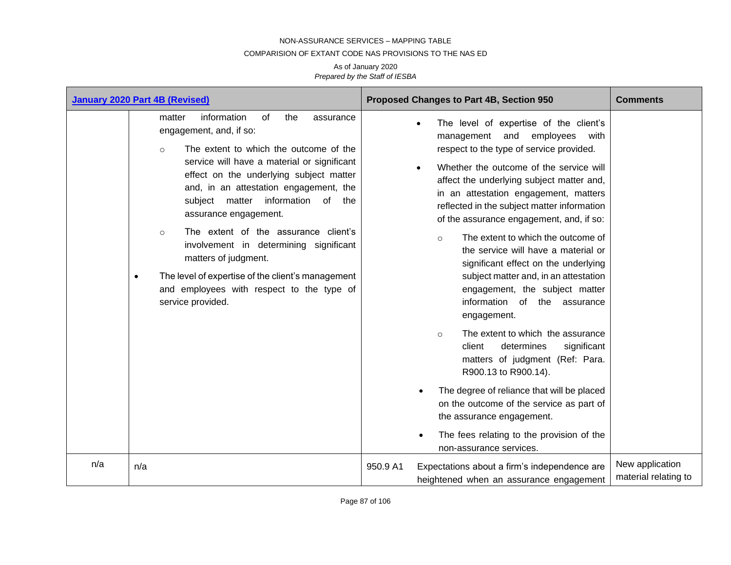NON-ASSURANCE SERVICES – MAPPING TABLE

COMPARISION OF EXTANT CODE NAS PROVISIONS TO THE NAS ED

As of January 2020

*Prepared by the Staff of IESBA*

| January 2020 Part 4B (Revised) | | Proposed Changes to Part 4B, Section 950 | | Comments |
|---|---|---|---|---|
| | matter information of the assurance engagement, and, if so:<br>○ The extent to which the outcome of the service will have a material or significant effect on the underlying subject matter and, in an attestation engagement, the subject matter information of the assurance engagement.<br>○ The extent of the assurance client's involvement in determining significant matters of judgment.<br>• The level of expertise of the client's management and employees with respect to the type of service provided. | | • The level of expertise of the client's management and employees with respect to the type of service provided.<br>• Whether the outcome of the service will affect the underlying subject matter and, in an attestation engagement, matters reflected in the subject matter information of the assurance engagement, and, if so:<br>○ The extent to which the outcome of the service will have a material or significant effect on the underlying subject matter and, in an attestation engagement, the subject matter information of the assurance engagement.<br>○ The extent to which the assurance client determines significant matters of judgment (Ref: Para. R900.13 to R900.14).<br>• The degree of reliance that will be placed on the outcome of the service as part of the assurance engagement.<br>• The fees relating to the provision of the non-assurance services. | |
| n/a | n/a | 950.9 A1 | Expectations about a firm's independence are heightened when an assurance engagement | New application material relating to |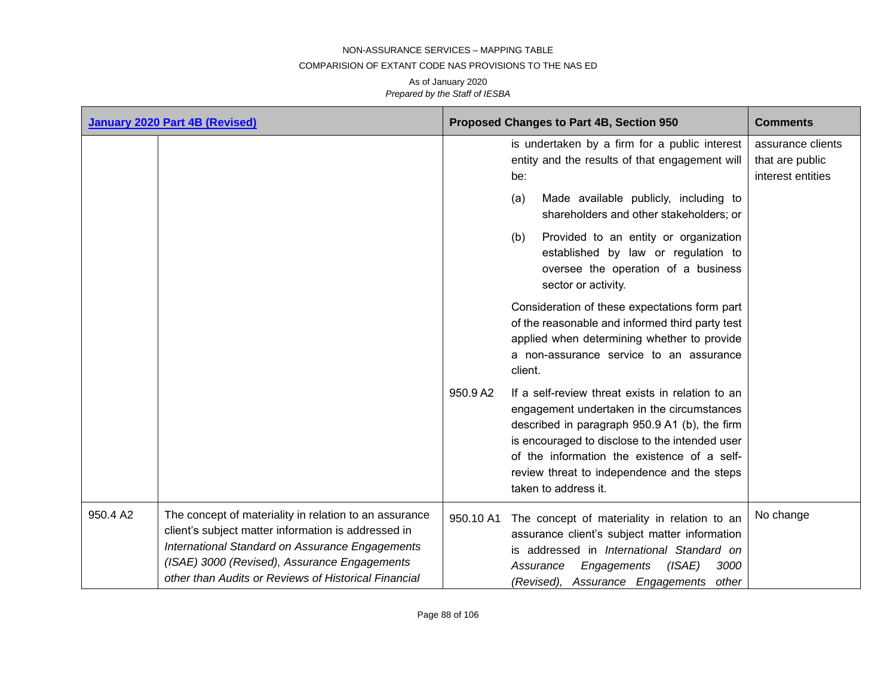NON-ASSURANCE SERVICES – MAPPING TABLE

COMPARISION OF EXTANT CODE NAS PROVISIONS TO THE NAS ED

As of January 2020

*Prepared by the Staff of IESBA*

| January 2020 Part 4B (Revised) | | Proposed Changes to Part 4B, Section 950 | | Comments |
|---|---|---|---|---|
| | | | is undertaken by a firm for a public interest entity and the results of that engagement will be:<br><br>(a) Made available publicly, including to shareholders and other stakeholders; or<br><br>(b) Provided to an entity or organization established by law or regulation to oversee the operation of a business sector or activity.<br><br>Consideration of these expectations form part of the reasonable and informed third party test applied when determining whether to provide a non-assurance service to an assurance client. | assurance clients that are public interest entities |
| | | 950.9 A2 | If a self-review threat exists in relation to an engagement undertaken in the circumstances described in paragraph 950.9 A1 (b), the firm is encouraged to disclose to the intended user of the information the existence of a self-review threat to independence and the steps taken to address it. | |
| 950.4 A2 | The concept of materiality in relation to an assurance client's subject matter information is addressed in *International Standard on Assurance Engagements (ISAE) 3000 (Revised), Assurance Engagements other than Audits or Reviews of Historical Financial* | 950.10 A1 | The concept of materiality in relation to an assurance client's subject matter information is addressed in *International Standard on Assurance Engagements (ISAE) 3000 (Revised), Assurance Engagements other* | No change |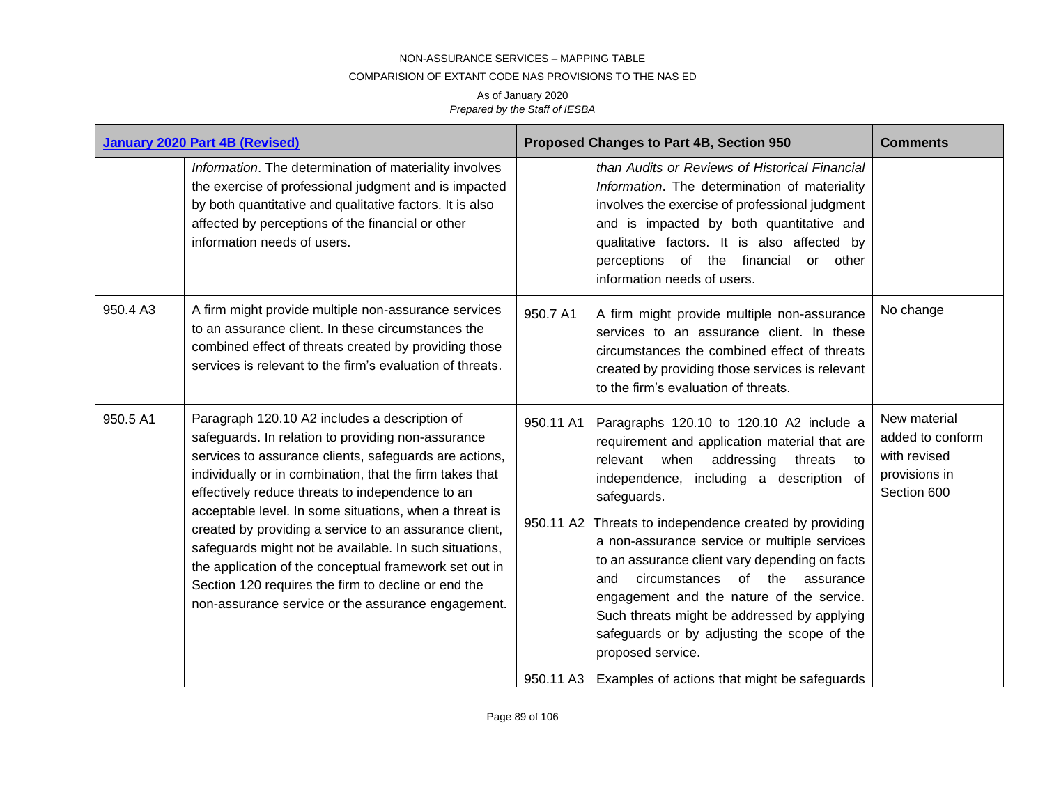NON-ASSURANCE SERVICES – MAPPING TABLE

COMPARISION OF EXTANT CODE NAS PROVISIONS TO THE NAS ED

As of January 2020

*Prepared by the Staff of IESBA*

| January 2020 Part 4B (Revised) | | Proposed Changes to Part 4B, Section 950 | | Comments |
|---|---|---|---|---|
| | *Information*. The determination of materiality involves the exercise of professional judgment and is impacted by both quantitative and qualitative factors. It is also affected by perceptions of the financial or other information needs of users. | | *than Audits or Reviews of Historical Financial Information*. The determination of materiality involves the exercise of professional judgment and is impacted by both quantitative and qualitative factors. It is also affected by perceptions of the financial or other information needs of users. | |
| 950.4 A3 | A firm might provide multiple non-assurance services to an assurance client. In these circumstances the combined effect of threats created by providing those services is relevant to the firm's evaluation of threats. | 950.7 A1 | A firm might provide multiple non-assurance services to an assurance client. In these circumstances the combined effect of threats created by providing those services is relevant to the firm's evaluation of threats. | No change |
| 950.5 A1 | Paragraph 120.10 A2 includes a description of safeguards. In relation to providing non-assurance services to assurance clients, safeguards are actions, individually or in combination, that the firm takes that effectively reduce threats to independence to an acceptable level. In some situations, when a threat is created by providing a service to an assurance client, safeguards might not be available. In such situations, the application of the conceptual framework set out in Section 120 requires the firm to decline or end the non-assurance service or the assurance engagement. | 950.11 A1<br><br>950.11 A2<br><br>950.11 A3 | Paragraphs 120.10 to 120.10 A2 include a requirement and application material that are relevant when addressing threats to independence, including a description of safeguards.<br><br>Threats to independence created by providing a non-assurance service or multiple services to an assurance client vary depending on facts and circumstances of the assurance engagement and the nature of the service. Such threats might be addressed by applying safeguards or by adjusting the scope of the proposed service.<br><br>Examples of actions that might be safeguards | New material added to conform with revised provisions in Section 600 |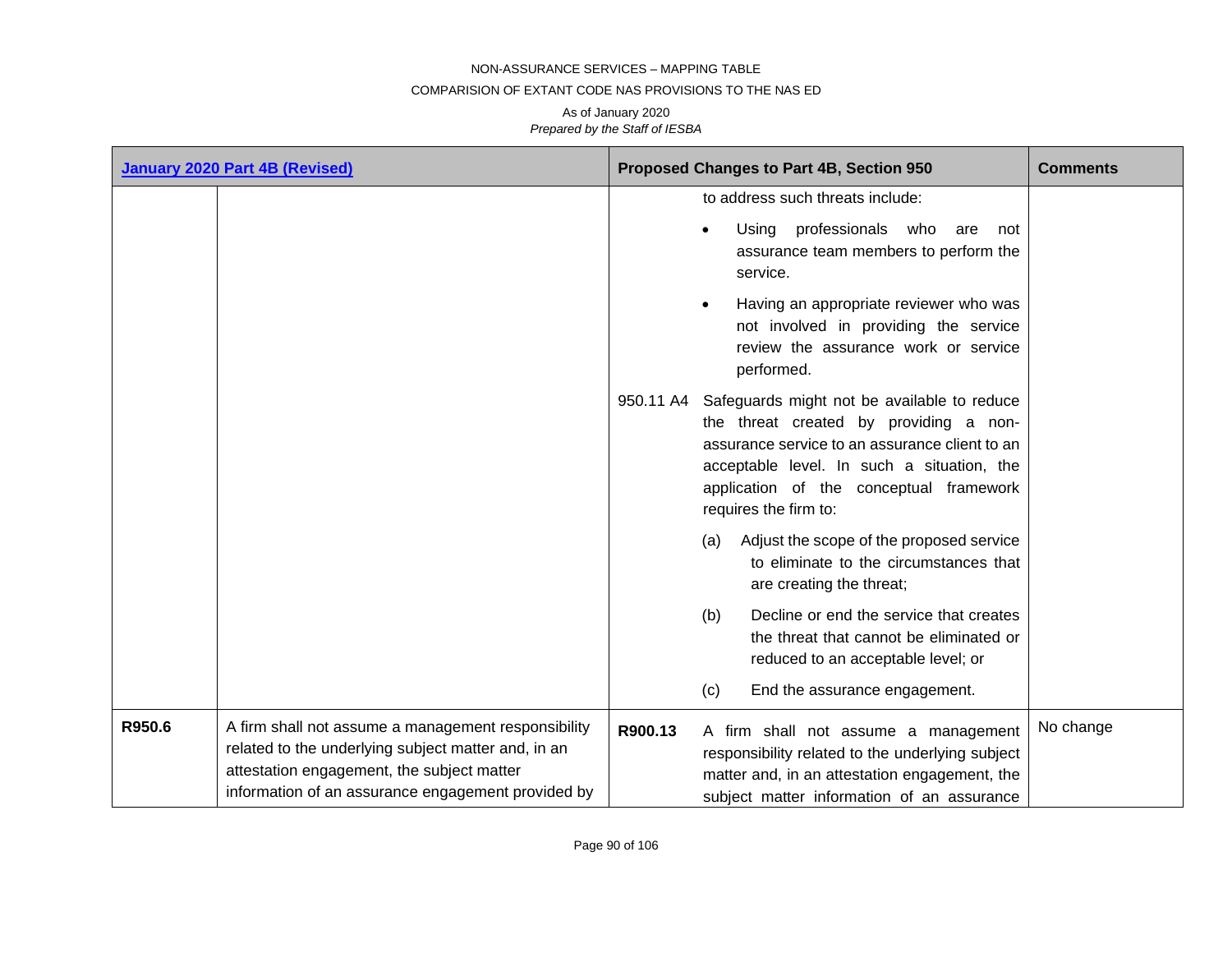NON-ASSURANCE SERVICES – MAPPING TABLE

COMPARISION OF EXTANT CODE NAS PROVISIONS TO THE NAS ED

As of January 2020

*Prepared by the Staff of IESBA*

| January 2020 Part 4B (Revised) | | Proposed Changes to Part 4B, Section 950 | | Comments |
|---|---|---|---|---|
| | | | to address such threats include:<br><br>• Using professionals who are not assurance team members to perform the service.<br><br>• Having an appropriate reviewer who was not involved in providing the service review the assurance work or service performed. | |
| | | 950.11 A4 | Safeguards might not be available to reduce the threat created by providing a non-assurance service to an assurance client to an acceptable level. In such a situation, the application of the conceptual framework requires the firm to:<br><br>(a) Adjust the scope of the proposed service to eliminate to the circumstances that are creating the threat;<br><br>(b) Decline or end the service that creates the threat that cannot be eliminated or reduced to an acceptable level; or<br><br>(c) End the assurance engagement. | |
| **R950.6** | A firm shall not assume a management responsibility related to the underlying subject matter and, in an attestation engagement, the subject matter information of an assurance engagement provided by | **R900.13** | A firm shall not assume a management responsibility related to the underlying subject matter and, in an attestation engagement, the subject matter information of an assurance | No change |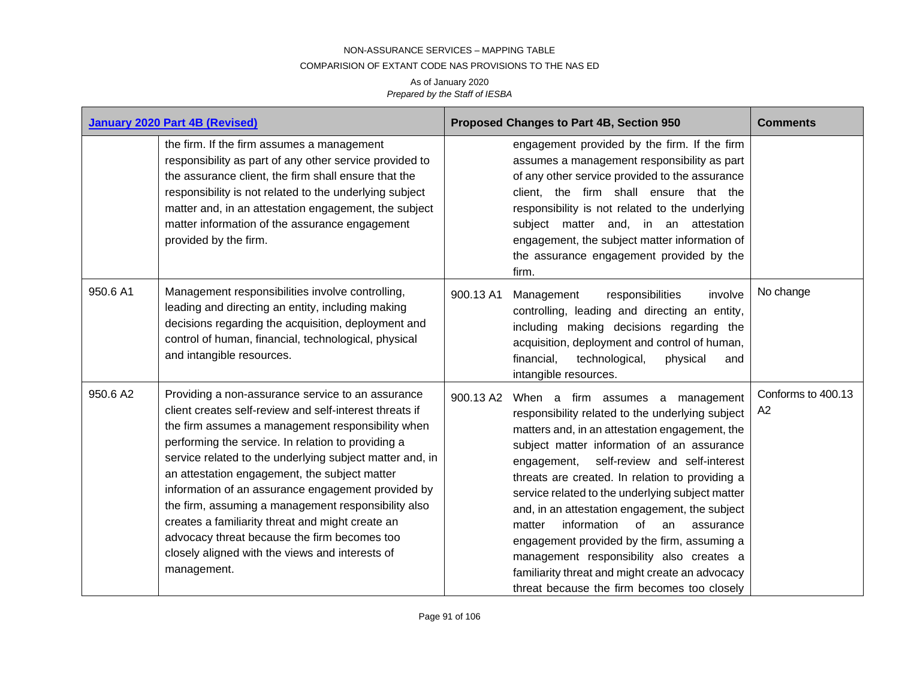| January 2020 Part 4B (Revised) | | Proposed Changes to Part 4B, Section 950 | | Comments |
|---|---|---|---|---|
| | the firm. If the firm assumes a management responsibility as part of any other service provided to the assurance client, the firm shall ensure that the responsibility is not related to the underlying subject matter and, in an attestation engagement, the subject matter information of the assurance engagement provided by the firm. | | engagement provided by the firm. If the firm assumes a management responsibility as part of any other service provided to the assurance client, the firm shall ensure that the responsibility is not related to the underlying subject matter and, in an attestation engagement, the subject matter information of the assurance engagement provided by the firm. | |
| 950.6 A1 | Management responsibilities involve controlling, leading and directing an entity, including making decisions regarding the acquisition, deployment and control of human, financial, technological, physical and intangible resources. | 900.13 A1 | Management responsibilities involve controlling, leading and directing an entity, including making decisions regarding the acquisition, deployment and control of human, financial, technological, physical and intangible resources. | No change |
| 950.6 A2 | Providing a non-assurance service to an assurance client creates self-review and self-interest threats if the firm assumes a management responsibility when performing the service. In relation to providing a service related to the underlying subject matter and, in an attestation engagement, the subject matter information of an assurance engagement provided by the firm, assuming a management responsibility also creates a familiarity threat and might create an advocacy threat because the firm becomes too closely aligned with the views and interests of management. | 900.13 A2 | When a firm assumes a management responsibility related to the underlying subject matters and, in an attestation engagement, the subject matter information of an assurance engagement, self-review and self-interest threats are created. In relation to providing a service related to the underlying subject matter and, in an attestation engagement, the subject matter information of an assurance engagement provided by the firm, assuming a management responsibility also creates a familiarity threat and might create an advocacy threat because the firm becomes too closely | Conforms to 400.13 A2 |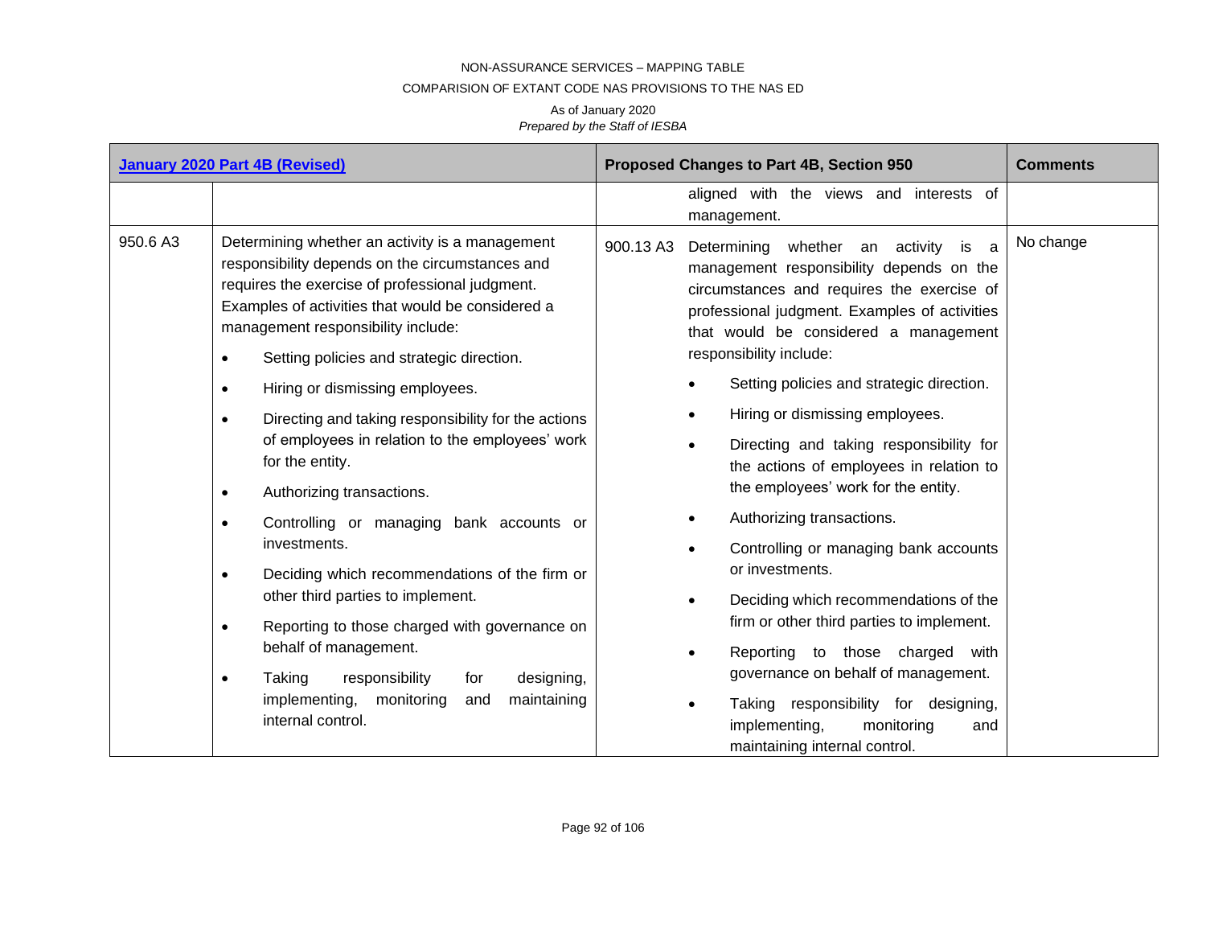NON-ASSURANCE SERVICES – MAPPING TABLE

COMPARISION OF EXTANT CODE NAS PROVISIONS TO THE NAS ED

As of January 2020

*Prepared by the Staff of IESBA*

| **January 2020 Part 4B (Revised)** | | **Proposed Changes to Part 4B, Section 950** | | **Comments** |
|---|---|---|---|---|
| | | | aligned with the views and interests of management. | |
| 950.6 A3 | Determining whether an activity is a management responsibility depends on the circumstances and requires the exercise of professional judgment. Examples of activities that would be considered a management responsibility include:<br>• Setting policies and strategic direction.<br>• Hiring or dismissing employees.<br>• Directing and taking responsibility for the actions of employees in relation to the employees' work for the entity.<br>• Authorizing transactions.<br>• Controlling or managing bank accounts or investments.<br>• Deciding which recommendations of the firm or other third parties to implement.<br>• Reporting to those charged with governance on behalf of management.<br>• Taking responsibility for designing, implementing, monitoring and maintaining internal control. | 900.13 A3 | Determining whether an activity is a management responsibility depends on the circumstances and requires the exercise of professional judgment. Examples of activities that would be considered a management responsibility include:<br>• Setting policies and strategic direction.<br>• Hiring or dismissing employees.<br>• Directing and taking responsibility for the actions of employees in relation to the employees' work for the entity.<br>• Authorizing transactions.<br>• Controlling or managing bank accounts or investments.<br>• Deciding which recommendations of the firm or other third parties to implement.<br>• Reporting to those charged with governance on behalf of management.<br>• Taking responsibility for designing, implementing, monitoring and maintaining internal control. | No change |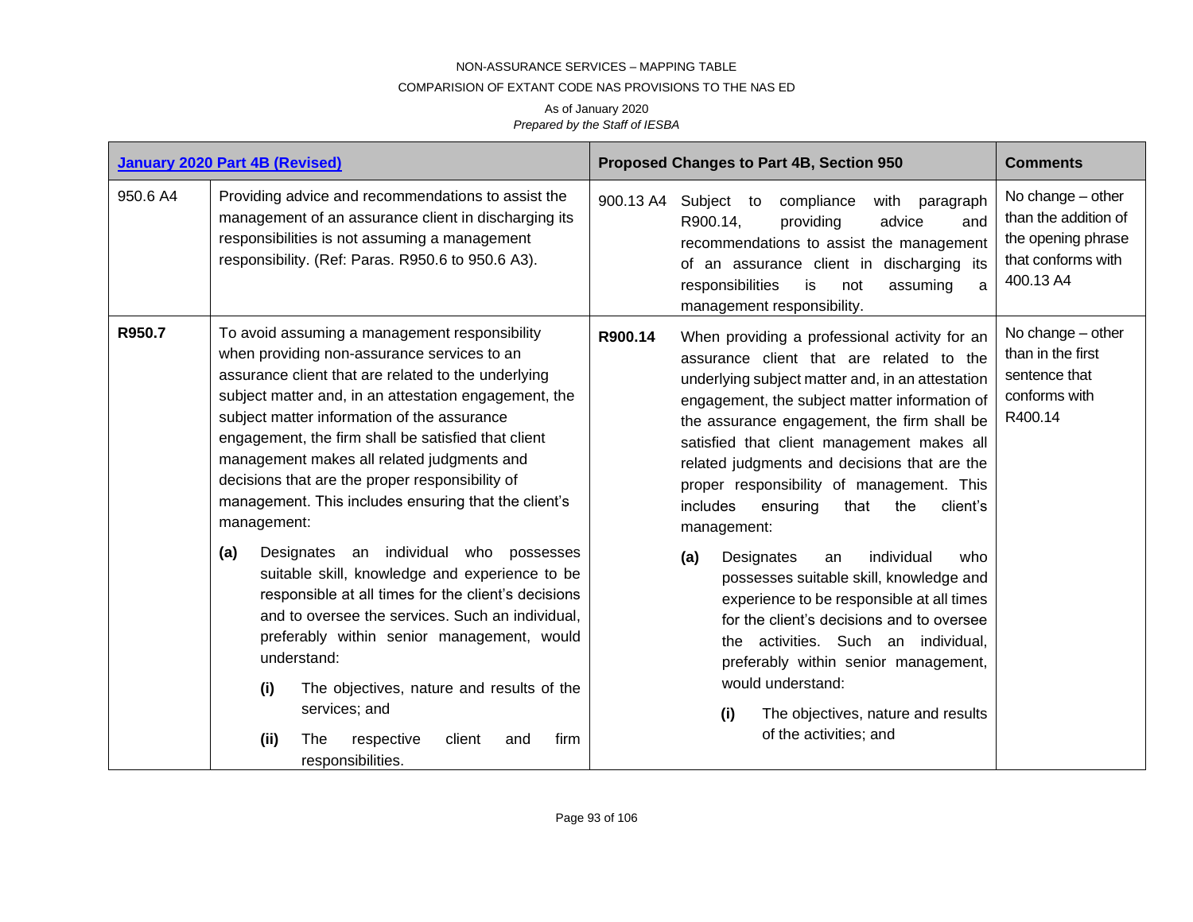NON-ASSURANCE SERVICES – MAPPING TABLE

COMPARISION OF EXTANT CODE NAS PROVISIONS TO THE NAS ED

As of January 2020

*Prepared by the Staff of IESBA*

| **January 2020 Part 4B (Revised)** | | **Proposed Changes to Part 4B, Section 950** | | **Comments** |
|---|---|---|---|---|
| 950.6 A4 | Providing advice and recommendations to assist the management of an assurance client in discharging its responsibilities is not assuming a management responsibility. (Ref: Paras. R950.6 to 950.6 A3). | 900.13 A4 | Subject to compliance with paragraph R900.14, providing advice and recommendations to assist the management of an assurance client in discharging its responsibilities is not assuming a management responsibility. | No change – other than the addition of the opening phrase that conforms with 400.13 A4 |
| **R950.7** | To avoid assuming a management responsibility when providing non-assurance services to an assurance client that are related to the underlying subject matter and, in an attestation engagement, the subject matter information of the assurance engagement, the firm shall be satisfied that client management makes all related judgments and decisions that are the proper responsibility of management. This includes ensuring that the client's management:<br><br>**(a)** Designates an individual who possesses suitable skill, knowledge and experience to be responsible at all times for the client's decisions and to oversee the services. Such an individual, preferably within senior management, would understand:<br><br>**(i)** The objectives, nature and results of the services; and<br><br>**(ii)** The respective client and firm responsibilities. | **R900.14** | When providing a professional activity for an assurance client that are related to the underlying subject matter and, in an attestation engagement, the subject matter information of the assurance engagement, the firm shall be satisfied that client management makes all related judgments and decisions that are the proper responsibility of management. This includes ensuring that the client's management:<br><br>**(a)** Designates an individual who possesses suitable skill, knowledge and experience to be responsible at all times for the client's decisions and to oversee the activities. Such an individual, preferably within senior management, would understand:<br><br>**(i)** The objectives, nature and results of the activities; and | No change – other than in the first sentence that conforms with R400.14 |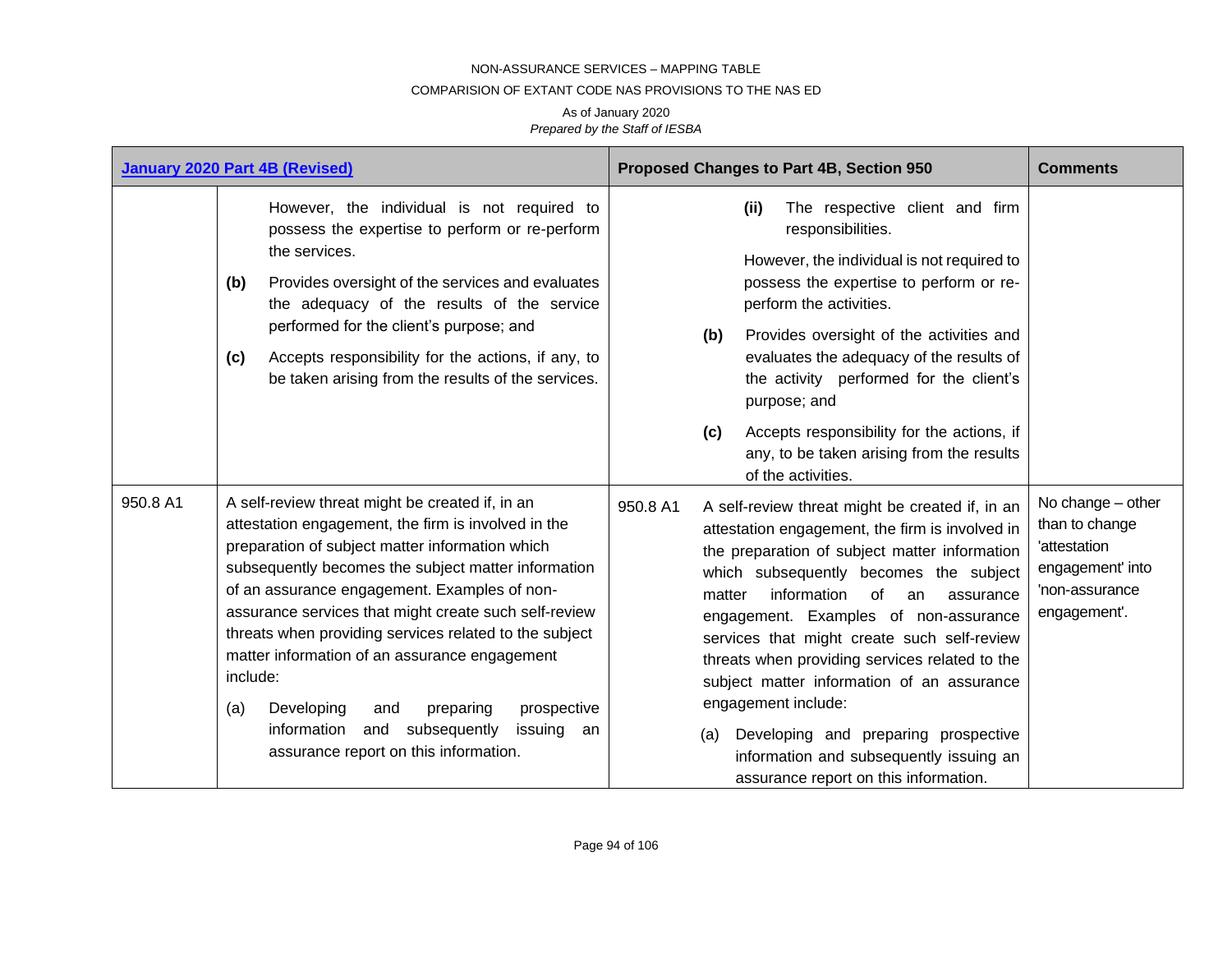NON-ASSURANCE SERVICES – MAPPING TABLE

COMPARISION OF EXTANT CODE NAS PROVISIONS TO THE NAS ED

As of January 2020

*Prepared by the Staff of IESBA*

| January 2020 Part 4B (Revised) | | Proposed Changes to Part 4B, Section 950 | | Comments |
|---|---|---|---|---|
| | However, the individual is not required to possess the expertise to perform or re-perform the services.<br><br>**(b)** Provides oversight of the services and evaluates the adequacy of the results of the service performed for the client's purpose; and<br><br>**(c)** Accepts responsibility for the actions, if any, to be taken arising from the results of the services. | | **(ii)** The respective client and firm responsibilities.<br><br>However, the individual is not required to possess the expertise to perform or re-perform the activities.<br><br>**(b)** Provides oversight of the activities and evaluates the adequacy of the results of the activity performed for the client's purpose; and<br><br>**(c)** Accepts responsibility for the actions, if any, to be taken arising from the results of the activities. | |
| 950.8 A1 | A self-review threat might be created if, in an attestation engagement, the firm is involved in the preparation of subject matter information which subsequently becomes the subject matter information of an assurance engagement. Examples of non-assurance services that might create such self-review threats when providing services related to the subject matter information of an assurance engagement include:<br><br>(a) Developing and preparing prospective information and subsequently issuing an assurance report on this information. | 950.8 A1 | A self-review threat might be created if, in an attestation engagement, the firm is involved in the preparation of subject matter information which subsequently becomes the subject matter information of an assurance engagement. Examples of non-assurance services that might create such self-review threats when providing services related to the subject matter information of an assurance engagement include:<br><br>(a) Developing and preparing prospective information and subsequently issuing an assurance report on this information. | No change – other than to change 'attestation engagement' into 'non-assurance engagement'. |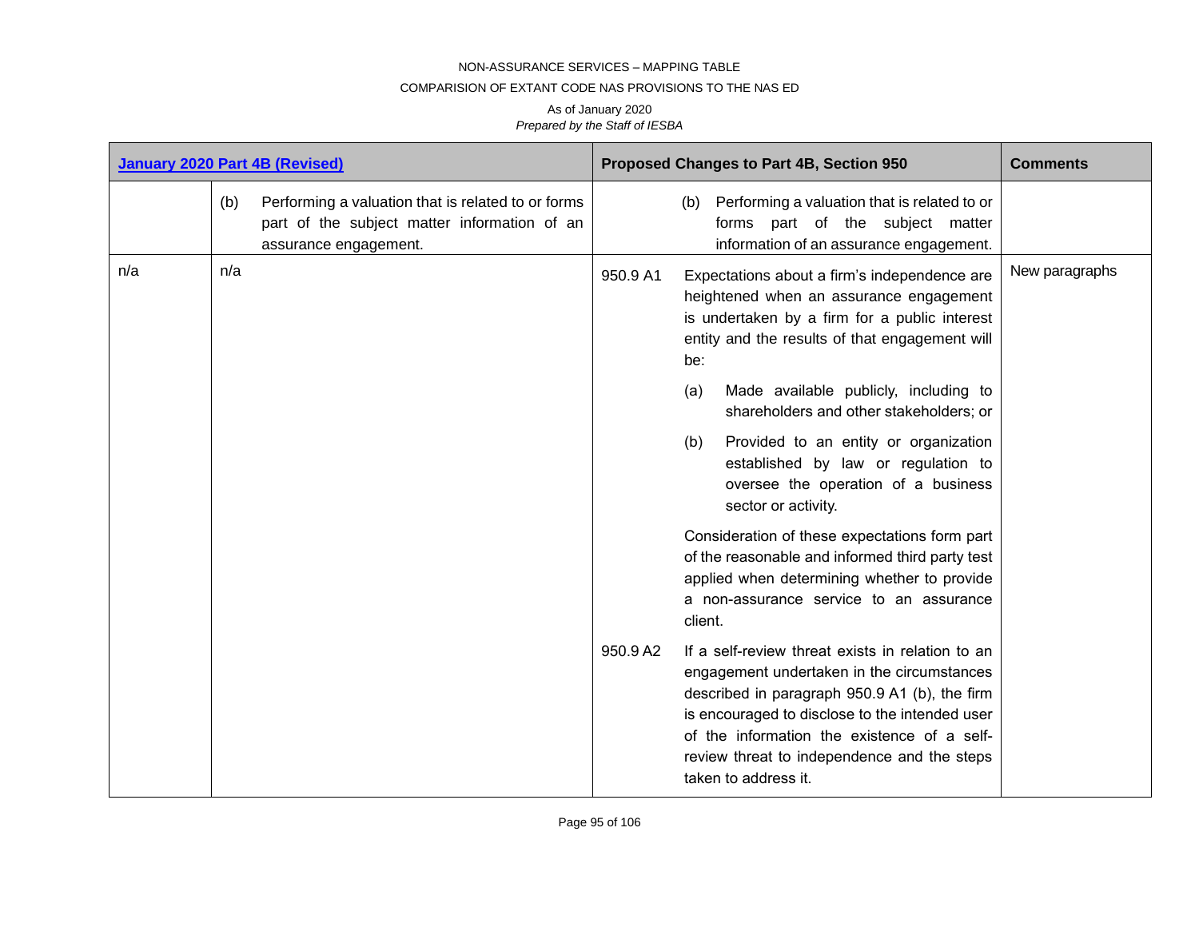NON-ASSURANCE SERVICES – MAPPING TABLE

COMPARISION OF EXTANT CODE NAS PROVISIONS TO THE NAS ED

As of January 2020

*Prepared by the Staff of IESBA*

| January 2020 Part 4B (Revised) | | Proposed Changes to Part 4B, Section 950 | | Comments |
|---|---|---|---|---|
| | (b) Performing a valuation that is related to or forms part of the subject matter information of an assurance engagement. | | (b) Performing a valuation that is related to or forms part of the subject matter information of an assurance engagement. | |
| n/a | n/a | 950.9 A1 | Expectations about a firm's independence are heightened when an assurance engagement is undertaken by a firm for a public interest entity and the results of that engagement will be:<br>(a) Made available publicly, including to shareholders and other stakeholders; or<br>(b) Provided to an entity or organization established by law or regulation to oversee the operation of a business sector or activity.<br>Consideration of these expectations form part of the reasonable and informed third party test applied when determining whether to provide a non-assurance service to an assurance client. | New paragraphs |
| | | 950.9 A2 | If a self-review threat exists in relation to an engagement undertaken in the circumstances described in paragraph 950.9 A1 (b), the firm is encouraged to disclose to the intended user of the information the existence of a self-review threat to independence and the steps taken to address it. | |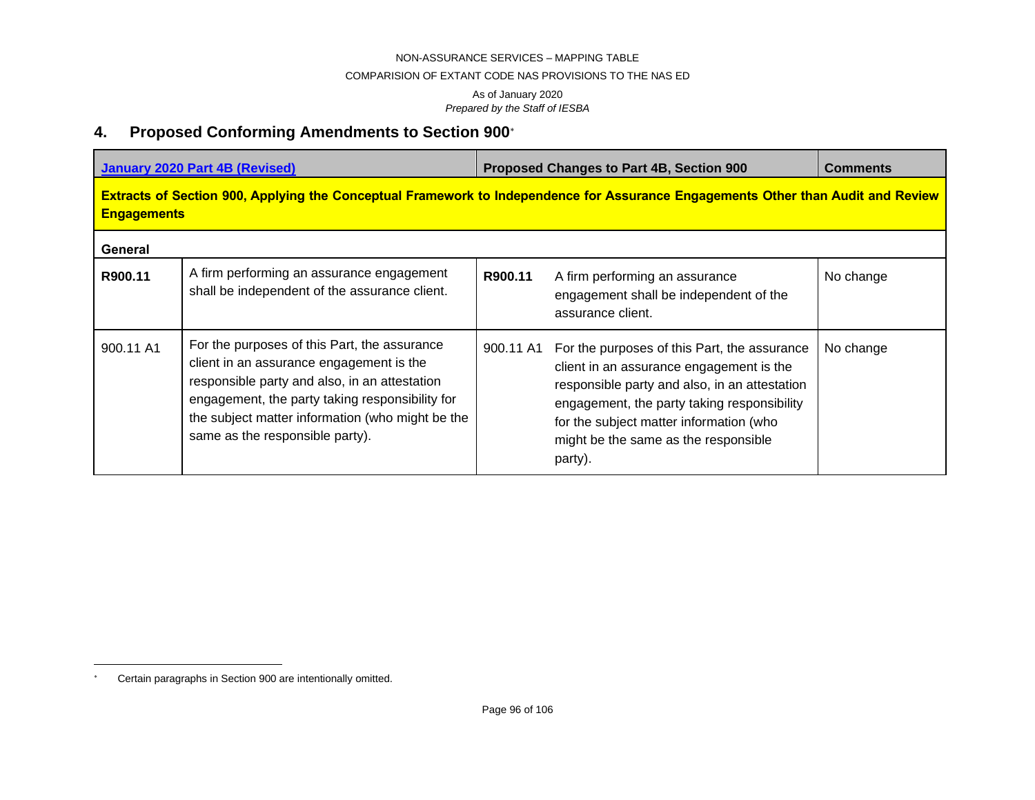## 4. Proposed Conforming Amendments to Section 900*

| January 2020 Part 4B (Revised) | | Proposed Changes to Part 4B, Section 900 | | Comments |
|---|---|---|---|---|
| **Extracts of Section 900, Applying the Conceptual Framework to Independence for Assurance Engagements Other than Audit and Review Engagements** | | | | |
| **General** | | | | |
| **R900.11** | A firm performing an assurance engagement shall be independent of the assurance client. | **R900.11** | A firm performing an assurance engagement shall be independent of the assurance client. | No change |
| 900.11 A1 | For the purposes of this Part, the assurance client in an assurance engagement is the responsible party and also, in an attestation engagement, the party taking responsibility for the subject matter information (who might be the same as the responsible party). | 900.11 A1 | For the purposes of this Part, the assurance client in an assurance engagement is the responsible party and also, in an attestation engagement, the party taking responsibility for the subject matter information (who might be the same as the responsible party). | No change |

* Certain paragraphs in Section 900 are intentionally omitted.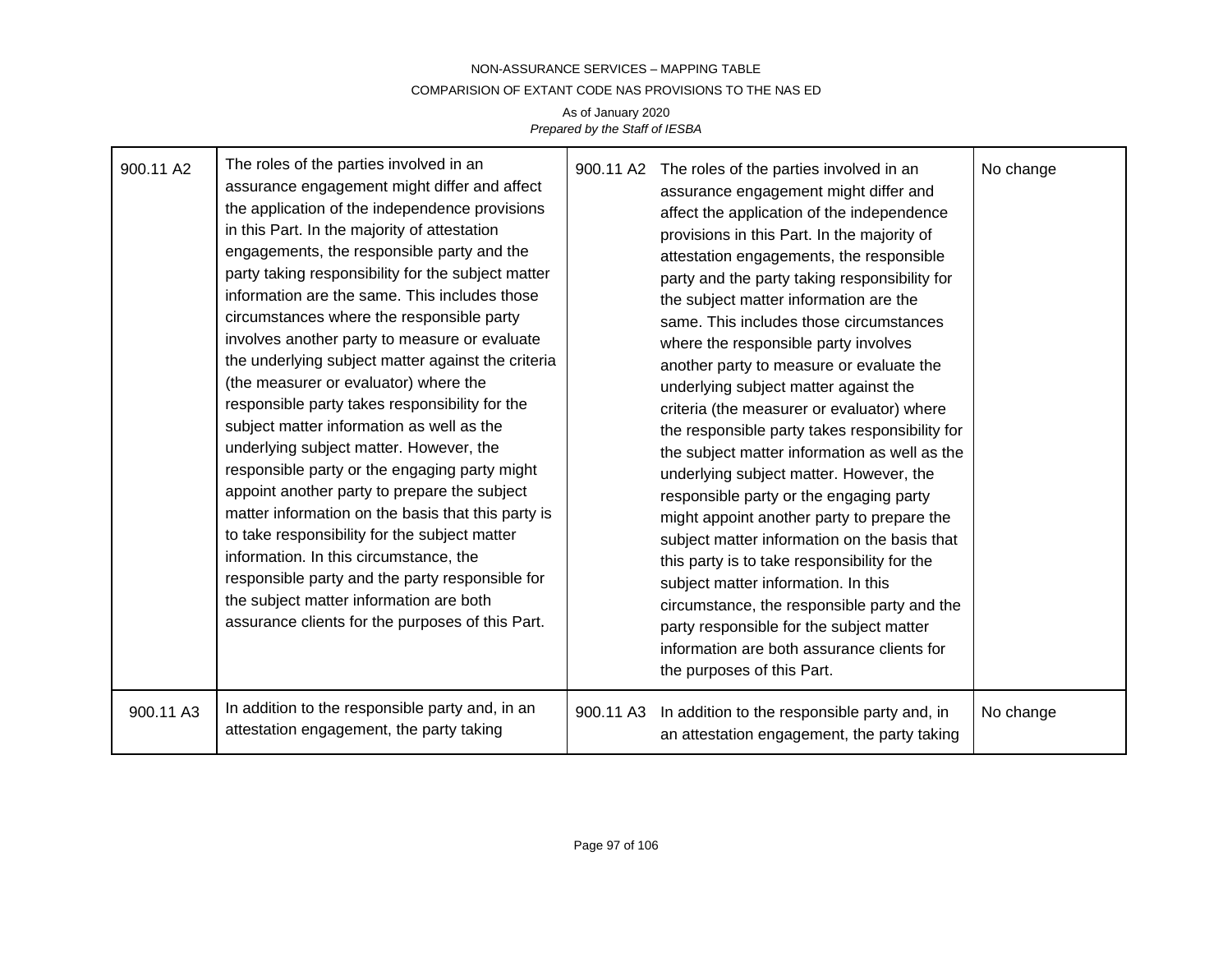| | | | | |
|---|---|---|---|---|
| 900.11 A2 | The roles of the parties involved in an assurance engagement might differ and affect the application of the independence provisions in this Part. In the majority of attestation engagements, the responsible party and the party taking responsibility for the subject matter information are the same. This includes those circumstances where the responsible party involves another party to measure or evaluate the underlying subject matter against the criteria (the measurer or evaluator) where the responsible party takes responsibility for the subject matter information as well as the underlying subject matter. However, the responsible party or the engaging party might appoint another party to prepare the subject matter information on the basis that this party is to take responsibility for the subject matter information. In this circumstance, the responsible party and the party responsible for the subject matter information are both assurance clients for the purposes of this Part. | 900.11 A2 | The roles of the parties involved in an assurance engagement might differ and affect the application of the independence provisions in this Part. In the majority of attestation engagements, the responsible party and the party taking responsibility for the subject matter information are the same. This includes those circumstances where the responsible party involves another party to measure or evaluate the underlying subject matter against the criteria (the measurer or evaluator) where the responsible party takes responsibility for the subject matter information as well as the underlying subject matter. However, the responsible party or the engaging party might appoint another party to prepare the subject matter information on the basis that this party is to take responsibility for the subject matter information. In this circumstance, the responsible party and the party responsible for the subject matter information are both assurance clients for the purposes of this Part. | No change |
| 900.11 A3 | In addition to the responsible party and, in an attestation engagement, the party taking | 900.11 A3 | In addition to the responsible party and, in an attestation engagement, the party taking | No change |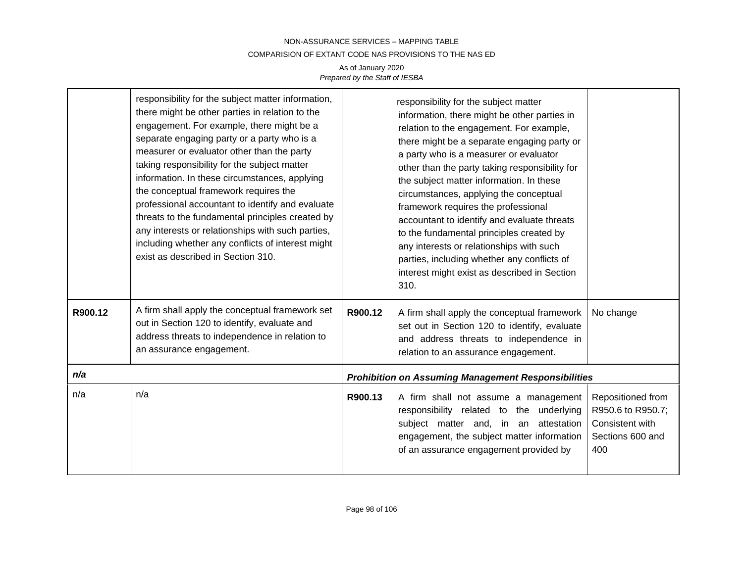| | | | | |
|---|---|---|---|---|
| | responsibility for the subject matter information, there might be other parties in relation to the engagement. For example, there might be a separate engaging party or a party who is a measurer or evaluator other than the party taking responsibility for the subject matter information. In these circumstances, applying the conceptual framework requires the professional accountant to identify and evaluate threats to the fundamental principles created by any interests or relationships with such parties, including whether any conflicts of interest might exist as described in Section 310. | | responsibility for the subject matter information, there might be other parties in relation to the engagement. For example, there might be a separate engaging party or a party who is a measurer or evaluator other than the party taking responsibility for the subject matter information. In these circumstances, applying the conceptual framework requires the professional accountant to identify and evaluate threats to the fundamental principles created by any interests or relationships with such parties, including whether any conflicts of interest might exist as described in Section 310. | |
| **R900.12** | A firm shall apply the conceptual framework set out in Section 120 to identify, evaluate and address threats to independence in relation to an assurance engagement. | **R900.12** | A firm shall apply the conceptual framework set out in Section 120 to identify, evaluate and address threats to independence in relation to an assurance engagement. | No change |
| ***n/a*** | | ***Prohibition on Assuming Management Responsibilities*** | | |
| n/a | n/a | **R900.13** | A firm shall not assume a management responsibility related to the underlying subject matter and, in an attestation engagement, the subject matter information of an assurance engagement provided by | Repositioned from R950.6 to R950.7; Consistent with Sections 600 and 400 |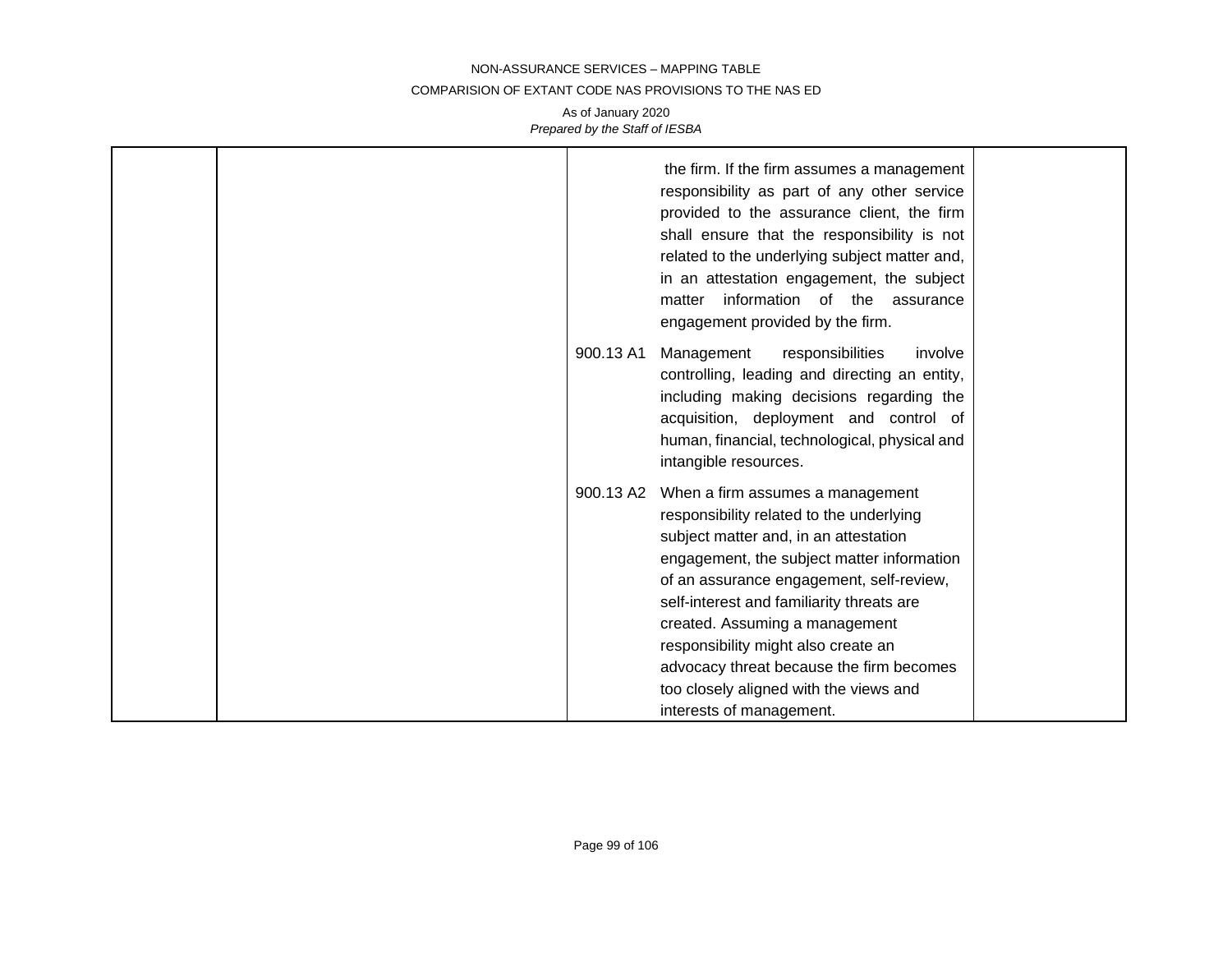| | | | |
|---|---|---|---|
| | | the firm. If the firm assumes a management responsibility as part of any other service provided to the assurance client, the firm shall ensure that the responsibility is not related to the underlying subject matter and, in an attestation engagement, the subject matter information of the assurance engagement provided by the firm.<br><br>900.13 A1 Management responsibilities involve controlling, leading and directing an entity, including making decisions regarding the acquisition, deployment and control of human, financial, technological, physical and intangible resources.<br><br>900.13 A2 When a firm assumes a management responsibility related to the underlying subject matter and, in an attestation engagement, the subject matter information of an assurance engagement, self-review, self-interest and familiarity threats are created. Assuming a management responsibility might also create an advocacy threat because the firm becomes too closely aligned with the views and interests of management. | |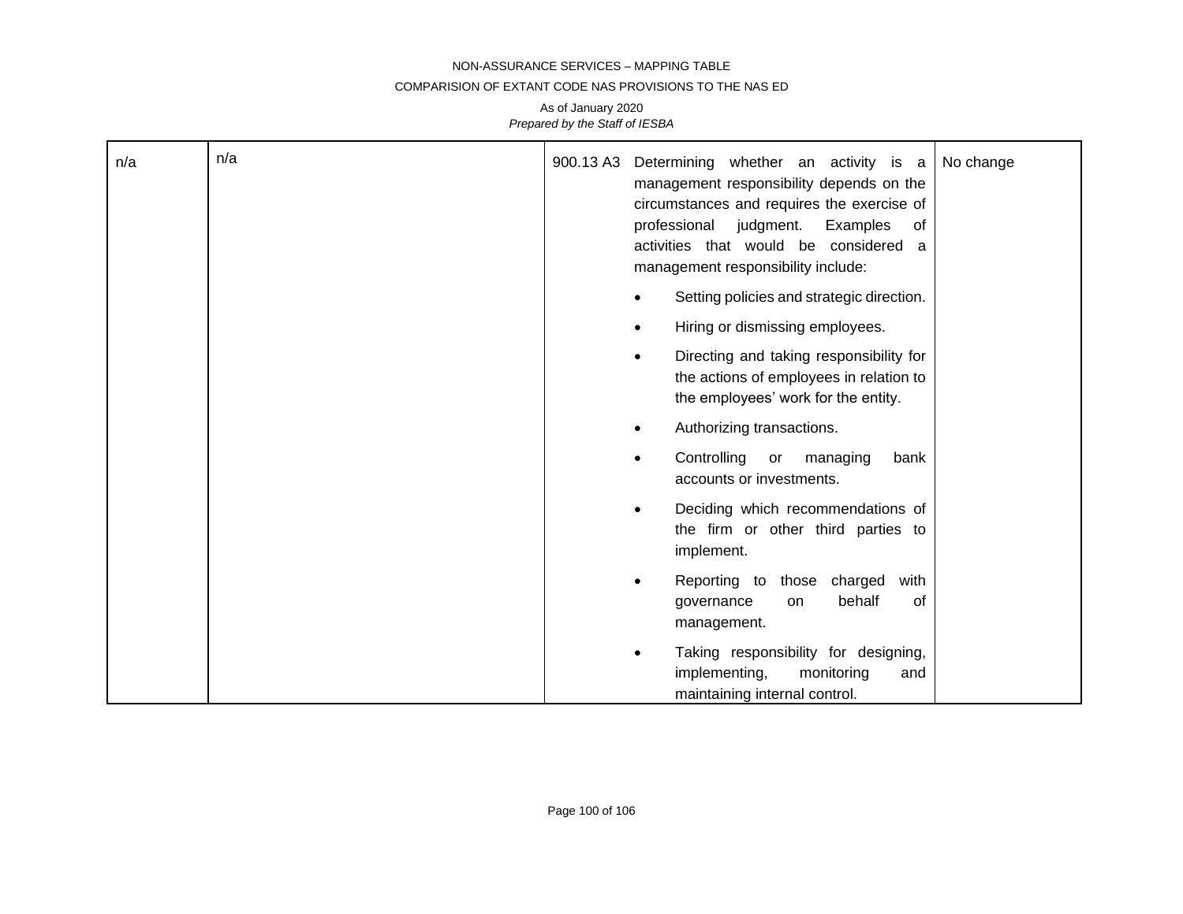| n/a | n/a | 900.13 A3 | Determining whether an activity is a management responsibility depends on the circumstances and requires the exercise of professional judgment. Examples of activities that would be considered a management responsibility include:<br>• Setting policies and strategic direction.<br>• Hiring or dismissing employees.<br>• Directing and taking responsibility for the actions of employees in relation to the employees' work for the entity.<br>• Authorizing transactions.<br>• Controlling or managing bank accounts or investments.<br>• Deciding which recommendations of the firm or other third parties to implement.<br>• Reporting to those charged with governance on behalf of management.<br>• Taking responsibility for designing, implementing, monitoring and maintaining internal control. | No change |
|---|---|---|---|---|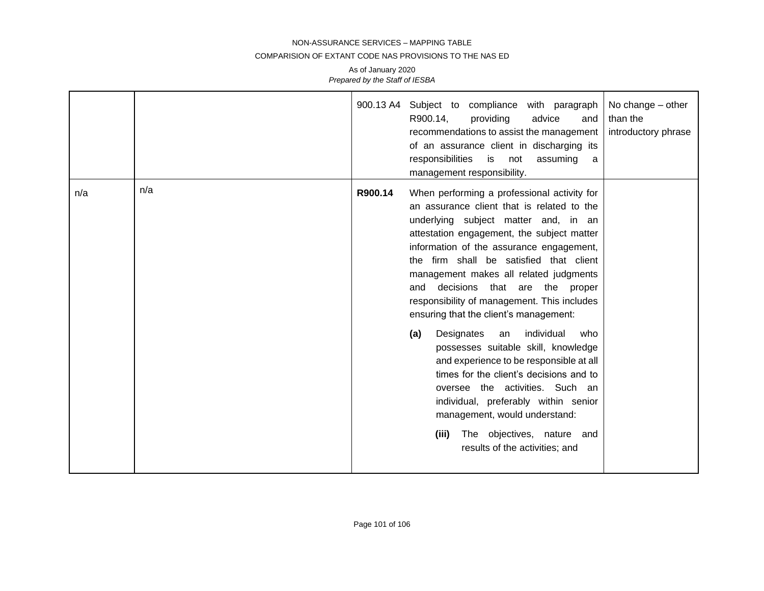| | | | | |
|---|---|---|---|---|
| | | 900.13 A4 | Subject to compliance with paragraph R900.14, providing advice and recommendations to assist the management of an assurance client in discharging its responsibilities is not assuming a management responsibility. | No change – other than the introductory phrase |
| n/a | n/a | **R900.14** | When performing a professional activity for an assurance client that is related to the underlying subject matter and, in an attestation engagement, the subject matter information of the assurance engagement, the firm shall be satisfied that client management makes all related judgments and decisions that are the proper responsibility of management. This includes ensuring that the client's management:<br><br>**(a)** Designates an individual who possesses suitable skill, knowledge and experience to be responsible at all times for the client's decisions and to oversee the activities. Such an individual, preferably within senior management, would understand:<br><br>**(iii)** The objectives, nature and results of the activities; and | |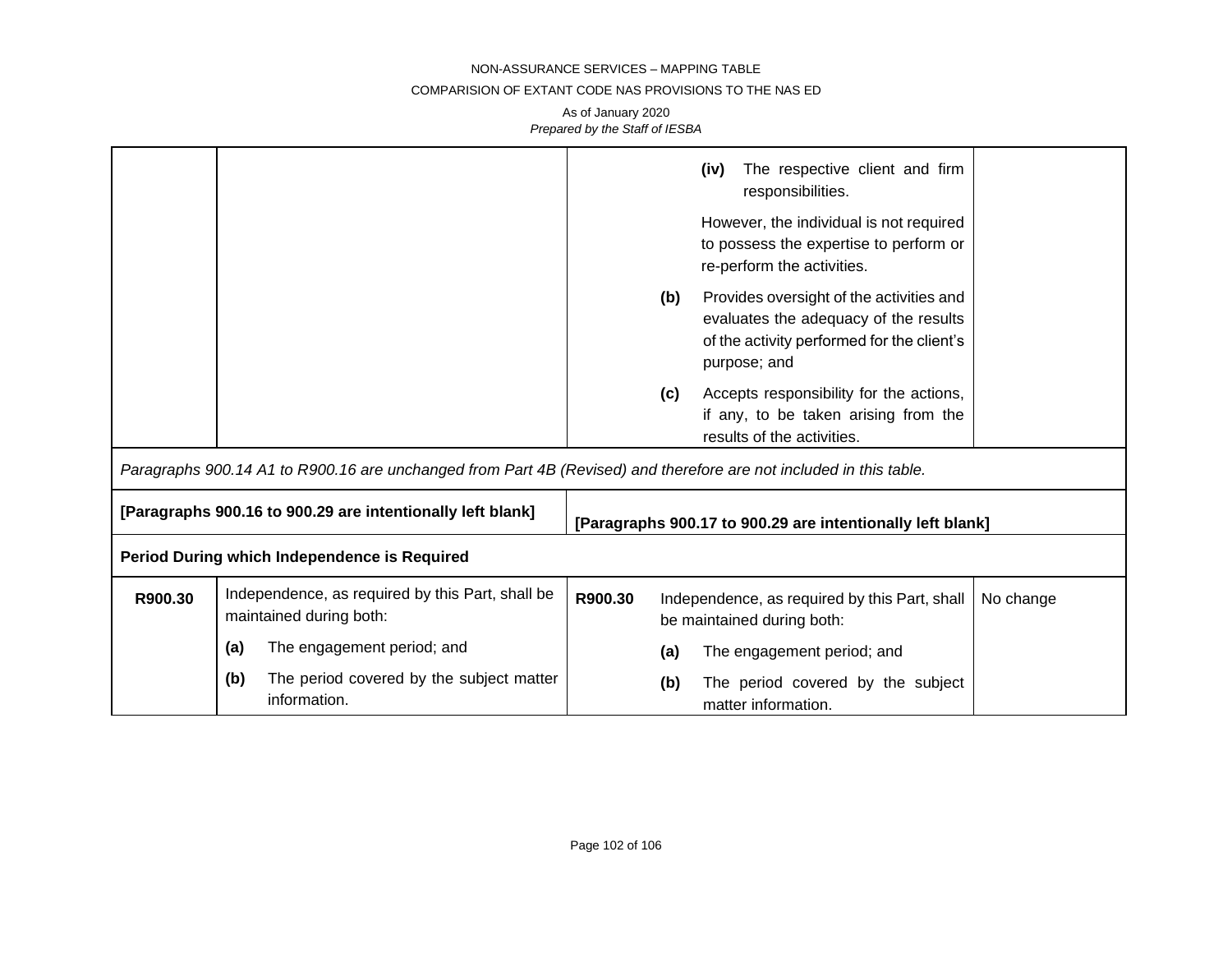| | | | |
|---|---|---|---|
| | | (iv) The respective client and firm responsibilities.<br><br>However, the individual is not required to possess the expertise to perform or re-perform the activities.<br><br>**(b)** Provides oversight of the activities and evaluates the adequacy of the results of the activity performed for the client's purpose; and<br><br>**(c)** Accepts responsibility for the actions, if any, to be taken arising from the results of the activities. | |
| *Paragraphs 900.14 A1 to R900.16 are unchanged from Part 4B (Revised) and therefore are not included in this table.* | | | |
| **[Paragraphs 900.16 to 900.29 are intentionally left blank]** | | **[Paragraphs 900.17 to 900.29 are intentionally left blank]** | |
| **Period During which Independence is Required** | | | |
| **R900.30** | Independence, as required by this Part, shall be maintained during both:<br><br>**(a)** The engagement period; and<br><br>**(b)** The period covered by the subject matter information. | **R900.30** Independence, as required by this Part, shall be maintained during both:<br><br>**(a)** The engagement period; and<br><br>**(b)** The period covered by the subject matter information. | No change |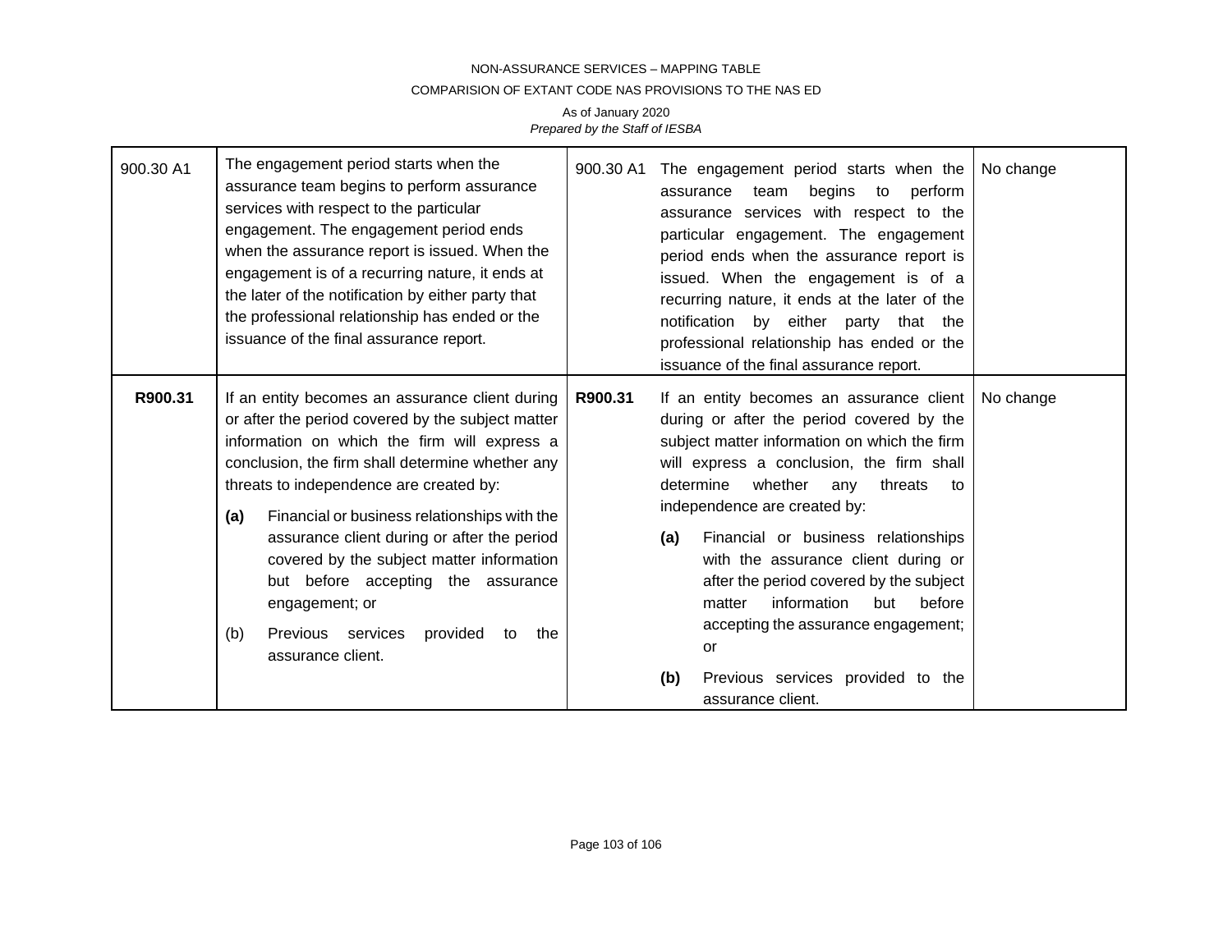| | | | | |
|---|---|---|---|---|
| 900.30 A1 | The engagement period starts when the assurance team begins to perform assurance services with respect to the particular engagement. The engagement period ends when the assurance report is issued. When the engagement is of a recurring nature, it ends at the later of the notification by either party that the professional relationship has ended or the issuance of the final assurance report. | 900.30 A1 | The engagement period starts when the assurance team begins to perform assurance services with respect to the particular engagement. The engagement period ends when the assurance report is issued. When the engagement is of a recurring nature, it ends at the later of the notification by either party that the professional relationship has ended or the issuance of the final assurance report. | No change |
| **R900.31** | If an entity becomes an assurance client during or after the period covered by the subject matter information on which the firm will express a conclusion, the firm shall determine whether any threats to independence are created by:<br>**(a)** Financial or business relationships with the assurance client during or after the period covered by the subject matter information but before accepting the assurance engagement; or<br>(b) Previous services provided to the assurance client. | **R900.31** | If an entity becomes an assurance client during or after the period covered by the subject matter information on which the firm will express a conclusion, the firm shall determine whether any threats to independence are created by:<br>**(a)** Financial or business relationships with the assurance client during or after the period covered by the subject matter information but before accepting the assurance engagement; or<br>**(b)** Previous services provided to the assurance client. | No change |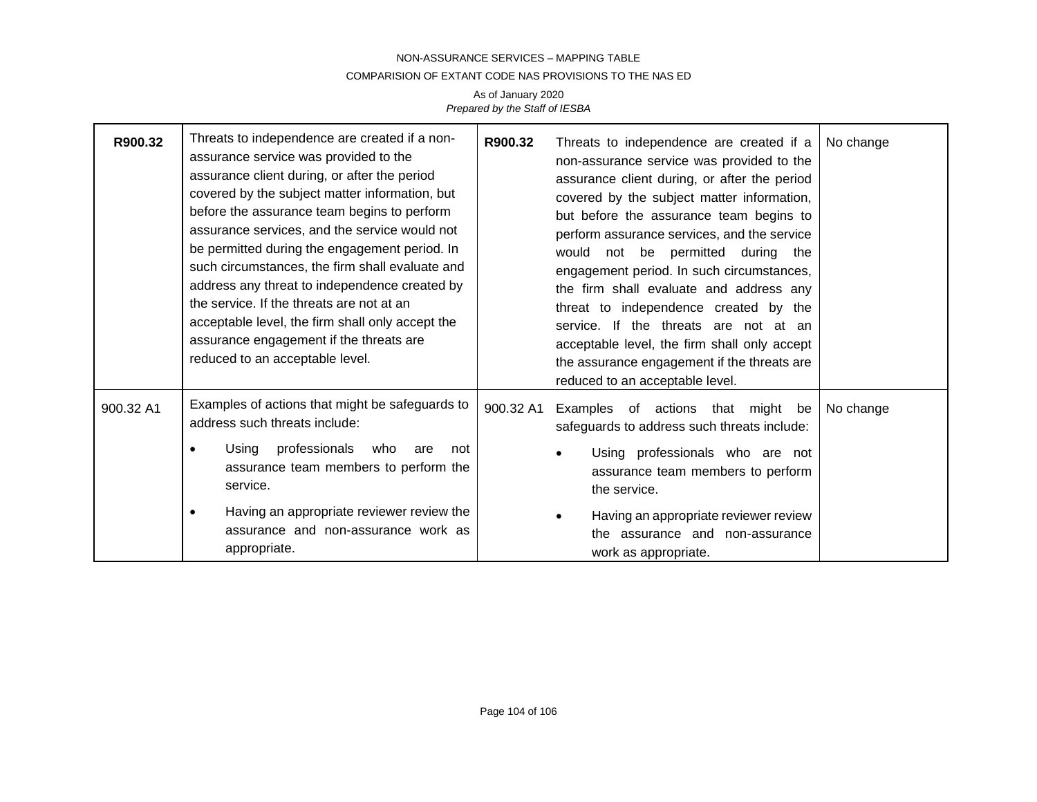| **R900.32** | Threats to independence are created if a non-assurance service was provided to the assurance client during, or after the period covered by the subject matter information, but before the assurance team begins to perform assurance services, and the service would not be permitted during the engagement period. In such circumstances, the firm shall evaluate and address any threat to independence created by the service. If the threats are not at an acceptable level, the firm shall only accept the assurance engagement if the threats are reduced to an acceptable level. | **R900.32** | Threats to independence are created if a non-assurance service was provided to the assurance client during, or after the period covered by the subject matter information, but before the assurance team begins to perform assurance services, and the service would not be permitted during the engagement period. In such circumstances, the firm shall evaluate and address any threat to independence created by the service. If the threats are not at an acceptable level, the firm shall only accept the assurance engagement if the threats are reduced to an acceptable level. | No change |
|---|---|---|---|---|
| 900.32 A1 | Examples of actions that might be safeguards to address such threats include:<br>• Using professionals who are not assurance team members to perform the service.<br>• Having an appropriate reviewer review the assurance and non-assurance work as appropriate. | 900.32 A1 | Examples of actions that might be safeguards to address such threats include:<br>• Using professionals who are not assurance team members to perform the service.<br>• Having an appropriate reviewer review the assurance and non-assurance work as appropriate. | No change |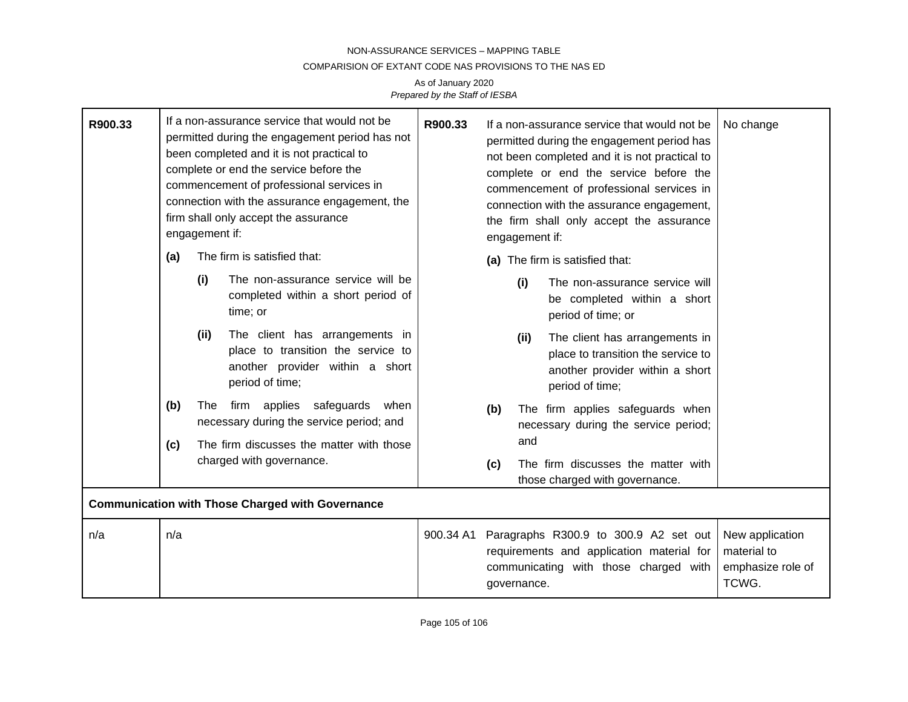| | | | | |
|---|---|---|---|---|
| **R900.33** | If a non-assurance service that would not be permitted during the engagement period has not been completed and it is not practical to complete or end the service before the commencement of professional services in connection with the assurance engagement, the firm shall only accept the assurance engagement if:<br>**(a)** The firm is satisfied that:<br>**(i)** The non-assurance service will be completed within a short period of time; or<br>**(ii)** The client has arrangements in place to transition the service to another provider within a short period of time;<br>**(b)** The firm applies safeguards when necessary during the service period; and<br>**(c)** The firm discusses the matter with those charged with governance. | **R900.33** | If a non-assurance service that would not be permitted during the engagement period has not been completed and it is not practical to complete or end the service before the commencement of professional services in connection with the assurance engagement, the firm shall only accept the assurance engagement if:<br>**(a)** The firm is satisfied that:<br>**(i)** The non-assurance service will be completed within a short period of time; or<br>**(ii)** The client has arrangements in place to transition the service to another provider within a short period of time;<br>**(b)** The firm applies safeguards when necessary during the service period; and<br>**(c)** The firm discusses the matter with those charged with governance. | No change |
| **Communication with Those Charged with Governance** | | | | |
| n/a | n/a | 900.34 A1 | Paragraphs R300.9 to 300.9 A2 set out requirements and application material for communicating with those charged with governance. | New application material to emphasize role of TCWG. |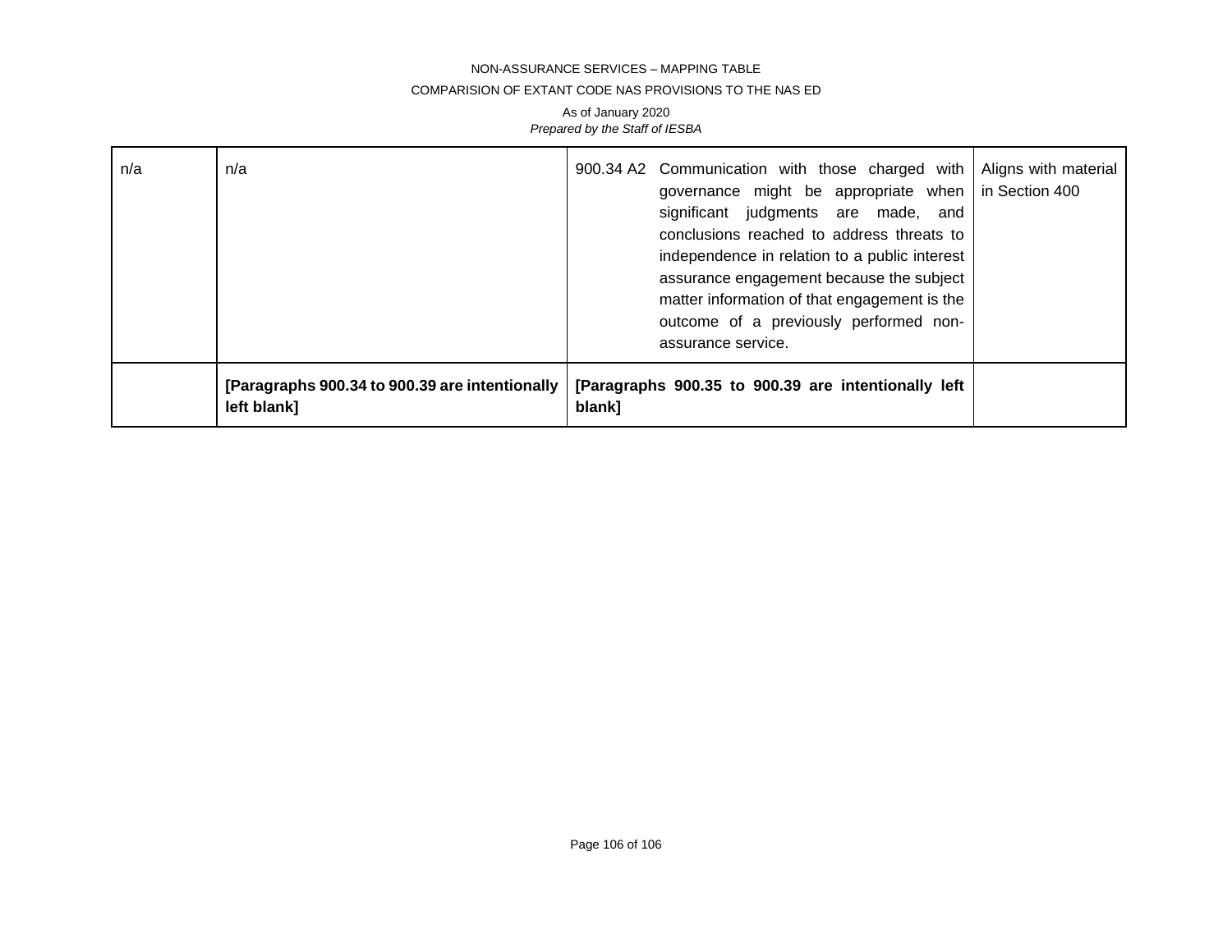| | | | |
|---|---|---|---|
| n/a | n/a | 900.34 A2 Communication with those charged with governance might be appropriate when significant judgments are made, and conclusions reached to address threats to independence in relation to a public interest assurance engagement because the subject matter information of that engagement is the outcome of a previously performed non-assurance service. | Aligns with material in Section 400 |
| | **[Paragraphs 900.34 to 900.39 are intentionally left blank]** | **[Paragraphs 900.35 to 900.39 are intentionally left blank]** | |